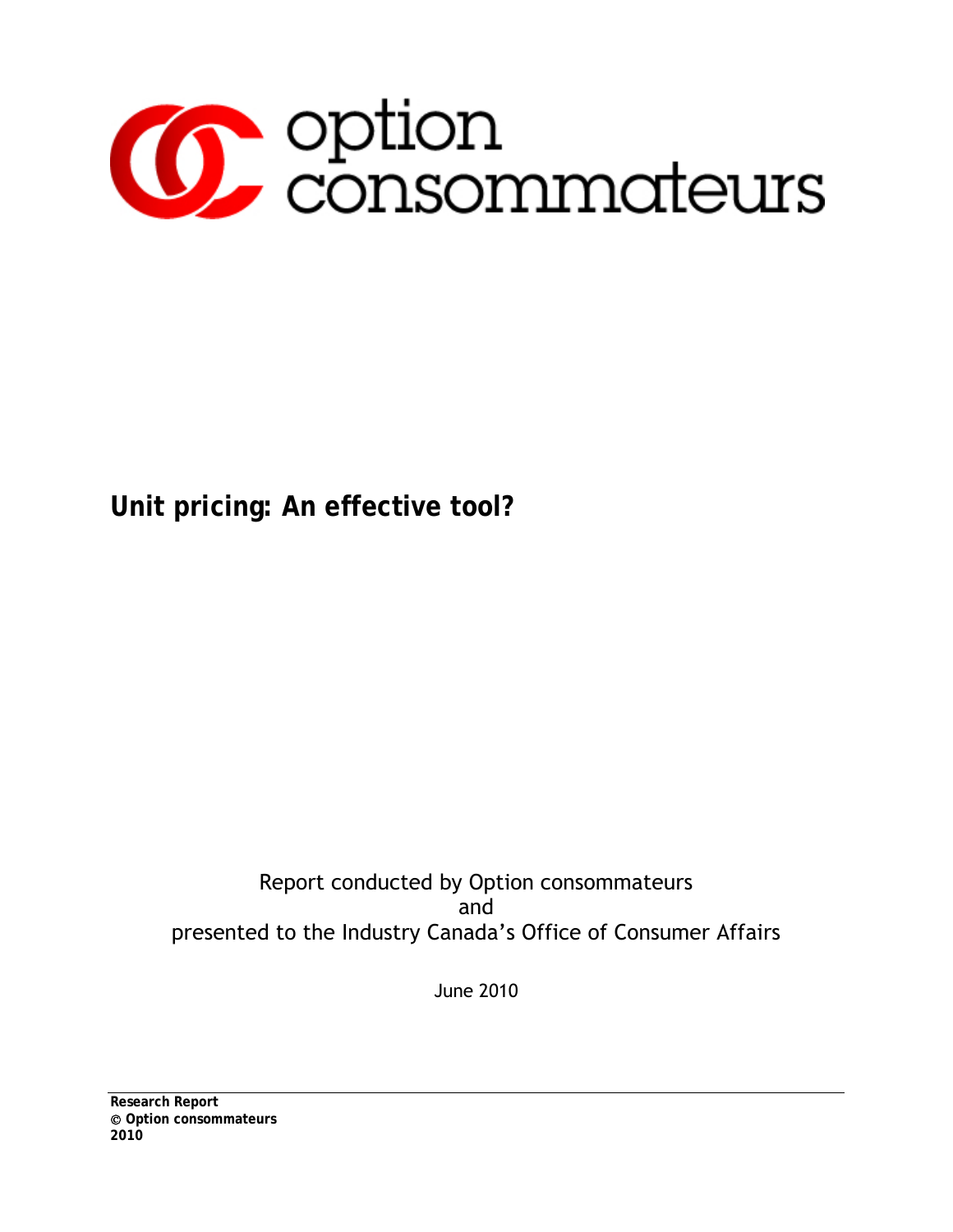option consommateurs

# Unit pricing: An effective tool?

Report conducted by Option consommateurs
and
presented to the Industry Canada's Office of Consumer Affairs

June 2010

**Research Report**
**© Option consommateurs**
**2010**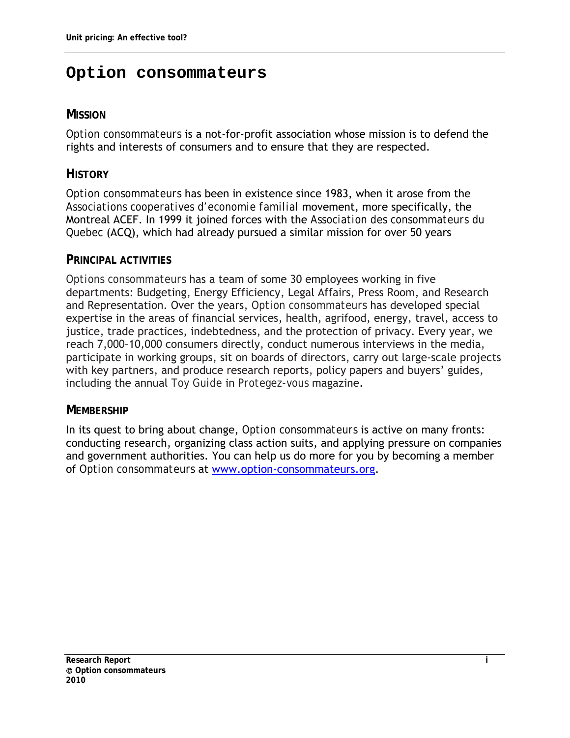# Option consommateurs

## MISSION

*Option consommateurs* is a not-for-profit association whose mission is to defend the rights and interests of consumers and to ensure that they are respected.

## HISTORY

*Option consommateurs* has been in existence since 1983, when it arose from the *Associations cooperatives d'economie familial* movement, more specifically, the Montreal ACEF. In 1999 it joined forces with the *Association des consommateurs du Quebec* (ACQ), which had already pursued a similar mission for over 50 years

## PRINCIPAL ACTIVITIES

*Options consommateurs* has a team of some 30 employees working in five departments: Budgeting, Energy Efficiency, Legal Affairs, Press Room, and Research and Representation. Over the years, *Option consommateurs* has developed special expertise in the areas of financial services, health, agrifood, energy, travel, access to justice, trade practices, indebtedness, and the protection of privacy. Every year, we reach 7,000–10,000 consumers directly, conduct numerous interviews in the media, participate in working groups, sit on boards of directors, carry out large-scale projects with key partners, and produce research reports, policy papers and buyers' guides, including the annual *Toy Guide* in *Protegez-vous* magazine.

## MEMBERSHIP

In its quest to bring about change, *Option consommateurs* is active on many fronts: conducting research, organizing class action suits, and applying pressure on companies and government authorities. You can help us do more for you by becoming a member of *Option consommateurs* at [www.option-consommateurs.org](http://www.option-consommateurs.org).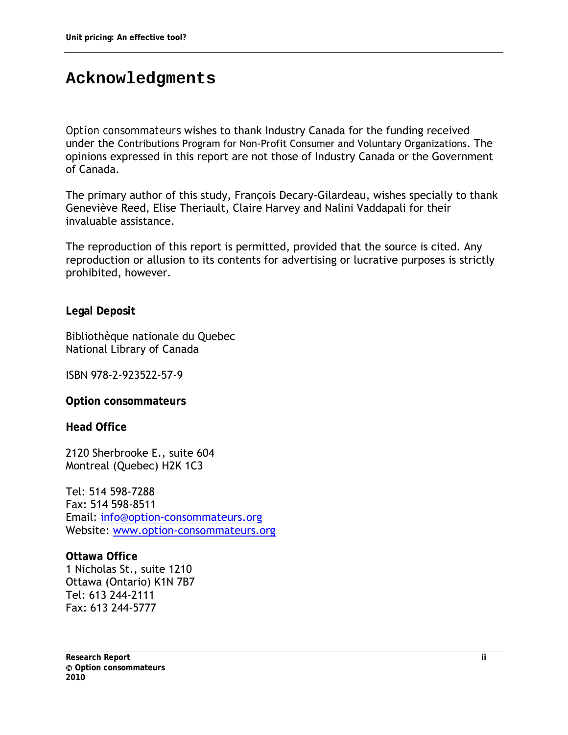# Acknowledgments

*Option consommateurs* wishes to thank Industry Canada for the funding received under the Contributions Program for Non-Profit Consumer and Voluntary Organizations. The opinions expressed in this report are not those of Industry Canada or the Government of Canada.

The primary author of this study, François Decary-Gilardeau, wishes specially to thank Geneviève Reed, Elise Theriault, Claire Harvey and Nalini Vaddapali for their invaluable assistance.

The reproduction of this report is permitted, provided that the source is cited. Any reproduction or allusion to its contents for advertising or lucrative purposes is strictly prohibited, however.

**Legal Deposit**

Bibliothèque nationale du Quebec
National Library of Canada

ISBN 978-2-923522-57-9

**Option consommateurs**

**Head Office**

2120 Sherbrooke E., suite 604
Montreal (Quebec) H2K 1C3

Tel: 514 598-7288
Fax: 514 598-8511
Email: info@option-consommateurs.org
Website: www.option-consommateurs.org

**Ottawa Office**
1 Nicholas St., suite 1210
Ottawa (Ontario) K1N 7B7
Tel: 613 244-2111
Fax: 613 244-5777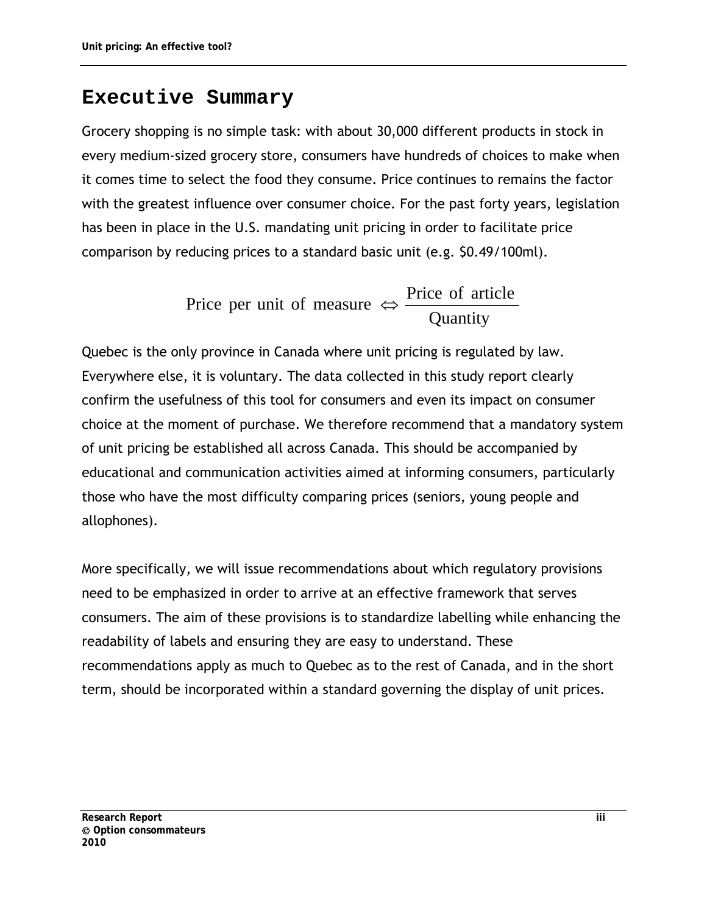# Executive Summary

Grocery shopping is no simple task: with about 30,000 different products in stock in every medium-sized grocery store, consumers have hundreds of choices to make when it comes time to select the food they consume. Price continues to remains the factor with the greatest influence over consumer choice. For the past forty years, legislation has been in place in the U.S. mandating unit pricing in order to facilitate price comparison by reducing prices to a standard basic unit (e.g. $0.49/100ml).

$$\text{Price per unit of measure} \Leftrightarrow \frac{\text{Price of article}}{\text{Quantity}}$$

Quebec is the only province in Canada where unit pricing is regulated by law. Everywhere else, it is voluntary. The data collected in this study report clearly confirm the usefulness of this tool for consumers and even its impact on consumer choice at the moment of purchase. We therefore recommend that a mandatory system of unit pricing be established all across Canada. This should be accompanied by educational and communication activities aimed at informing consumers, particularly those who have the most difficulty comparing prices (seniors, young people and allophones).

More specifically, we will issue recommendations about which regulatory provisions need to be emphasized in order to arrive at an effective framework that serves consumers. The aim of these provisions is to standardize labelling while enhancing the readability of labels and ensuring they are easy to understand. These recommendations apply as much to Quebec as to the rest of Canada, and in the short term, should be incorporated within a standard governing the display of unit prices.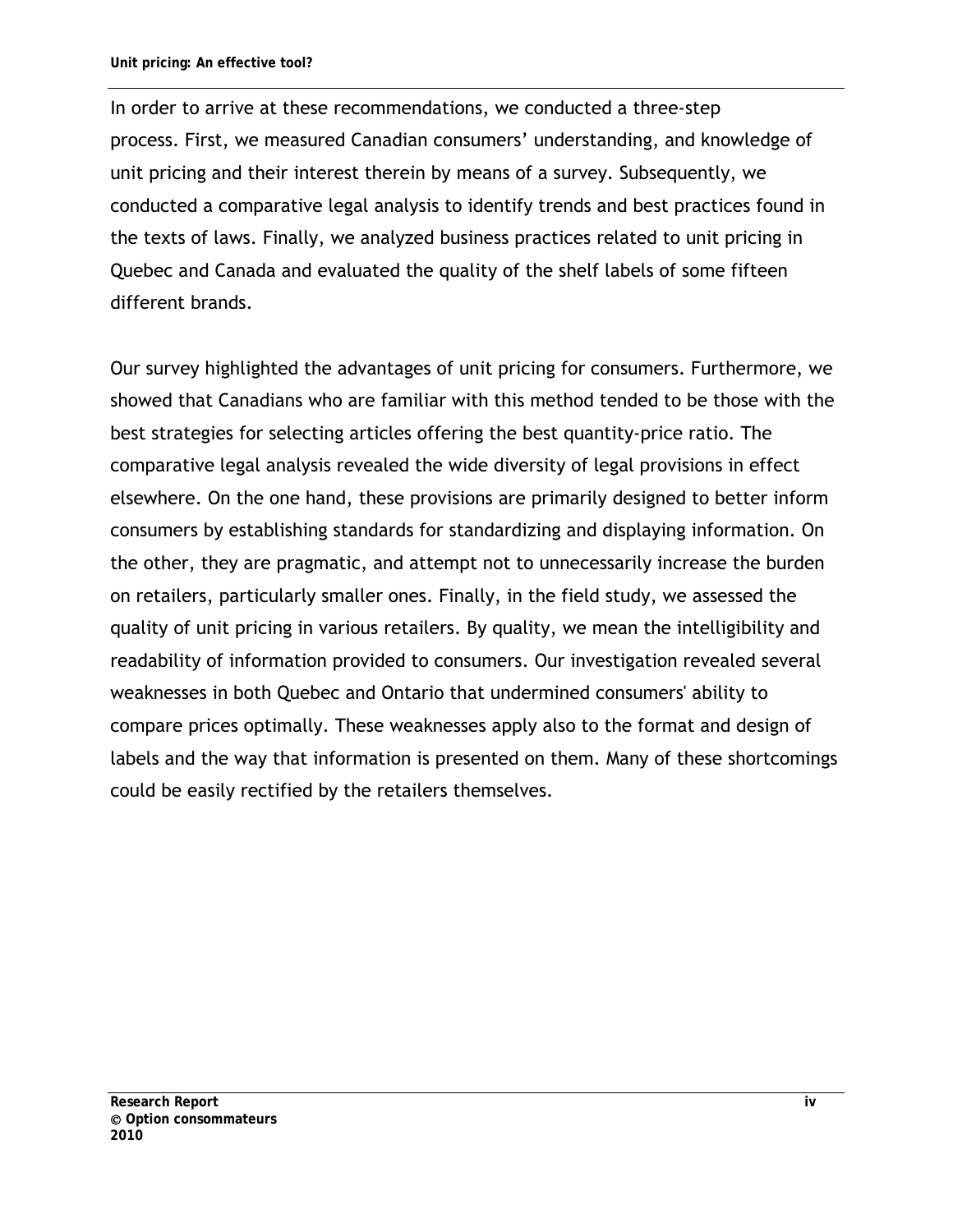In order to arrive at these recommendations, we conducted a three-step process. First, we measured Canadian consumers' understanding, and knowledge of unit pricing and their interest therein by means of a survey. Subsequently, we conducted a comparative legal analysis to identify trends and best practices found in the texts of laws. Finally, we analyzed business practices related to unit pricing in Quebec and Canada and evaluated the quality of the shelf labels of some fifteen different brands.

Our survey highlighted the advantages of unit pricing for consumers. Furthermore, we showed that Canadians who are familiar with this method tended to be those with the best strategies for selecting articles offering the best quantity-price ratio. The comparative legal analysis revealed the wide diversity of legal provisions in effect elsewhere. On the one hand, these provisions are primarily designed to better inform consumers by establishing standards for standardizing and displaying information. On the other, they are pragmatic, and attempt not to unnecessarily increase the burden on retailers, particularly smaller ones. Finally, in the field study, we assessed the quality of unit pricing in various retailers. By quality, we mean the intelligibility and readability of information provided to consumers. Our investigation revealed several weaknesses in both Quebec and Ontario that undermined consumers' ability to compare prices optimally. These weaknesses apply also to the format and design of labels and the way that information is presented on them. Many of these shortcomings could be easily rectified by the retailers themselves.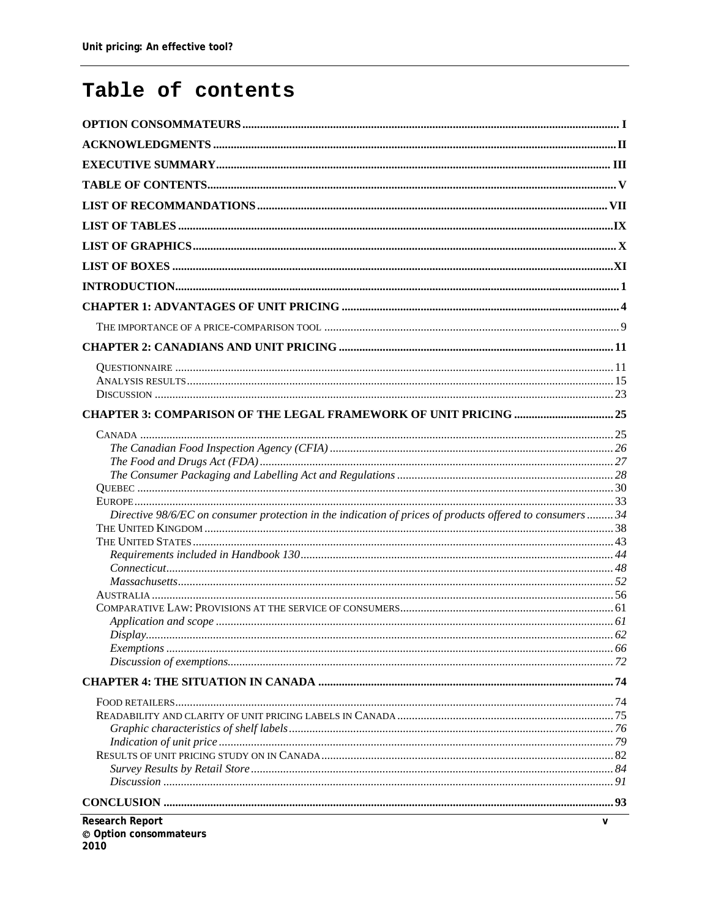# Table of contents

**OPTION CONSOMMATEURS** ..... I

**ACKNOWLEDGMENTS** ..... II

**EXECUTIVE SUMMARY** ..... III

**TABLE OF CONTENTS** ..... V

**LIST OF RECOMMANDATIONS** ..... VII

**LIST OF TABLES** ..... IX

**LIST OF GRAPHICS** ..... X

**LIST OF BOXES** ..... XI

**INTRODUCTION** ..... 1

**CHAPTER 1: ADVANTAGES OF UNIT PRICING** ..... 4

- THE IMPORTANCE OF A PRICE-COMPARISON TOOL ..... 9

**CHAPTER 2: CANADIANS AND UNIT PRICING** ..... 11

- QUESTIONNAIRE ..... 11
- ANALYSIS RESULTS ..... 15
- DISCUSSION ..... 23

**CHAPTER 3: COMPARISON OF THE LEGAL FRAMEWORK OF UNIT PRICING** ..... 25

- CANADA ..... 25
  - *The Canadian Food Inspection Agency (CFIA)* ..... 26
  - *The Food and Drugs Act (FDA)* ..... 27
  - *The Consumer Packaging and Labelling Act and Regulations* ..... 28
- QUEBEC ..... 30
- EUROPE ..... 33
  - *Directive 98/6/EC on consumer protection in the indication of prices of products offered to consumers* ..... 34
- THE UNITED KINGDOM ..... 38
- THE UNITED STATES ..... 43
  - *Requirements included in Handbook 130* ..... 44
  - *Connecticut* ..... 48
  - *Massachusetts* ..... 52
- AUSTRALIA ..... 56
- COMPARATIVE LAW: PROVISIONS AT THE SERVICE OF CONSUMERS ..... 61
  - *Application and scope* ..... 61
  - *Display* ..... 62
  - *Exemptions* ..... 66
  - *Discussion of exemptions* ..... 72

**CHAPTER 4: THE SITUATION IN CANADA** ..... 74

- FOOD RETAILERS ..... 74
- READABILITY AND CLARITY OF UNIT PRICING LABELS IN CANADA ..... 75
  - *Graphic characteristics of shelf labels* ..... 76
  - *Indication of unit price* ..... 79
- RESULTS OF UNIT PRICING STUDY ON IN CANADA ..... 82
  - *Survey Results by Retail Store* ..... 84
  - *Discussion* ..... 91

**CONCLUSION** ..... 93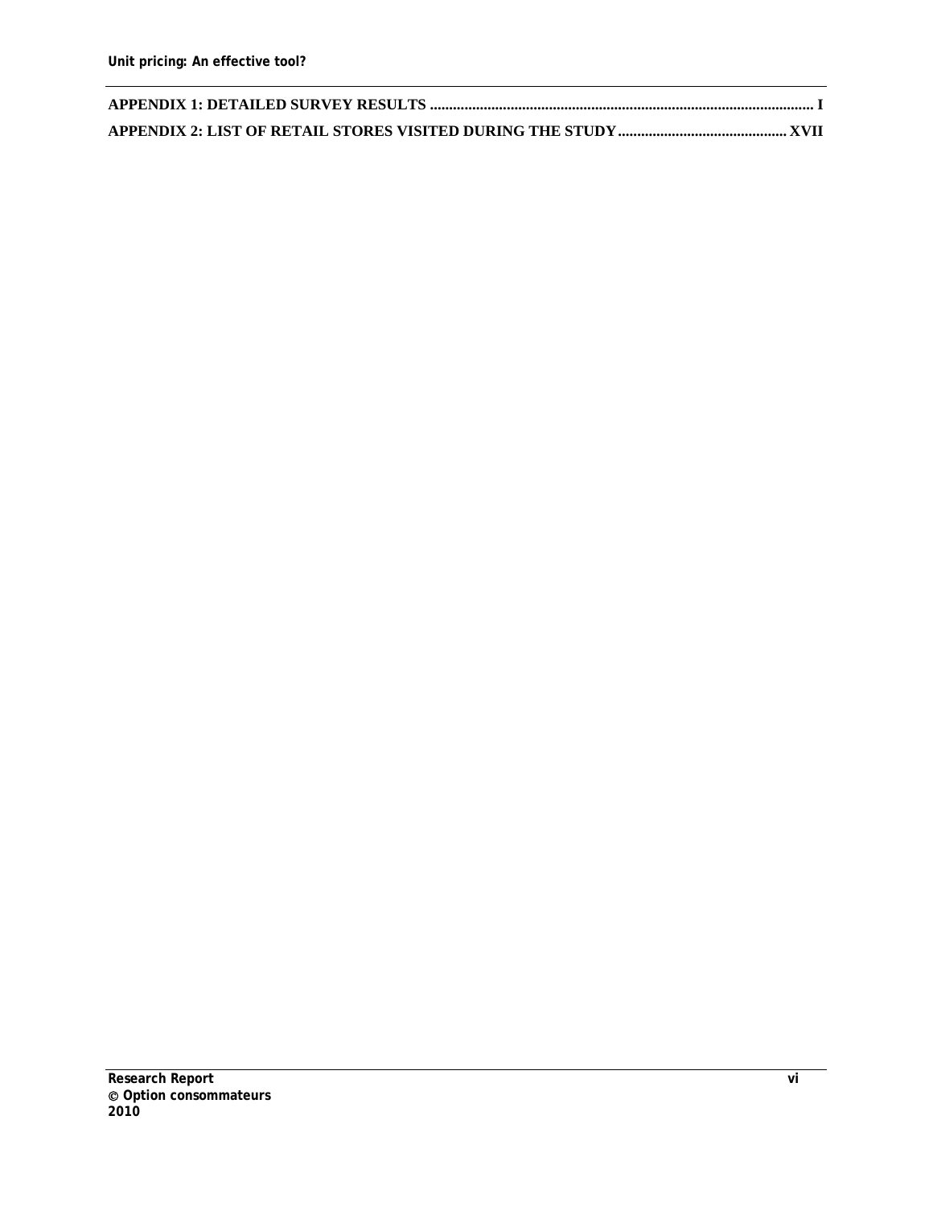**APPENDIX 1: DETAILED SURVEY RESULTS** .................................................................................................... I

**APPENDIX 2: LIST OF RETAIL STORES VISITED DURING THE STUDY** ............................................ XVII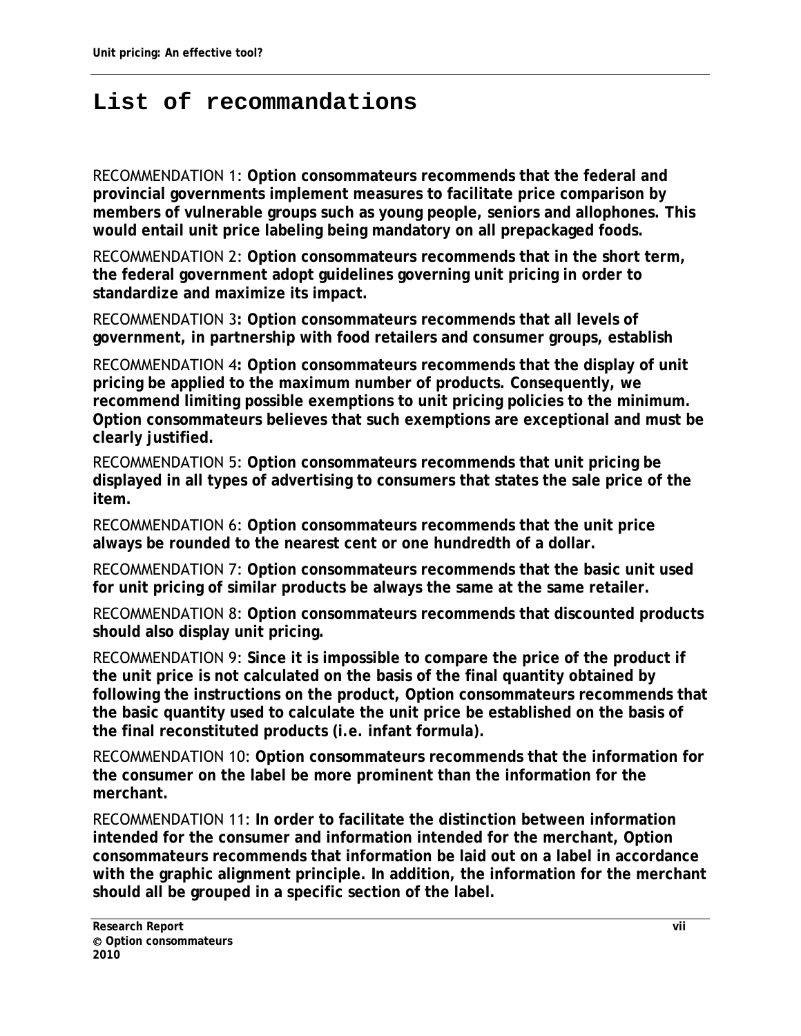# List of recommandations

RECOMMENDATION 1: **Option consommateurs recommends that the federal and provincial governments implement measures to facilitate price comparison by members of vulnerable groups such as young people, seniors and allophones. This would entail unit price labeling being mandatory on all prepackaged foods.**

RECOMMENDATION 2: **Option consommateurs recommends that in the short term, the federal government adopt guidelines governing unit pricing in order to standardize and maximize its impact.**

RECOMMENDATION 3**: Option consommateurs recommends that all levels of government, in partnership with food retailers and consumer groups, establish**

RECOMMENDATION 4**: Option consommateurs recommends that the display of unit pricing be applied to the maximum number of products. Consequently, we recommend limiting possible exemptions to unit pricing policies to the minimum. Option consommateurs believes that such exemptions are exceptional and must be clearly justified.**

RECOMMENDATION 5: **Option consommateurs recommends that unit pricing be displayed in all types of advertising to consumers that states the sale price of the item.**

RECOMMENDATION 6: **Option consommateurs recommends that the unit price always be rounded to the nearest cent or one hundredth of a dollar.**

RECOMMENDATION 7: **Option consommateurs recommends that the basic unit used for unit pricing of similar products be always the same at the same retailer.**

RECOMMENDATION 8: **Option consommateurs recommends that discounted products should also display unit pricing.**

RECOMMENDATION 9: **Since it is impossible to compare the price of the product if the unit price is not calculated on the basis of the final quantity obtained by following the instructions on the product, Option consommateurs recommends that the basic quantity used to calculate the unit price be established on the basis of the final reconstituted products (i.e. infant formula).**

RECOMMENDATION 10: **Option consommateurs recommends that the information for the consumer on the label be more prominent than the information for the merchant.**

RECOMMENDATION 11: **In order to facilitate the distinction between information intended for the consumer and information intended for the merchant, Option consommateurs recommends that information be laid out on a label in accordance with the graphic alignment principle. In addition, the information for the merchant should all be grouped in a specific section of the label.**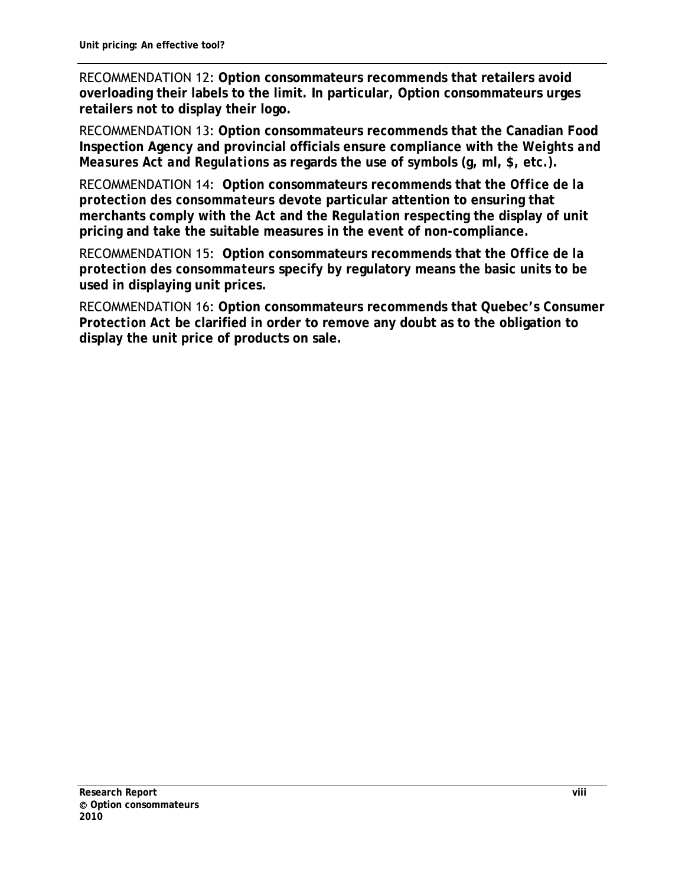RECOMMENDATION 12: **Option consommateurs recommends that retailers avoid overloading their labels to the limit. In particular, Option consommateurs urges retailers not to display their logo.**

RECOMMENDATION 13: **Option consommateurs recommends that the Canadian Food Inspection Agency and provincial officials ensure compliance with the *Weights and Measures Act and Regulations* as regards the use of symbols (g, ml, $, etc.).**

RECOMMENDATION 14: **Option consommateurs recommends that the *Office de la protection des consommateurs* devote particular attention to ensuring that merchants comply with the *Act* and the *Regulation* respecting the display of unit pricing and take the suitable measures in the event of non-compliance.**

RECOMMENDATION 15: **Option consommateurs recommends that the *Office de la protection des consommateurs* specify by regulatory means the basic units to be used in displaying unit prices.**

RECOMMENDATION 16: **Option consommateurs recommends that Quebec's *Consumer Protection Act* be clarified in order to remove any doubt as to the obligation to display the unit price of products on sale.**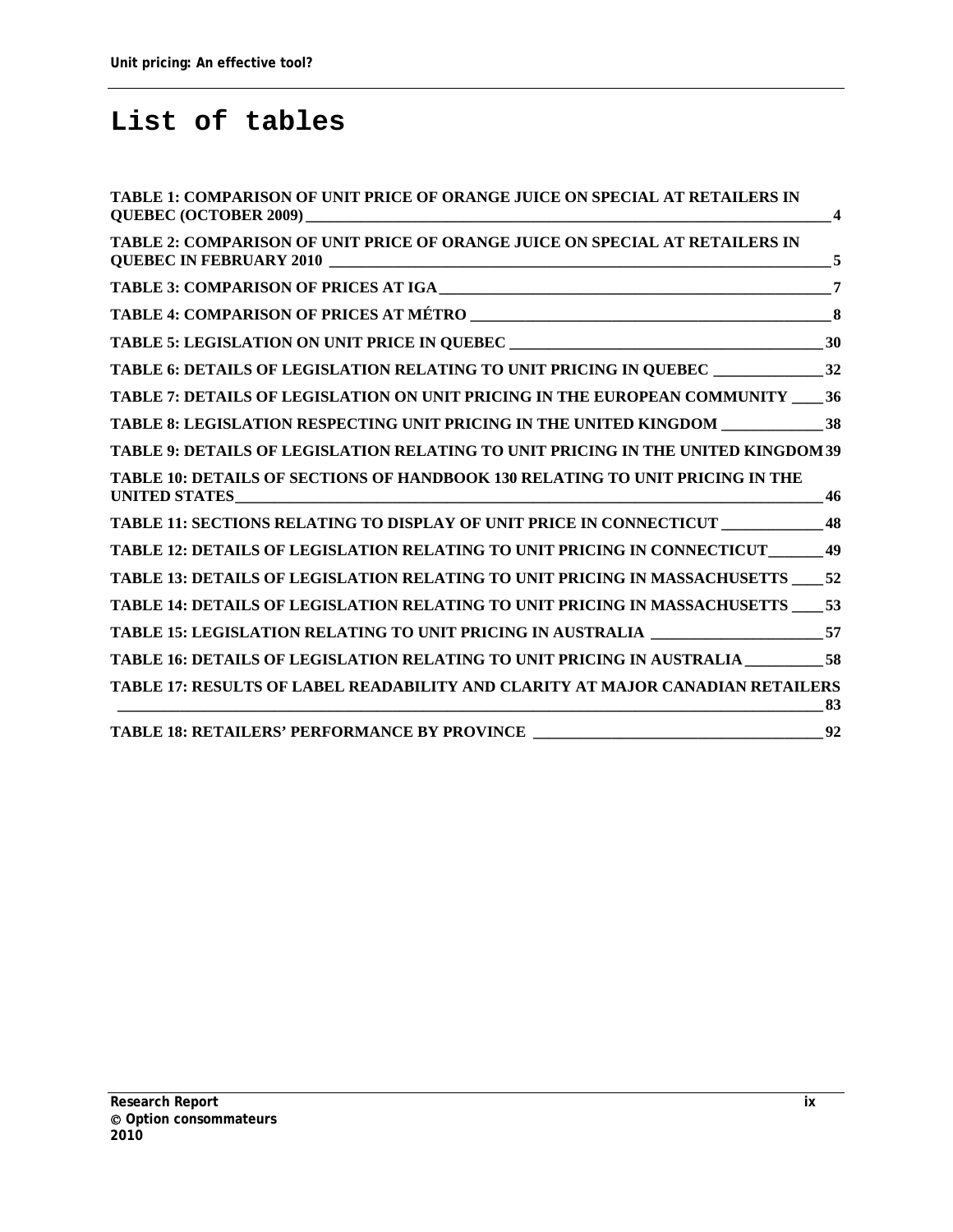# List of tables

TABLE 1: COMPARISON OF UNIT PRICE OF ORANGE JUICE ON SPECIAL AT RETAILERS IN QUEBEC (OCTOBER 2009) 4

TABLE 2: COMPARISON OF UNIT PRICE OF ORANGE JUICE ON SPECIAL AT RETAILERS IN QUEBEC IN FEBRUARY 2010 5

TABLE 3: COMPARISON OF PRICES AT IGA 7

TABLE 4: COMPARISON OF PRICES AT MÉTRO 8

TABLE 5: LEGISLATION ON UNIT PRICE IN QUEBEC 30

TABLE 6: DETAILS OF LEGISLATION RELATING TO UNIT PRICING IN QUEBEC 32

TABLE 7: DETAILS OF LEGISLATION ON UNIT PRICING IN THE EUROPEAN COMMUNITY 36

TABLE 8: LEGISLATION RESPECTING UNIT PRICING IN THE UNITED KINGDOM 38

TABLE 9: DETAILS OF LEGISLATION RELATING TO UNIT PRICING IN THE UNITED KINGDOM 39

TABLE 10: DETAILS OF SECTIONS OF HANDBOOK 130 RELATING TO UNIT PRICING IN THE UNITED STATES 46

TABLE 11: SECTIONS RELATING TO DISPLAY OF UNIT PRICE IN CONNECTICUT 48

TABLE 12: DETAILS OF LEGISLATION RELATING TO UNIT PRICING IN CONNECTICUT 49

TABLE 13: DETAILS OF LEGISLATION RELATING TO UNIT PRICING IN MASSACHUSETTS 52

TABLE 14: DETAILS OF LEGISLATION RELATING TO UNIT PRICING IN MASSACHUSETTS 53

TABLE 15: LEGISLATION RELATING TO UNIT PRICING IN AUSTRALIA 57

TABLE 16: DETAILS OF LEGISLATION RELATING TO UNIT PRICING IN AUSTRALIA 58

TABLE 17: RESULTS OF LABEL READABILITY AND CLARITY AT MAJOR CANADIAN RETAILERS 83

TABLE 18: RETAILERS' PERFORMANCE BY PROVINCE 92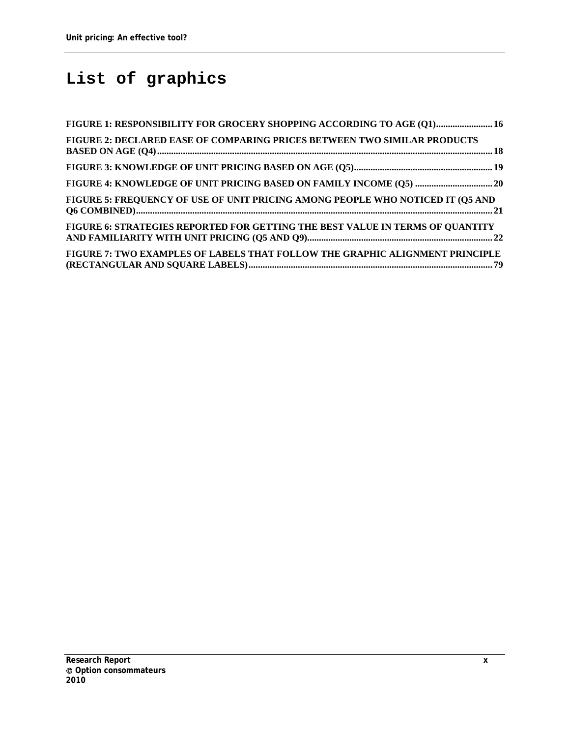# List of graphics

FIGURE 1: RESPONSIBILITY FOR GROCERY SHOPPING ACCORDING TO AGE (Q1)........................ 16

FIGURE 2: DECLARED EASE OF COMPARING PRICES BETWEEN TWO SIMILAR PRODUCTS BASED ON AGE (Q4)........................ 18

FIGURE 3: KNOWLEDGE OF UNIT PRICING BASED ON AGE (Q5)........................ 19

FIGURE 4: KNOWLEDGE OF UNIT PRICING BASED ON FAMILY INCOME (Q5) ........................ 20

FIGURE 5: FREQUENCY OF USE OF UNIT PRICING AMONG PEOPLE WHO NOTICED IT (Q5 AND Q6 COMBINED)........................ 21

FIGURE 6: STRATEGIES REPORTED FOR GETTING THE BEST VALUE IN TERMS OF QUANTITY AND FAMILIARITY WITH UNIT PRICING (Q5 AND Q9)........................ 22

FIGURE 7: TWO EXAMPLES OF LABELS THAT FOLLOW THE GRAPHIC ALIGNMENT PRINCIPLE (RECTANGULAR AND SQUARE LABELS)........................ 79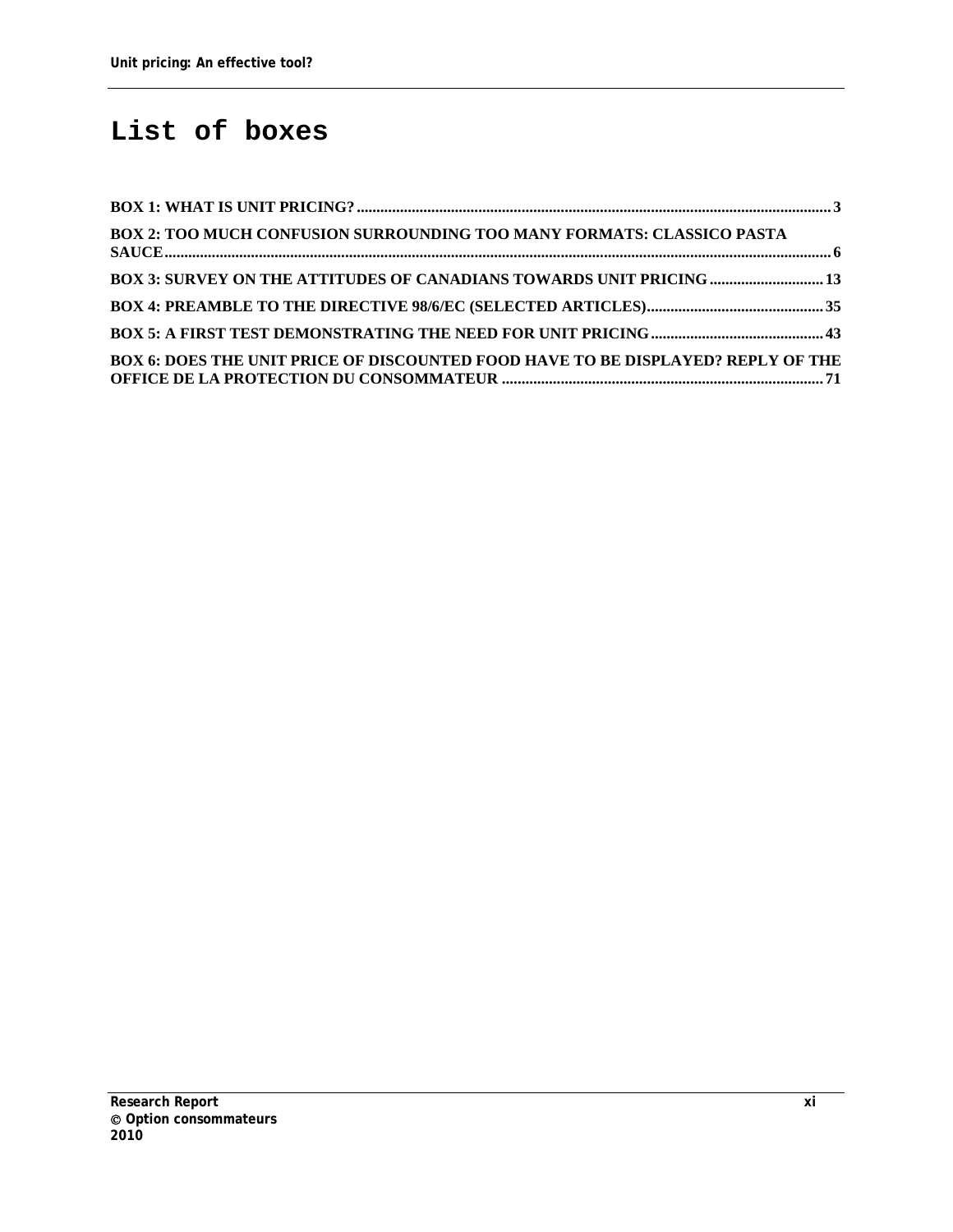# List of boxes

BOX 1: WHAT IS UNIT PRICING? ........ 3

BOX 2: TOO MUCH CONFUSION SURROUNDING TOO MANY FORMATS: CLASSICO PASTA SAUCE ........ 6

BOX 3: SURVEY ON THE ATTITUDES OF CANADIANS TOWARDS UNIT PRICING ........ 13

BOX 4: PREAMBLE TO THE DIRECTIVE 98/6/EC (SELECTED ARTICLES) ........ 35

BOX 5: A FIRST TEST DEMONSTRATING THE NEED FOR UNIT PRICING ........ 43

BOX 6: DOES THE UNIT PRICE OF DISCOUNTED FOOD HAVE TO BE DISPLAYED? REPLY OF THE OFFICE DE LA PROTECTION DU CONSOMMATEUR ........ 71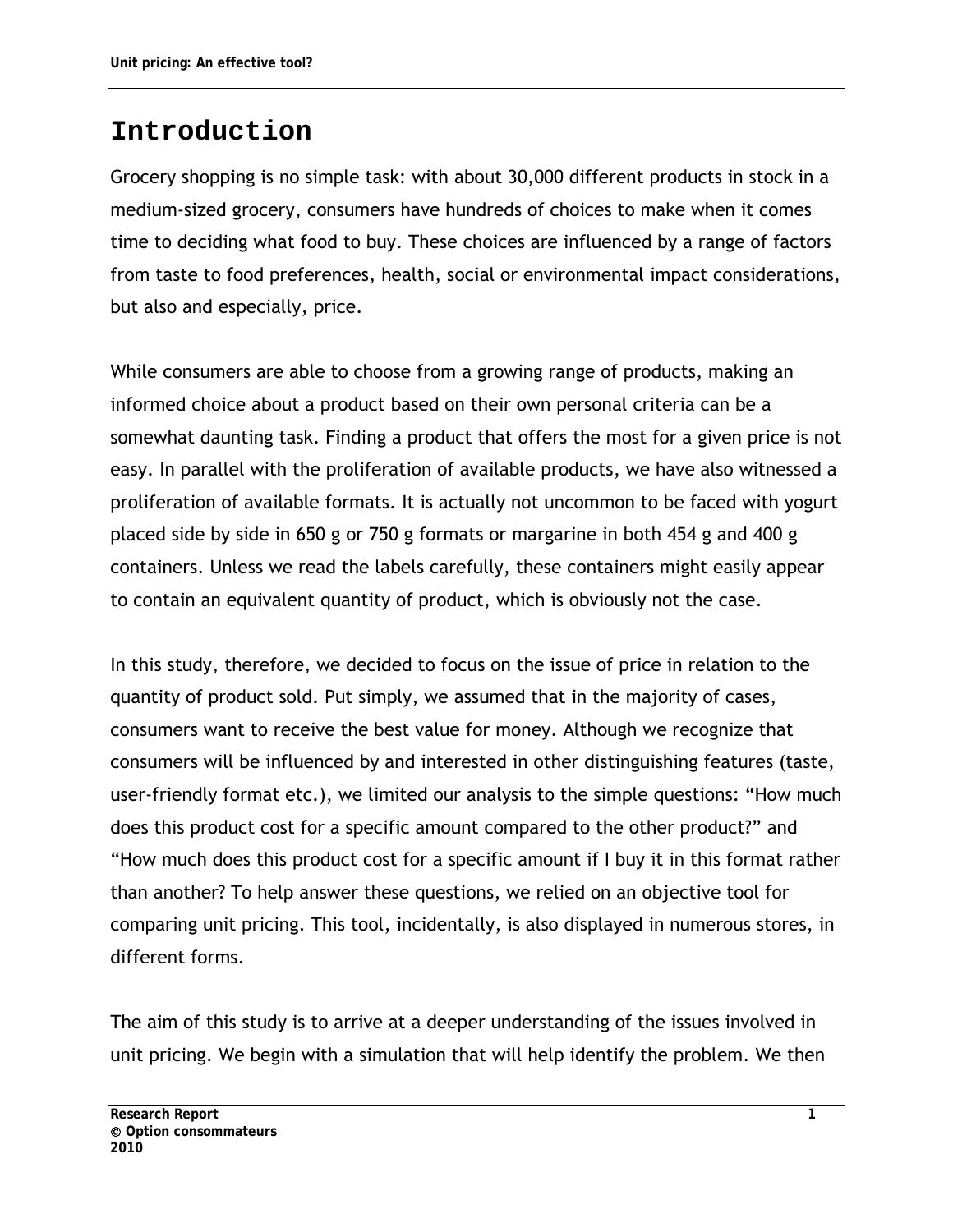# Introduction

Grocery shopping is no simple task: with about 30,000 different products in stock in a medium-sized grocery, consumers have hundreds of choices to make when it comes time to deciding what food to buy. These choices are influenced by a range of factors from taste to food preferences, health, social or environmental impact considerations, but also and especially, price.

While consumers are able to choose from a growing range of products, making an informed choice about a product based on their own personal criteria can be a somewhat daunting task. Finding a product that offers the most for a given price is not easy. In parallel with the proliferation of available products, we have also witnessed a proliferation of available formats. It is actually not uncommon to be faced with yogurt placed side by side in 650 g or 750 g formats or margarine in both 454 g and 400 g containers. Unless we read the labels carefully, these containers might easily appear to contain an equivalent quantity of product, which is obviously not the case.

In this study, therefore, we decided to focus on the issue of price in relation to the quantity of product sold. Put simply, we assumed that in the majority of cases, consumers want to receive the best value for money. Although we recognize that consumers will be influenced by and interested in other distinguishing features (taste, user-friendly format etc.), we limited our analysis to the simple questions: "How much does this product cost for a specific amount compared to the other product?" and "How much does this product cost for a specific amount if I buy it in this format rather than another? To help answer these questions, we relied on an objective tool for comparing unit pricing. This tool, incidentally, is also displayed in numerous stores, in different forms.

The aim of this study is to arrive at a deeper understanding of the issues involved in unit pricing. We begin with a simulation that will help identify the problem. We then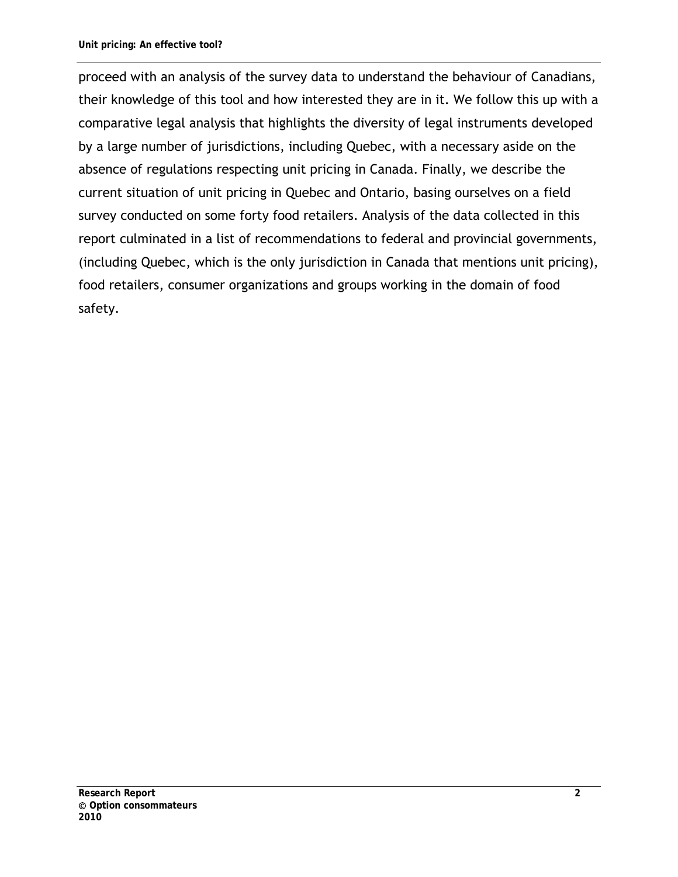proceed with an analysis of the survey data to understand the behaviour of Canadians, their knowledge of this tool and how interested they are in it. We follow this up with a comparative legal analysis that highlights the diversity of legal instruments developed by a large number of jurisdictions, including Quebec, with a necessary aside on the absence of regulations respecting unit pricing in Canada. Finally, we describe the current situation of unit pricing in Quebec and Ontario, basing ourselves on a field survey conducted on some forty food retailers. Analysis of the data collected in this report culminated in a list of recommendations to federal and provincial governments, (including Quebec, which is the only jurisdiction in Canada that mentions unit pricing), food retailers, consumer organizations and groups working in the domain of food safety.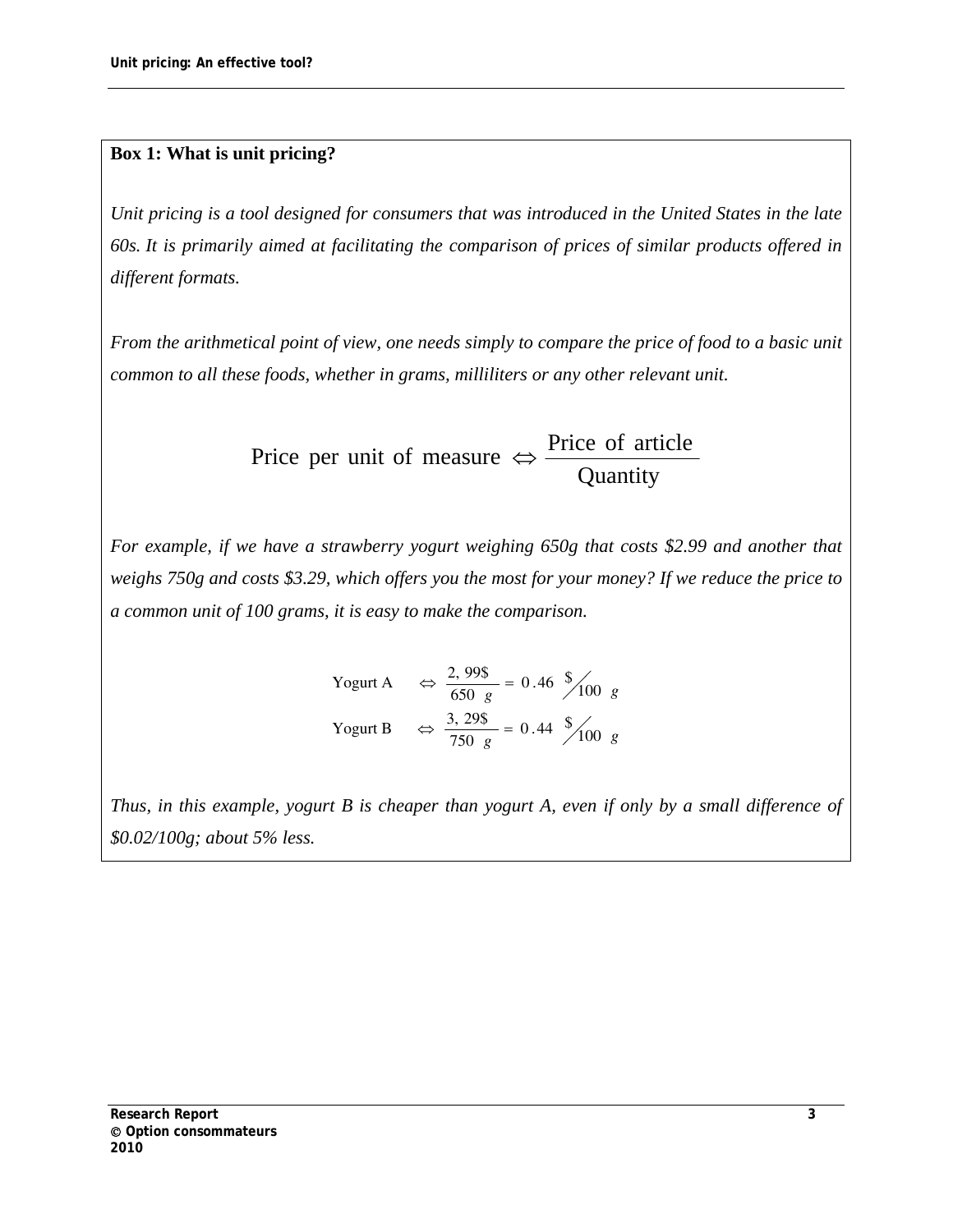**Box 1: What is unit pricing?**

*Unit pricing is a tool designed for consumers that was introduced in the United States in the late 60s. It is primarily aimed at facilitating the comparison of prices of similar products offered in different formats.*

*From the arithmetical point of view, one needs simply to compare the price of food to a basic unit common to all these foods, whether in grams, milliliters or any other relevant unit.*

$$\text{Price per unit of measure} \Leftrightarrow \frac{\text{Price of article}}{\text{Quantity}}$$

*For example, if we have a strawberry yogurt weighing 650g that costs $2.99 and another that weighs 750g and costs $3.29, which offers you the most for your money? If we reduce the price to a common unit of 100 grams, it is easy to make the comparison.*

$$\text{Yogurt A} \quad \Leftrightarrow \frac{2,99\$}{650\ g} = 0.46\ \$/100\ g$$

$$\text{Yogurt B} \quad \Leftrightarrow \frac{3,29\$}{750\ g} = 0.44\ \$/100\ g$$

*Thus, in this example, yogurt B is cheaper than yogurt A, even if only by a small difference of $0.02/100g; about 5% less.*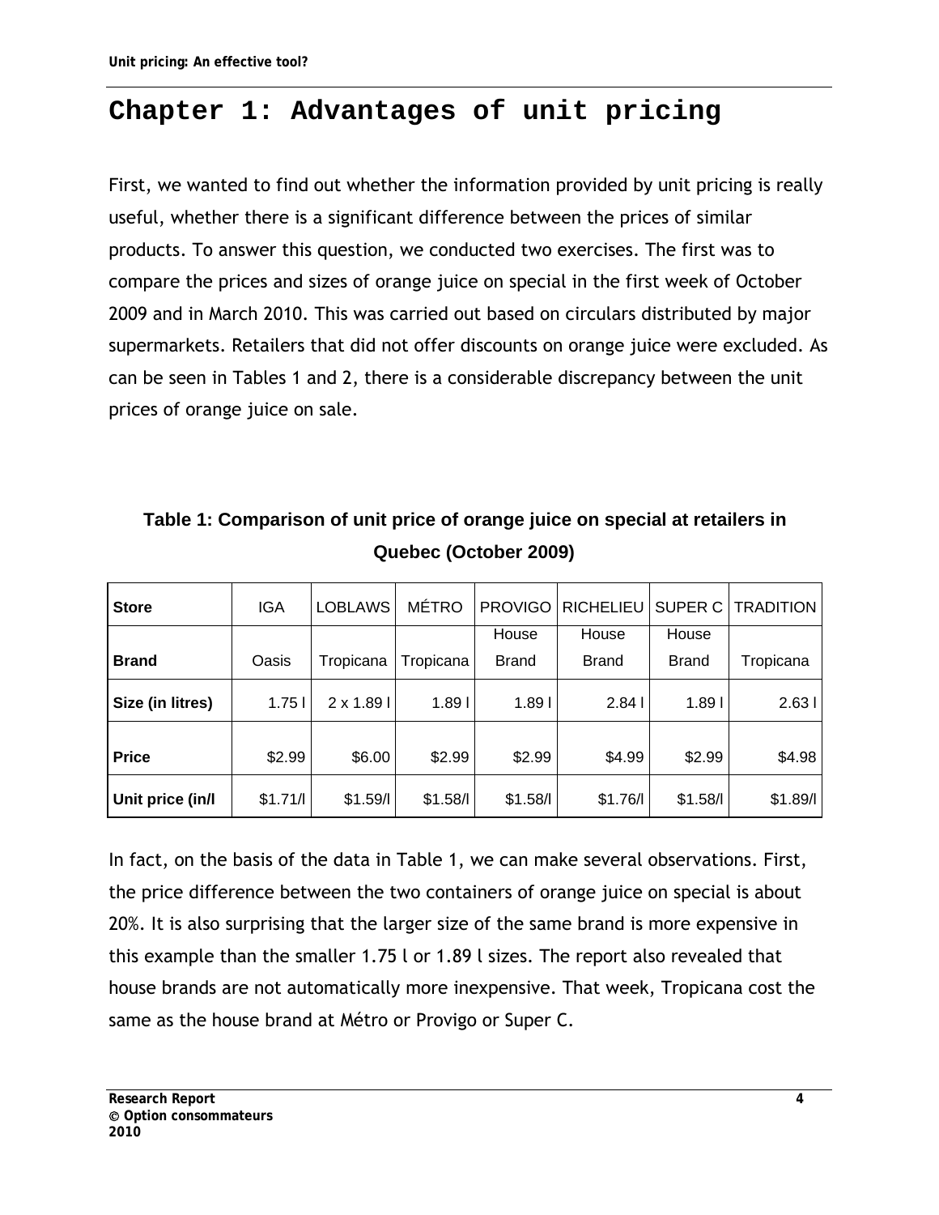# Chapter 1: Advantages of unit pricing

First, we wanted to find out whether the information provided by unit pricing is really useful, whether there is a significant difference between the prices of similar products. To answer this question, we conducted two exercises. The first was to compare the prices and sizes of orange juice on special in the first week of October 2009 and in March 2010. This was carried out based on circulars distributed by major supermarkets. Retailers that did not offer discounts on orange juice were excluded. As can be seen in Tables 1 and 2, there is a considerable discrepancy between the unit prices of orange juice on sale.

**Table 1: Comparison of unit price of orange juice on special at retailers in Quebec (October 2009)**

| Store | IGA | LOBLAWS | MÉTRO | PROVIGO | RICHELIEU | SUPER C | TRADITION |
|---|---|---|---|---|---|---|---|
| Brand | Oasis | Tropicana | Tropicana | House Brand | House Brand | House Brand | Tropicana |
| Size (in litres) | 1.75 l | 2 x 1.89 l | 1.89 l | 1.89 l | 2.84 l | 1.89 l | 2.63 l |
| Price | $2.99 | $6.00 | $2.99 | $2.99 | $4.99 | $2.99 | $4.98 |
| Unit price (in/l | $1.71/l | $1.59/l | $1.58/l | $1.58/l | $1.76/l | $1.58/l | $1.89/l |

In fact, on the basis of the data in Table 1, we can make several observations. First, the price difference between the two containers of orange juice on special is about 20%. It is also surprising that the larger size of the same brand is more expensive in this example than the smaller 1.75 l or 1.89 l sizes. The report also revealed that house brands are not automatically more inexpensive. That week, Tropicana cost the same as the house brand at Métro or Provigo or Super C.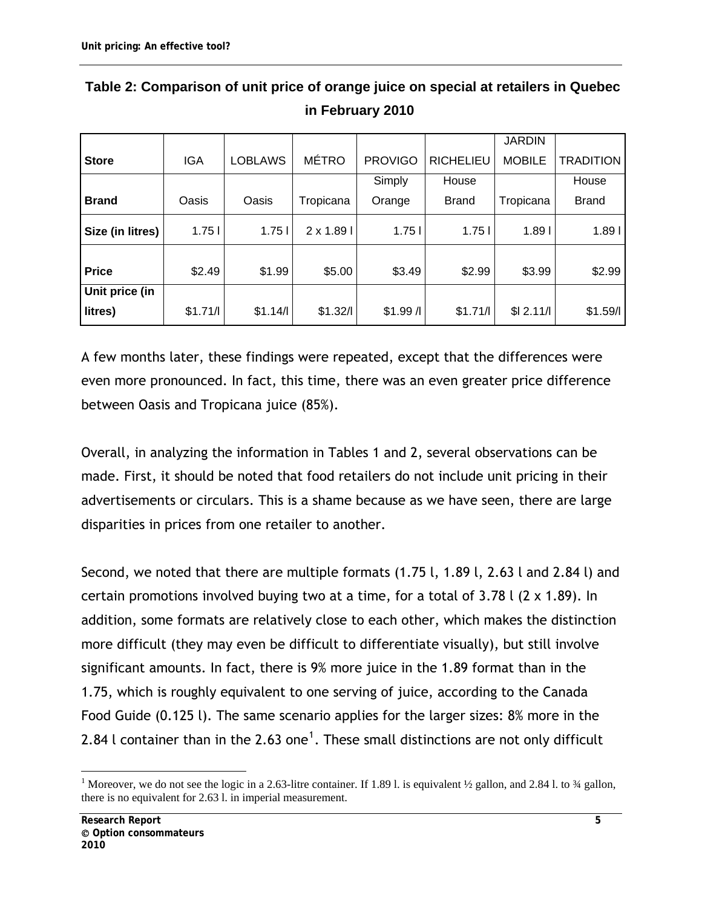**Table 2: Comparison of unit price of orange juice on special at retailers in Quebec in February 2010**

| Store | IGA | LOBLAWS | MÉTRO | PROVIGO | RICHELIEU | JARDIN MOBILE | TRADITION |
|---|---|---|---|---|---|---|---|
| Brand | Oasis | Oasis | Tropicana | Simply Orange | House Brand | Tropicana | House Brand |
| Size (in litres) | 1.75 l | 1.75 l | 2 x 1.89 l | 1.75 l | 1.75 l | 1.89 l | 1.89 l |
| Price | $2.49 | $1.99 | $5.00 | $3.49 | $2.99 | $3.99 | $2.99 |
| Unit price (in litres) | $1.71/l | $1.14/l | $1.32/l | $1.99 /l | $1.71/l | $l 2.11/l | $1.59/l |

A few months later, these findings were repeated, except that the differences were even more pronounced. In fact, this time, there was an even greater price difference between Oasis and Tropicana juice (85%).

Overall, in analyzing the information in Tables 1 and 2, several observations can be made. First, it should be noted that food retailers do not include unit pricing in their advertisements or circulars. This is a shame because as we have seen, there are large disparities in prices from one retailer to another.

Second, we noted that there are multiple formats (1.75 l, 1.89 l, 2.63 l and 2.84 l) and certain promotions involved buying two at a time, for a total of 3.78 l (2 x 1.89). In addition, some formats are relatively close to each other, which makes the distinction more difficult (they may even be difficult to differentiate visually), but still involve significant amounts. In fact, there is 9% more juice in the 1.89 format than in the 1.75, which is roughly equivalent to one serving of juice, according to the Canada Food Guide (0.125 l). The same scenario applies for the larger sizes: 8% more in the 2.84 l container than in the 2.63 one[1]. These small distinctions are not only difficult

[1] Moreover, we do not see the logic in a 2.63-litre container. If 1.89 l. is equivalent ½ gallon, and 2.84 l. to ¾ gallon, there is no equivalent for 2.63 l. in imperial measurement.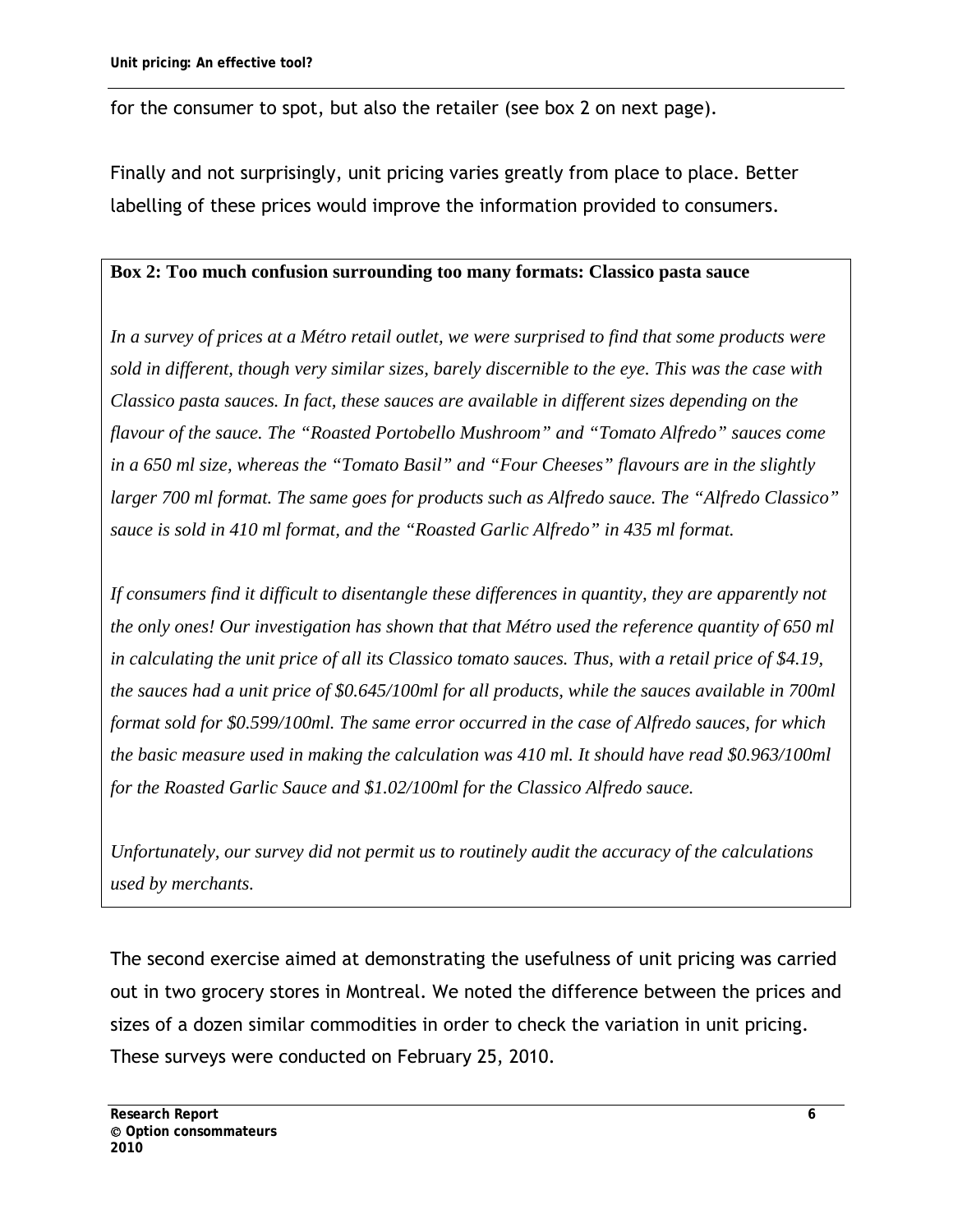for the consumer to spot, but also the retailer (see box 2 on next page).

Finally and not surprisingly, unit pricing varies greatly from place to place. Better labelling of these prices would improve the information provided to consumers.

**Box 2: Too much confusion surrounding too many formats: Classico pasta sauce**

*In a survey of prices at a Métro retail outlet, we were surprised to find that some products were sold in different, though very similar sizes, barely discernible to the eye. This was the case with Classico pasta sauces. In fact, these sauces are available in different sizes depending on the flavour of the sauce. The "Roasted Portobello Mushroom" and "Tomato Alfredo" sauces come in a 650 ml size, whereas the "Tomato Basil" and "Four Cheeses" flavours are in the slightly larger 700 ml format. The same goes for products such as Alfredo sauce. The "Alfredo Classico" sauce is sold in 410 ml format, and the "Roasted Garlic Alfredo" in 435 ml format.*

*If consumers find it difficult to disentangle these differences in quantity, they are apparently not the only ones! Our investigation has shown that that Métro used the reference quantity of 650 ml in calculating the unit price of all its Classico tomato sauces. Thus, with a retail price of $4.19, the sauces had a unit price of $0.645/100ml for all products, while the sauces available in 700ml format sold for $0.599/100ml. The same error occurred in the case of Alfredo sauces, for which the basic measure used in making the calculation was 410 ml. It should have read $0.963/100ml for the Roasted Garlic Sauce and $1.02/100ml for the Classico Alfredo sauce.*

*Unfortunately, our survey did not permit us to routinely audit the accuracy of the calculations used by merchants.*

The second exercise aimed at demonstrating the usefulness of unit pricing was carried out in two grocery stores in Montreal. We noted the difference between the prices and sizes of a dozen similar commodities in order to check the variation in unit pricing. These surveys were conducted on February 25, 2010.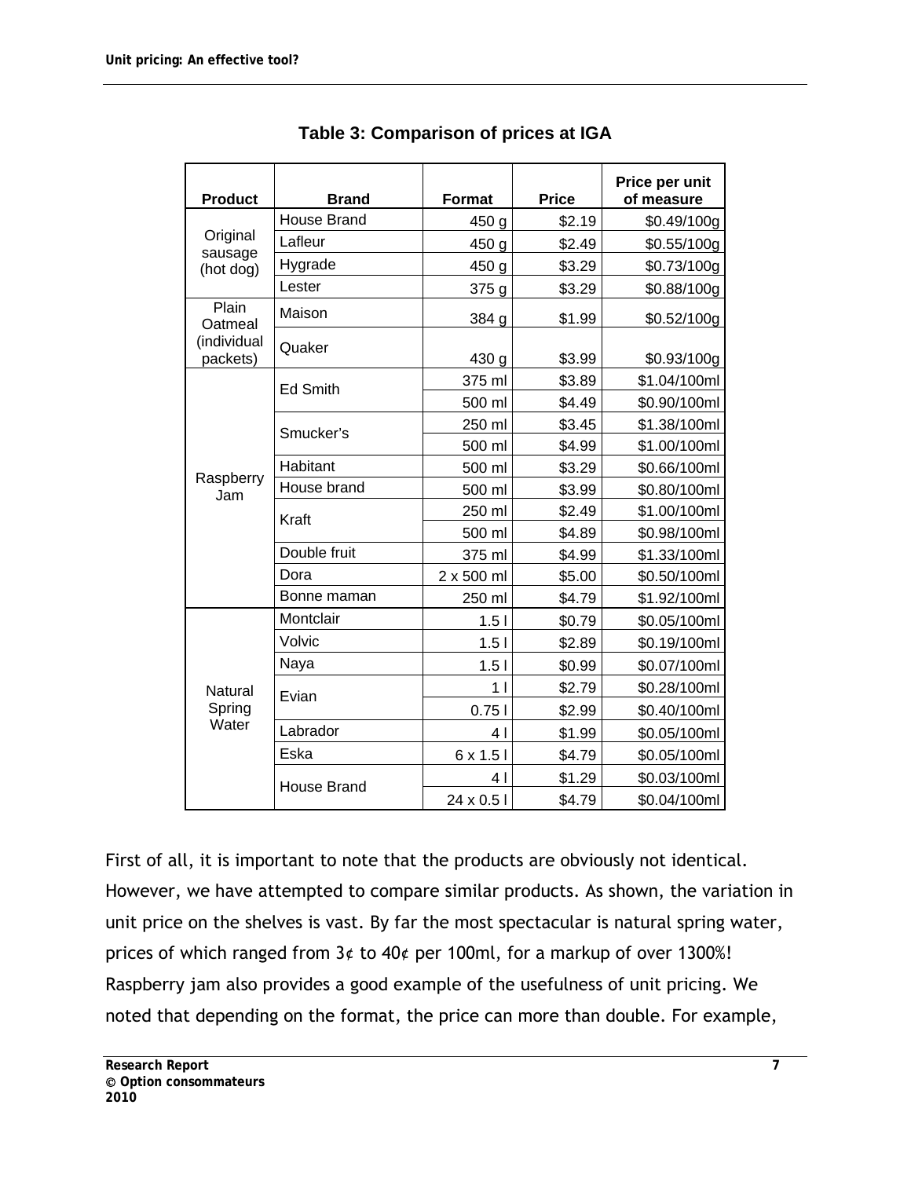**Table 3: Comparison of prices at IGA**

| Product | Brand | Format | Price | Price per unit of measure |
|---|---|---|---|---|
| Original sausage (hot dog) | House Brand | 450 g | $2.19 | $0.49/100g |
| | Lafleur | 450 g | $2.49 | $0.55/100g |
| | Hygrade | 450 g | $3.29 | $0.73/100g |
| | Lester | 375 g | $3.29 | $0.88/100g |
| Plain Oatmeal (individual packets) | Maison | 384 g | $1.99 | $0.52/100g |
| | Quaker | 430 g | $3.99 | $0.93/100g |
| Raspberry Jam | Ed Smith | 375 ml | $3.89 | $1.04/100ml |
| | | 500 ml | $4.49 | $0.90/100ml |
| | Smucker's | 250 ml | $3.45 | $1.38/100ml |
| | | 500 ml | $4.99 | $1.00/100ml |
| | Habitant | 500 ml | $3.29 | $0.66/100ml |
| | House brand | 500 ml | $3.99 | $0.80/100ml |
| | Kraft | 250 ml | $2.49 | $1.00/100ml |
| | | 500 ml | $4.89 | $0.98/100ml |
| | Double fruit | 375 ml | $4.99 | $1.33/100ml |
| | Dora | 2 x 500 ml | $5.00 | $0.50/100ml |
| | Bonne maman | 250 ml | $4.79 | $1.92/100ml |
| Natural Spring Water | Montclair | 1.5 l | $0.79 | $0.05/100ml |
| | Volvic | 1.5 l | $2.89 | $0.19/100ml |
| | Naya | 1.5 l | $0.99 | $0.07/100ml |
| | Evian | 1 l | $2.79 | $0.28/100ml |
| | | 0.75 l | $2.99 | $0.40/100ml |
| | Labrador | 4 l | $1.99 | $0.05/100ml |
| | Eska | 6 x 1.5 l | $4.79 | $0.05/100ml |
| | House Brand | 4 l | $1.29 | $0.03/100ml |
| | | 24 x 0.5 l | $4.79 | $0.04/100ml |

First of all, it is important to note that the products are obviously not identical. However, we have attempted to compare similar products. As shown, the variation in unit price on the shelves is vast. By far the most spectacular is natural spring water, prices of which ranged from 3¢ to 40¢ per 100ml, for a markup of over 1300%! Raspberry jam also provides a good example of the usefulness of unit pricing. We noted that depending on the format, the price can more than double. For example,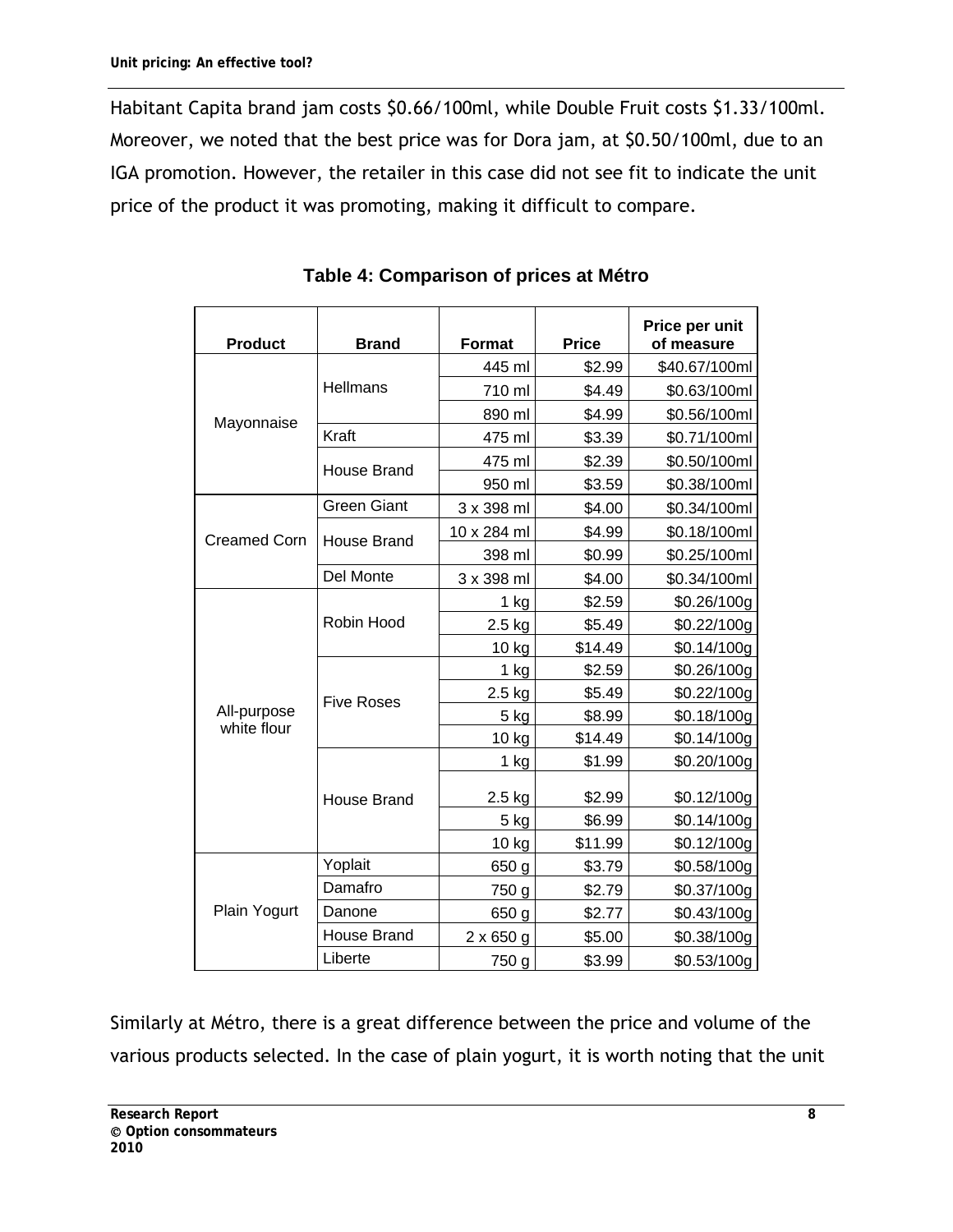Habitant Capita brand jam costs $0.66/100ml, while Double Fruit costs $1.33/100ml. Moreover, we noted that the best price was for Dora jam, at $0.50/100ml, due to an IGA promotion. However, the retailer in this case did not see fit to indicate the unit price of the product it was promoting, making it difficult to compare.

**Table 4: Comparison of prices at Métro**

| Product | Brand | Format | Price | Price per unit of measure |
|---|---|---|---|---|
| Mayonnaise | Hellmans | 445 ml | $2.99 | $40.67/100ml |
| | | 710 ml | $4.49 | $0.63/100ml |
| | | 890 ml | $4.99 | $0.56/100ml |
| | Kraft | 475 ml | $3.39 | $0.71/100ml |
| | House Brand | 475 ml | $2.39 | $0.50/100ml |
| | | 950 ml | $3.59 | $0.38/100ml |
| Creamed Corn | Green Giant | 3 x 398 ml | $4.00 | $0.34/100ml |
| | House Brand | 10 x 284 ml | $4.99 | $0.18/100ml |
| | | 398 ml | $0.99 | $0.25/100ml |
| | Del Monte | 3 x 398 ml | $4.00 | $0.34/100ml |
| All-purpose white flour | Robin Hood | 1 kg | $2.59 | $0.26/100g |
| | | 2.5 kg | $5.49 | $0.22/100g |
| | | 10 kg | $14.49 | $0.14/100g |
| | Five Roses | 1 kg | $2.59 | $0.26/100g |
| | | 2.5 kg | $5.49 | $0.22/100g |
| | | 5 kg | $8.99 | $0.18/100g |
| | | 10 kg | $14.49 | $0.14/100g |
| | House Brand | 1 kg | $1.99 | $0.20/100g |
| | | 2.5 kg | $2.99 | $0.12/100g |
| | | 5 kg | $6.99 | $0.14/100g |
| | | 10 kg | $11.99 | $0.12/100g |
| Plain Yogurt | Yoplait | 650 g | $3.79 | $0.58/100g |
| | Damafro | 750 g | $2.79 | $0.37/100g |
| | Danone | 650 g | $2.77 | $0.43/100g |
| | House Brand | 2 x 650 g | $5.00 | $0.38/100g |
| | Liberte | 750 g | $3.99 | $0.53/100g |

Similarly at Métro, there is a great difference between the price and volume of the various products selected. In the case of plain yogurt, it is worth noting that the unit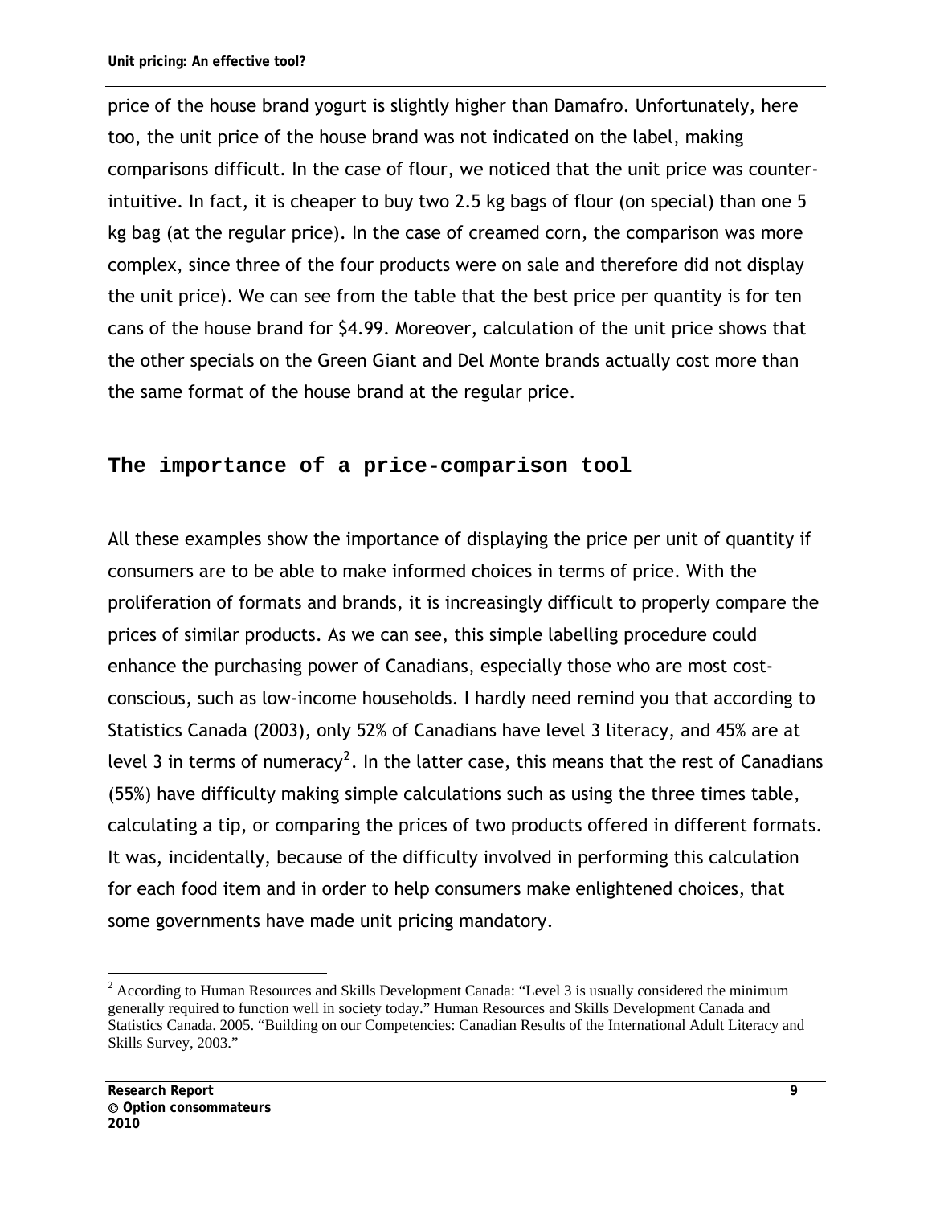price of the house brand yogurt is slightly higher than Damafro. Unfortunately, here too, the unit price of the house brand was not indicated on the label, making comparisons difficult. In the case of flour, we noticed that the unit price was counter-intuitive. In fact, it is cheaper to buy two 2.5 kg bags of flour (on special) than one 5 kg bag (at the regular price). In the case of creamed corn, the comparison was more complex, since three of the four products were on sale and therefore did not display the unit price). We can see from the table that the best price per quantity is for ten cans of the house brand for $4.99. Moreover, calculation of the unit price shows that the other specials on the Green Giant and Del Monte brands actually cost more than the same format of the house brand at the regular price.

## The importance of a price-comparison tool

All these examples show the importance of displaying the price per unit of quantity if consumers are to be able to make informed choices in terms of price. With the proliferation of formats and brands, it is increasingly difficult to properly compare the prices of similar products. As we can see, this simple labelling procedure could enhance the purchasing power of Canadians, especially those who are most cost-conscious, such as low-income households. I hardly need remind you that according to Statistics Canada (2003), only 52% of Canadians have level 3 literacy, and 45% are at level 3 in terms of numeracy[2]. In the latter case, this means that the rest of Canadians (55%) have difficulty making simple calculations such as using the three times table, calculating a tip, or comparing the prices of two products offered in different formats. It was, incidentally, because of the difficulty involved in performing this calculation for each food item and in order to help consumers make enlightened choices, that some governments have made unit pricing mandatory.

[2] According to Human Resources and Skills Development Canada: "Level 3 is usually considered the minimum generally required to function well in society today." Human Resources and Skills Development Canada and Statistics Canada. 2005. "Building on our Competencies: Canadian Results of the International Adult Literacy and Skills Survey, 2003."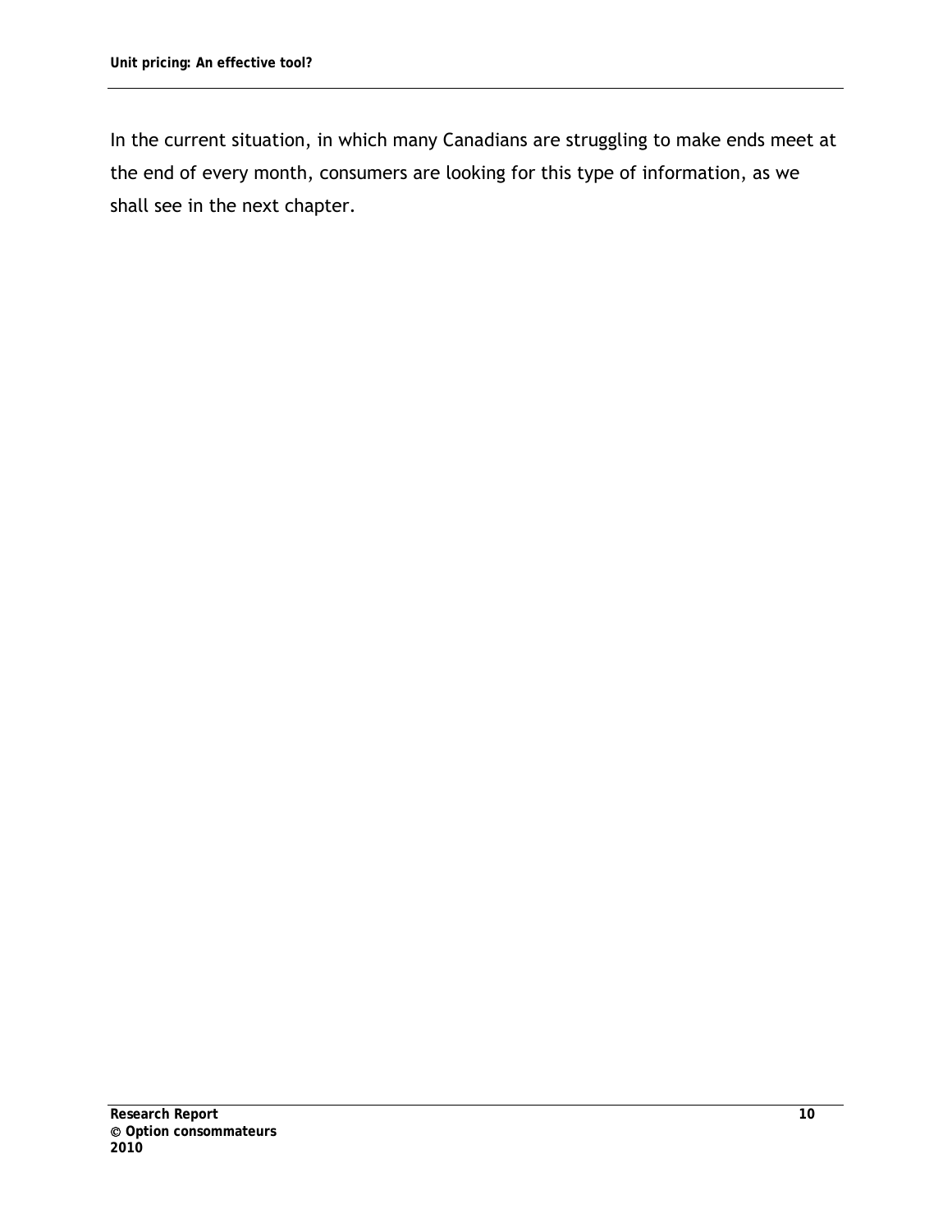In the current situation, in which many Canadians are struggling to make ends meet at the end of every month, consumers are looking for this type of information, as we shall see in the next chapter.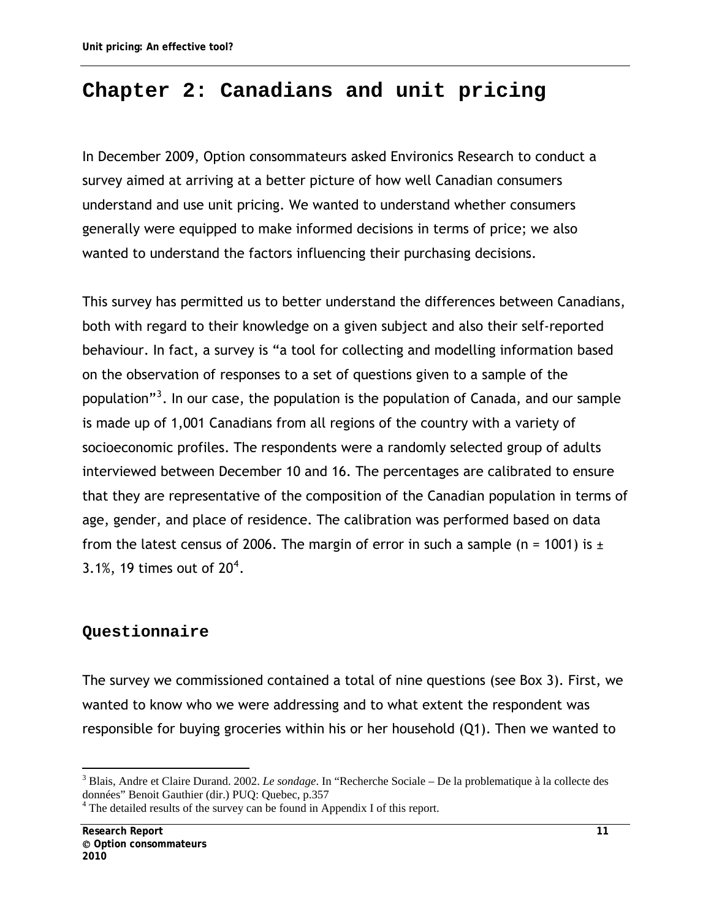# Chapter 2: Canadians and unit pricing

In December 2009, Option consommateurs asked Environics Research to conduct a survey aimed at arriving at a better picture of how well Canadian consumers understand and use unit pricing. We wanted to understand whether consumers generally were equipped to make informed decisions in terms of price; we also wanted to understand the factors influencing their purchasing decisions.

This survey has permitted us to better understand the differences between Canadians, both with regard to their knowledge on a given subject and also their self-reported behaviour. In fact, a survey is "a tool for collecting and modelling information based on the observation of responses to a set of questions given to a sample of the population"[3]. In our case, the population is the population of Canada, and our sample is made up of 1,001 Canadians from all regions of the country with a variety of socioeconomic profiles. The respondents were a randomly selected group of adults interviewed between December 10 and 16. The percentages are calibrated to ensure that they are representative of the composition of the Canadian population in terms of age, gender, and place of residence. The calibration was performed based on data from the latest census of 2006. The margin of error in such a sample (n = 1001) is ± 3.1%, 19 times out of 20[4].

## Questionnaire

The survey we commissioned contained a total of nine questions (see Box 3). First, we wanted to know who we were addressing and to what extent the respondent was responsible for buying groceries within his or her household (Q1). Then we wanted to

[3] Blais, Andre et Claire Durand. 2002. *Le sondage*. In "Recherche Sociale – De la problematique à la collecte des données" Benoit Gauthier (dir.) PUQ: Quebec, p.357

[4] The detailed results of the survey can be found in Appendix I of this report.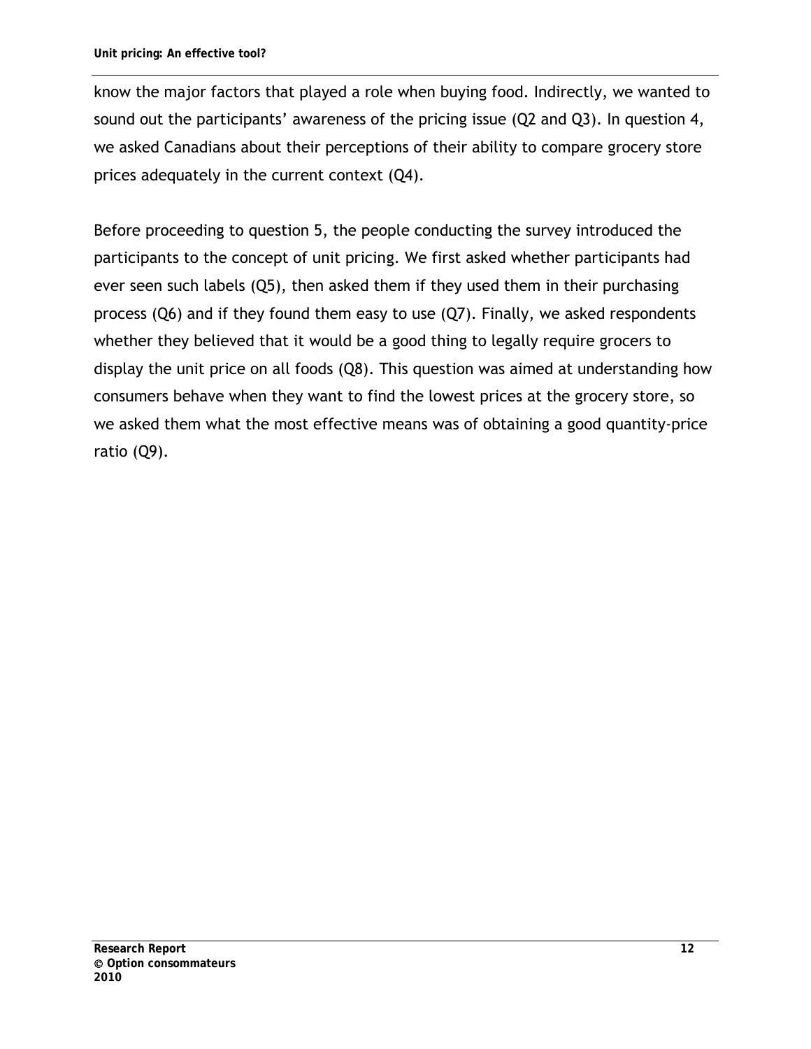know the major factors that played a role when buying food. Indirectly, we wanted to sound out the participants' awareness of the pricing issue (Q2 and Q3). In question 4, we asked Canadians about their perceptions of their ability to compare grocery store prices adequately in the current context (Q4).

Before proceeding to question 5, the people conducting the survey introduced the participants to the concept of unit pricing. We first asked whether participants had ever seen such labels (Q5), then asked them if they used them in their purchasing process (Q6) and if they found them easy to use (Q7). Finally, we asked respondents whether they believed that it would be a good thing to legally require grocers to display the unit price on all foods (Q8). This question was aimed at understanding how consumers behave when they want to find the lowest prices at the grocery store, so we asked them what the most effective means was of obtaining a good quantity-price ratio (Q9).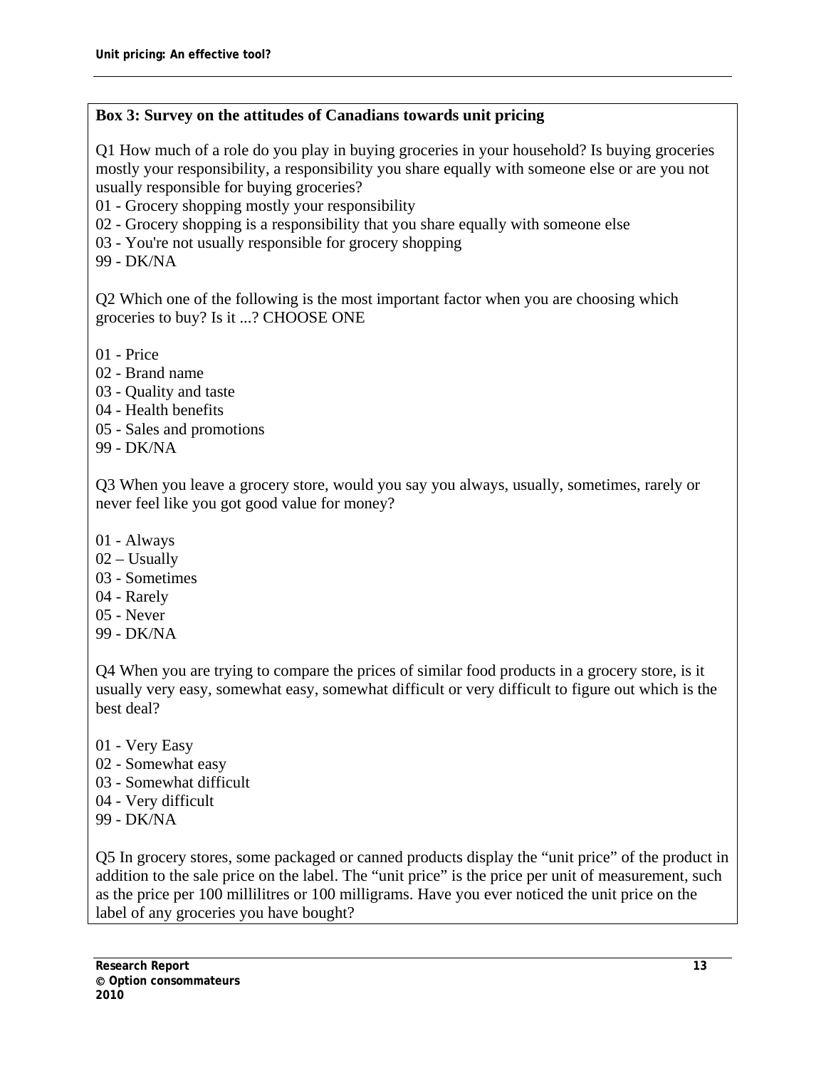**Box 3: Survey on the attitudes of Canadians towards unit pricing**

Q1 How much of a role do you play in buying groceries in your household? Is buying groceries mostly your responsibility, a responsibility you share equally with someone else or are you not usually responsible for buying groceries?

01 - Grocery shopping mostly your responsibility
02 - Grocery shopping is a responsibility that you share equally with someone else
03 - You're not usually responsible for grocery shopping
99 - DK/NA

Q2 Which one of the following is the most important factor when you are choosing which groceries to buy? Is it ...? CHOOSE ONE

01 - Price
02 - Brand name
03 - Quality and taste
04 - Health benefits
05 - Sales and promotions
99 - DK/NA

Q3 When you leave a grocery store, would you say you always, usually, sometimes, rarely or never feel like you got good value for money?

01 - Always
02 – Usually
03 - Sometimes
04 - Rarely
05 - Never
99 - DK/NA

Q4 When you are trying to compare the prices of similar food products in a grocery store, is it usually very easy, somewhat easy, somewhat difficult or very difficult to figure out which is the best deal?

01 - Very Easy
02 - Somewhat easy
03 - Somewhat difficult
04 - Very difficult
99 - DK/NA

Q5 In grocery stores, some packaged or canned products display the "unit price" of the product in addition to the sale price on the label. The "unit price" is the price per unit of measurement, such as the price per 100 millilitres or 100 milligrams. Have you ever noticed the unit price on the label of any groceries you have bought?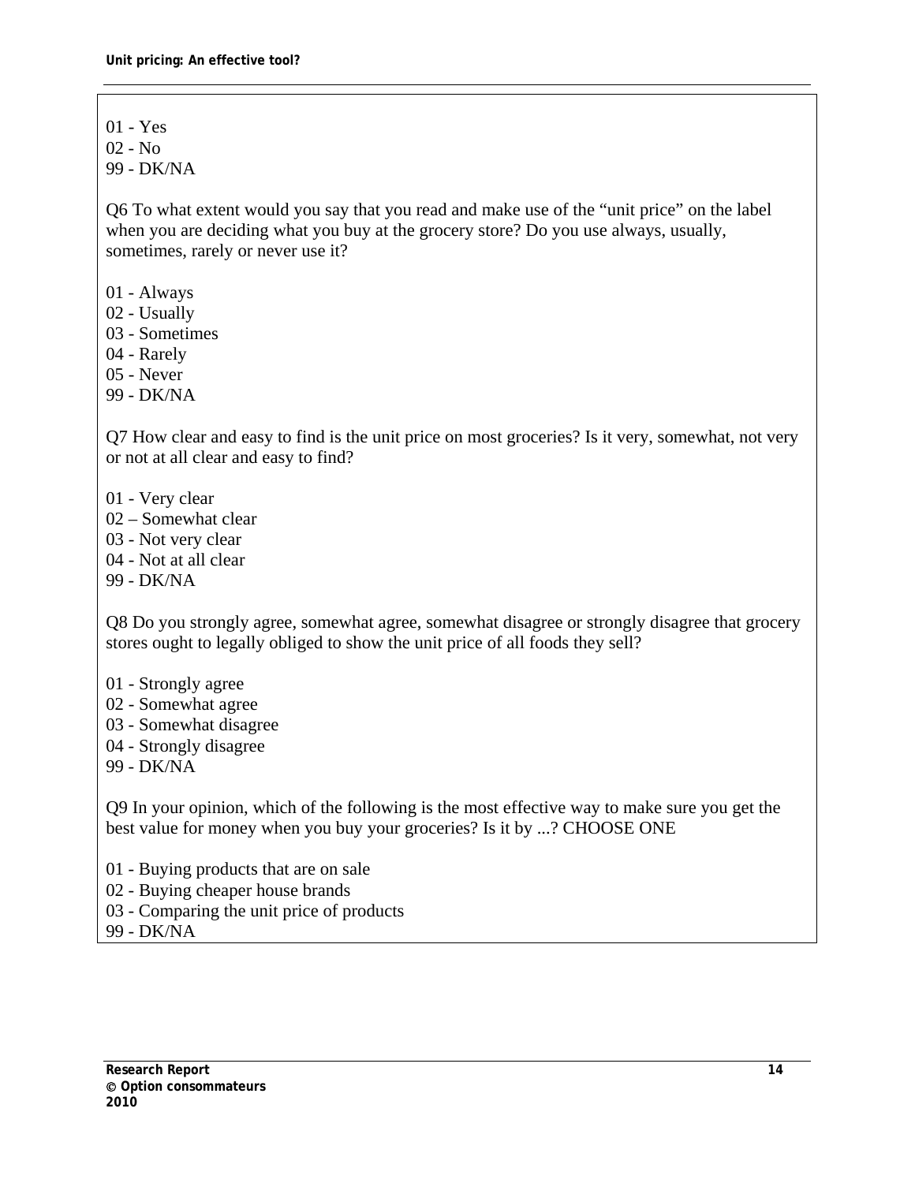01 - Yes
02 - No
99 - DK/NA

Q6 To what extent would you say that you read and make use of the “unit price” on the label when you are deciding what you buy at the grocery store? Do you use always, usually, sometimes, rarely or never use it?

01 - Always
02 - Usually
03 - Sometimes
04 - Rarely
05 - Never
99 - DK/NA

Q7 How clear and easy to find is the unit price on most groceries? Is it very, somewhat, not very or not at all clear and easy to find?

01 - Very clear
02 – Somewhat clear
03 - Not very clear
04 - Not at all clear
99 - DK/NA

Q8 Do you strongly agree, somewhat agree, somewhat disagree or strongly disagree that grocery stores ought to legally obliged to show the unit price of all foods they sell?

01 - Strongly agree
02 - Somewhat agree
03 - Somewhat disagree
04 - Strongly disagree
99 - DK/NA

Q9 In your opinion, which of the following is the most effective way to make sure you get the best value for money when you buy your groceries? Is it by ...? CHOOSE ONE

01 - Buying products that are on sale
02 - Buying cheaper house brands
03 - Comparing the unit price of products
99 - DK/NA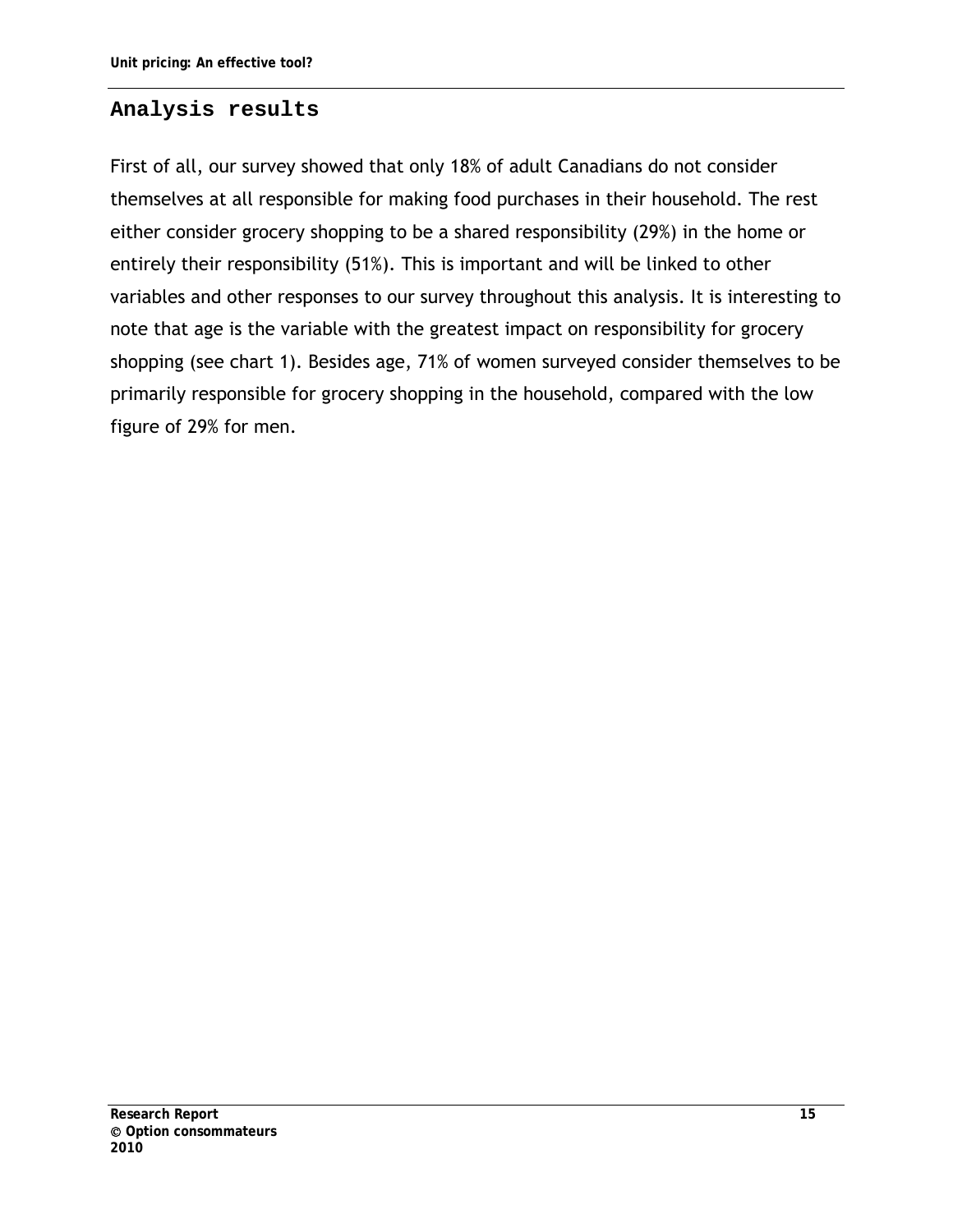## Analysis results

First of all, our survey showed that only 18% of adult Canadians do not consider themselves at all responsible for making food purchases in their household. The rest either consider grocery shopping to be a shared responsibility (29%) in the home or entirely their responsibility (51%). This is important and will be linked to other variables and other responses to our survey throughout this analysis. It is interesting to note that age is the variable with the greatest impact on responsibility for grocery shopping (see chart 1). Besides age, 71% of women surveyed consider themselves to be primarily responsible for grocery shopping in the household, compared with the low figure of 29% for men.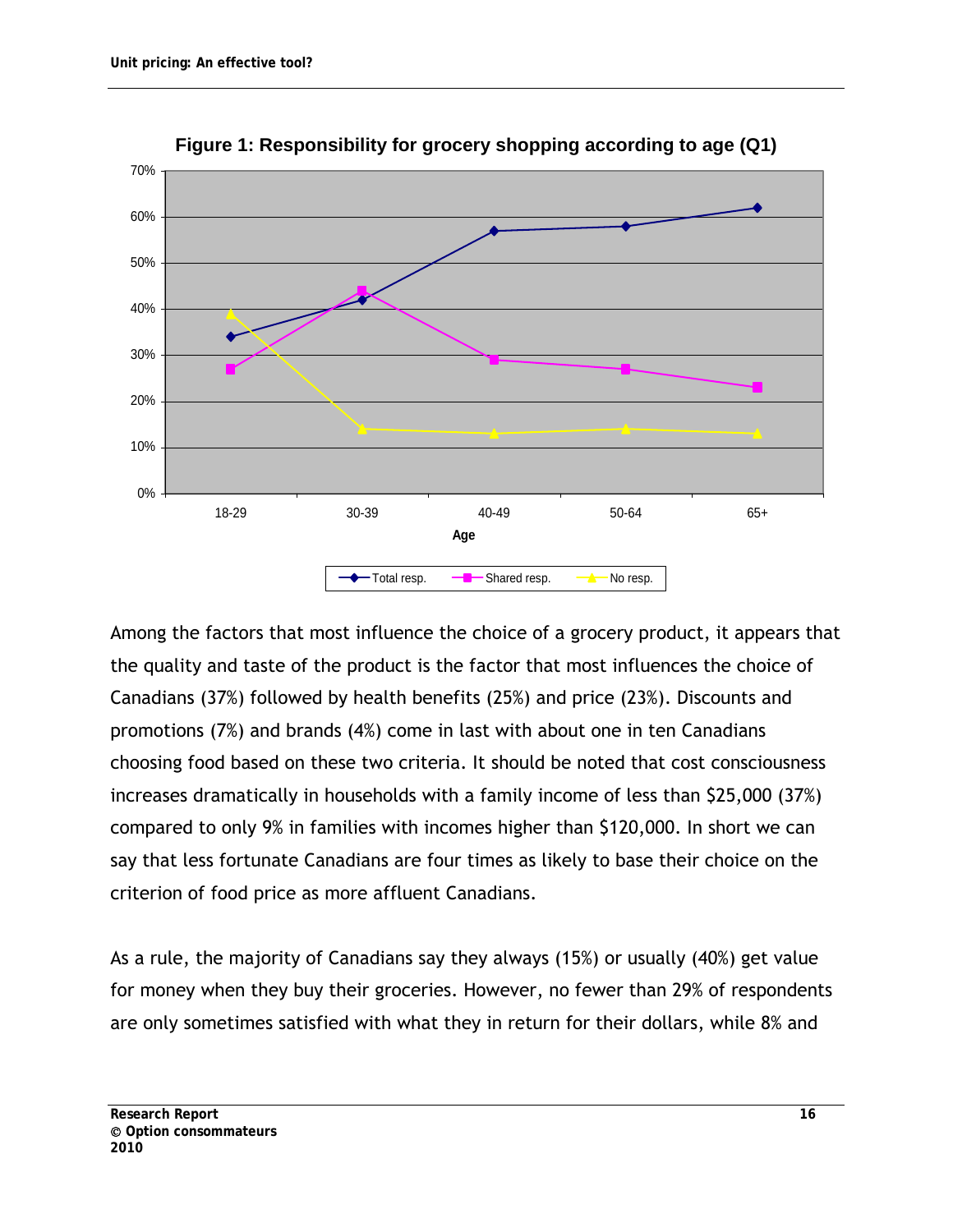**Figure 1: Responsibility for grocery shopping according to age (Q1)**

Among the factors that most influence the choice of a grocery product, it appears that the quality and taste of the product is the factor that most influences the choice of Canadians (37%) followed by health benefits (25%) and price (23%). Discounts and promotions (7%) and brands (4%) come in last with about one in ten Canadians choosing food based on these two criteria. It should be noted that cost consciousness increases dramatically in households with a family income of less than $25,000 (37%) compared to only 9% in families with incomes higher than $120,000. In short we can say that less fortunate Canadians are four times as likely to base their choice on the criterion of food price as more affluent Canadians.

As a rule, the majority of Canadians say they always (15%) or usually (40%) get value for money when they buy their groceries. However, no fewer than 29% of respondents are only sometimes satisfied with what they in return for their dollars, while 8% and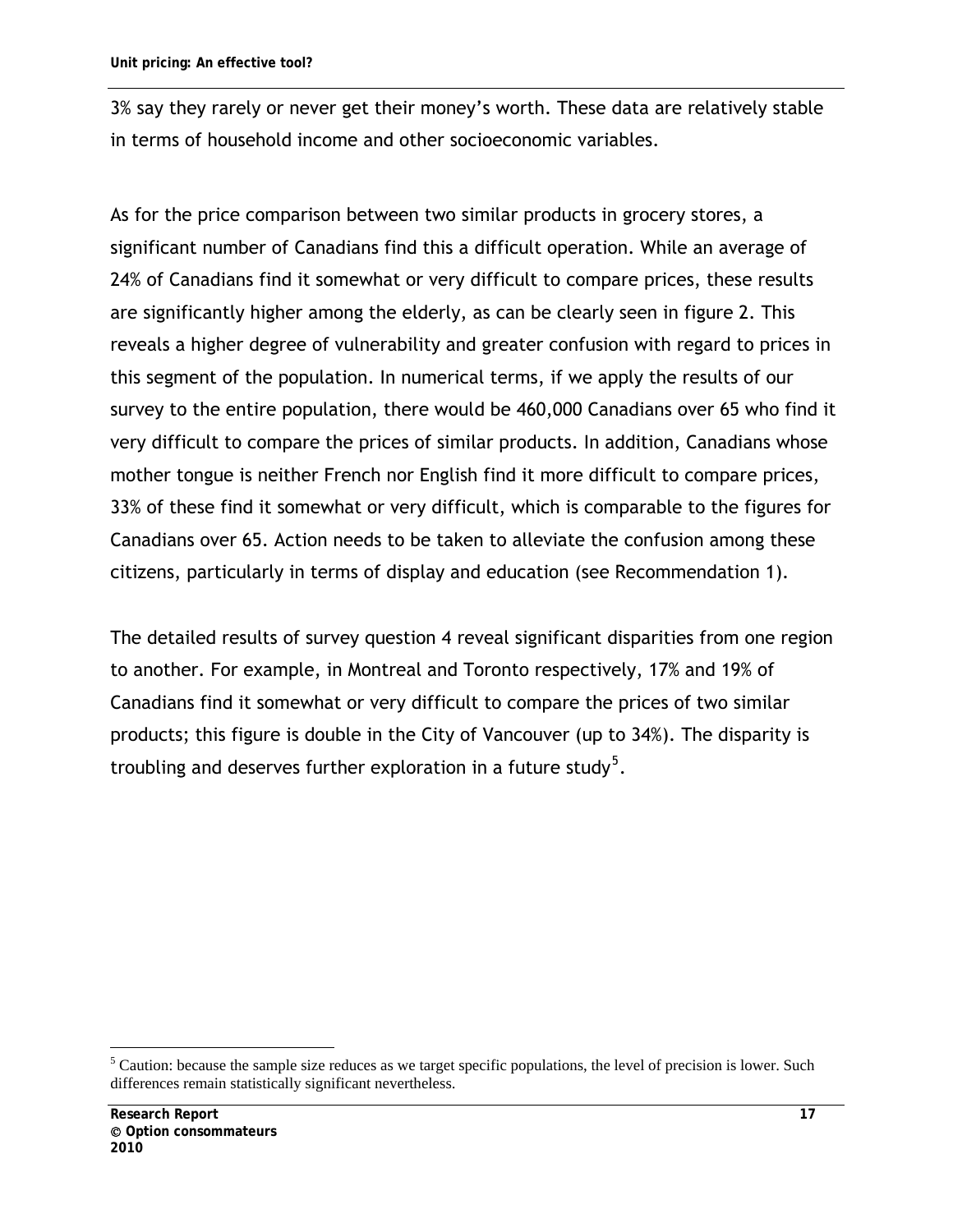3% say they rarely or never get their money's worth. These data are relatively stable in terms of household income and other socioeconomic variables.

As for the price comparison between two similar products in grocery stores, a significant number of Canadians find this a difficult operation. While an average of 24% of Canadians find it somewhat or very difficult to compare prices, these results are significantly higher among the elderly, as can be clearly seen in figure 2. This reveals a higher degree of vulnerability and greater confusion with regard to prices in this segment of the population. In numerical terms, if we apply the results of our survey to the entire population, there would be 460,000 Canadians over 65 who find it very difficult to compare the prices of similar products. In addition, Canadians whose mother tongue is neither French nor English find it more difficult to compare prices, 33% of these find it somewhat or very difficult, which is comparable to the figures for Canadians over 65. Action needs to be taken to alleviate the confusion among these citizens, particularly in terms of display and education (see Recommendation 1).

The detailed results of survey question 4 reveal significant disparities from one region to another. For example, in Montreal and Toronto respectively, 17% and 19% of Canadians find it somewhat or very difficult to compare the prices of two similar products; this figure is double in the City of Vancouver (up to 34%). The disparity is troubling and deserves further exploration in a future study[5].

[5] Caution: because the sample size reduces as we target specific populations, the level of precision is lower. Such differences remain statistically significant nevertheless.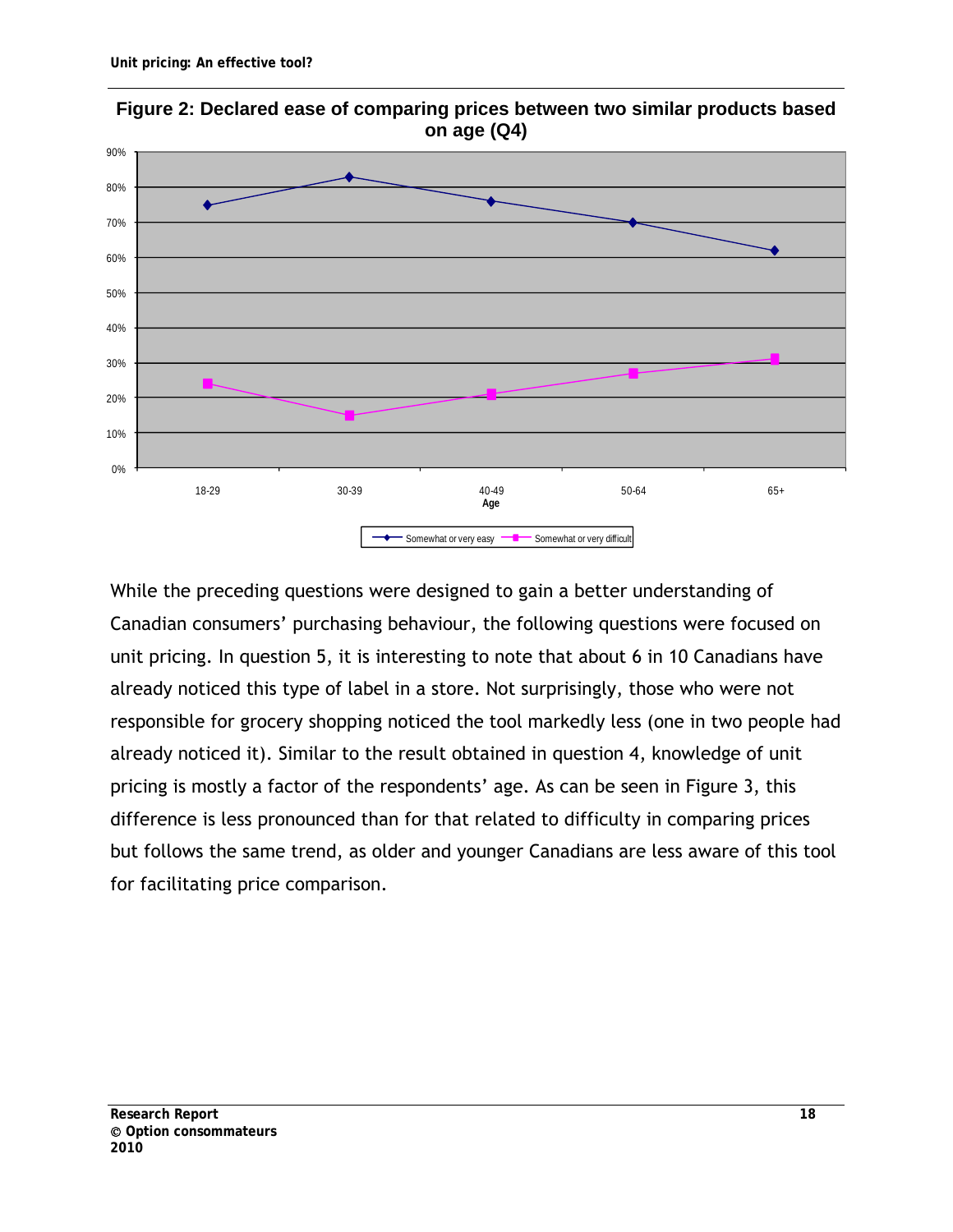**Figure 2: Declared ease of comparing prices between two similar products based on age (Q4)**

While the preceding questions were designed to gain a better understanding of Canadian consumers' purchasing behaviour, the following questions were focused on unit pricing. In question 5, it is interesting to note that about 6 in 10 Canadians have already noticed this type of label in a store. Not surprisingly, those who were not responsible for grocery shopping noticed the tool markedly less (one in two people had already noticed it). Similar to the result obtained in question 4, knowledge of unit pricing is mostly a factor of the respondents' age. As can be seen in Figure 3, this difference is less pronounced than for that related to difficulty in comparing prices but follows the same trend, as older and younger Canadians are less aware of this tool for facilitating price comparison.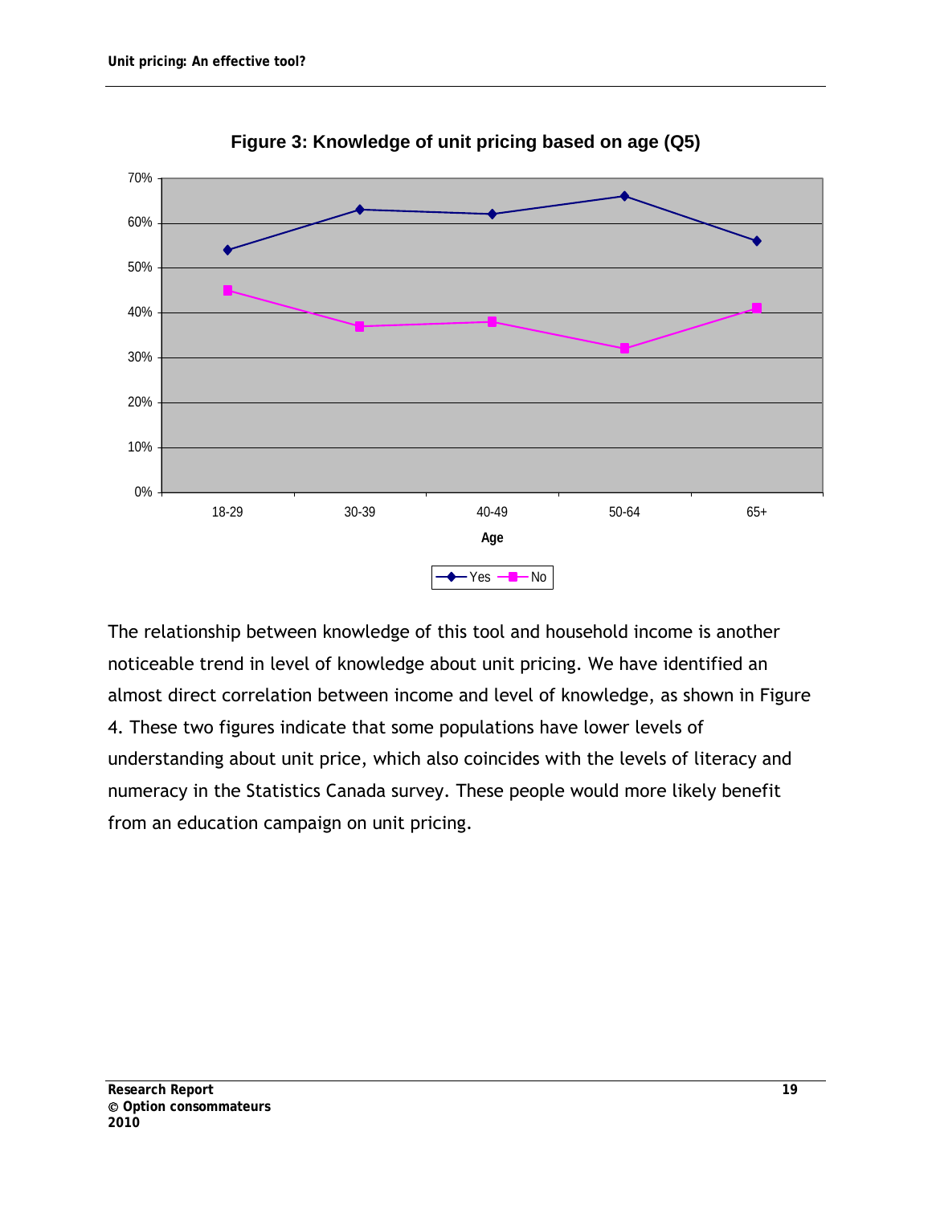**Figure 3: Knowledge of unit pricing based on age (Q5)**

The relationship between knowledge of this tool and household income is another noticeable trend in level of knowledge about unit pricing. We have identified an almost direct correlation between income and level of knowledge, as shown in Figure 4. These two figures indicate that some populations have lower levels of understanding about unit price, which also coincides with the levels of literacy and numeracy in the Statistics Canada survey. These people would more likely benefit from an education campaign on unit pricing.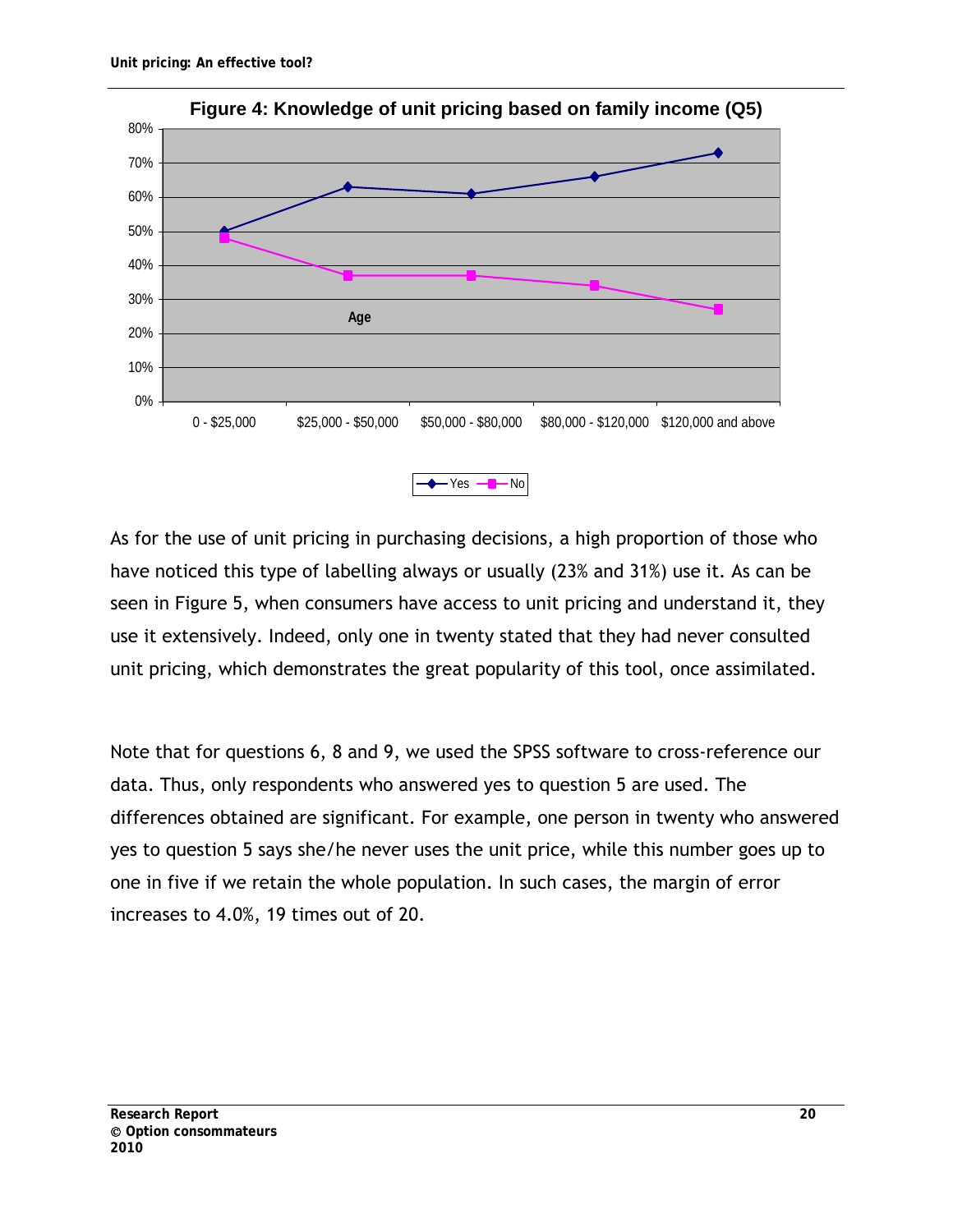**Figure 4: Knowledge of unit pricing based on family income (Q5)**

| | 0 - \$25,000 | \$25,000 - \$50,000 | \$50,000 - \$80,000 | \$80,000 - \$120,000 | \$120,000 and above |
|---|---|---|---|---|---|
| Yes | 50% | 63% | 61% | 66% | 73% |
| No | 48% | 37% | 37% | 34% | 27% |

As for the use of unit pricing in purchasing decisions, a high proportion of those who have noticed this type of labelling always or usually (23% and 31%) use it. As can be seen in Figure 5, when consumers have access to unit pricing and understand it, they use it extensively. Indeed, only one in twenty stated that they had never consulted unit pricing, which demonstrates the great popularity of this tool, once assimilated.

Note that for questions 6, 8 and 9, we used the SPSS software to cross-reference our data. Thus, only respondents who answered yes to question 5 are used. The differences obtained are significant. For example, one person in twenty who answered yes to question 5 says she/he never uses the unit price, while this number goes up to one in five if we retain the whole population. In such cases, the margin of error increases to 4.0%, 19 times out of 20.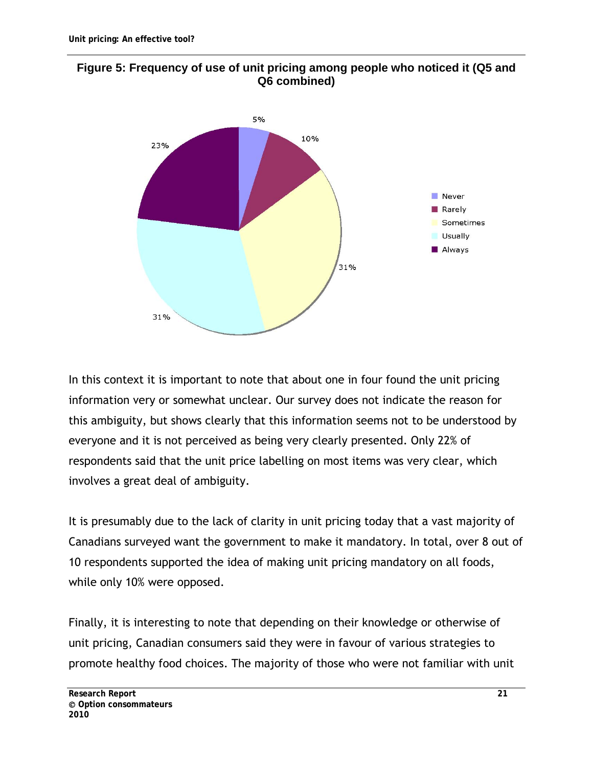**Figure 5: Frequency of use of unit pricing among people who noticed it (Q5 and Q6 combined)**

In this context it is important to note that about one in four found the unit pricing information very or somewhat unclear. Our survey does not indicate the reason for this ambiguity, but shows clearly that this information seems not to be understood by everyone and it is not perceived as being very clearly presented. Only 22% of respondents said that the unit price labelling on most items was very clear, which involves a great deal of ambiguity.

It is presumably due to the lack of clarity in unit pricing today that a vast majority of Canadians surveyed want the government to make it mandatory. In total, over 8 out of 10 respondents supported the idea of making unit pricing mandatory on all foods, while only 10% were opposed.

Finally, it is interesting to note that depending on their knowledge or otherwise of unit pricing, Canadian consumers said they were in favour of various strategies to promote healthy food choices. The majority of those who were not familiar with unit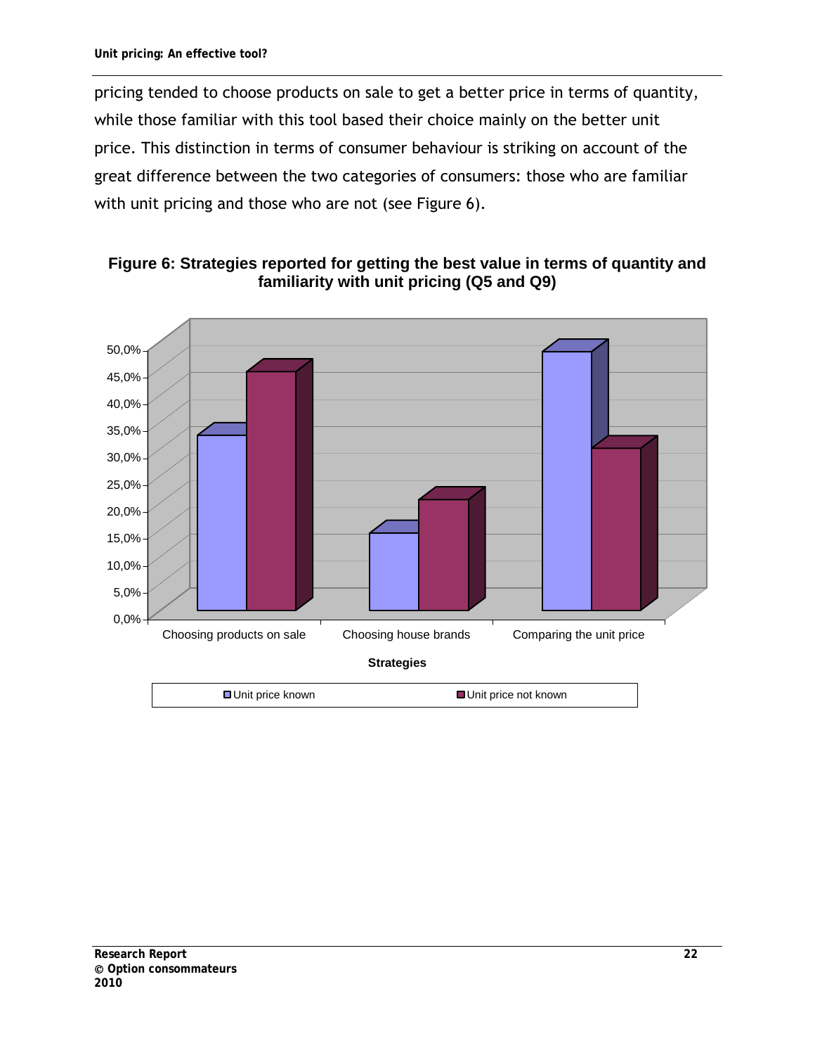pricing tended to choose products on sale to get a better price in terms of quantity, while those familiar with this tool based their choice mainly on the better unit price. This distinction in terms of consumer behaviour is striking on account of the great difference between the two categories of consumers: those who are familiar with unit pricing and those who are not (see Figure 6).

**Figure 6: Strategies reported for getting the best value in terms of quantity and familiarity with unit pricing (Q5 and Q9)**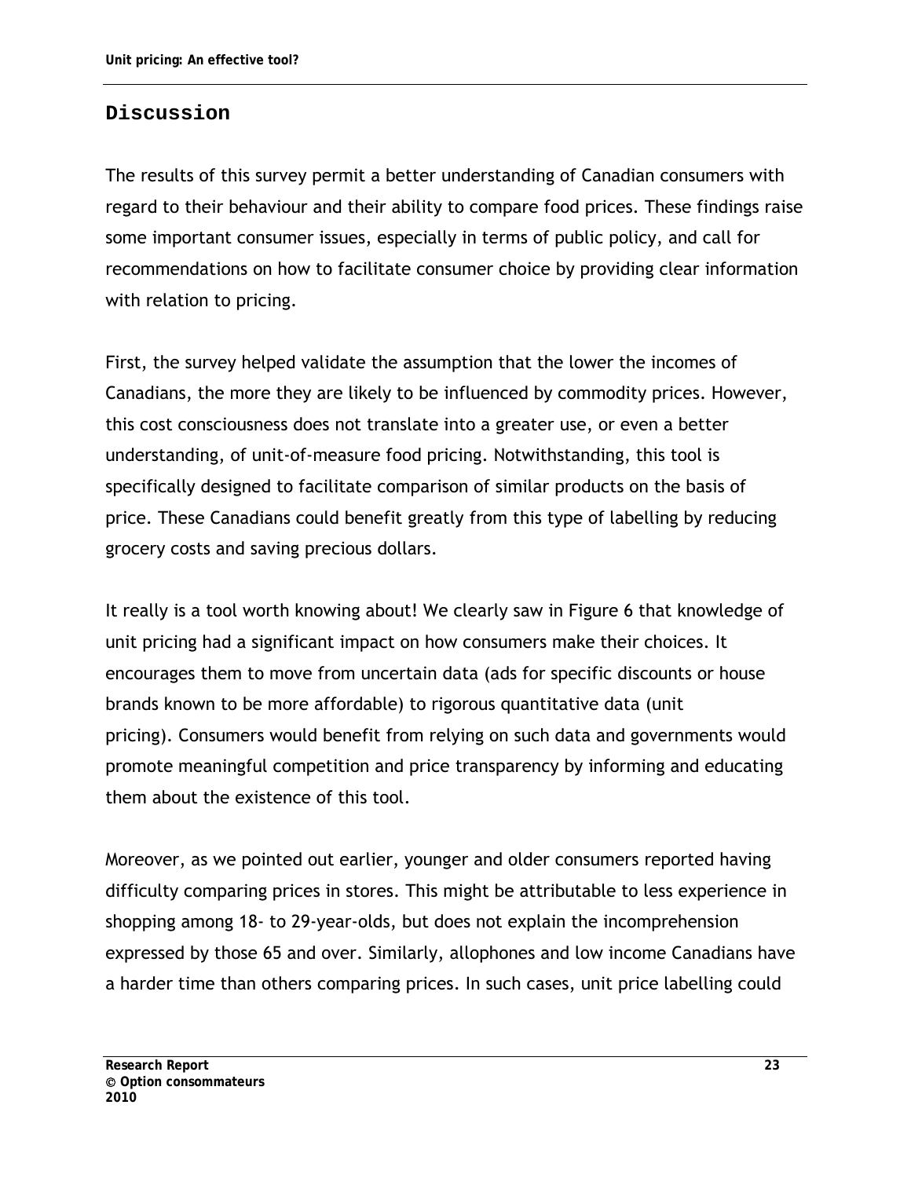## Discussion

The results of this survey permit a better understanding of Canadian consumers with regard to their behaviour and their ability to compare food prices. These findings raise some important consumer issues, especially in terms of public policy, and call for recommendations on how to facilitate consumer choice by providing clear information with relation to pricing.

First, the survey helped validate the assumption that the lower the incomes of Canadians, the more they are likely to be influenced by commodity prices. However, this cost consciousness does not translate into a greater use, or even a better understanding, of unit-of-measure food pricing. Notwithstanding, this tool is specifically designed to facilitate comparison of similar products on the basis of price. These Canadians could benefit greatly from this type of labelling by reducing grocery costs and saving precious dollars.

It really is a tool worth knowing about! We clearly saw in Figure 6 that knowledge of unit pricing had a significant impact on how consumers make their choices. It encourages them to move from uncertain data (ads for specific discounts or house brands known to be more affordable) to rigorous quantitative data (unit pricing). Consumers would benefit from relying on such data and governments would promote meaningful competition and price transparency by informing and educating them about the existence of this tool.

Moreover, as we pointed out earlier, younger and older consumers reported having difficulty comparing prices in stores. This might be attributable to less experience in shopping among 18- to 29-year-olds, but does not explain the incomprehension expressed by those 65 and over. Similarly, allophones and low income Canadians have a harder time than others comparing prices. In such cases, unit price labelling could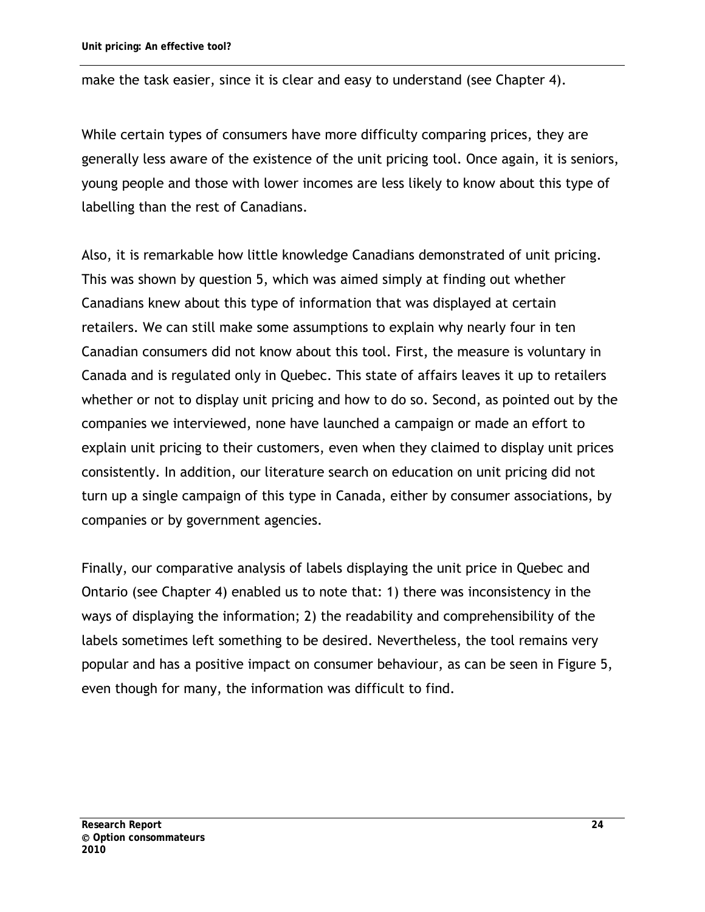make the task easier, since it is clear and easy to understand (see Chapter 4).

While certain types of consumers have more difficulty comparing prices, they are generally less aware of the existence of the unit pricing tool. Once again, it is seniors, young people and those with lower incomes are less likely to know about this type of labelling than the rest of Canadians.

Also, it is remarkable how little knowledge Canadians demonstrated of unit pricing. This was shown by question 5, which was aimed simply at finding out whether Canadians knew about this type of information that was displayed at certain retailers. We can still make some assumptions to explain why nearly four in ten Canadian consumers did not know about this tool. First, the measure is voluntary in Canada and is regulated only in Quebec. This state of affairs leaves it up to retailers whether or not to display unit pricing and how to do so. Second, as pointed out by the companies we interviewed, none have launched a campaign or made an effort to explain unit pricing to their customers, even when they claimed to display unit prices consistently. In addition, our literature search on education on unit pricing did not turn up a single campaign of this type in Canada, either by consumer associations, by companies or by government agencies.

Finally, our comparative analysis of labels displaying the unit price in Quebec and Ontario (see Chapter 4) enabled us to note that: 1) there was inconsistency in the ways of displaying the information; 2) the readability and comprehensibility of the labels sometimes left something to be desired. Nevertheless, the tool remains very popular and has a positive impact on consumer behaviour, as can be seen in Figure 5, even though for many, the information was difficult to find.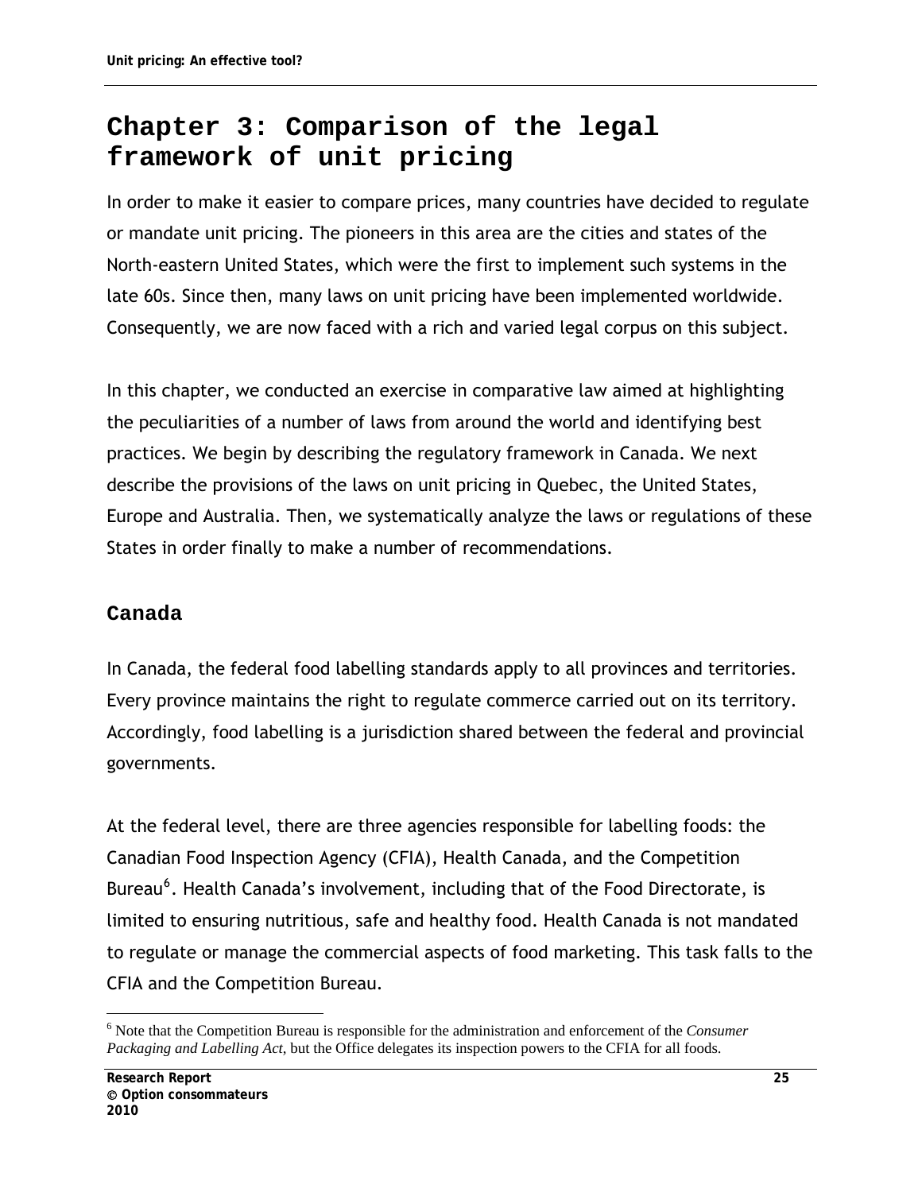# Chapter 3: Comparison of the legal framework of unit pricing

In order to make it easier to compare prices, many countries have decided to regulate or mandate unit pricing. The pioneers in this area are the cities and states of the North-eastern United States, which were the first to implement such systems in the late 60s. Since then, many laws on unit pricing have been implemented worldwide. Consequently, we are now faced with a rich and varied legal corpus on this subject.

In this chapter, we conducted an exercise in comparative law aimed at highlighting the peculiarities of a number of laws from around the world and identifying best practices. We begin by describing the regulatory framework in Canada. We next describe the provisions of the laws on unit pricing in Quebec, the United States, Europe and Australia. Then, we systematically analyze the laws or regulations of these States in order finally to make a number of recommendations.

## Canada

In Canada, the federal food labelling standards apply to all provinces and territories. Every province maintains the right to regulate commerce carried out on its territory. Accordingly, food labelling is a jurisdiction shared between the federal and provincial governments.

At the federal level, there are three agencies responsible for labelling foods: the Canadian Food Inspection Agency (CFIA), Health Canada, and the Competition Bureau[6]. Health Canada's involvement, including that of the Food Directorate, is limited to ensuring nutritious, safe and healthy food. Health Canada is not mandated to regulate or manage the commercial aspects of food marketing. This task falls to the CFIA and the Competition Bureau.

[6] Note that the Competition Bureau is responsible for the administration and enforcement of the *Consumer Packaging and Labelling Act*, but the Office delegates its inspection powers to the CFIA for all foods.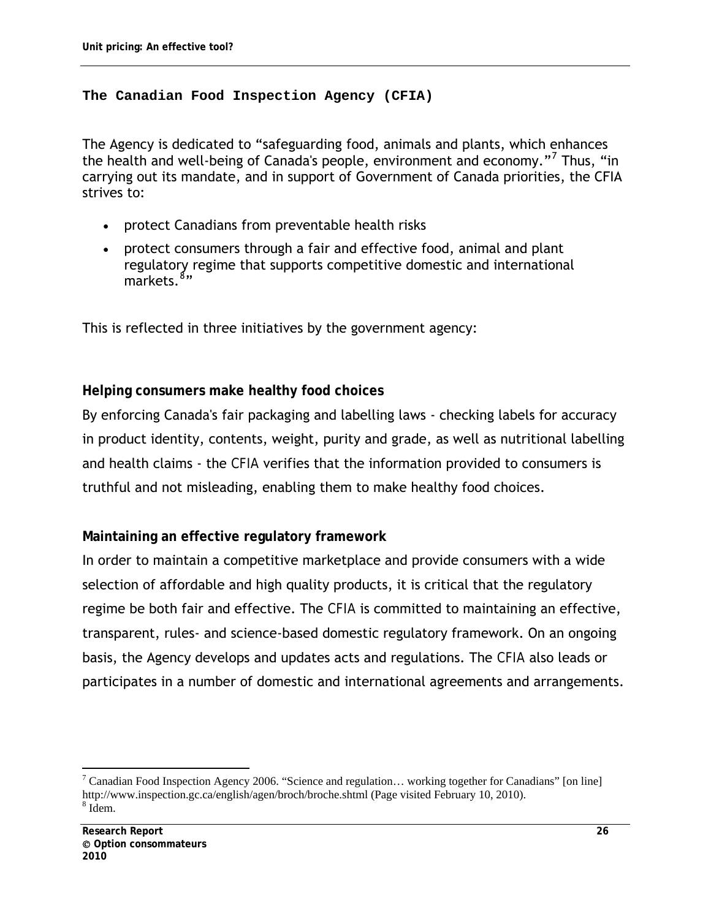## The Canadian Food Inspection Agency (CFIA)

The Agency is dedicated to "safeguarding food, animals and plants, which enhances the health and well-being of Canada's people, environment and economy."[7] Thus, "in carrying out its mandate, and in support of Government of Canada priorities, the CFIA strives to:

- protect Canadians from preventable health risks
- protect consumers through a fair and effective food, animal and plant regulatory regime that supports competitive domestic and international markets.[8]"

This is reflected in three initiatives by the government agency:

**Helping consumers make healthy food choices**

By enforcing Canada's fair packaging and labelling laws - checking labels for accuracy in product identity, contents, weight, purity and grade, as well as nutritional labelling and health claims - the CFIA verifies that the information provided to consumers is truthful and not misleading, enabling them to make healthy food choices.

**Maintaining an effective regulatory framework**

In order to maintain a competitive marketplace and provide consumers with a wide selection of affordable and high quality products, it is critical that the regulatory regime be both fair and effective. The CFIA is committed to maintaining an effective, transparent, rules- and science-based domestic regulatory framework. On an ongoing basis, the Agency develops and updates acts and regulations. The CFIA also leads or participates in a number of domestic and international agreements and arrangements.

---

[7] Canadian Food Inspection Agency 2006. "Science and regulation… working together for Canadians" [on line] http://www.inspection.gc.ca/english/agen/broch/broche.shtml (Page visited February 10, 2010).

[8] Idem.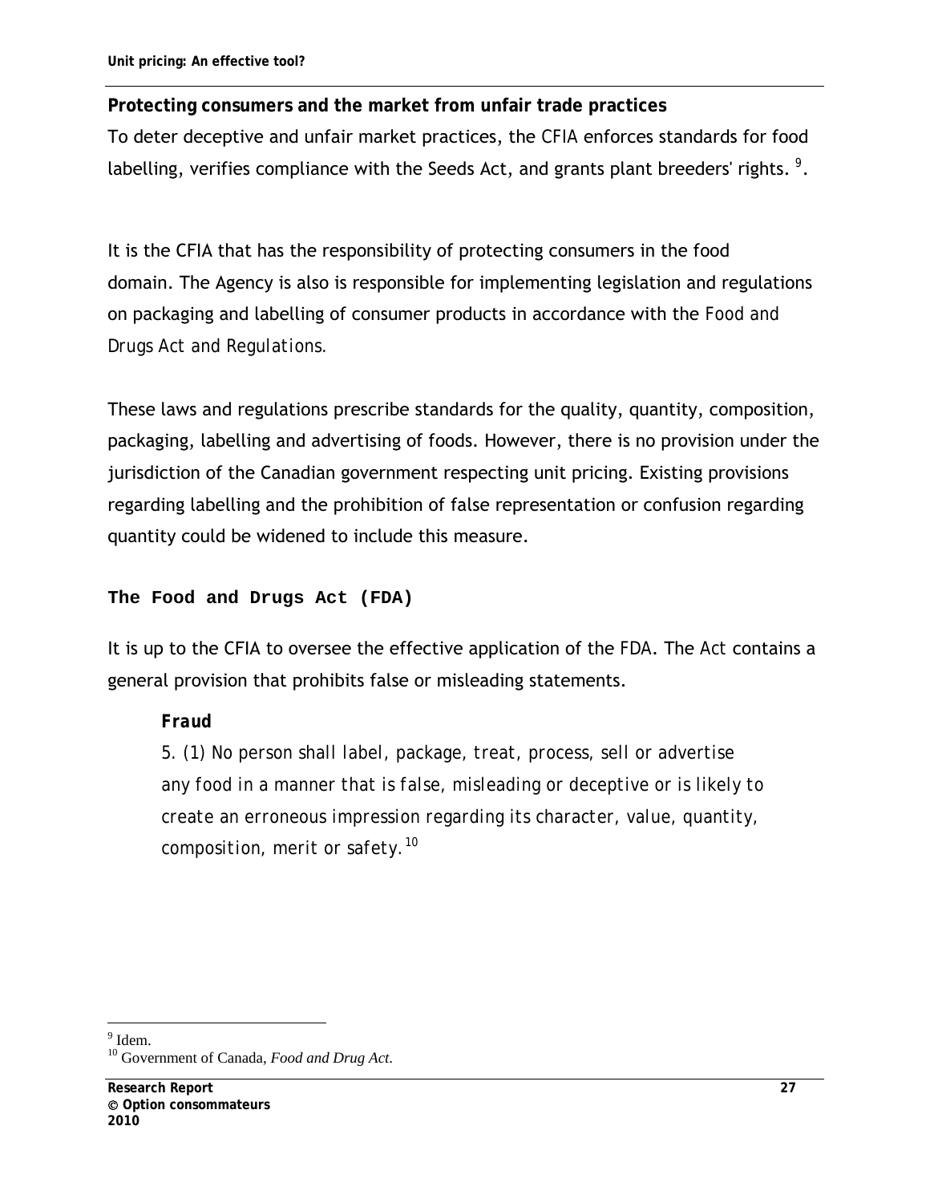**Protecting consumers and the market from unfair trade practices**

To deter deceptive and unfair market practices, the CFIA enforces standards for food labelling, verifies compliance with the Seeds Act, and grants plant breeders' rights. [9].

It is the CFIA that has the responsibility of protecting consumers in the food domain. The Agency is also is responsible for implementing legislation and regulations on packaging and labelling of consumer products in accordance with the *Food and Drugs Act and Regulations*.

These laws and regulations prescribe standards for the quality, quantity, composition, packaging, labelling and advertising of foods. However, there is no provision under the jurisdiction of the Canadian government respecting unit pricing. Existing provisions regarding labelling and the prohibition of false representation or confusion regarding quantity could be widened to include this measure.

### The Food and Drugs Act (FDA)

It is up to the CFIA to oversee the effective application of the FDA. The *Act* contains a general provision that prohibits false or misleading statements.

> ***Fraud***
>
> *5. (1) No person shall label, package, treat, process, sell or advertise any food in a manner that is false, misleading or deceptive or is likely to create an erroneous impression regarding its character, value, quantity, composition, merit or safety.*[10]

---

[9] Idem.

[10] Government of Canada, *Food and Drug Act*.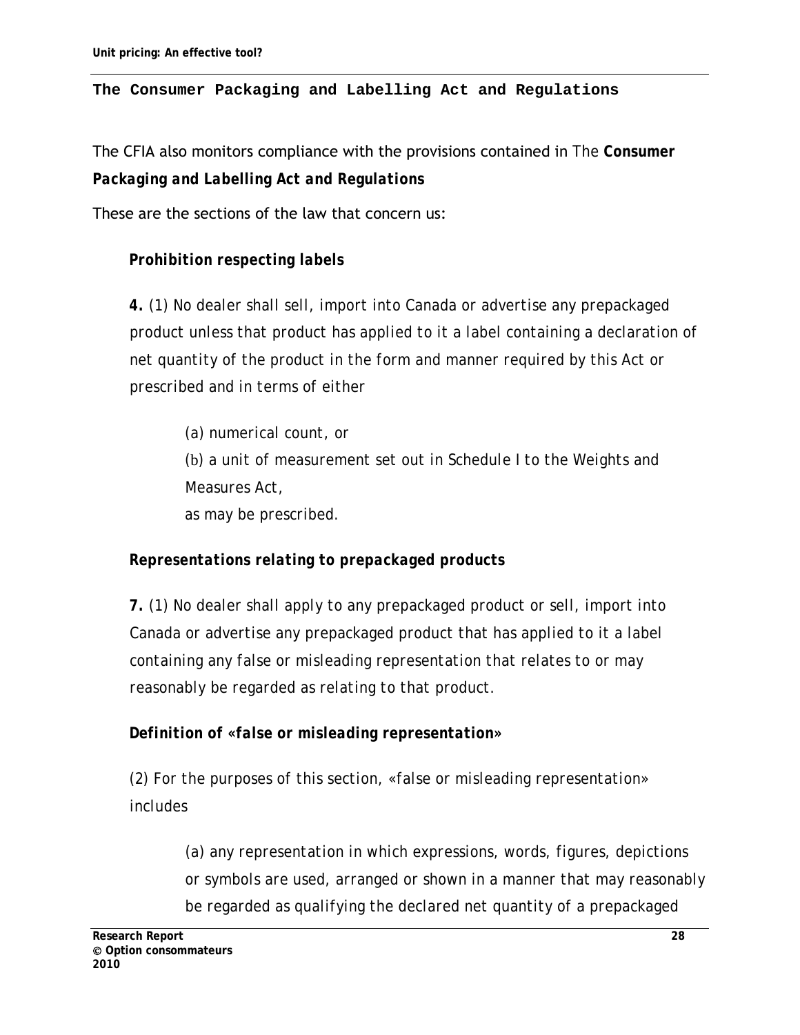### The Consumer Packaging and Labelling Act and Regulations

The CFIA also monitors compliance with the provisions contained in The ***Consumer Packaging and Labelling Act and Regulations***

These are the sections of the law that concern us:

> ***Prohibition respecting labels***
>
> ***4.*** *(1) No dealer shall sell, import into Canada or advertise any prepackaged product unless that product has applied to it a label containing a declaration of net quantity of the product in the form and manner required by this Act or prescribed and in terms of either*
>
> > *(a) numerical count, or*
> > *(b) a unit of measurement set out in Schedule I to the Weights and Measures Act,*
> > *as may be prescribed.*
>
> ***Representations relating to prepackaged products***
>
> ***7.*** *(1) No dealer shall apply to any prepackaged product or sell, import into Canada or advertise any prepackaged product that has applied to it a label containing any false or misleading representation that relates to or may reasonably be regarded as relating to that product.*
>
> ***Definition of «false or misleading representation»***
>
> *(2) For the purposes of this section, «false or misleading representation» includes*
>
> > *(a) any representation in which expressions, words, figures, depictions or symbols are used, arranged or shown in a manner that may reasonably be regarded as qualifying the declared net quantity of a prepackaged*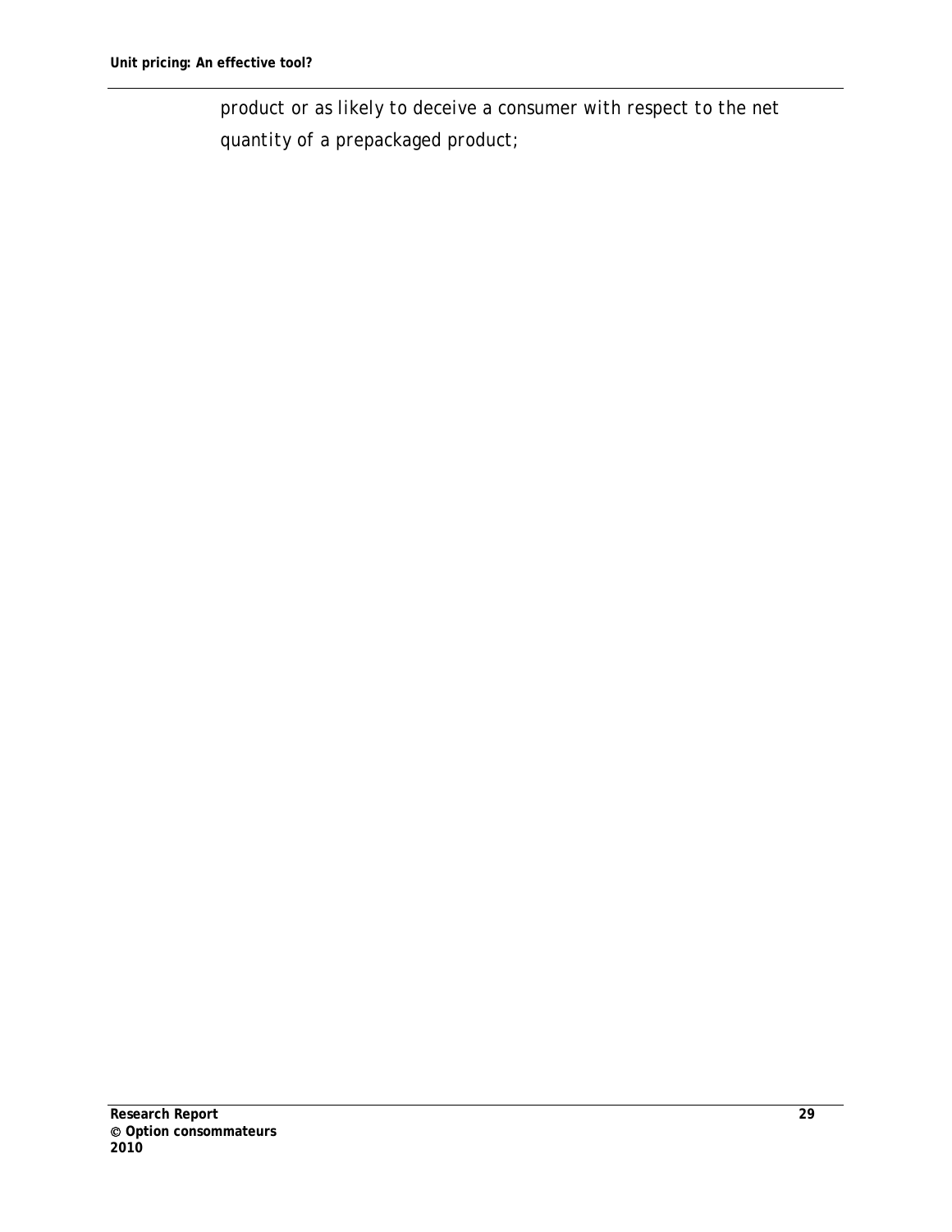product or as likely to deceive a consumer with respect to the net quantity of a prepackaged product;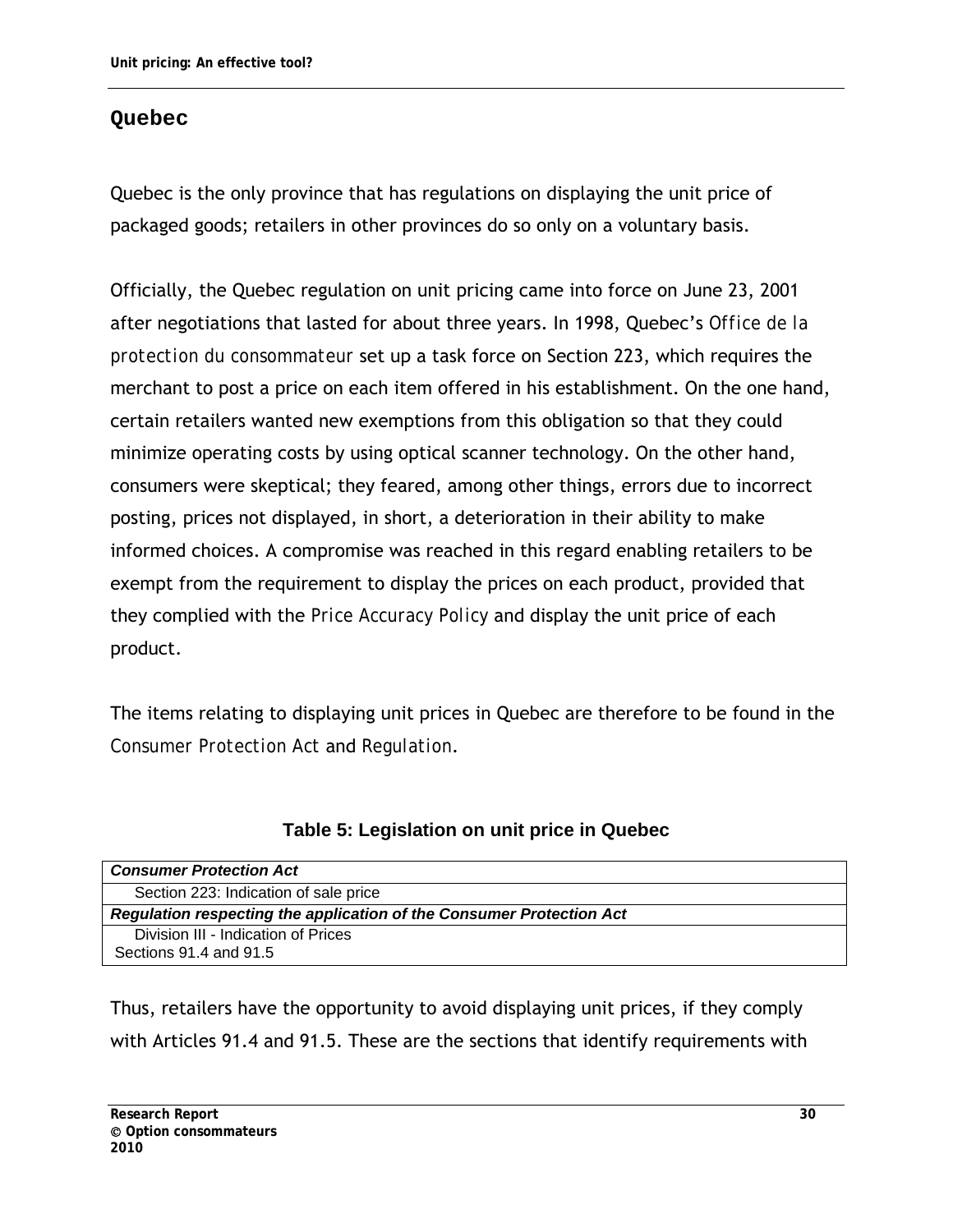## Quebec

Quebec is the only province that has regulations on displaying the unit price of packaged goods; retailers in other provinces do so only on a voluntary basis.

Officially, the Quebec regulation on unit pricing came into force on June 23, 2001 after negotiations that lasted for about three years. In 1998, Quebec's *Office de la protection du consommateur* set up a task force on Section 223, which requires the merchant to post a price on each item offered in his establishment. On the one hand, certain retailers wanted new exemptions from this obligation so that they could minimize operating costs by using optical scanner technology. On the other hand, consumers were skeptical; they feared, among other things, errors due to incorrect posting, prices not displayed, in short, a deterioration in their ability to make informed choices. A compromise was reached in this regard enabling retailers to be exempt from the requirement to display the prices on each product, provided that they complied with the *Price Accuracy Policy* and display the unit price of each product.

The items relating to displaying unit prices in Quebec are therefore to be found in the *Consumer Protection Act* and *Regulation*.

**Table 5: Legislation on unit price in Quebec**

| ***Consumer Protection Act*** |
|---|
| Section 223: Indication of sale price |
| ***Regulation respecting the application of the Consumer Protection Act*** |
| Division III - Indication of Prices<br>Sections 91.4 and 91.5 |

Thus, retailers have the opportunity to avoid displaying unit prices, if they comply with Articles 91.4 and 91.5. These are the sections that identify requirements with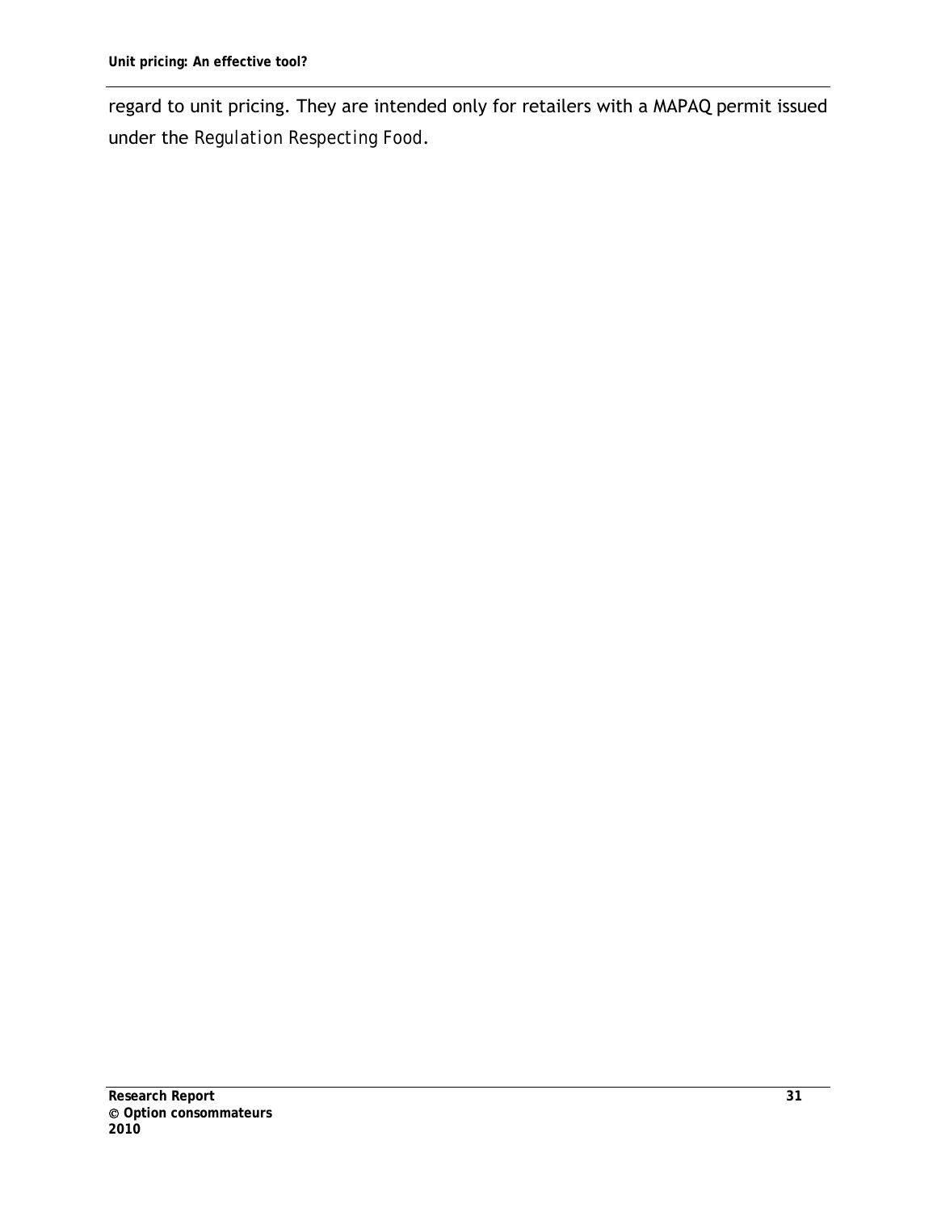regard to unit pricing. They are intended only for retailers with a MAPAQ permit issued under the *Regulation Respecting Food*.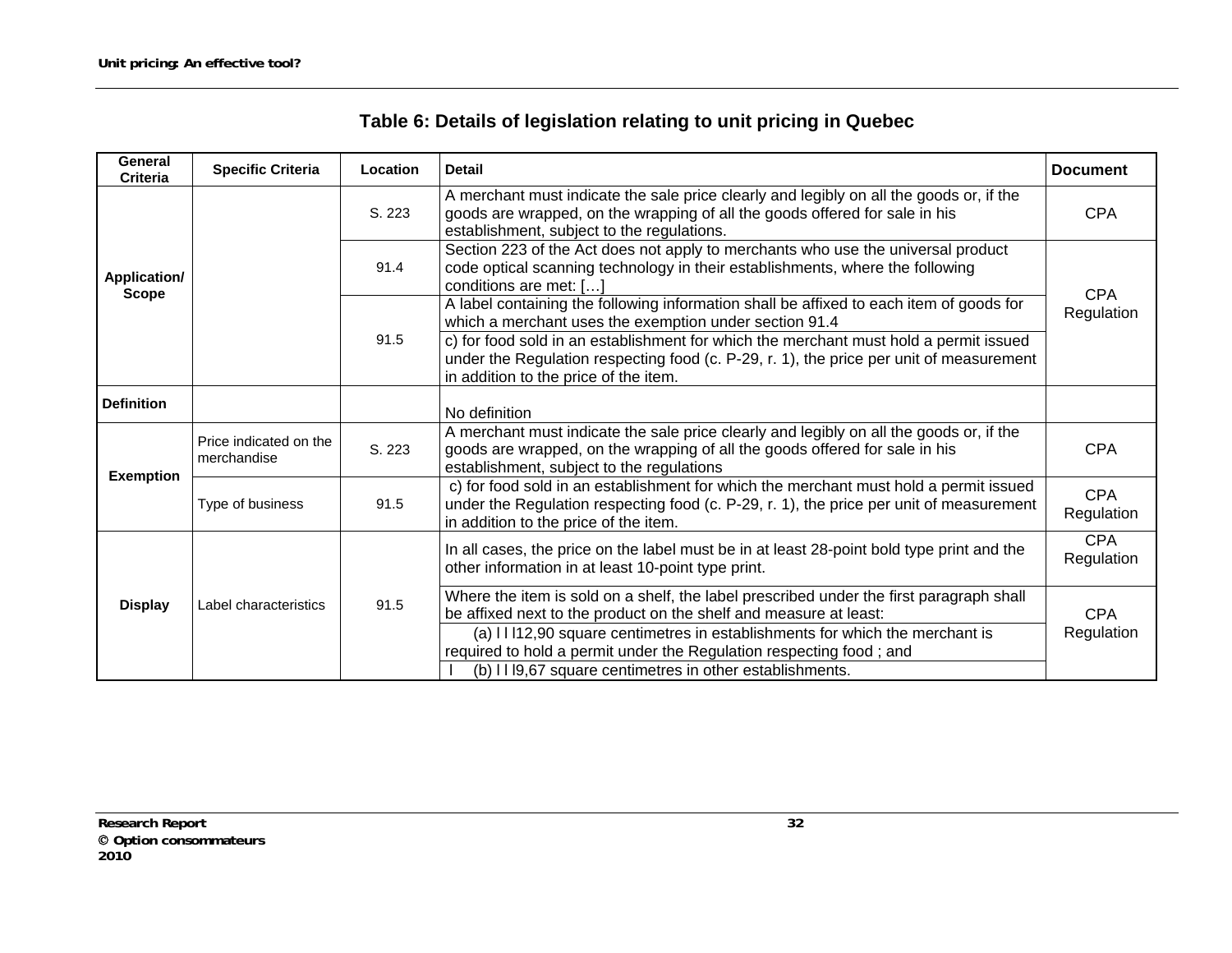## Table 6: Details of legislation relating to unit pricing in Quebec

| General Criteria | Specific Criteria | Location | Detail | Document |
|---|---|---|---|---|
| Application/ Scope | | S. 223 | A merchant must indicate the sale price clearly and legibly on all the goods or, if the goods are wrapped, on the wrapping of all the goods offered for sale in his establishment, subject to the regulations. | CPA |
| | | 91.4 | Section 223 of the Act does not apply to merchants who use the universal product code optical scanning technology in their establishments, where the following conditions are met: […] | CPA Regulation |
| | | 91.5 | A label containing the following information shall be affixed to each item of goods for which a merchant uses the exemption under section 91.4 | |
| | | | c) for food sold in an establishment for which the merchant must hold a permit issued under the Regulation respecting food (c. P-29, r. 1), the price per unit of measurement in addition to the price of the item. | |
| Definition | | | No definition | |
| Exemption | Price indicated on the merchandise | S. 223 | A merchant must indicate the sale price clearly and legibly on all the goods or, if the goods are wrapped, on the wrapping of all the goods offered for sale in his establishment, subject to the regulations | CPA |
| | Type of business | 91.5 | c) for food sold in an establishment for which the merchant must hold a permit issued under the Regulation respecting food (c. P-29, r. 1), the price per unit of measurement in addition to the price of the item. | CPA Regulation |
| Display | Label characteristics | 91.5 | In all cases, the price on the label must be in at least 28-point bold type print and the other information in at least 10-point type print. | CPA Regulation |
| | | | Where the item is sold on a shelf, the label prescribed under the first paragraph shall be affixed next to the product on the shelf and measure at least: | CPA Regulation |
| | | | (a) l l l12,90 square centimetres in establishments for which the merchant is required to hold a permit under the Regulation respecting food ; and | |
| | | | l (b) l l l9,67 square centimetres in other establishments. | |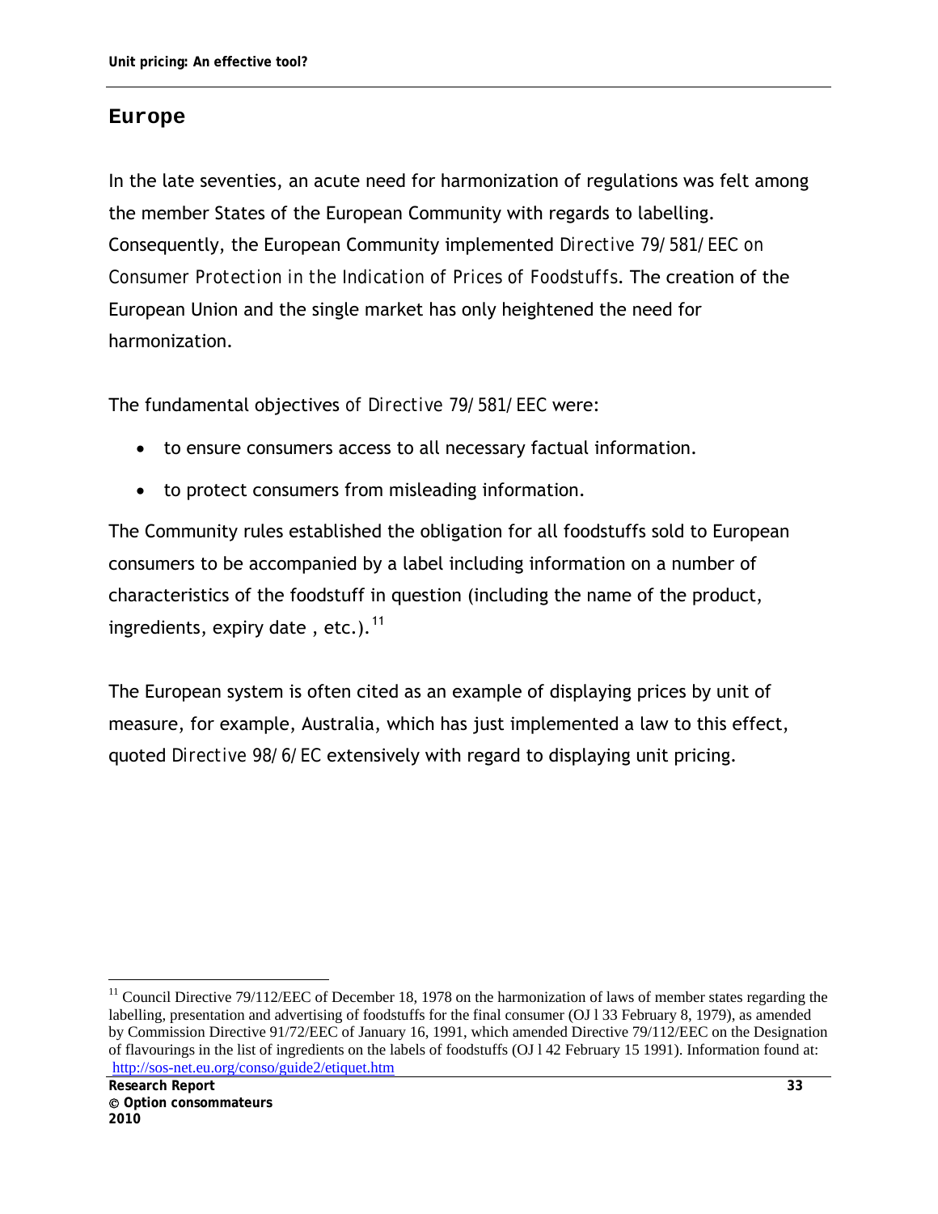## Europe

In the late seventies, an acute need for harmonization of regulations was felt among the member States of the European Community with regards to labelling. Consequently, the European Community implemented *Directive 79/581/EEC on Consumer Protection in the Indication of Prices of Foodstuffs*. The creation of the European Union and the single market has only heightened the need for harmonization.

The fundamental objectives of *Directive 79/581/EEC* were:

- to ensure consumers access to all necessary factual information.
- to protect consumers from misleading information.

The Community rules established the obligation for all foodstuffs sold to European consumers to be accompanied by a label including information on a number of characteristics of the foodstuff in question (including the name of the product, ingredients, expiry date , etc.).[11]

The European system is often cited as an example of displaying prices by unit of measure, for example, Australia, which has just implemented a law to this effect, quoted *Directive 98/6/EC* extensively with regard to displaying unit pricing.

---

[11] Council Directive 79/112/EEC of December 18, 1978 on the harmonization of laws of member states regarding the labelling, presentation and advertising of foodstuffs for the final consumer (OJ l 33 February 8, 1979), as amended by Commission Directive 91/72/EEC of January 16, 1991, which amended Directive 79/112/EEC on the Designation of flavourings in the list of ingredients on the labels of foodstuffs (OJ l 42 February 15 1991). Information found at: http://sos-net.eu.org/conso/guide2/etiquet.htm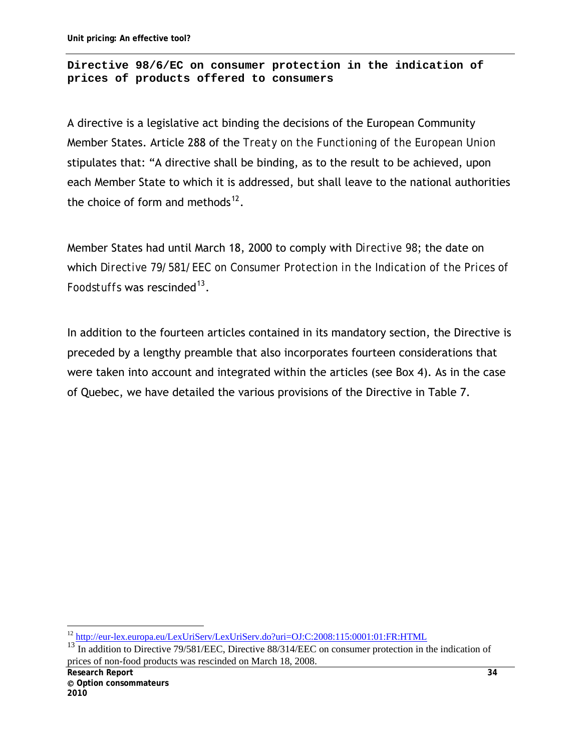**Directive 98/6/EC on consumer protection in the indication of prices of products offered to consumers**

A directive is a legislative act binding the decisions of the European Community Member States. Article 288 of the *Treaty on the Functioning of the European Union* stipulates that: "A directive shall be binding, as to the result to be achieved, upon each Member State to which it is addressed, but shall leave to the national authorities the choice of form and methods[12].

Member States had until March 18, 2000 to comply with *Directive 98*; the date on which *Directive 79/581/EEC on Consumer Protection in the Indication of the Prices of Foodstuffs* was rescinded[13].

In addition to the fourteen articles contained in its mandatory section, the Directive is preceded by a lengthy preamble that also incorporates fourteen considerations that were taken into account and integrated within the articles (see Box 4). As in the case of Quebec, we have detailed the various provisions of the Directive in Table 7.

---

[12] http://eur-lex.europa.eu/LexUriServ/LexUriServ.do?uri=OJ:C:2008:115:0001:01:FR:HTML

[13] In addition to Directive 79/581/EEC, Directive 88/314/EEC on consumer protection in the indication of prices of non-food products was rescinded on March 18, 2008.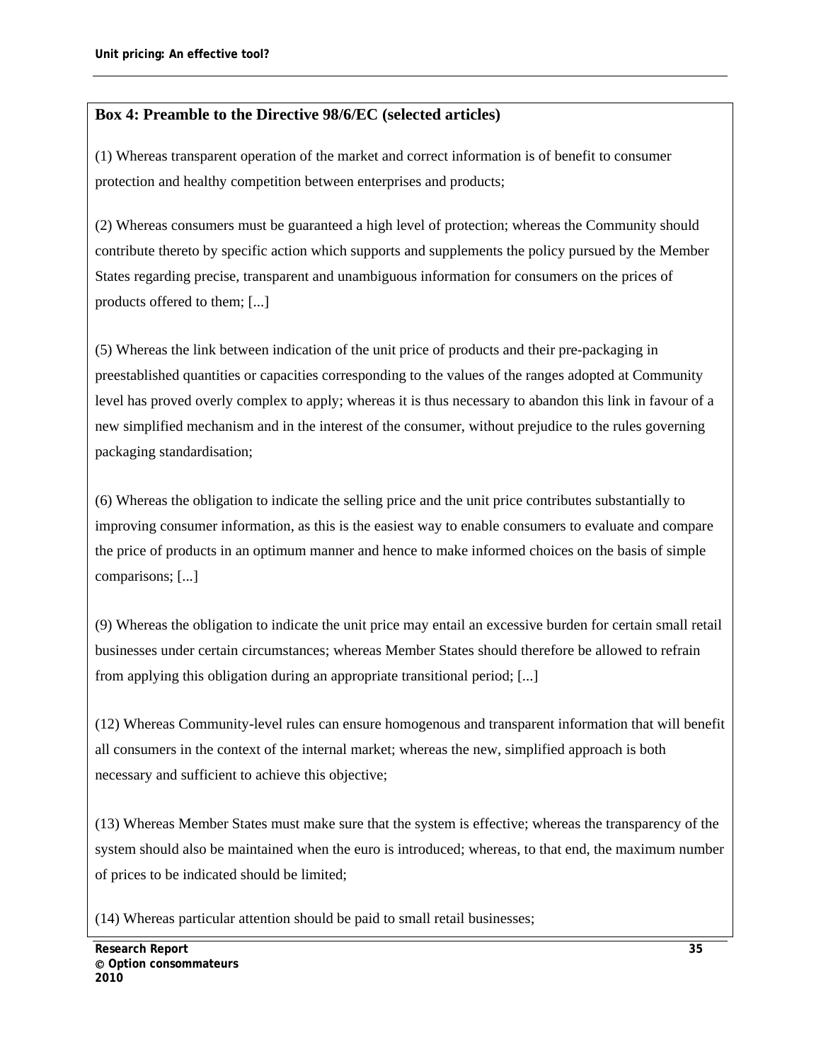**Box 4: Preamble to the Directive 98/6/EC (selected articles)**

(1) Whereas transparent operation of the market and correct information is of benefit to consumer protection and healthy competition between enterprises and products;

(2) Whereas consumers must be guaranteed a high level of protection; whereas the Community should contribute thereto by specific action which supports and supplements the policy pursued by the Member States regarding precise, transparent and unambiguous information for consumers on the prices of products offered to them; [...]

(5) Whereas the link between indication of the unit price of products and their pre-packaging in preestablished quantities or capacities corresponding to the values of the ranges adopted at Community level has proved overly complex to apply; whereas it is thus necessary to abandon this link in favour of a new simplified mechanism and in the interest of the consumer, without prejudice to the rules governing packaging standardisation;

(6) Whereas the obligation to indicate the selling price and the unit price contributes substantially to improving consumer information, as this is the easiest way to enable consumers to evaluate and compare the price of products in an optimum manner and hence to make informed choices on the basis of simple comparisons; [...]

(9) Whereas the obligation to indicate the unit price may entail an excessive burden for certain small retail businesses under certain circumstances; whereas Member States should therefore be allowed to refrain from applying this obligation during an appropriate transitional period; [...]

(12) Whereas Community-level rules can ensure homogenous and transparent information that will benefit all consumers in the context of the internal market; whereas the new, simplified approach is both necessary and sufficient to achieve this objective;

(13) Whereas Member States must make sure that the system is effective; whereas the transparency of the system should also be maintained when the euro is introduced; whereas, to that end, the maximum number of prices to be indicated should be limited;

(14) Whereas particular attention should be paid to small retail businesses;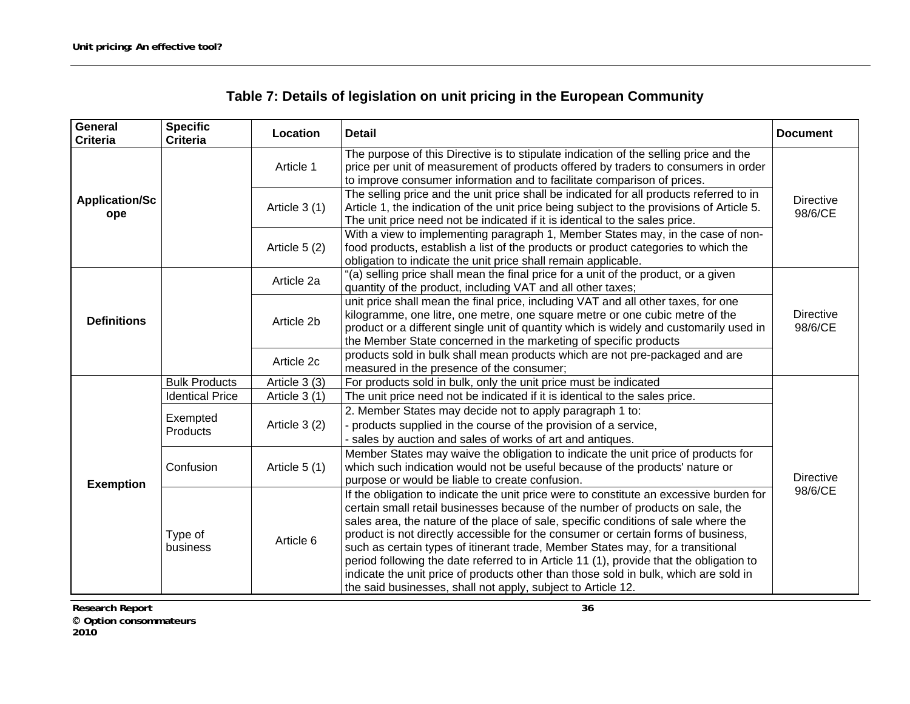## Table 7: Details of legislation on unit pricing in the European Community

| General Criteria | Specific Criteria | Location | Detail | Document |
|---|---|---|---|---|
| Application/Scope | | Article 1 | The purpose of this Directive is to stipulate indication of the selling price and the price per unit of measurement of products offered by traders to consumers in order to improve consumer information and to facilitate comparison of prices. | Directive 98/6/CE |
| | | Article 3 (1) | The selling price and the unit price shall be indicated for all products referred to in Article 1, the indication of the unit price being subject to the provisions of Article 5. The unit price need not be indicated if it is identical to the sales price. | |
| | | Article 5 (2) | With a view to implementing paragraph 1, Member States may, in the case of non-food products, establish a list of the products or product categories to which the obligation to indicate the unit price shall remain applicable. | |
| Definitions | | Article 2a | "(a) selling price shall mean the final price for a unit of the product, or a given quantity of the product, including VAT and all other taxes; | Directive 98/6/CE |
| | | Article 2b | unit price shall mean the final price, including VAT and all other taxes, for one kilogramme, one litre, one metre, one square metre or one cubic metre of the product or a different single unit of quantity which is widely and customarily used in the Member State concerned in the marketing of specific products | |
| | | Article 2c | products sold in bulk shall mean products which are not pre-packaged and are measured in the presence of the consumer; | |
| Exemption | Bulk Products | Article 3 (3) | For products sold in bulk, only the unit price must be indicated | Directive 98/6/CE |
| | Identical Price | Article 3 (1) | The unit price need not be indicated if it is identical to the sales price. | |
| | Exempted Products | Article 3 (2) | 2. Member States may decide not to apply paragraph 1 to:<br>- products supplied in the course of the provision of a service,<br>- sales by auction and sales of works of art and antiques. | |
| | Confusion | Article 5 (1) | Member States may waive the obligation to indicate the unit price of products for which such indication would not be useful because of the products' nature or purpose or would be liable to create confusion. | |
| | Type of business | Article 6 | If the obligation to indicate the unit price were to constitute an excessive burden for certain small retail businesses because of the number of products on sale, the sales area, the nature of the place of sale, specific conditions of sale where the product is not directly accessible for the consumer or certain forms of business, such as certain types of itinerant trade, Member States may, for a transitional period following the date referred to in Article 11 (1), provide that the obligation to indicate the unit price of products other than those sold in bulk, which are sold in the said businesses, shall not apply, subject to Article 12. | |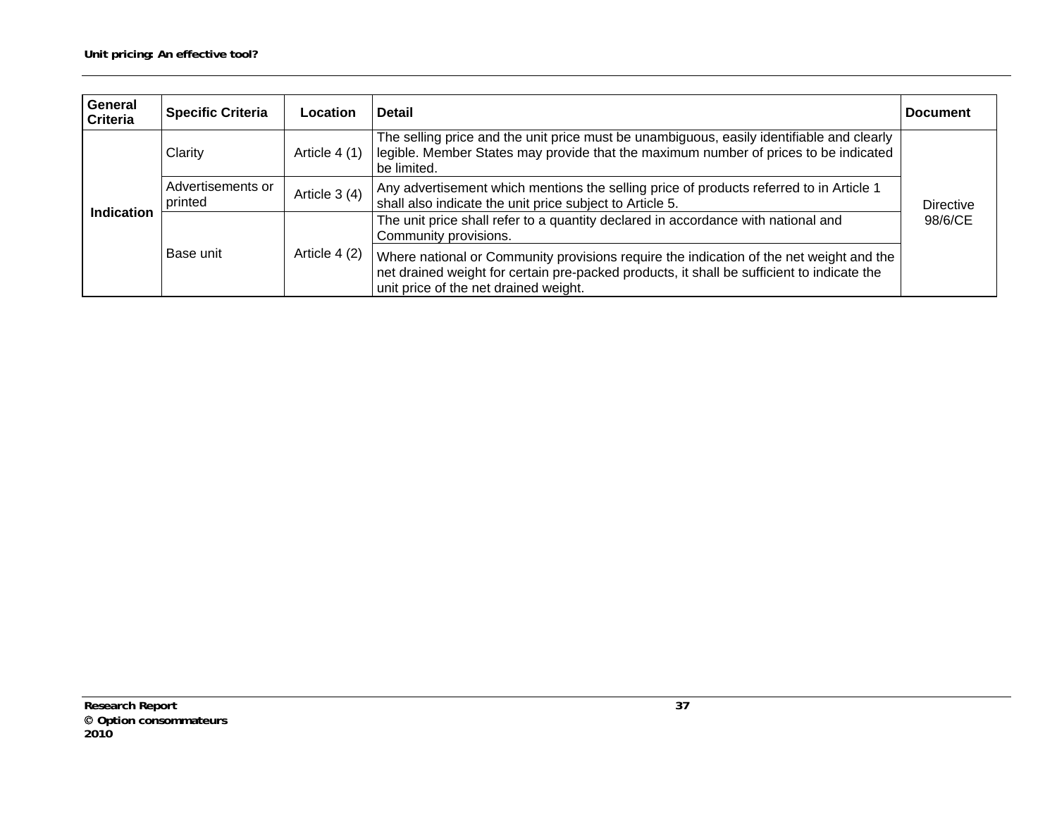| General Criteria | Specific Criteria | Location | Detail | Document |
|---|---|---|---|---|
| Indication | Clarity | Article 4 (1) | The selling price and the unit price must be unambiguous, easily identifiable and clearly legible. Member States may provide that the maximum number of prices to be indicated be limited. | Directive 98/6/CE |
| | Advertisements or printed | Article 3 (4) | Any advertisement which mentions the selling price of products referred to in Article 1 shall also indicate the unit price subject to Article 5. | |
| | Base unit | Article 4 (2) | The unit price shall refer to a quantity declared in accordance with national and Community provisions. | |
| | | | Where national or Community provisions require the indication of the net weight and the net drained weight for certain pre-packed products, it shall be sufficient to indicate the unit price of the net drained weight. | |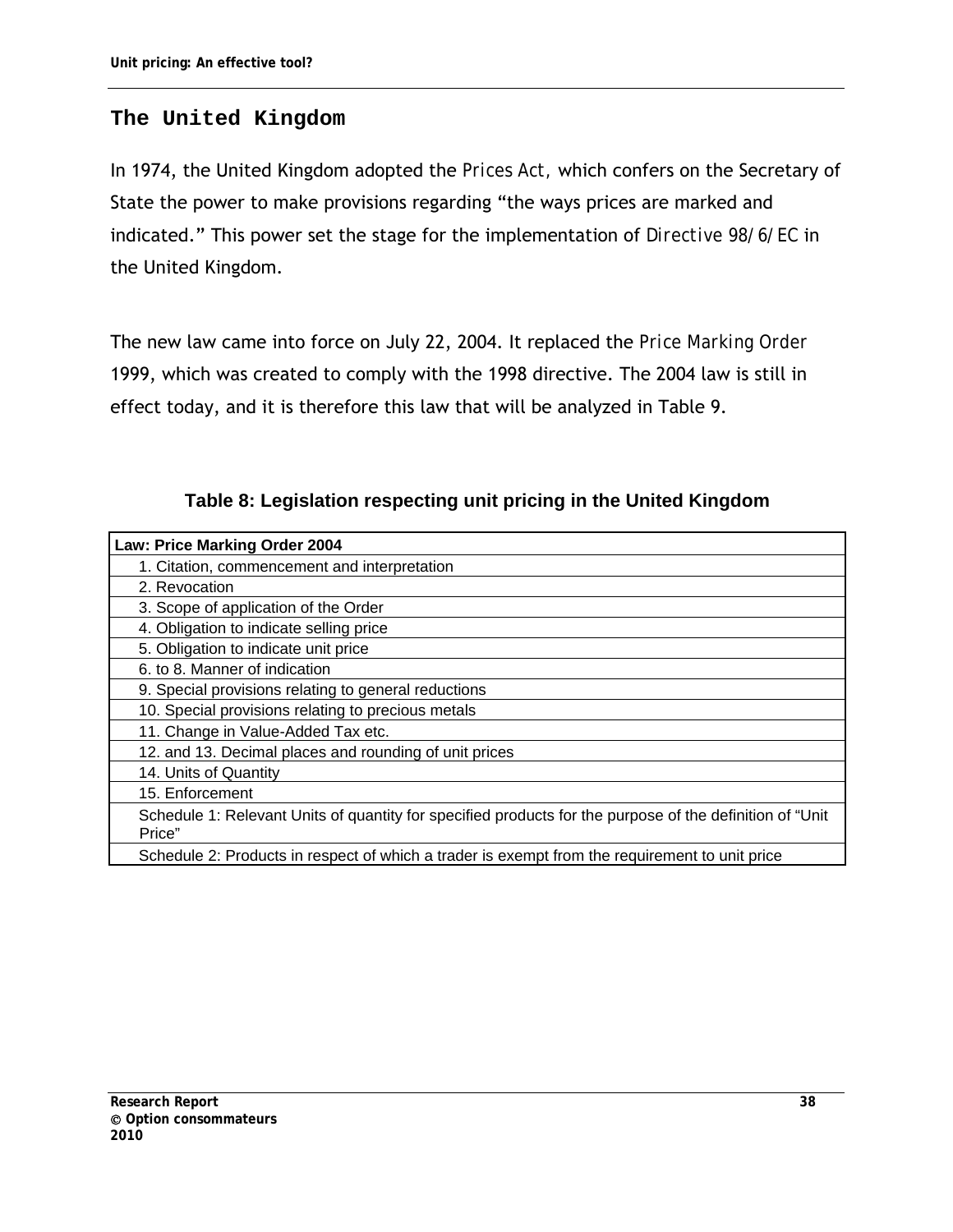## The United Kingdom

In 1974, the United Kingdom adopted the *Prices Act*, which confers on the Secretary of State the power to make provisions regarding "the ways prices are marked and indicated." This power set the stage for the implementation of *Directive 98/6/EC* in the United Kingdom.

The new law came into force on July 22, 2004. It replaced the *Price Marking Order* 1999, which was created to comply with the 1998 directive. The 2004 law is still in effect today, and it is therefore this law that will be analyzed in Table 9.

**Table 8: Legislation respecting unit pricing in the United Kingdom**

| Law: Price Marking Order 2004 |
|---|
| 1. Citation, commencement and interpretation |
| 2. Revocation |
| 3. Scope of application of the Order |
| 4. Obligation to indicate selling price |
| 5. Obligation to indicate unit price |
| 6. to 8. Manner of indication |
| 9. Special provisions relating to general reductions |
| 10. Special provisions relating to precious metals |
| 11. Change in Value-Added Tax etc. |
| 12. and 13. Decimal places and rounding of unit prices |
| 14. Units of Quantity |
| 15. Enforcement |
| Schedule 1: Relevant Units of quantity for specified products for the purpose of the definition of "Unit Price" |
| Schedule 2: Products in respect of which a trader is exempt from the requirement to unit price |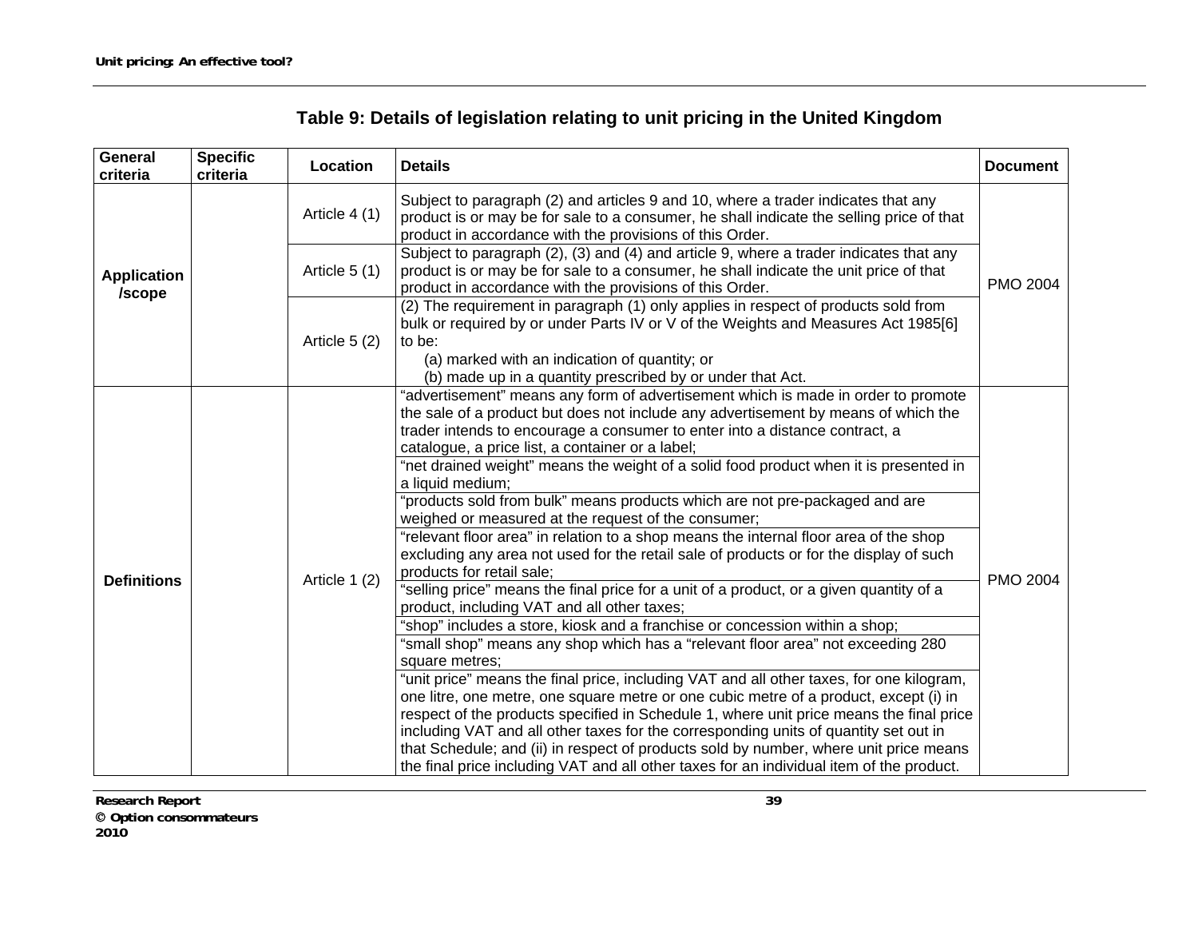## Table 9: Details of legislation relating to unit pricing in the United Kingdom

| General criteria | Specific criteria | Location | Details | Document |
|---|---|---|---|---|
| Application /scope | | Article 4 (1) | Subject to paragraph (2) and articles 9 and 10, where a trader indicates that any product is or may be for sale to a consumer, he shall indicate the selling price of that product in accordance with the provisions of this Order. | PMO 2004 |
| | | Article 5 (1) | Subject to paragraph (2), (3) and (4) and article 9, where a trader indicates that any product is or may be for sale to a consumer, he shall indicate the unit price of that product in accordance with the provisions of this Order. | |
| | | Article 5 (2) | (2) The requirement in paragraph (1) only applies in respect of products sold from bulk or required by or under Parts IV or V of the Weights and Measures Act 1985[6] to be: (a) marked with an indication of quantity; or (b) made up in a quantity prescribed by or under that Act. | |
| Definitions | | Article 1 (2) | "advertisement" means any form of advertisement which is made in order to promote the sale of a product but does not include any advertisement by means of which the trader intends to encourage a consumer to enter into a distance contract, a catalogue, a price list, a container or a label; | PMO 2004 |
| | | | "net drained weight" means the weight of a solid food product when it is presented in a liquid medium; | |
| | | | "products sold from bulk" means products which are not pre-packaged and are weighed or measured at the request of the consumer; | |
| | | | "relevant floor area" in relation to a shop means the internal floor area of the shop excluding any area not used for the retail sale of products or for the display of such products for retail sale; | |
| | | | "selling price" means the final price for a unit of a product, or a given quantity of a product, including VAT and all other taxes; | |
| | | | "shop" includes a store, kiosk and a franchise or concession within a shop; | |
| | | | "small shop" means any shop which has a "relevant floor area" not exceeding 280 square metres; | |
| | | | "unit price" means the final price, including VAT and all other taxes, for one kilogram, one litre, one metre, one square metre or one cubic metre of a product, except (i) in respect of the products specified in Schedule 1, where unit price means the final price including VAT and all other taxes for the corresponding units of quantity set out in that Schedule; and (ii) in respect of products sold by number, where unit price means the final price including VAT and all other taxes for an individual item of the product. | |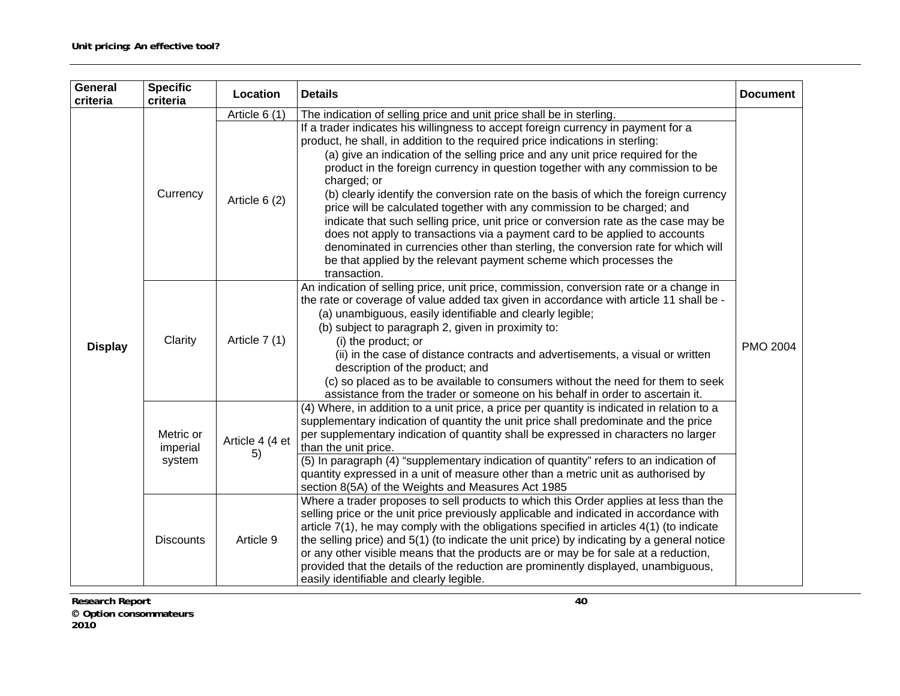| General criteria | Specific criteria | Location | Details | Document |
|---|---|---|---|---|
| Display | Currency | Article 6 (1) | The indication of selling price and unit price shall be in sterling. | PMO 2004 |
| | | Article 6 (2) | If a trader indicates his willingness to accept foreign currency in payment for a product, he shall, in addition to the required price indications in sterling: (a) give an indication of the selling price and any unit price required for the product in the foreign currency in question together with any commission to be charged; or (b) clearly identify the conversion rate on the basis of which the foreign currency price will be calculated together with any commission to be charged; and indicate that such selling price, unit price or conversion rate as the case may be does not apply to transactions via a payment card to be applied to accounts denominated in currencies other than sterling, the conversion rate for which will be that applied by the relevant payment scheme which processes the transaction. | |
| | Clarity | Article 7 (1) | An indication of selling price, unit price, commission, conversion rate or a change in the rate or coverage of value added tax given in accordance with article 11 shall be - (a) unambiguous, easily identifiable and clearly legible; (b) subject to paragraph 2, given in proximity to: (i) the product; or (ii) in the case of distance contracts and advertisements, a visual or written description of the product; and (c) so placed as to be available to consumers without the need for them to seek assistance from the trader or someone on his behalf in order to ascertain it. | |
| | Metric or imperial system | Article 4 (4 et 5) | (4) Where, in addition to a unit price, a price per quantity is indicated in relation to a supplementary indication of quantity the unit price shall predominate and the price per supplementary indication of quantity shall be expressed in characters no larger than the unit price. | |
| | | | (5) In paragraph (4) "supplementary indication of quantity" refers to an indication of quantity expressed in a unit of measure other than a metric unit as authorised by section 8(5A) of the Weights and Measures Act 1985 | |
| | Discounts | Article 9 | Where a trader proposes to sell products to which this Order applies at less than the selling price or the unit price previously applicable and indicated in accordance with article 7(1), he may comply with the obligations specified in articles 4(1) (to indicate the selling price) and 5(1) (to indicate the unit price) by indicating by a general notice or any other visible means that the products are or may be for sale at a reduction, provided that the details of the reduction are prominently displayed, unambiguous, easily identifiable and clearly legible. | |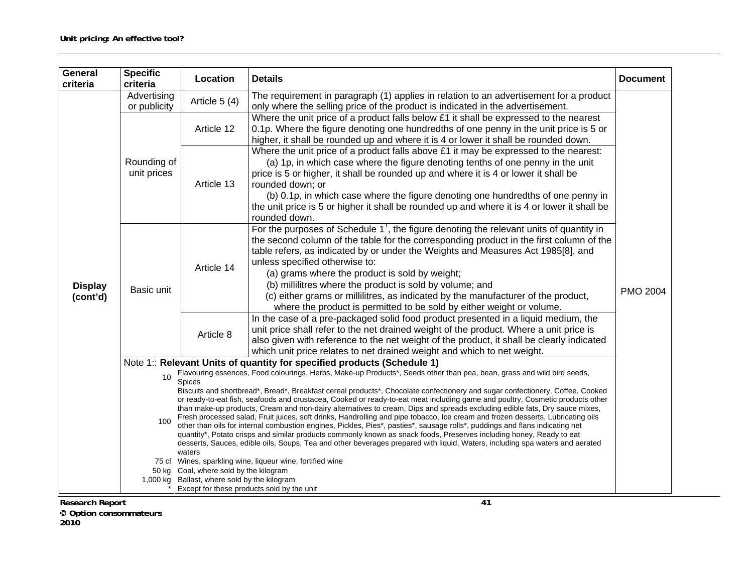| General criteria | Specific criteria | Location | Details | Document |
|---|---|---|---|---|
| Display (cont'd) | Advertising or publicity | Article 5 (4) | The requirement in paragraph (1) applies in relation to an advertisement for a product only where the selling price of the product is indicated in the advertisement. | PMO 2004 |
| | Rounding of unit prices | Article 12 | Where the unit price of a product falls below £1 it shall be expressed to the nearest 0.1p. Where the figure denoting one hundredths of one penny in the unit price is 5 or higher, it shall be rounded up and where it is 4 or lower it shall be rounded down. | |
| | | Article 13 | Where the unit price of a product falls above £1 it may be expressed to the nearest: (a) 1p, in which case where the figure denoting tenths of one penny in the unit price is 5 or higher, it shall be rounded up and where it is 4 or lower it shall be rounded down; or (b) 0.1p, in which case where the figure denoting one hundredths of one penny in the unit price is 5 or higher it shall be rounded up and where it is 4 or lower it shall be rounded down. | |
| | Basic unit | Article 14 | For the purposes of Schedule 1[1], the figure denoting the relevant units of quantity in the second column of the table for the corresponding product in the first column of the table refers, as indicated by or under the Weights and Measures Act 1985[8], and unless specified otherwise to: (a) grams where the product is sold by weight; (b) millilitres where the product is sold by volume; and (c) either grams or millilitres, as indicated by the manufacturer of the product, where the product is permitted to be sold by either weight or volume. | |
| | | Article 8 | In the case of a pre-packaged solid food product presented in a liquid medium, the unit price shall refer to the net drained weight of the product. Where a unit price is also given with reference to the net weight of the product, it shall be clearly indicated which unit price relates to net drained weight and which to net weight. | |

Note 1:: **Relevant Units of quantity for specified products (Schedule 1)**

| | |
|---|---|
| 10 | Flavouring essences, Food colourings, Herbs, Make-up Products*, Seeds other than pea, bean, grass and wild bird seeds, Spices |
| 100 | Biscuits and shortbread*, Bread*, Breakfast cereal products*, Chocolate confectionery and sugar confectionery, Coffee, Cooked or ready-to-eat fish, seafoods and crustacea, Cooked or ready-to-eat meat including game and poultry, Cosmetic products other than make-up products, Cream and non-dairy alternatives to cream, Dips and spreads excluding edible fats, Dry sauce mixes, Fresh processed salad, Fruit juices, soft drinks, Handrolling and pipe tobacco, Ice cream and frozen desserts, Lubricating oils other than oils for internal combustion engines, Pickles, Pies*, pasties*, sausage rolls*, puddings and flans indicating net quantity*, Potato crisps and similar products commonly known as snack foods, Preserves including honey, Ready to eat desserts, Sauces, edible oils, Soups, Tea and other beverages prepared with liquid, Waters, including spa waters and aerated waters |
| 75 cl | Wines, sparkling wine, liqueur wine, fortified wine |
| 50 kg | Coal, where sold by the kilogram |
| 1,000 kg | Ballast, where sold by the kilogram |
| * | Except for these products sold by the unit |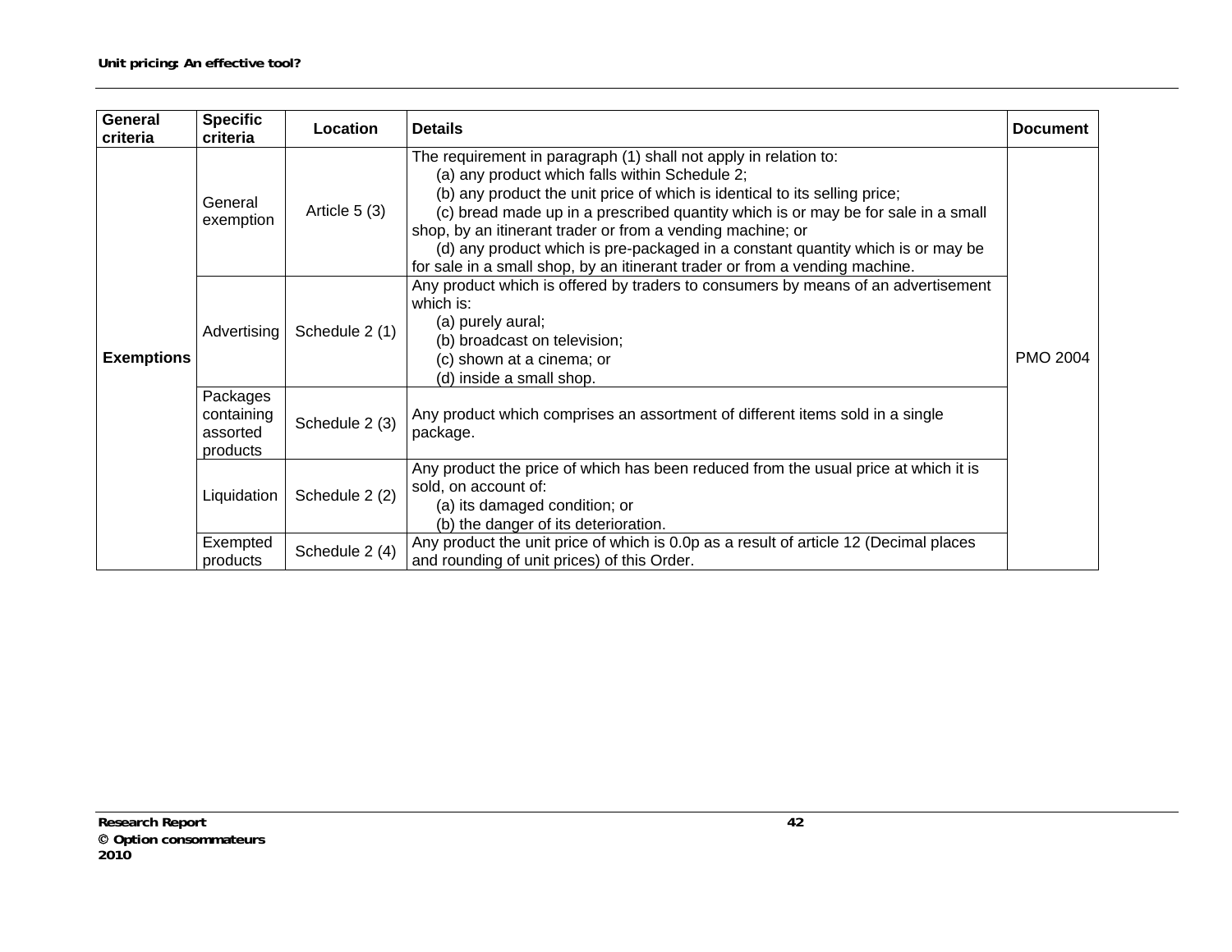| General criteria | Specific criteria | Location | Details | Document |
|---|---|---|---|---|
| Exemptions | General exemption | Article 5 (3) | The requirement in paragraph (1) shall not apply in relation to: (a) any product which falls within Schedule 2; (b) any product the unit price of which is identical to its selling price; (c) bread made up in a prescribed quantity which is or may be for sale in a small shop, by an itinerant trader or from a vending machine; or (d) any product which is pre-packaged in a constant quantity which is or may be for sale in a small shop, by an itinerant trader or from a vending machine. | PMO 2004 |
| | Advertising | Schedule 2 (1) | Any product which is offered by traders to consumers by means of an advertisement which is: (a) purely aural; (b) broadcast on television; (c) shown at a cinema; or (d) inside a small shop. | |
| | Packages containing assorted products | Schedule 2 (3) | Any product which comprises an assortment of different items sold in a single package. | |
| | Liquidation | Schedule 2 (2) | Any product the price of which has been reduced from the usual price at which it is sold, on account of: (a) its damaged condition; or (b) the danger of its deterioration. | |
| | Exempted products | Schedule 2 (4) | Any product the unit price of which is 0.0p as a result of article 12 (Decimal places and rounding of unit prices) of this Order. | |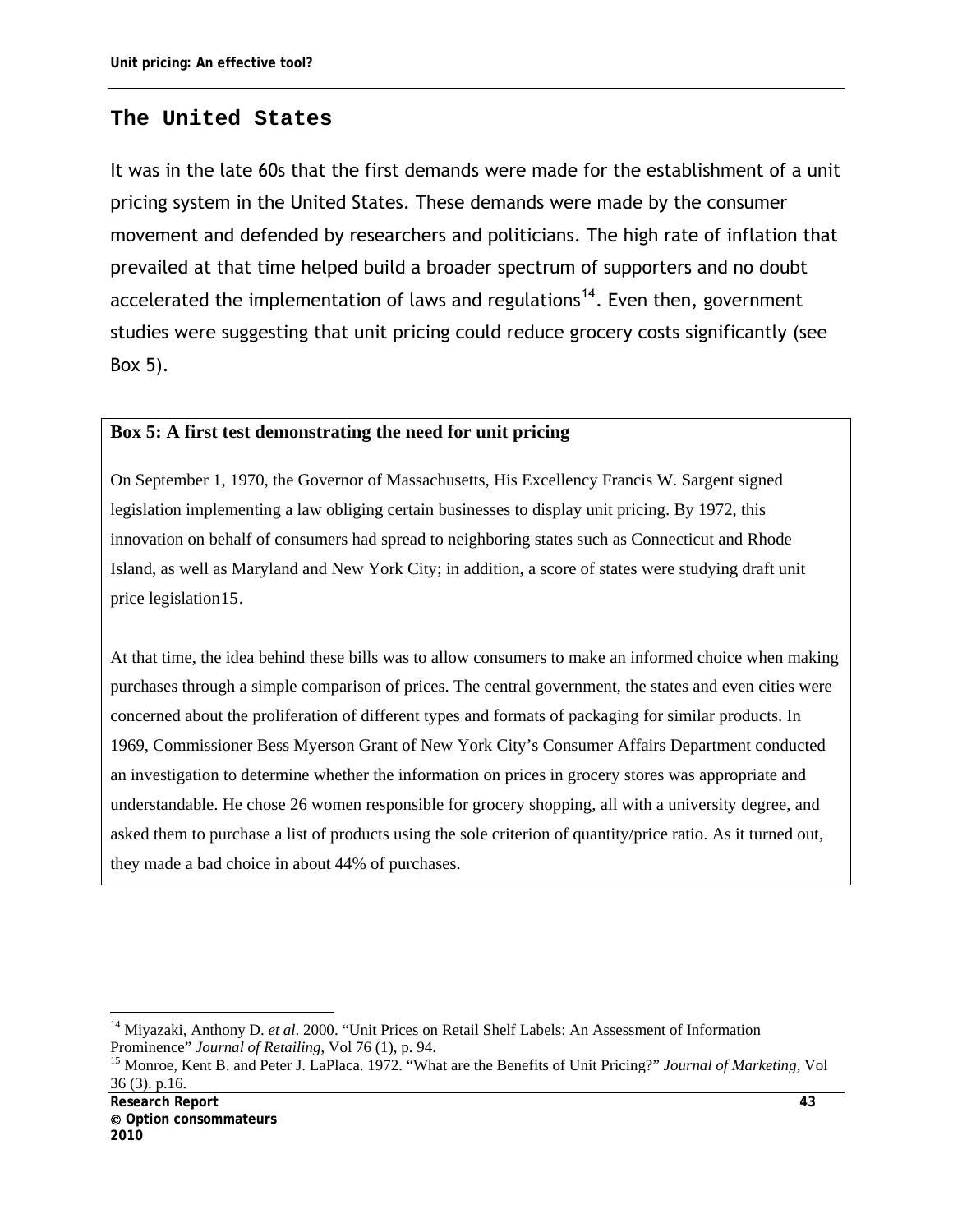## The United States

It was in the late 60s that the first demands were made for the establishment of a unit pricing system in the United States. These demands were made by the consumer movement and defended by researchers and politicians. The high rate of inflation that prevailed at that time helped build a broader spectrum of supporters and no doubt accelerated the implementation of laws and regulations[14]. Even then, government studies were suggesting that unit pricing could reduce grocery costs significantly (see Box 5).

**Box 5: A first test demonstrating the need for unit pricing**

On September 1, 1970, the Governor of Massachusetts, His Excellency Francis W. Sargent signed legislation implementing a law obliging certain businesses to display unit pricing. By 1972, this innovation on behalf of consumers had spread to neighboring states such as Connecticut and Rhode Island, as well as Maryland and New York City; in addition, a score of states were studying draft unit price legislation15.

At that time, the idea behind these bills was to allow consumers to make an informed choice when making purchases through a simple comparison of prices. The central government, the states and even cities were concerned about the proliferation of different types and formats of packaging for similar products. In 1969, Commissioner Bess Myerson Grant of New York City's Consumer Affairs Department conducted an investigation to determine whether the information on prices in grocery stores was appropriate and understandable. He chose 26 women responsible for grocery shopping, all with a university degree, and asked them to purchase a list of products using the sole criterion of quantity/price ratio. As it turned out, they made a bad choice in about 44% of purchases.

---

[14] Miyazaki, Anthony D. *et al*. 2000. "Unit Prices on Retail Shelf Labels: An Assessment of Information Prominence" *Journal of Retailing*, Vol 76 (1), p. 94.

[15] Monroe, Kent B. and Peter J. LaPlaca. 1972. "What are the Benefits of Unit Pricing?" *Journal of Marketing*, Vol 36 (3). p.16.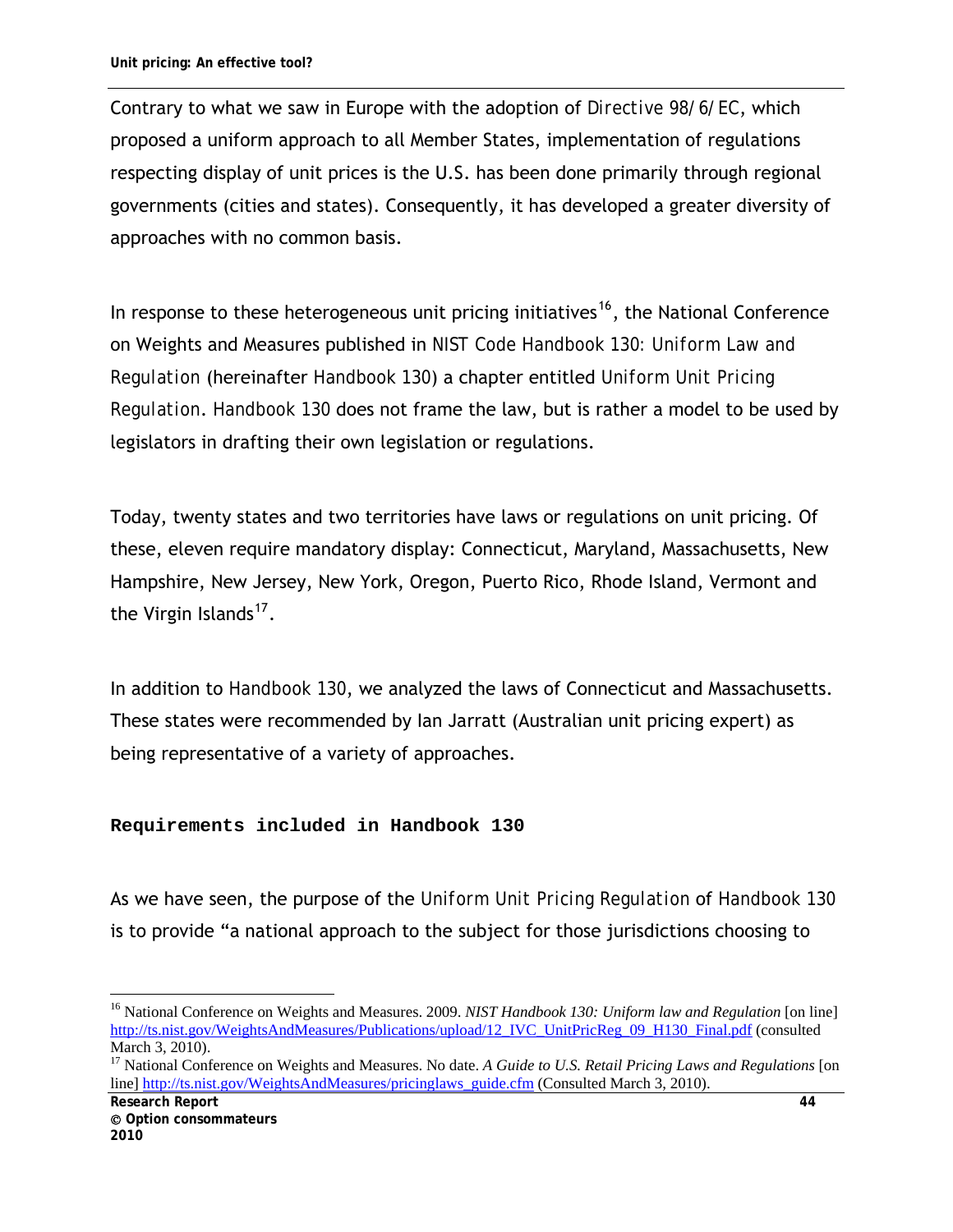Contrary to what we saw in Europe with the adoption of *Directive 98/6/EC*, which proposed a uniform approach to all Member States, implementation of regulations respecting display of unit prices is the U.S. has been done primarily through regional governments (cities and states). Consequently, it has developed a greater diversity of approaches with no common basis.

In response to these heterogeneous unit pricing initiatives[16], the National Conference on Weights and Measures published in *NIST Code Handbook 130: Uniform Law and Regulation* (hereinafter *Handbook 130*) a chapter entitled *Uniform Unit Pricing Regulation*. *Handbook 130* does not frame the law, but is rather a model to be used by legislators in drafting their own legislation or regulations.

Today, twenty states and two territories have laws or regulations on unit pricing. Of these, eleven require mandatory display: Connecticut, Maryland, Massachusetts, New Hampshire, New Jersey, New York, Oregon, Puerto Rico, Rhode Island, Vermont and the Virgin Islands[17].

In addition to *Handbook 130*, we analyzed the laws of Connecticut and Massachusetts. These states were recommended by Ian Jarratt (Australian unit pricing expert) as being representative of a variety of approaches.

### Requirements included in Handbook 130

As we have seen, the purpose of the *Uniform Unit Pricing Regulation* of *Handbook 130* is to provide "a national approach to the subject for those jurisdictions choosing to

---

[16] National Conference on Weights and Measures. 2009. *NIST Handbook 130: Uniform law and Regulation* [on line] http://ts.nist.gov/WeightsAndMeasures/Publications/upload/12_IVC_UnitPricReg_09_H130_Final.pdf (consulted March 3, 2010).

[17] National Conference on Weights and Measures. No date. *A Guide to U.S. Retail Pricing Laws and Regulations* [on line] http://ts.nist.gov/WeightsAndMeasures/pricinglaws_guide.cfm (Consulted March 3, 2010).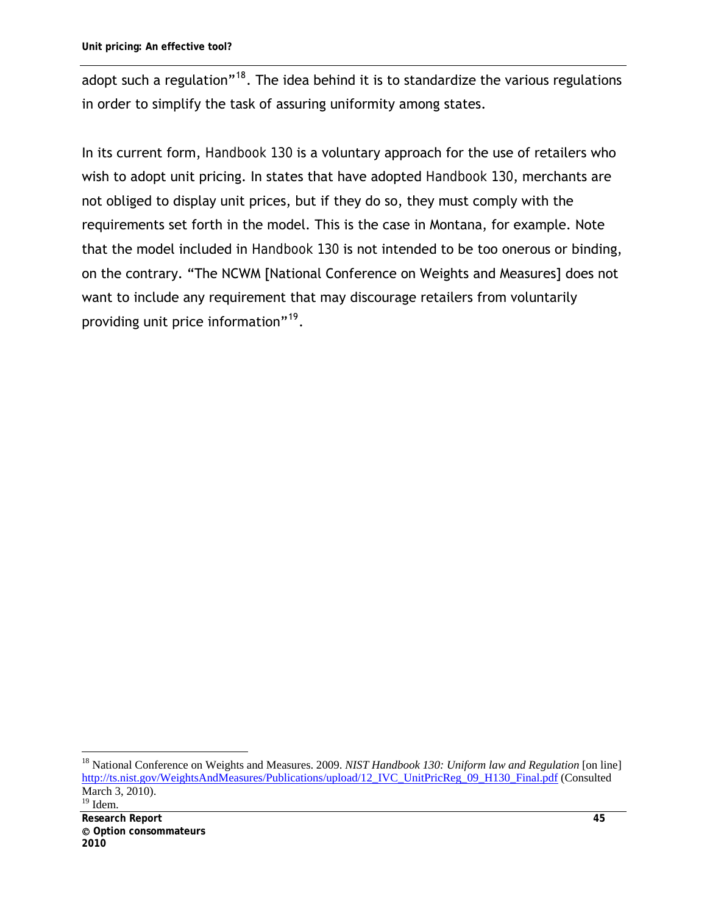adopt such a regulation"[18]. The idea behind it is to standardize the various regulations in order to simplify the task of assuring uniformity among states.

In its current form, Handbook 130 is a voluntary approach for the use of retailers who wish to adopt unit pricing. In states that have adopted Handbook 130, merchants are not obliged to display unit prices, but if they do so, they must comply with the requirements set forth in the model. This is the case in Montana, for example. Note that the model included in Handbook 130 is not intended to be too onerous or binding, on the contrary. "The NCWM [National Conference on Weights and Measures] does not want to include any requirement that may discourage retailers from voluntarily providing unit price information"[19].

---

[18] National Conference on Weights and Measures. 2009. *NIST Handbook 130: Uniform law and Regulation* [on line] http://ts.nist.gov/WeightsAndMeasures/Publications/upload/12_IVC_UnitPricReg_09_H130_Final.pdf (Consulted March 3, 2010).

[19] Idem.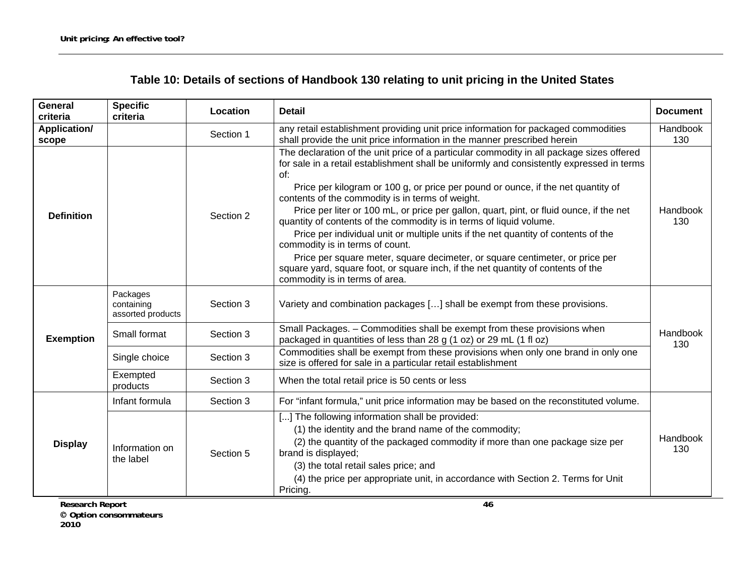### Table 10: Details of sections of Handbook 130 relating to unit pricing in the United States

| General criteria | Specific criteria | Location | Detail | Document |
|---|---|---|---|---|
| **Application/ scope** | | Section 1 | any retail establishment providing unit price information for packaged commodities shall provide the unit price information in the manner prescribed herein | Handbook 130 |
| **Definition** | | Section 2 | The declaration of the unit price of a particular commodity in all package sizes offered for sale in a retail establishment shall be uniformly and consistently expressed in terms of: Price per kilogram or 100 g, or price per pound or ounce, if the net quantity of contents of the commodity is in terms of weight. Price per liter or 100 mL, or price per gallon, quart, pint, or fluid ounce, if the net quantity of contents of the commodity is in terms of liquid volume. Price per individual unit or multiple units if the net quantity of contents of the commodity is in terms of count. Price per square meter, square decimeter, or square centimeter, or price per square yard, square foot, or square inch, if the net quantity of contents of the commodity is in terms of area. | Handbook 130 |
| **Exemption** | Packages containing assorted products | Section 3 | Variety and combination packages […] shall be exempt from these provisions. | Handbook 130 |
| | Small format | Section 3 | Small Packages. – Commodities shall be exempt from these provisions when packaged in quantities of less than 28 g (1 oz) or 29 mL (1 fl oz) | |
| | Single choice | Section 3 | Commodities shall be exempt from these provisions when only one brand in only one size is offered for sale in a particular retail establishment | |
| | Exempted products | Section 3 | When the total retail price is 50 cents or less | |
| **Display** | Infant formula | Section 3 | For "infant formula," unit price information may be based on the reconstituted volume. | Handbook 130 |
| | Information on the label | Section 5 | [...] The following information shall be provided: (1) the identity and the brand name of the commodity; (2) the quantity of the packaged commodity if more than one package size per brand is displayed; (3) the total retail sales price; and (4) the price per appropriate unit, in accordance with Section 2. Terms for Unit Pricing. | |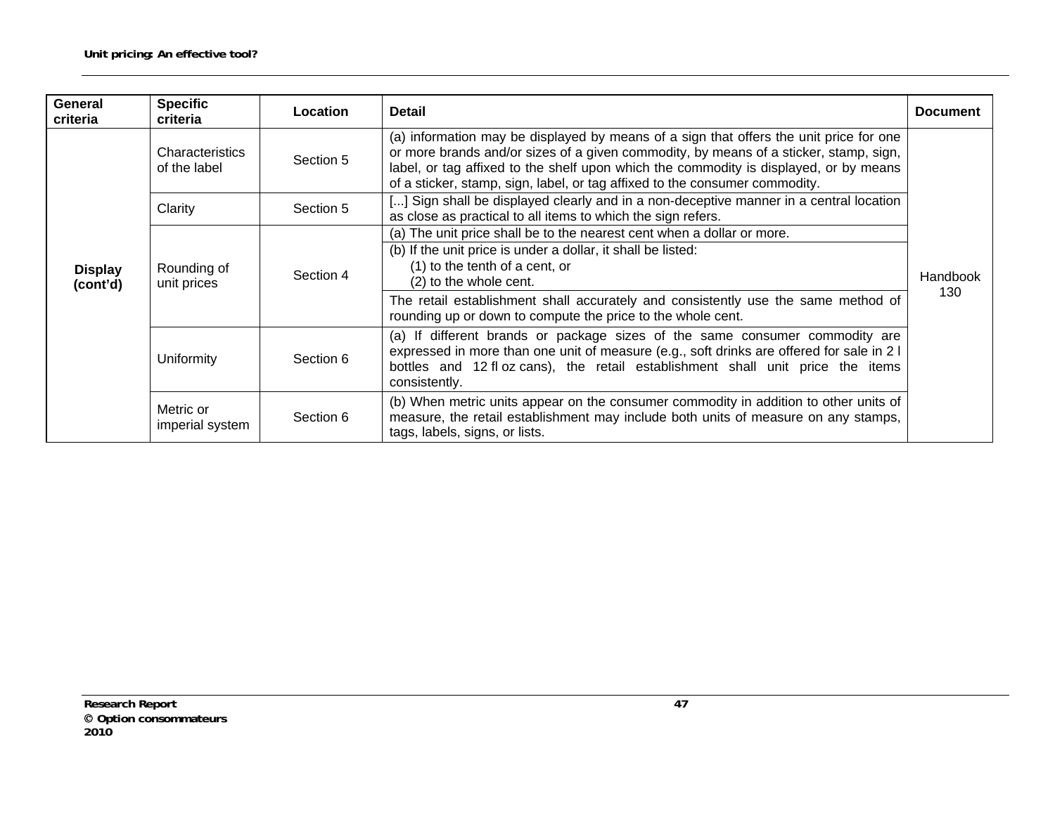| General criteria | Specific criteria | Location | Detail | Document |
|---|---|---|---|---|
| Display (cont'd) | Characteristics of the label | Section 5 | (a) information may be displayed by means of a sign that offers the unit price for one or more brands and/or sizes of a given commodity, by means of a sticker, stamp, sign, label, or tag affixed to the shelf upon which the commodity is displayed, or by means of a sticker, stamp, sign, label, or tag affixed to the consumer commodity. | Handbook 130 |
| | Clarity | Section 5 | [...] Sign shall be displayed clearly and in a non-deceptive manner in a central location as close as practical to all items to which the sign refers. | |
| | Rounding of unit prices | Section 4 | (a) The unit price shall be to the nearest cent when a dollar or more. | |
| | | | (b) If the unit price is under a dollar, it shall be listed: (1) to the tenth of a cent, or (2) to the whole cent. | |
| | | | The retail establishment shall accurately and consistently use the same method of rounding up or down to compute the price to the whole cent. | |
| | Uniformity | Section 6 | (a) If different brands or package sizes of the same consumer commodity are expressed in more than one unit of measure (e.g., soft drinks are offered for sale in 2 l bottles and 12 fl oz cans), the retail establishment shall unit price the items consistently. | |
| | Metric or imperial system | Section 6 | (b) When metric units appear on the consumer commodity in addition to other units of measure, the retail establishment may include both units of measure on any stamps, tags, labels, signs, or lists. | |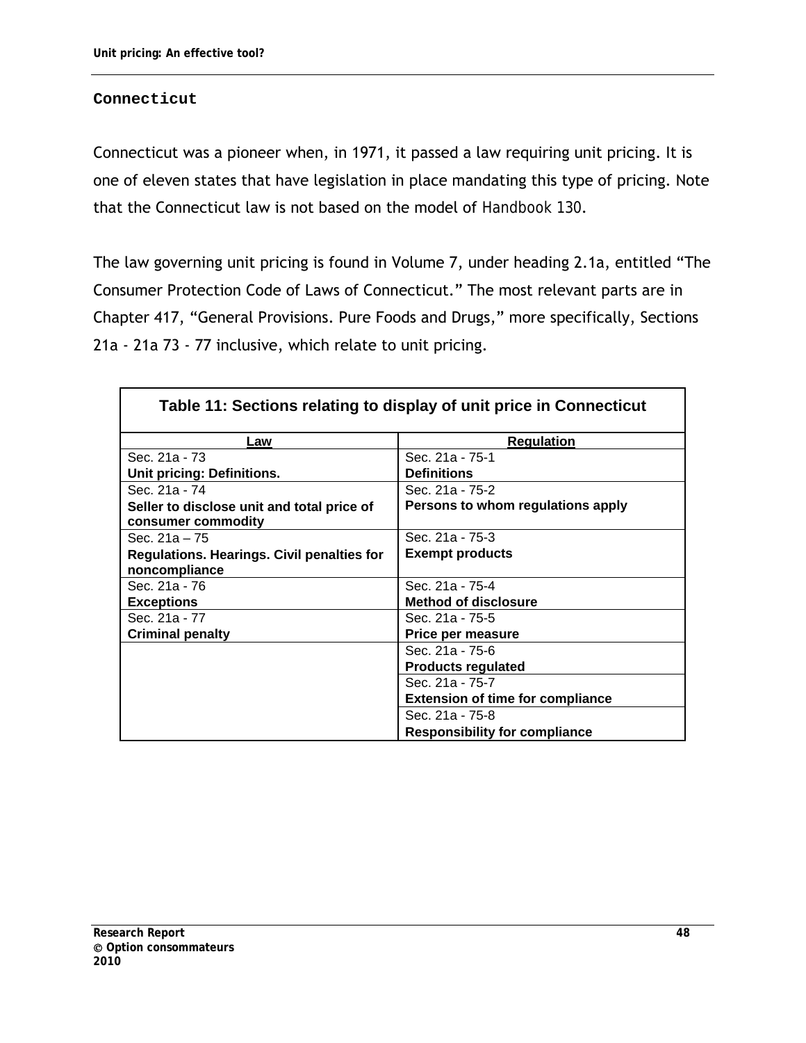## Connecticut

Connecticut was a pioneer when, in 1971, it passed a law requiring unit pricing. It is one of eleven states that have legislation in place mandating this type of pricing. Note that the Connecticut law is not based on the model of Handbook 130.

The law governing unit pricing is found in Volume 7, under heading 2.1a, entitled "The Consumer Protection Code of Laws of Connecticut." The most relevant parts are in Chapter 417, "General Provisions. Pure Foods and Drugs," more specifically, Sections 21a - 21a 73 - 77 inclusive, which relate to unit pricing.

**Table 11: Sections relating to display of unit price in Connecticut**

| Law | Regulation |
|---|---|
| Sec. 21a - 73 **Unit pricing: Definitions.** | Sec. 21a - 75-1 **Definitions** |
| Sec. 21a - 74 **Seller to disclose unit and total price of consumer commodity** | Sec. 21a - 75-2 **Persons to whom regulations apply** |
| Sec. 21a – 75 **Regulations. Hearings. Civil penalties for noncompliance** | Sec. 21a - 75-3 **Exempt products** |
| Sec. 21a - 76 **Exceptions** | Sec. 21a - 75-4 **Method of disclosure** |
| Sec. 21a - 77 **Criminal penalty** | Sec. 21a - 75-5 **Price per measure** |
| | Sec. 21a - 75-6 **Products regulated** |
| | Sec. 21a - 75-7 **Extension of time for compliance** |
| | Sec. 21a - 75-8 **Responsibility for compliance** |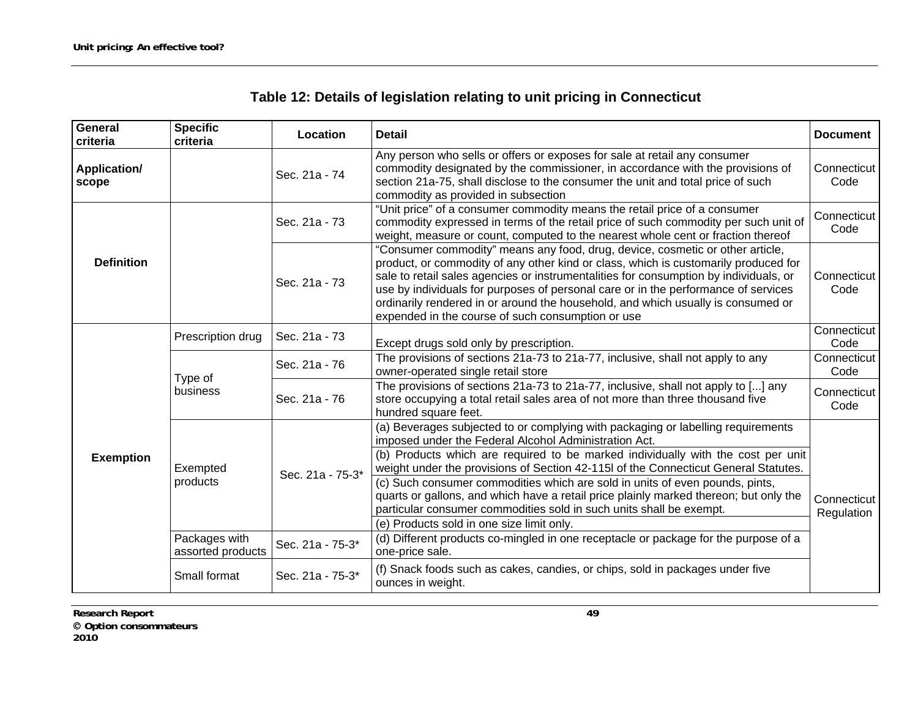## Table 12: Details of legislation relating to unit pricing in Connecticut

| General criteria | Specific criteria | Location | Detail | Document |
|---|---|---|---|---|
| **Application/ scope** | | Sec. 21a - 74 | Any person who sells or offers or exposes for sale at retail any consumer commodity designated by the commissioner, in accordance with the provisions of section 21a-75, shall disclose to the consumer the unit and total price of such commodity as provided in subsection | Connecticut Code |
| **Definition** | | Sec. 21a - 73 | “Unit price” of a consumer commodity means the retail price of a consumer commodity expressed in terms of the retail price of such commodity per such unit of weight, measure or count, computed to the nearest whole cent or fraction thereof | Connecticut Code |
| | | Sec. 21a - 73 | “Consumer commodity” means any food, drug, device, cosmetic or other article, product, or commodity of any other kind or class, which is customarily produced for sale to retail sales agencies or instrumentalities for consumption by individuals, or use by individuals for purposes of personal care or in the performance of services ordinarily rendered in or around the household, and which usually is consumed or expended in the course of such consumption or use | Connecticut Code |
| **Exemption** | Prescription drug | Sec. 21a - 73 | Except drugs sold only by prescription. | Connecticut Code |
| | Type of business | Sec. 21a - 76 | The provisions of sections 21a-73 to 21a-77, inclusive, shall not apply to any owner-operated single retail store | Connecticut Code |
| | | Sec. 21a - 76 | The provisions of sections 21a-73 to 21a-77, inclusive, shall not apply to [...] any store occupying a total retail sales area of not more than three thousand five hundred square feet. | Connecticut Code |
| | Exempted products | Sec. 21a - 75-3* | (a) Beverages subjected to or complying with packaging or labelling requirements imposed under the Federal Alcohol Administration Act. | Connecticut Regulation |
| | | | (b) Products which are required to be marked individually with the cost per unit weight under the provisions of Section 42-115l of the Connecticut General Statutes. | |
| | | | (c) Such consumer commodities which are sold in units of even pounds, pints, quarts or gallons, and which have a retail price plainly marked thereon; but only the particular consumer commodities sold in such units shall be exempt. | |
| | | | (e) Products sold in one size limit only. | |
| | Packages with assorted products | Sec. 21a - 75-3* | (d) Different products co-mingled in one receptacle or package for the purpose of a one-price sale. | |
| | Small format | Sec. 21a - 75-3* | (f) Snack foods such as cakes, candies, or chips, sold in packages under five ounces in weight. | |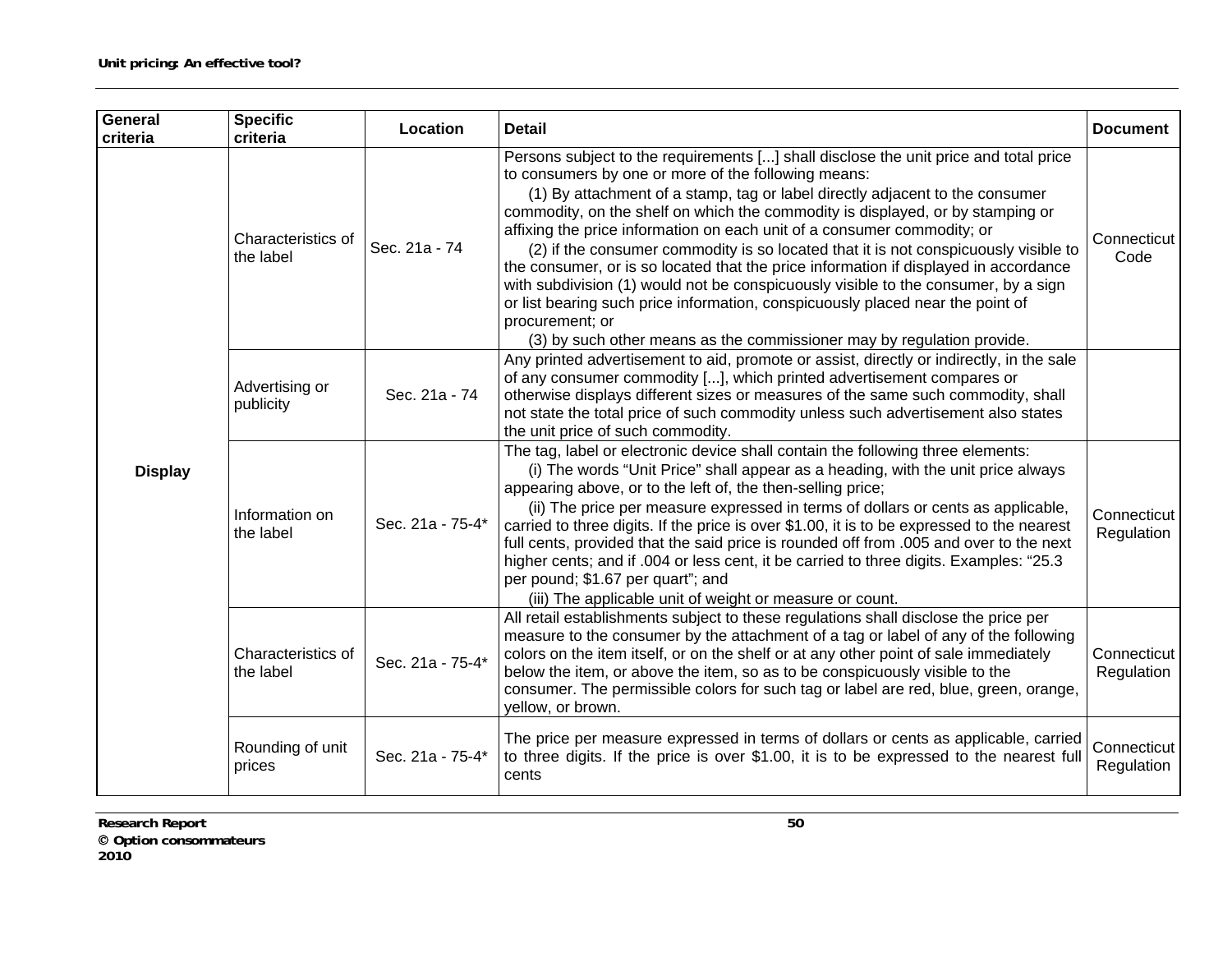| General criteria | Specific criteria | Location | Detail | Document |
|---|---|---|---|---|
| Display | Characteristics of the label | Sec. 21a - 74 | Persons subject to the requirements [...] shall disclose the unit price and total price to consumers by one or more of the following means:<br>(1) By attachment of a stamp, tag or label directly adjacent to the consumer commodity, on the shelf on which the commodity is displayed, or by stamping or affixing the price information on each unit of a consumer commodity; or<br>(2) if the consumer commodity is so located that it is not conspicuously visible to the consumer, or is so located that the price information if displayed in accordance with subdivision (1) would not be conspicuously visible to the consumer, by a sign or list bearing such price information, conspicuously placed near the point of procurement; or<br>(3) by such other means as the commissioner may by regulation provide. | Connecticut Code |
| | Advertising or publicity | Sec. 21a - 74 | Any printed advertisement to aid, promote or assist, directly or indirectly, in the sale of any consumer commodity [...], which printed advertisement compares or otherwise displays different sizes or measures of the same such commodity, shall not state the total price of such commodity unless such advertisement also states the unit price of such commodity. | |
| | Information on the label | Sec. 21a - 75-4* | The tag, label or electronic device shall contain the following three elements:<br>(i) The words "Unit Price" shall appear as a heading, with the unit price always appearing above, or to the left of, the then-selling price;<br>(ii) The price per measure expressed in terms of dollars or cents as applicable, carried to three digits. If the price is over $1.00, it is to be expressed to the nearest full cents, provided that the said price is rounded off from .005 and over to the next higher cents; and if .004 or less cent, it be carried to three digits. Examples: "25.3 per pound; $1.67 per quart"; and<br>(iii) The applicable unit of weight or measure or count. | Connecticut Regulation |
| | Characteristics of the label | Sec. 21a - 75-4* | All retail establishments subject to these regulations shall disclose the price per measure to the consumer by the attachment of a tag or label of any of the following colors on the item itself, or on the shelf or at any other point of sale immediately below the item, or above the item, so as to be conspicuously visible to the consumer. The permissible colors for such tag or label are red, blue, green, orange, yellow, or brown. | Connecticut Regulation |
| | Rounding of unit prices | Sec. 21a - 75-4* | The price per measure expressed in terms of dollars or cents as applicable, carried to three digits. If the price is over $1.00, it is to be expressed to the nearest full cents | Connecticut Regulation |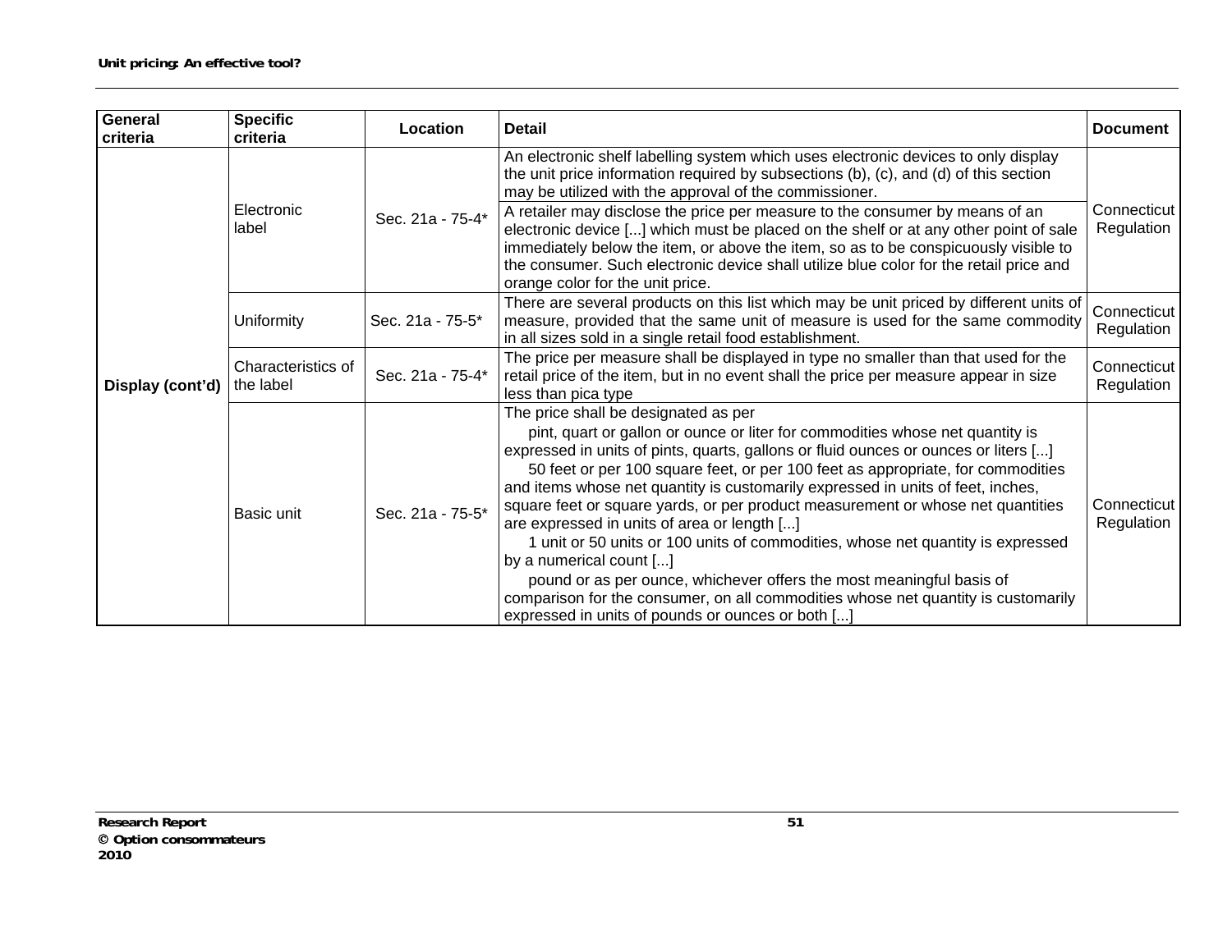| General criteria | Specific criteria | Location | Detail | Document |
|---|---|---|---|---|
| Display (cont'd) | Electronic label | Sec. 21a - 75-4* | An electronic shelf labelling system which uses electronic devices to only display the unit price information required by subsections (b), (c), and (d) of this section may be utilized with the approval of the commissioner. | Connecticut Regulation |
| | | | A retailer may disclose the price per measure to the consumer by means of an electronic device [...] which must be placed on the shelf or at any other point of sale immediately below the item, or above the item, so as to be conspicuously visible to the consumer. Such electronic device shall utilize blue color for the retail price and orange color for the unit price. | |
| | Uniformity | Sec. 21a - 75-5* | There are several products on this list which may be unit priced by different units of measure, provided that the same unit of measure is used for the same commodity in all sizes sold in a single retail food establishment. | Connecticut Regulation |
| | Characteristics of the label | Sec. 21a - 75-4* | The price per measure shall be displayed in type no smaller than that used for the retail price of the item, but in no event shall the price per measure appear in size less than pica type | Connecticut Regulation |
| | Basic unit | Sec. 21a - 75-5* | The price shall be designated as per<br>pint, quart or gallon or ounce or liter for commodities whose net quantity is expressed in units of pints, quarts, gallons or fluid ounces or ounces or liters [...]<br>50 feet or per 100 square feet, or per 100 feet as appropriate, for commodities and items whose net quantity is customarily expressed in units of feet, inches, square feet or square yards, or per product measurement or whose net quantities are expressed in units of area or length [...]<br>1 unit or 50 units or 100 units of commodities, whose net quantity is expressed by a numerical count [...]<br>pound or as per ounce, whichever offers the most meaningful basis of comparison for the consumer, on all commodities whose net quantity is customarily expressed in units of pounds or ounces or both [...] | Connecticut Regulation |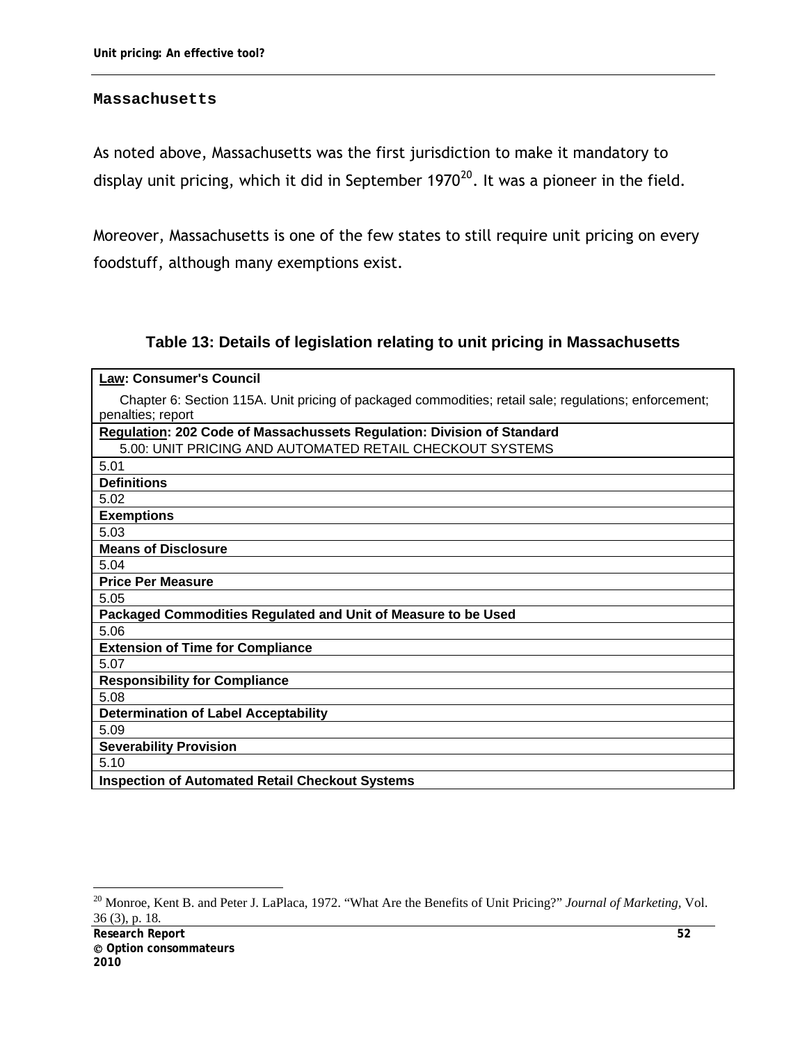## Massachusetts

As noted above, Massachusetts was the first jurisdiction to make it mandatory to display unit pricing, which it did in September 1970[20]. It was a pioneer in the field.

Moreover, Massachusetts is one of the few states to still require unit pricing on every foodstuff, although many exemptions exist.

**Table 13: Details of legislation relating to unit pricing in Massachusetts**

| **Law: Consumer's Council** Chapter 6: Section 115A. Unit pricing of packaged commodities; retail sale; regulations; enforcement; penalties; report |
|---|
| **Regulation: 202 Code of Massachussets Regulation: Division of Standard** 5.00: UNIT PRICING AND AUTOMATED RETAIL CHECKOUT SYSTEMS |
| 5.01 |
| **Definitions** |
| 5.02 |
| **Exemptions** |
| 5.03 |
| **Means of Disclosure** |
| 5.04 |
| **Price Per Measure** |
| 5.05 |
| **Packaged Commodities Regulated and Unit of Measure to be Used** |
| 5.06 |
| **Extension of Time for Compliance** |
| 5.07 |
| **Responsibility for Compliance** |
| 5.08 |
| **Determination of Label Acceptability** |
| 5.09 |
| **Severability Provision** |
| 5.10 |
| **Inspection of Automated Retail Checkout Systems** |

[20] Monroe, Kent B. and Peter J. LaPlaca, 1972. "What Are the Benefits of Unit Pricing?" *Journal of Marketing*, Vol. 36 (3), p. 18.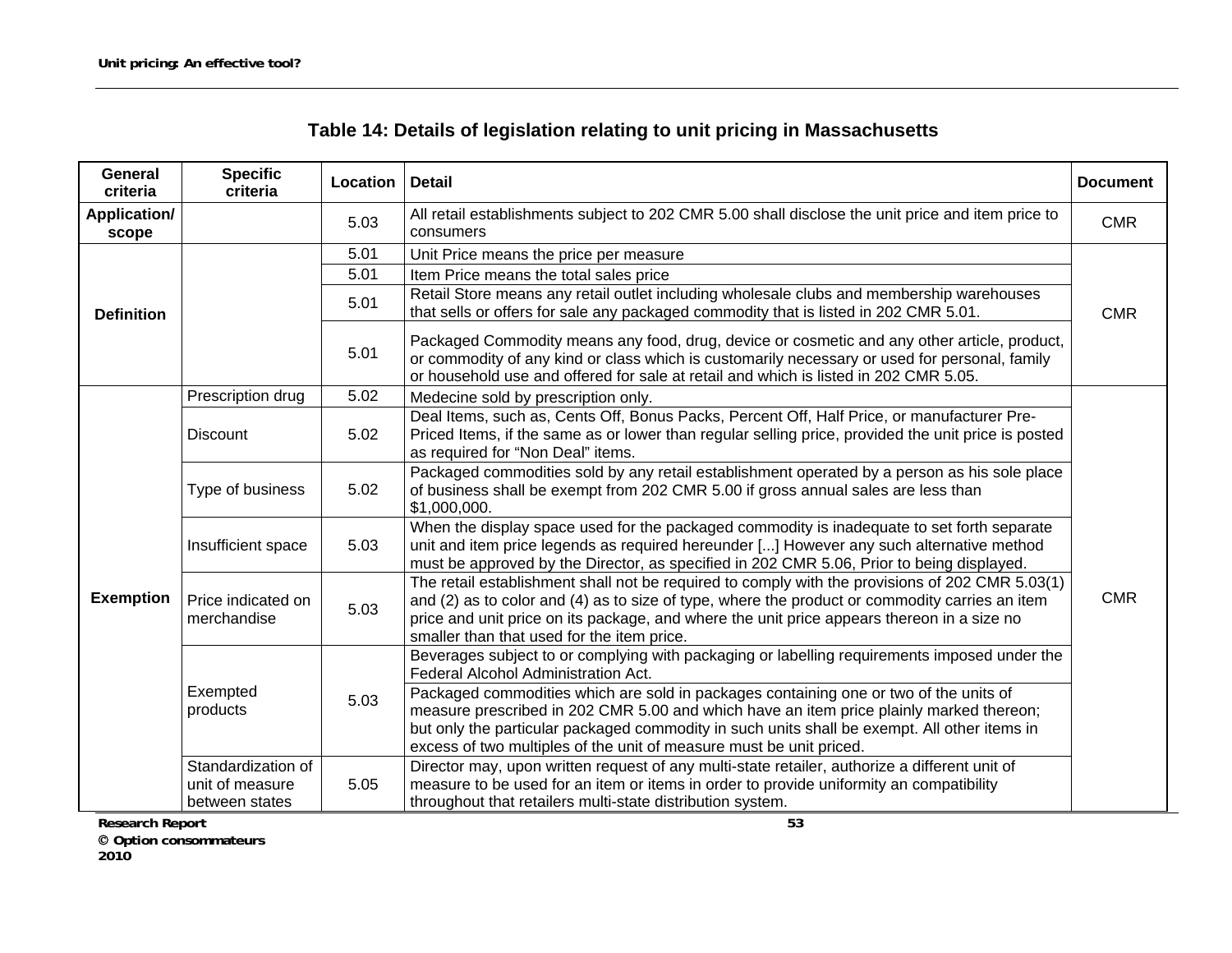## Table 14: Details of legislation relating to unit pricing in Massachusetts

| General criteria | Specific criteria | Location | Detail | Document |
|---|---|---|---|---|
| Application/ scope | | 5.03 | All retail establishments subject to 202 CMR 5.00 shall disclose the unit price and item price to consumers | CMR |
| Definition | | 5.01 | Unit Price means the price per measure | CMR |
| | | 5.01 | Item Price means the total sales price | |
| | | 5.01 | Retail Store means any retail outlet including wholesale clubs and membership warehouses that sells or offers for sale any packaged commodity that is listed in 202 CMR 5.01. | |
| | | 5.01 | Packaged Commodity means any food, drug, device or cosmetic and any other article, product, or commodity of any kind or class which is customarily necessary or used for personal, family or household use and offered for sale at retail and which is listed in 202 CMR 5.05. | |
| Exemption | Prescription drug | 5.02 | Medecine sold by prescription only. | CMR |
| | Discount | 5.02 | Deal Items, such as, Cents Off, Bonus Packs, Percent Off, Half Price, or manufacturer Pre-Priced Items, if the same as or lower than regular selling price, provided the unit price is posted as required for "Non Deal" items. | |
| | Type of business | 5.02 | Packaged commodities sold by any retail establishment operated by a person as his sole place of business shall be exempt from 202 CMR 5.00 if gross annual sales are less than $1,000,000. | |
| | Insufficient space | 5.03 | When the display space used for the packaged commodity is inadequate to set forth separate unit and item price legends as required hereunder [...] However any such alternative method must be approved by the Director, as specified in 202 CMR 5.06, Prior to being displayed. | |
| | Price indicated on merchandise | 5.03 | The retail establishment shall not be required to comply with the provisions of 202 CMR 5.03(1) and (2) as to color and (4) as to size of type, where the product or commodity carries an item price and unit price on its package, and where the unit price appears thereon in a size no smaller than that used for the item price. | |
| | Exempted products | 5.03 | Beverages subject to or complying with packaging or labelling requirements imposed under the Federal Alcohol Administration Act. | |
| | | | Packaged commodities which are sold in packages containing one or two of the units of measure prescribed in 202 CMR 5.00 and which have an item price plainly marked thereon; but only the particular packaged commodity in such units shall be exempt. All other items in excess of two multiples of the unit of measure must be unit priced. | |
| | Standardization of unit of measure between states | 5.05 | Director may, upon written request of any multi-state retailer, authorize a different unit of measure to be used for an item or items in order to provide uniformity an compatibility throughout that retailers multi-state distribution system. | |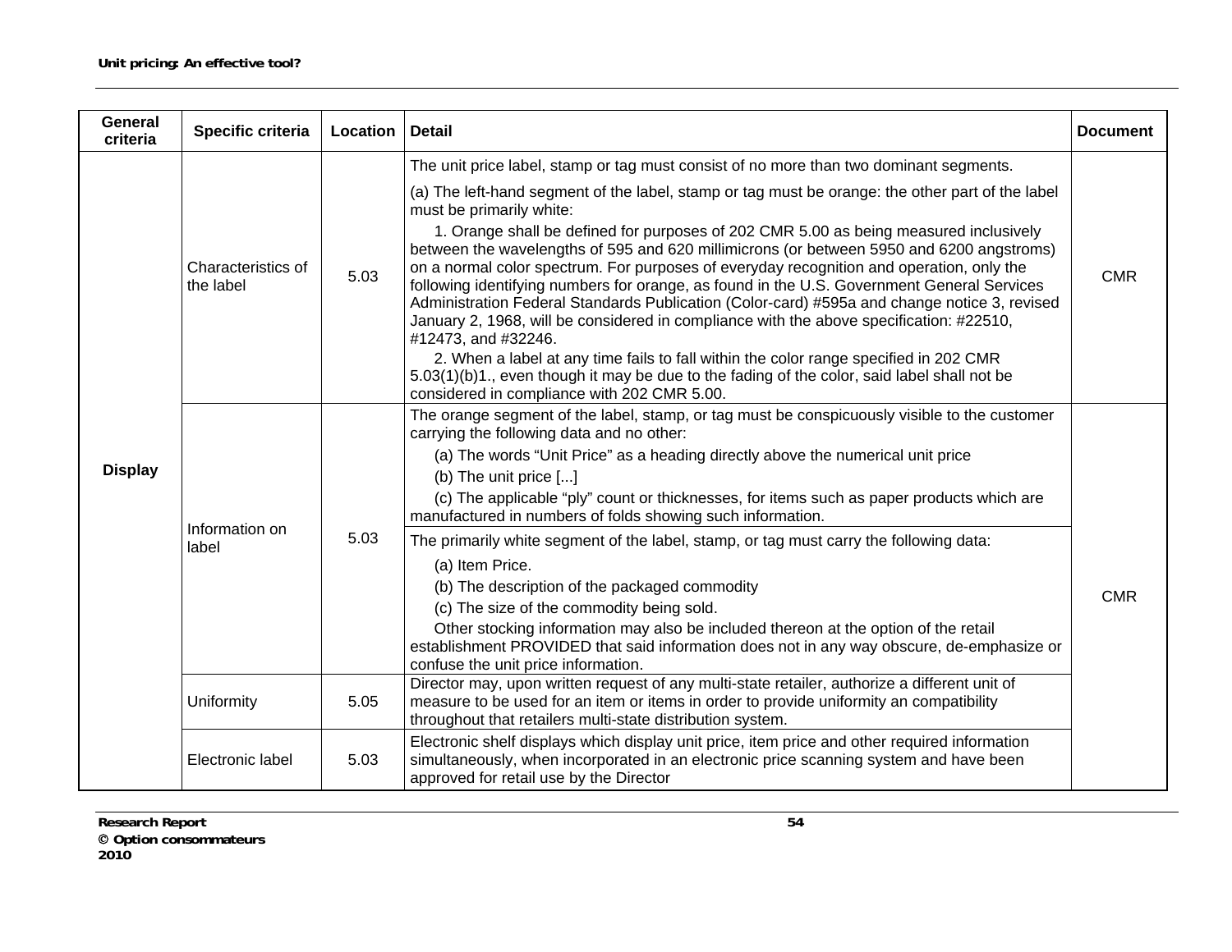| General criteria | Specific criteria | Location | Detail | Document |
|---|---|---|---|---|
| Display | Characteristics of the label | 5.03 | The unit price label, stamp or tag must consist of no more than two dominant segments.<br><br>(a) The left-hand segment of the label, stamp or tag must be orange: the other part of the label must be primarily white:<br><br>1. Orange shall be defined for purposes of 202 CMR 5.00 as being measured inclusively between the wavelengths of 595 and 620 millimicrons (or between 5950 and 6200 angstroms) on a normal color spectrum. For purposes of everyday recognition and operation, only the following identifying numbers for orange, as found in the U.S. Government General Services Administration Federal Standards Publication (Color-card) #595a and change notice 3, revised January 2, 1968, will be considered in compliance with the above specification: #22510, #12473, and #32246.<br><br>2. When a label at any time fails to fall within the color range specified in 202 CMR 5.03(1)(b)1., even though it may be due to the fading of the color, said label shall not be considered in compliance with 202 CMR 5.00. | CMR |
| | Information on label | 5.03 | The orange segment of the label, stamp, or tag must be conspicuously visible to the customer carrying the following data and no other:<br><br>(a) The words “Unit Price” as a heading directly above the numerical unit price<br><br>(b) The unit price [...]<br><br>(c) The applicable “ply” count or thicknesses, for items such as paper products which are manufactured in numbers of folds showing such information. | CMR |
| | | | The primarily white segment of the label, stamp, or tag must carry the following data:<br><br>(a) Item Price.<br><br>(b) The description of the packaged commodity<br><br>(c) The size of the commodity being sold.<br><br>Other stocking information may also be included thereon at the option of the retail establishment PROVIDED that said information does not in any way obscure, de-emphasize or confuse the unit price information. | |
| | Uniformity | 5.05 | Director may, upon written request of any multi-state retailer, authorize a different unit of measure to be used for an item or items in order to provide uniformity an compatibility throughout that retailers multi-state distribution system. | |
| | Electronic label | 5.03 | Electronic shelf displays which display unit price, item price and other required information simultaneously, when incorporated in an electronic price scanning system and have been approved for retail use by the Director | |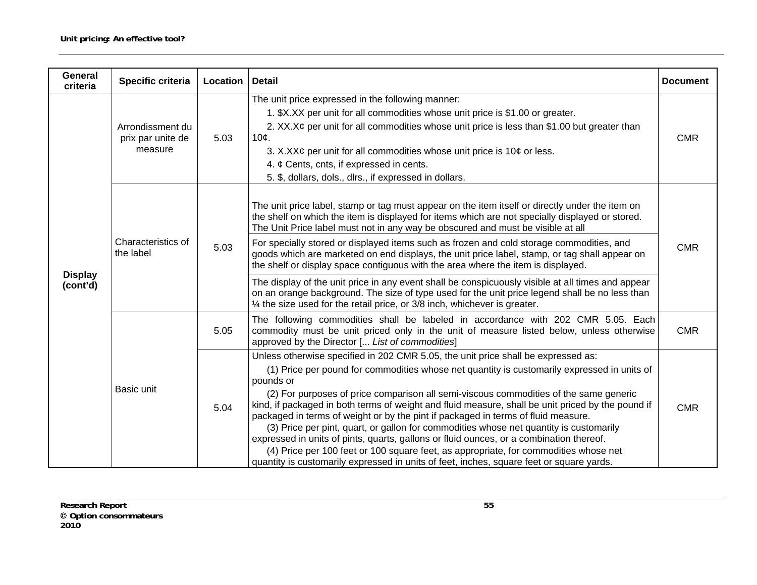| General criteria | Specific criteria | Location | Detail | Document |
|---|---|---|---|---|
| Display (cont'd) | Arrondissment du prix par unite de measure | 5.03 | The unit price expressed in the following manner:<br>1. $X.XX per unit for all commodities whose unit price is $1.00 or greater.<br>2. XX.X¢ per unit for all commodities whose unit price is less than $1.00 but greater than 10¢.<br>3. X.XX¢ per unit for all commodities whose unit price is 10¢ or less.<br>4. ¢ Cents, cnts, if expressed in cents.<br>5. $, dollars, dols., dlrs., if expressed in dollars. | CMR |
| | Characteristics of the label | 5.03 | The unit price label, stamp or tag must appear on the item itself or directly under the item on the shelf on which the item is displayed for items which are not specially displayed or stored. The Unit Price label must not in any way be obscured and must be visible at all | CMR |
| | | | For specially stored or displayed items such as frozen and cold storage commodities, and goods which are marketed on end displays, the unit price label, stamp, or tag shall appear on the shelf or display space contiguous with the area where the item is displayed. | |
| | | | The display of the unit price in any event shall be conspicuously visible at all times and appear on an orange background. The size of type used for the unit price legend shall be no less than ¼ the size used for the retail price, or 3/8 inch, whichever is greater. | |
| | Basic unit | 5.05 | The following commodities shall be labeled in accordance with 202 CMR 5.05. Each commodity must be unit priced only in the unit of measure listed below, unless otherwise approved by the Director [... *List of commodities*] | CMR |
| | | 5.04 | Unless otherwise specified in 202 CMR 5.05, the unit price shall be expressed as:<br>(1) Price per pound for commodities whose net quantity is customarily expressed in units of pounds or<br>(2) For purposes of price comparison all semi-viscous commodities of the same generic kind, if packaged in both terms of weight and fluid measure, shall be unit priced by the pound if packaged in terms of weight or by the pint if packaged in terms of fluid measure.<br>(3) Price per pint, quart, or gallon for commodities whose net quantity is customarily expressed in units of pints, quarts, gallons or fluid ounces, or a combination thereof.<br>(4) Price per 100 feet or 100 square feet, as appropriate, for commodities whose net quantity is customarily expressed in units of feet, inches, square feet or square yards. | CMR |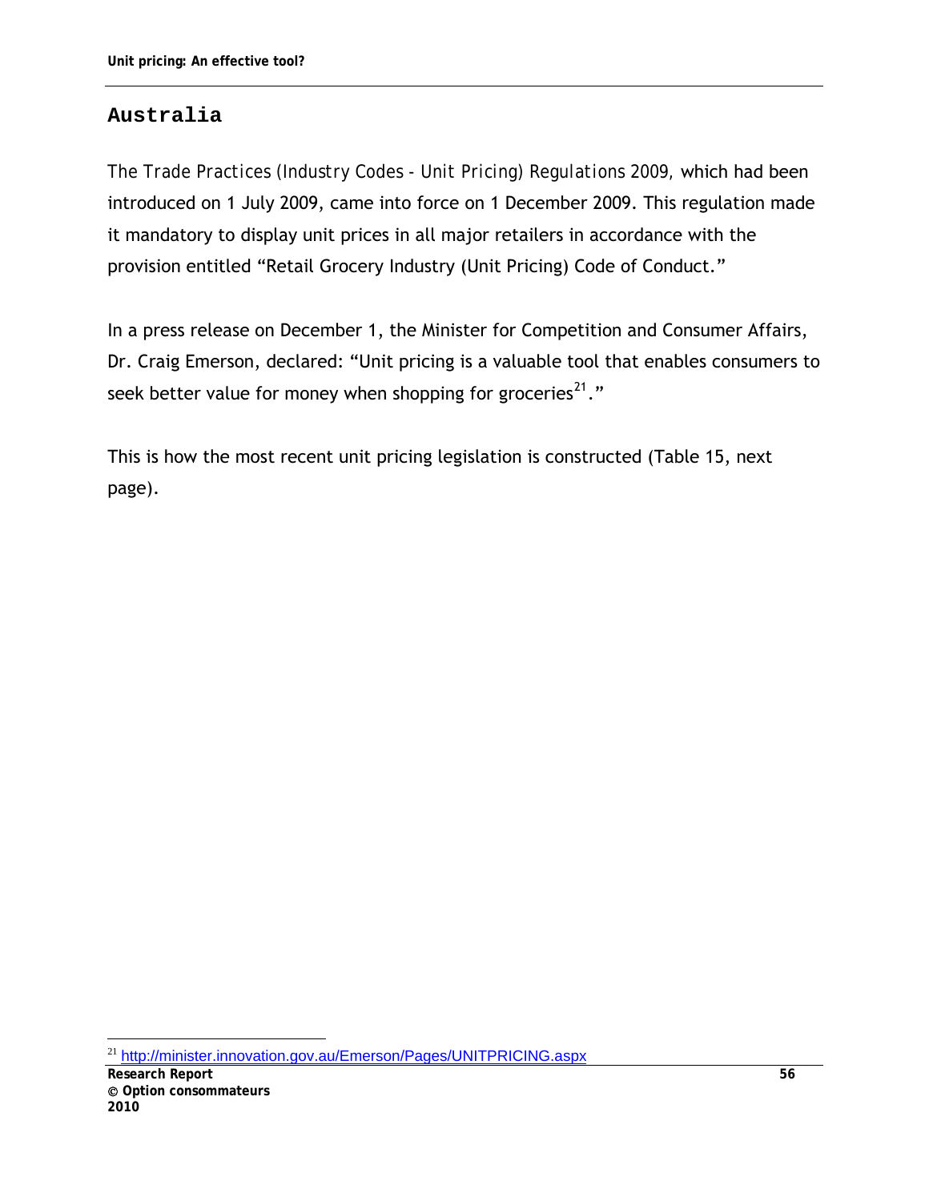## Australia

*The Trade Practices (Industry Codes - Unit Pricing) Regulations 2009*, which had been introduced on 1 July 2009, came into force on 1 December 2009. This regulation made it mandatory to display unit prices in all major retailers in accordance with the provision entitled "Retail Grocery Industry (Unit Pricing) Code of Conduct."

In a press release on December 1, the Minister for Competition and Consumer Affairs, Dr. Craig Emerson, declared: "Unit pricing is a valuable tool that enables consumers to seek better value for money when shopping for groceries[21]."

This is how the most recent unit pricing legislation is constructed (Table 15, next page).

[21] http://minister.innovation.gov.au/Emerson/Pages/UNITPRICING.aspx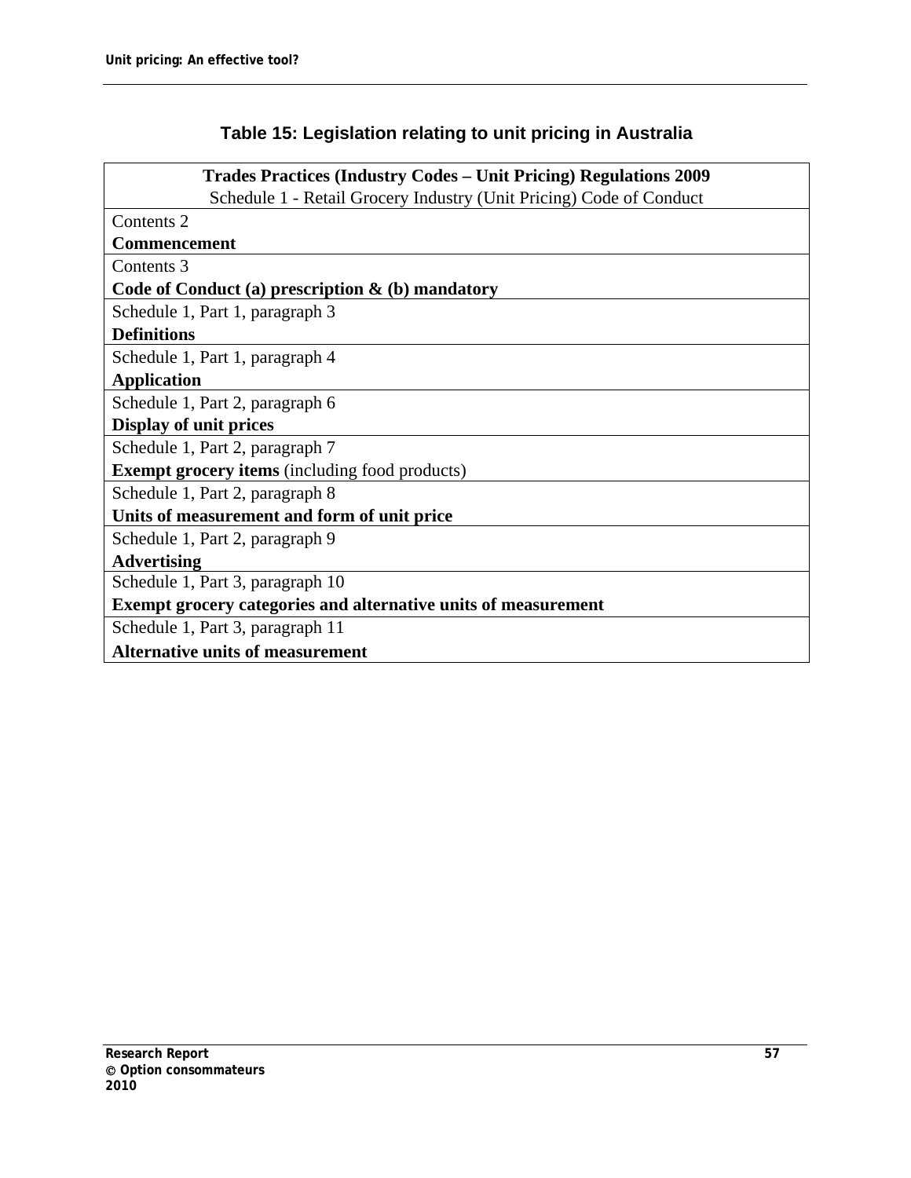**Table 15: Legislation relating to unit pricing in Australia**

| **Trades Practices (Industry Codes – Unit Pricing) Regulations 2009**<br>Schedule 1 - Retail Grocery Industry (Unit Pricing) Code of Conduct |
|---|
| Contents 2<br>**Commencement** |
| Contents 3<br>**Code of Conduct (a) prescription & (b) mandatory** |
| Schedule 1, Part 1, paragraph 3<br>**Definitions** |
| Schedule 1, Part 1, paragraph 4<br>**Application** |
| Schedule 1, Part 2, paragraph 6<br>**Display of unit prices** |
| Schedule 1, Part 2, paragraph 7<br>**Exempt grocery items** (including food products) |
| Schedule 1, Part 2, paragraph 8<br>**Units of measurement and form of unit price** |
| Schedule 1, Part 2, paragraph 9<br>**Advertising** |
| Schedule 1, Part 3, paragraph 10<br>**Exempt grocery categories and alternative units of measurement** |
| Schedule 1, Part 3, paragraph 11<br>**Alternative units of measurement** |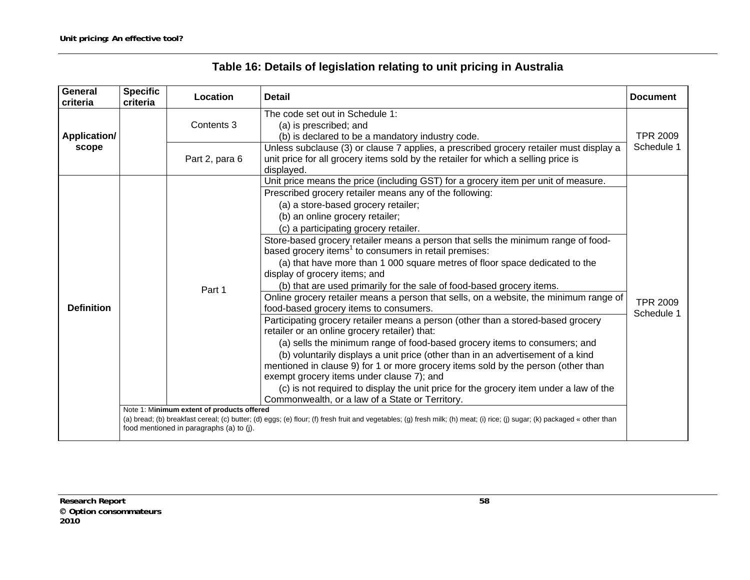## Table 16: Details of legislation relating to unit pricing in Australia

| General criteria | Specific criteria | Location | Detail | Document |
|---|---|---|---|---|
| Application/ scope | | Contents 3 | The code set out in Schedule 1: (a) is prescribed; and (b) is declared to be a mandatory industry code. | TPR 2009 Schedule 1 |
| | | Part 2, para 6 | Unless subclause (3) or clause 7 applies, a prescribed grocery retailer must display a unit price for all grocery items sold by the retailer for which a selling price is displayed. | |
| Definition | | Part 1 | Unit price means the price (including GST) for a grocery item per unit of measure. | TPR 2009 Schedule 1 |
| | | | Prescribed grocery retailer means any of the following: (a) a store-based grocery retailer; (b) an online grocery retailer; (c) a participating grocery retailer. | |
| | | | Store-based grocery retailer means a person that sells the minimum range of food-based grocery items[1] to consumers in retail premises: (a) that have more than 1 000 square metres of floor space dedicated to the display of grocery items; and (b) that are used primarily for the sale of food-based grocery items. | |
| | | | Online grocery retailer means a person that sells, on a website, the minimum range of food-based grocery items to consumers. | |
| | | | Participating grocery retailer means a person (other than a stored-based grocery retailer or an online grocery retailer) that: (a) sells the minimum range of food-based grocery items to consumers; and (b) voluntarily displays a unit price (other than in an advertisement of a kind mentioned in clause 9) for 1 or more grocery items sold by the person (other than exempt grocery items under clause 7); and (c) is not required to display the unit price for the grocery item under a law of the Commonwealth, or a law of a State or Territory. | |
| | Note 1: M**inimum extent of products offered** (a) bread; (b) breakfast cereal; (c) butter; (d) eggs; (e) flour; (f) fresh fruit and vegetables; (g) fresh milk; (h) meat; (i) rice; (j) sugar; (k) packaged « other than food mentioned in paragraphs (a) to (j). | | | |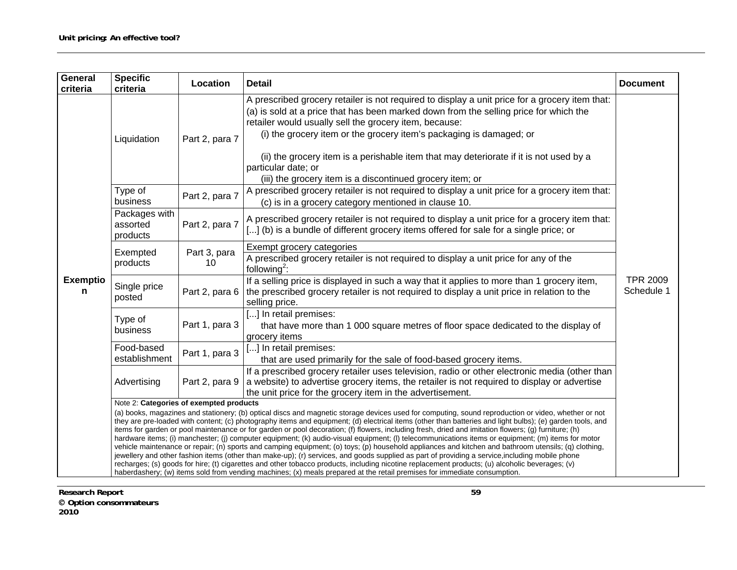| General criteria | Specific criteria | Location | Detail | Document |
|---|---|---|---|---|
| Exemption | Liquidation | Part 2, para 7 | A prescribed grocery retailer is not required to display a unit price for a grocery item that: (a) is sold at a price that has been marked down from the selling price for which the retailer would usually sell the grocery item, because: (i) the grocery item or the grocery item's packaging is damaged; or (ii) the grocery item is a perishable item that may deteriorate if it is not used by a particular date; or (iii) the grocery item is a discontinued grocery item; or | TPR 2009 Schedule 1 |
| | Type of business | Part 2, para 7 | A prescribed grocery retailer is not required to display a unit price for a grocery item that: (c) is in a grocery category mentioned in clause 10. | |
| | Packages with assorted products | Part 2, para 7 | A prescribed grocery retailer is not required to display a unit price for a grocery item that: [...] (b) is a bundle of different grocery items offered for sale for a single price; or | |
| | Exempted products | Part 3, para 10 | Exempt grocery categories<br>A prescribed grocery retailer is not required to display a unit price for any of the following[2]: | |
| | Single price posted | Part 2, para 6 | If a selling price is displayed in such a way that it applies to more than 1 grocery item, the prescribed grocery retailer is not required to display a unit price in relation to the selling price. | |
| | Type of business | Part 1, para 3 | [...] In retail premises: that have more than 1 000 square metres of floor space dedicated to the display of grocery items | |
| | Food-based establishment | Part 1, para 3 | [...] In retail premises: that are used primarily for the sale of food-based grocery items. | |
| | Advertising | Part 2, para 9 | If a prescribed grocery retailer uses television, radio or other electronic media (other than a website) to advertise grocery items, the retailer is not required to display or advertise the unit price for the grocery item in the advertisement. | |
| | Note 2: **Categories of exempted products**<br>(a) books, magazines and stationery; (b) optical discs and magnetic storage devices used for computing, sound reproduction or video, whether or not they are pre-loaded with content; (c) photography items and equipment; (d) electrical items (other than batteries and light bulbs); (e) garden tools, and items for garden or pool maintenance or for garden or pool decoration; (f) flowers, including fresh, dried and imitation flowers; (g) furniture; (h) hardware items; (i) manchester; (j) computer equipment; (k) audio-visual equipment; (l) telecommunications items or equipment; (m) items for motor vehicle maintenance or repair; (n) sports and camping equipment; (o) toys; (p) household appliances and kitchen and bathroom utensils; (q) clothing, jewellery and other fashion items (other than make-up); (r) services, and goods supplied as part of providing a service,including mobile phone recharges; (s) goods for hire; (t) cigarettes and other tobacco products, including nicotine replacement products; (u) alcoholic beverages; (v) haberdashery; (w) items sold from vending machines; (x) meals prepared at the retail premises for immediate consumption. | | | |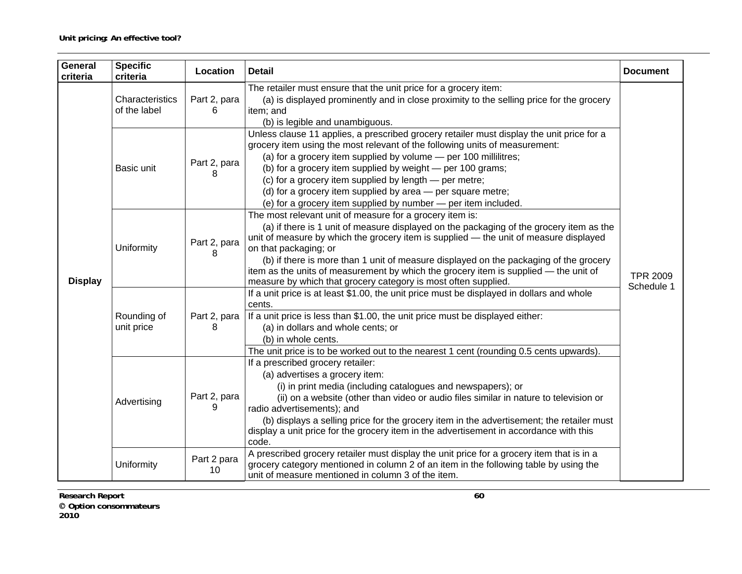| General criteria | Specific criteria | Location | Detail | Document |
|---|---|---|---|---|
| Display | Characteristics of the label | Part 2, para 6 | The retailer must ensure that the unit price for a grocery item:<br>(a) is displayed prominently and in close proximity to the selling price for the grocery item; and<br>(b) is legible and unambiguous. | TPR 2009 Schedule 1 |
| | Basic unit | Part 2, para 8 | Unless clause 11 applies, a prescribed grocery retailer must display the unit price for a grocery item using the most relevant of the following units of measurement:<br>(a) for a grocery item supplied by volume — per 100 millilitres;<br>(b) for a grocery item supplied by weight — per 100 grams;<br>(c) for a grocery item supplied by length — per metre;<br>(d) for a grocery item supplied by area — per square metre;<br>(e) for a grocery item supplied by number — per item included. | |
| | Uniformity | Part 2, para 8 | The most relevant unit of measure for a grocery item is:<br>(a) if there is 1 unit of measure displayed on the packaging of the grocery item as the unit of measure by which the grocery item is supplied — the unit of measure displayed on that packaging; or<br>(b) if there is more than 1 unit of measure displayed on the packaging of the grocery item as the units of measurement by which the grocery item is supplied — the unit of measure by which that grocery category is most often supplied. | |
| | Rounding of unit price | Part 2, para 8 | If a unit price is at least $1.00, the unit price must be displayed in dollars and whole cents. | |
| | | | If a unit price is less than $1.00, the unit price must be displayed either:<br>(a) in dollars and whole cents; or<br>(b) in whole cents. | |
| | | | The unit price is to be worked out to the nearest 1 cent (rounding 0.5 cents upwards). | |
| | Advertising | Part 2, para 9 | If a prescribed grocery retailer:<br>(a) advertises a grocery item:<br>(i) in print media (including catalogues and newspapers); or<br>(ii) on a website (other than video or audio files similar in nature to television or radio advertisements); and<br>(b) displays a selling price for the grocery item in the advertisement; the retailer must display a unit price for the grocery item in the advertisement in accordance with this code. | |
| | Uniformity | Part 2 para 10 | A prescribed grocery retailer must display the unit price for a grocery item that is in a grocery category mentioned in column 2 of an item in the following table by using the unit of measure mentioned in column 3 of the item. | |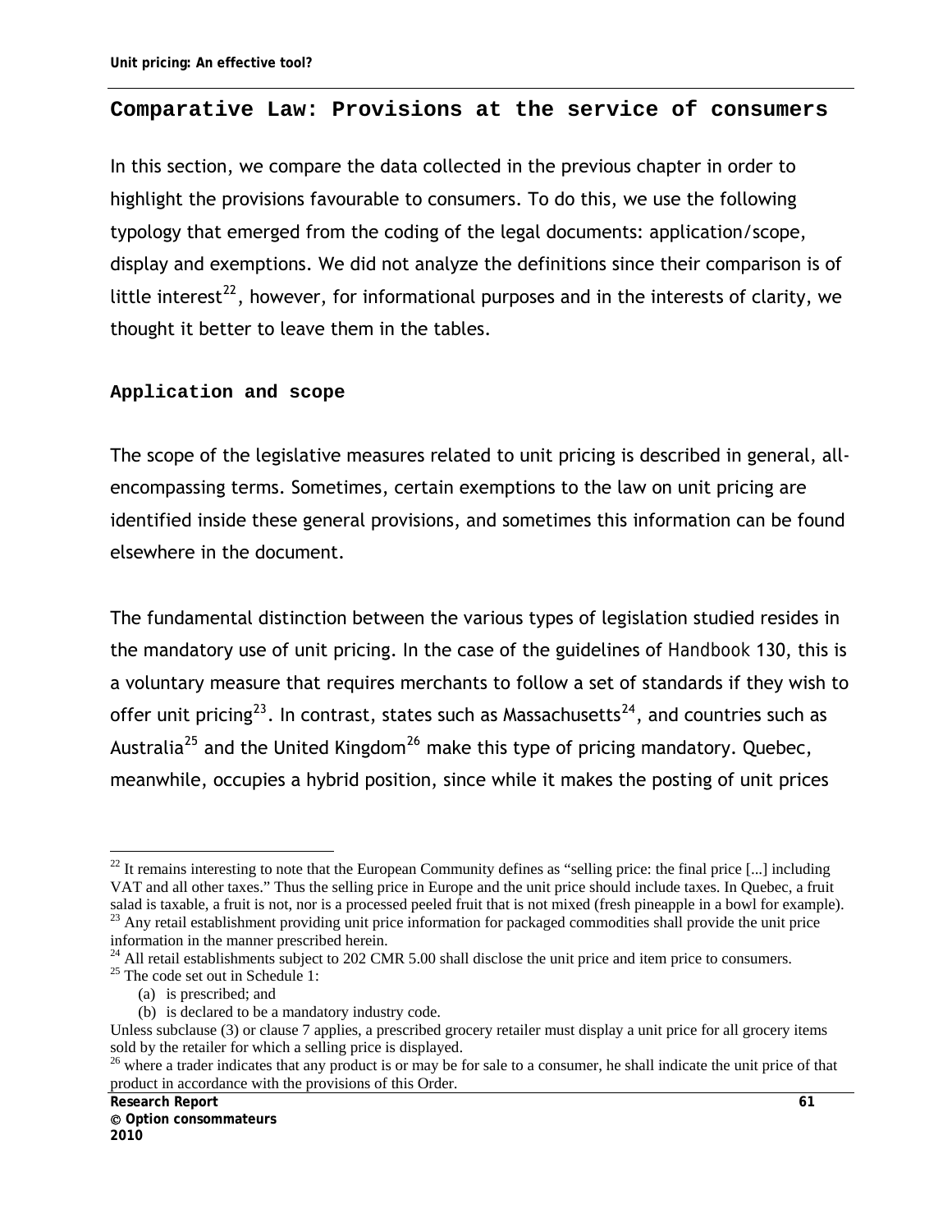## Comparative Law: Provisions at the service of consumers

In this section, we compare the data collected in the previous chapter in order to highlight the provisions favourable to consumers. To do this, we use the following typology that emerged from the coding of the legal documents: application/scope, display and exemptions. We did not analyze the definitions since their comparison is of little interest[22], however, for informational purposes and in the interests of clarity, we thought it better to leave them in the tables.

### Application and scope

The scope of the legislative measures related to unit pricing is described in general, all-encompassing terms. Sometimes, certain exemptions to the law on unit pricing are identified inside these general provisions, and sometimes this information can be found elsewhere in the document.

The fundamental distinction between the various types of legislation studied resides in the mandatory use of unit pricing. In the case of the guidelines of *Handbook* 130, this is a voluntary measure that requires merchants to follow a set of standards if they wish to offer unit pricing[23]. In contrast, states such as Massachusetts[24], and countries such as Australia[25] and the United Kingdom[26] make this type of pricing mandatory. Quebec, meanwhile, occupies a hybrid position, since while it makes the posting of unit prices

---

[22] It remains interesting to note that the European Community defines as "selling price: the final price [...] including VAT and all other taxes." Thus the selling price in Europe and the unit price should include taxes. In Quebec, a fruit salad is taxable, a fruit is not, nor is a processed peeled fruit that is not mixed (fresh pineapple in a bowl for example).

[23] Any retail establishment providing unit price information for packaged commodities shall provide the unit price information in the manner prescribed herein.

[24] All retail establishments subject to 202 CMR 5.00 shall disclose the unit price and item price to consumers.

[25] The code set out in Schedule 1:

(a) is prescribed; and
(b) is declared to be a mandatory industry code.

Unless subclause (3) or clause 7 applies, a prescribed grocery retailer must display a unit price for all grocery items sold by the retailer for which a selling price is displayed.

[26] where a trader indicates that any product is or may be for sale to a consumer, he shall indicate the unit price of that product in accordance with the provisions of this Order.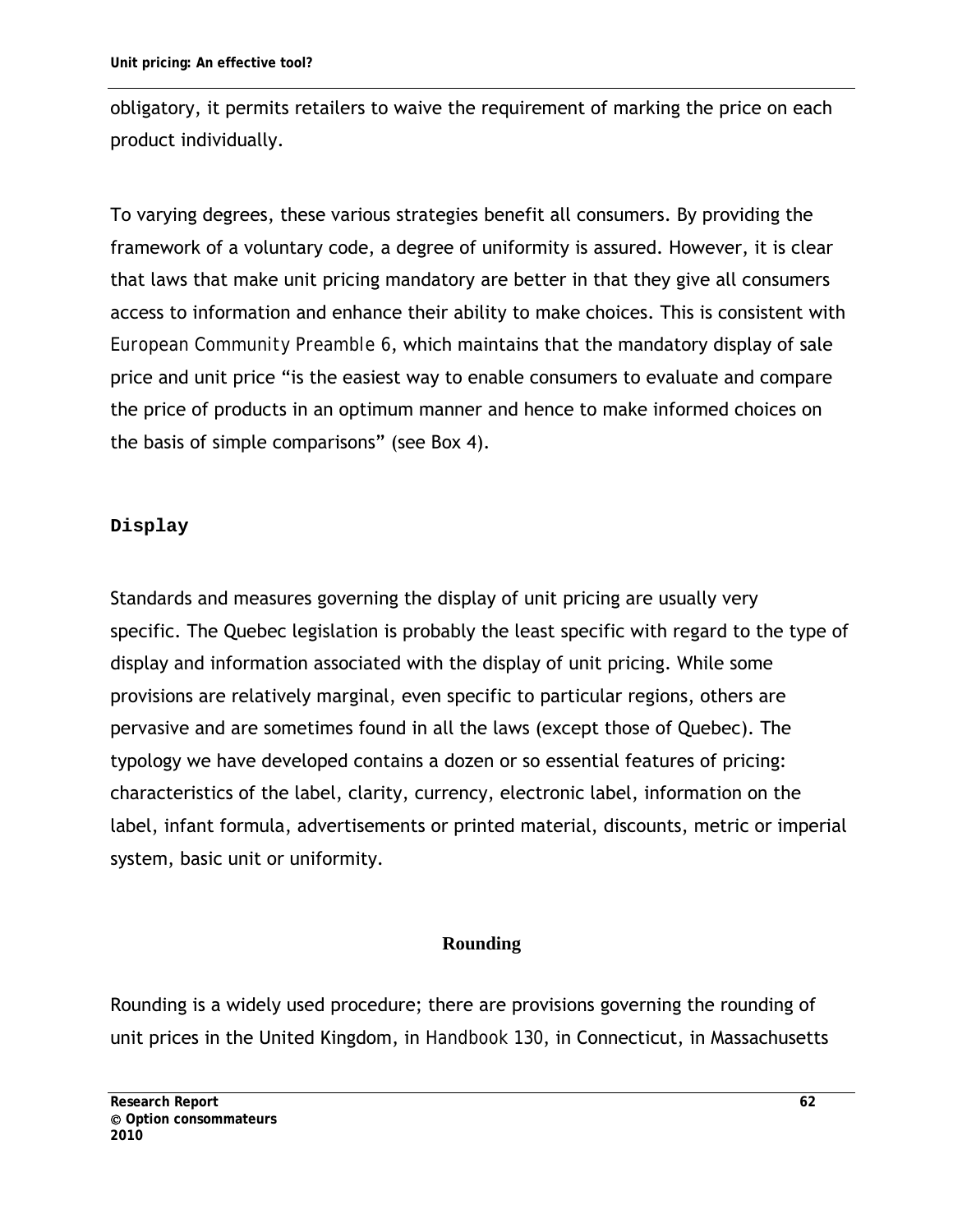obligatory, it permits retailers to waive the requirement of marking the price on each product individually.

To varying degrees, these various strategies benefit all consumers. By providing the framework of a voluntary code, a degree of uniformity is assured. However, it is clear that laws that make unit pricing mandatory are better in that they give all consumers access to information and enhance their ability to make choices. This is consistent with European Community Preamble 6, which maintains that the mandatory display of sale price and unit price "is the easiest way to enable consumers to evaluate and compare the price of products in an optimum manner and hence to make informed choices on the basis of simple comparisons" (see Box 4).

## Display

Standards and measures governing the display of unit pricing are usually very specific. The Quebec legislation is probably the least specific with regard to the type of display and information associated with the display of unit pricing. While some provisions are relatively marginal, even specific to particular regions, others are pervasive and are sometimes found in all the laws (except those of Quebec). The typology we have developed contains a dozen or so essential features of pricing: characteristics of the label, clarity, currency, electronic label, information on the label, infant formula, advertisements or printed material, discounts, metric or imperial system, basic unit or uniformity.

### Rounding

Rounding is a widely used procedure; there are provisions governing the rounding of unit prices in the United Kingdom, in Handbook 130, in Connecticut, in Massachusetts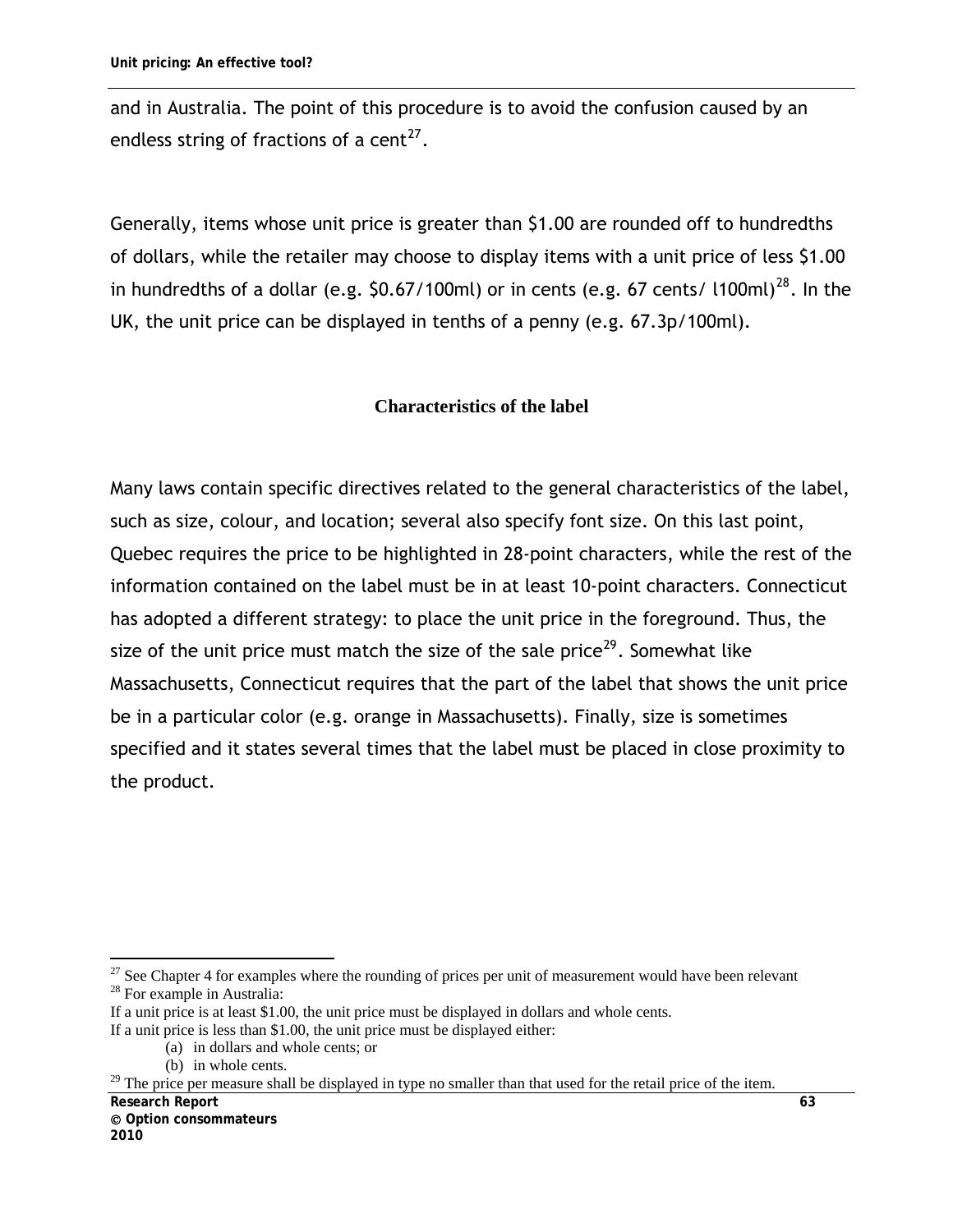and in Australia. The point of this procedure is to avoid the confusion caused by an endless string of fractions of a cent[27].

Generally, items whose unit price is greater than $1.00 are rounded off to hundredths of dollars, while the retailer may choose to display items with a unit price of less $1.00 in hundredths of a dollar (e.g. $0.67/100ml) or in cents (e.g. 67 cents/ l100ml)[28]. In the UK, the unit price can be displayed in tenths of a penny (e.g. 67.3p/100ml).

### Characteristics of the label

Many laws contain specific directives related to the general characteristics of the label, such as size, colour, and location; several also specify font size. On this last point, Quebec requires the price to be highlighted in 28-point characters, while the rest of the information contained on the label must be in at least 10-point characters. Connecticut has adopted a different strategy: to place the unit price in the foreground. Thus, the size of the unit price must match the size of the sale price[29]. Somewhat like Massachusetts, Connecticut requires that the part of the label that shows the unit price be in a particular color (e.g. orange in Massachusetts). Finally, size is sometimes specified and it states several times that the label must be placed in close proximity to the product.

---

[27] See Chapter 4 for examples where the rounding of prices per unit of measurement would have been relevant

[28] For example in Australia:

If a unit price is at least $1.00, the unit price must be displayed in dollars and whole cents.

If a unit price is less than $1.00, the unit price must be displayed either:

(a) in dollars and whole cents; or

(b) in whole cents.

[29] The price per measure shall be displayed in type no smaller than that used for the retail price of the item.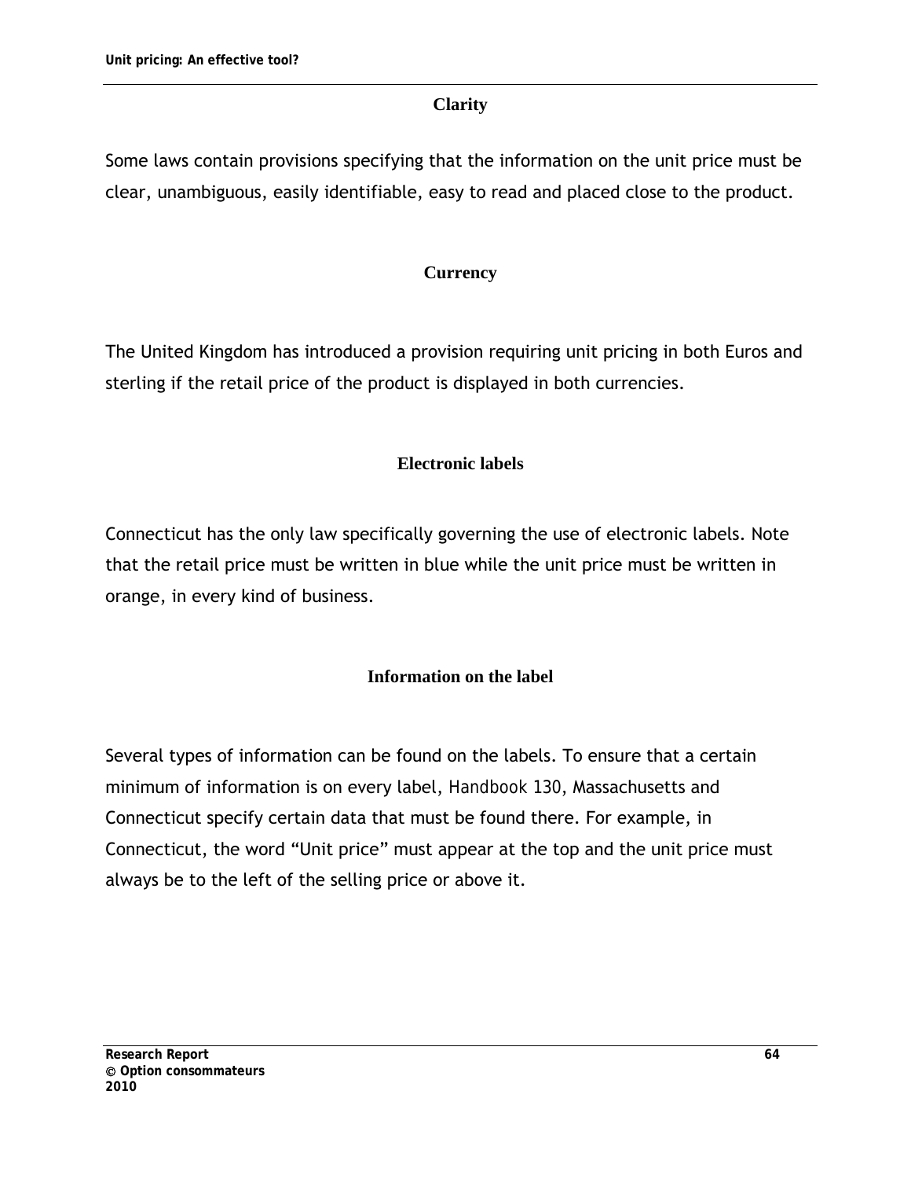### Clarity

Some laws contain provisions specifying that the information on the unit price must be clear, unambiguous, easily identifiable, easy to read and placed close to the product.

### Currency

The United Kingdom has introduced a provision requiring unit pricing in both Euros and sterling if the retail price of the product is displayed in both currencies.

### Electronic labels

Connecticut has the only law specifically governing the use of electronic labels. Note that the retail price must be written in blue while the unit price must be written in orange, in every kind of business.

### Information on the label

Several types of information can be found on the labels. To ensure that a certain minimum of information is on every label, Handbook 130, Massachusetts and Connecticut specify certain data that must be found there. For example, in Connecticut, the word "Unit price" must appear at the top and the unit price must always be to the left of the selling price or above it.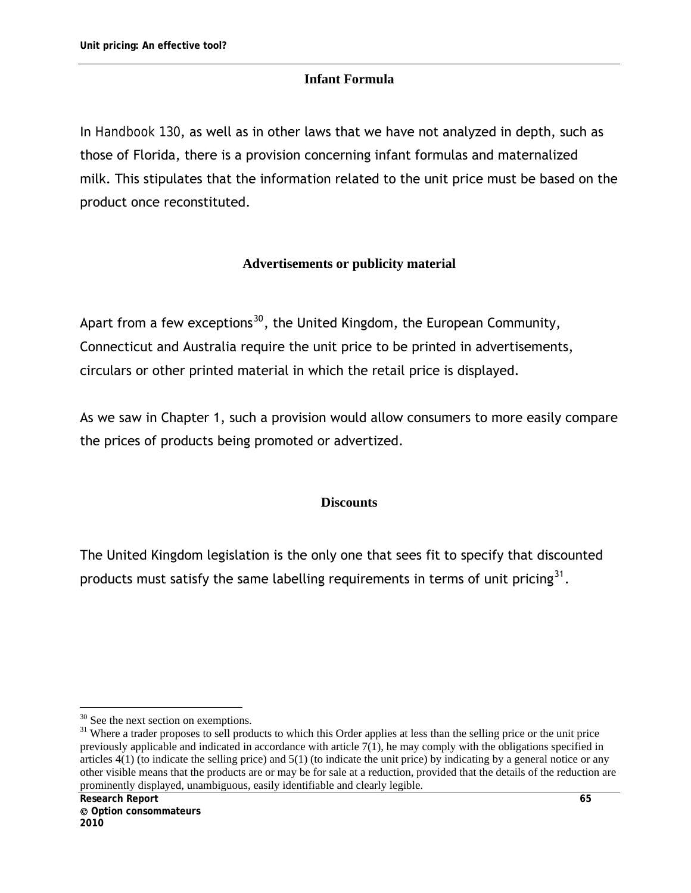### Infant Formula

In Handbook 130, as well as in other laws that we have not analyzed in depth, such as those of Florida, there is a provision concerning infant formulas and maternalized milk. This stipulates that the information related to the unit price must be based on the product once reconstituted.

### Advertisements or publicity material

Apart from a few exceptions[30], the United Kingdom, the European Community, Connecticut and Australia require the unit price to be printed in advertisements, circulars or other printed material in which the retail price is displayed.

As we saw in Chapter 1, such a provision would allow consumers to more easily compare the prices of products being promoted or advertized.

### Discounts

The United Kingdom legislation is the only one that sees fit to specify that discounted products must satisfy the same labelling requirements in terms of unit pricing[31].

---

[30] See the next section on exemptions.

[31] Where a trader proposes to sell products to which this Order applies at less than the selling price or the unit price previously applicable and indicated in accordance with article 7(1), he may comply with the obligations specified in articles 4(1) (to indicate the selling price) and 5(1) (to indicate the unit price) by indicating by a general notice or any other visible means that the products are or may be for sale at a reduction, provided that the details of the reduction are prominently displayed, unambiguous, easily identifiable and clearly legible.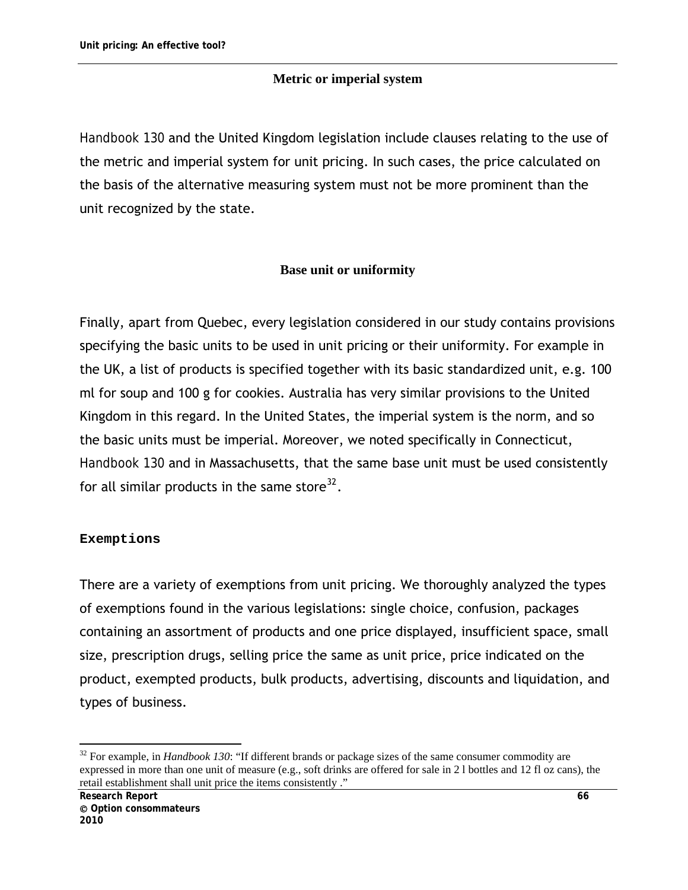### Metric or imperial system

*Handbook 130* and the United Kingdom legislation include clauses relating to the use of the metric and imperial system for unit pricing. In such cases, the price calculated on the basis of the alternative measuring system must not be more prominent than the unit recognized by the state.

### Base unit or uniformity

Finally, apart from Quebec, every legislation considered in our study contains provisions specifying the basic units to be used in unit pricing or their uniformity. For example in the UK, a list of products is specified together with its basic standardized unit, e.g. 100 ml for soup and 100 g for cookies. Australia has very similar provisions to the United Kingdom in this regard. In the United States, the imperial system is the norm, and so the basic units must be imperial. Moreover, we noted specifically in Connecticut, *Handbook 130* and in Massachusetts, that the same base unit must be used consistently for all similar products in the same store[32].

## Exemptions

There are a variety of exemptions from unit pricing. We thoroughly analyzed the types of exemptions found in the various legislations: single choice, confusion, packages containing an assortment of products and one price displayed, insufficient space, small size, prescription drugs, selling price the same as unit price, price indicated on the product, exempted products, bulk products, advertising, discounts and liquidation, and types of business.

---

[32] For example, in *Handbook 130*: "If different brands or package sizes of the same consumer commodity are expressed in more than one unit of measure (e.g., soft drinks are offered for sale in 2 l bottles and 12 fl oz cans), the retail establishment shall unit price the items consistently ."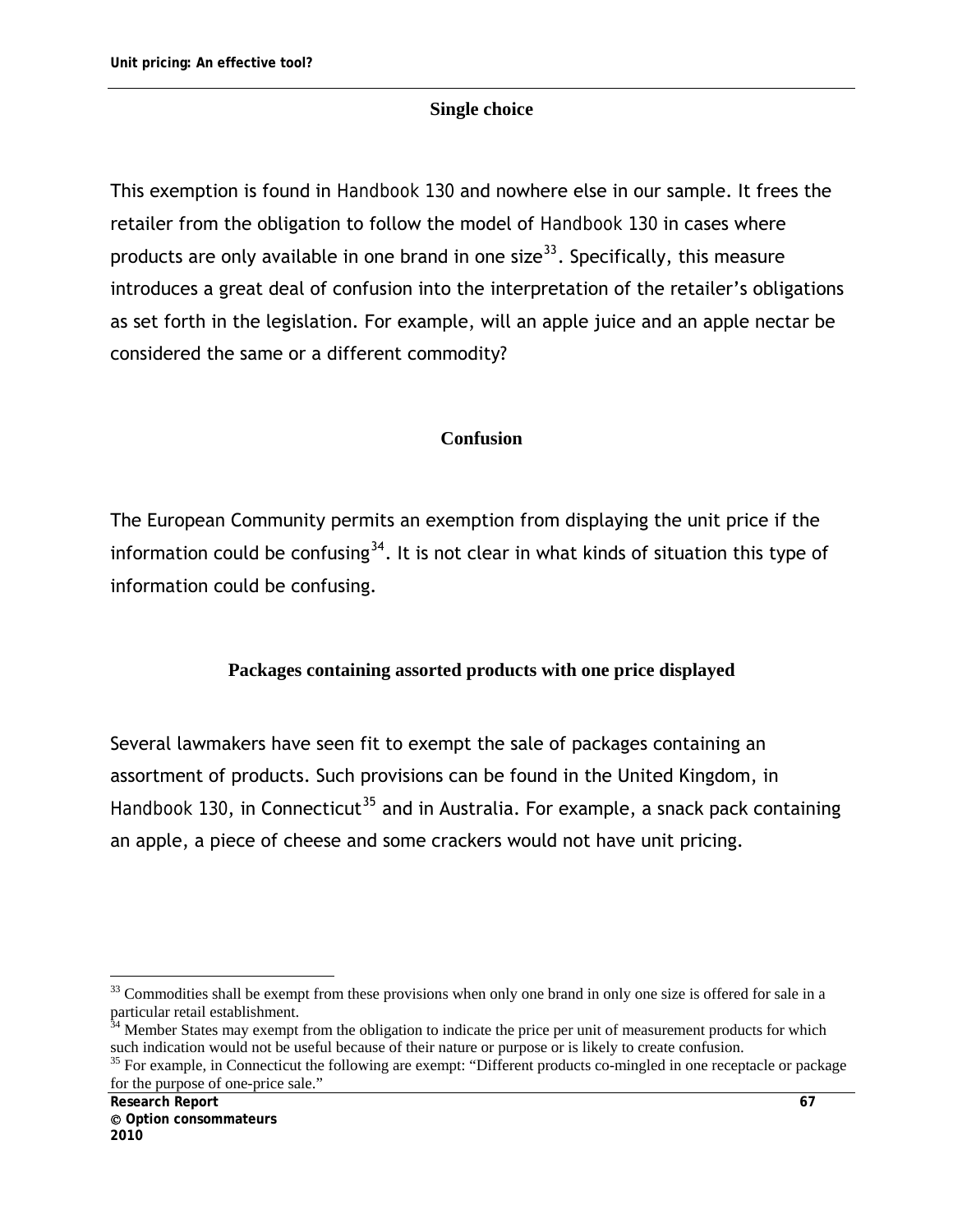### Single choice

This exemption is found in Handbook 130 and nowhere else in our sample. It frees the retailer from the obligation to follow the model of Handbook 130 in cases where products are only available in one brand in one size[33]. Specifically, this measure introduces a great deal of confusion into the interpretation of the retailer's obligations as set forth in the legislation. For example, will an apple juice and an apple nectar be considered the same or a different commodity?

### Confusion

The European Community permits an exemption from displaying the unit price if the information could be confusing[34]. It is not clear in what kinds of situation this type of information could be confusing.

### Packages containing assorted products with one price displayed

Several lawmakers have seen fit to exempt the sale of packages containing an assortment of products. Such provisions can be found in the United Kingdom, in Handbook 130, in Connecticut[35] and in Australia. For example, a snack pack containing an apple, a piece of cheese and some crackers would not have unit pricing.

---

[33] Commodities shall be exempt from these provisions when only one brand in only one size is offered for sale in a particular retail establishment.

[34] Member States may exempt from the obligation to indicate the price per unit of measurement products for which such indication would not be useful because of their nature or purpose or is likely to create confusion.

[35] For example, in Connecticut the following are exempt: "Different products co-mingled in one receptacle or package for the purpose of one-price sale."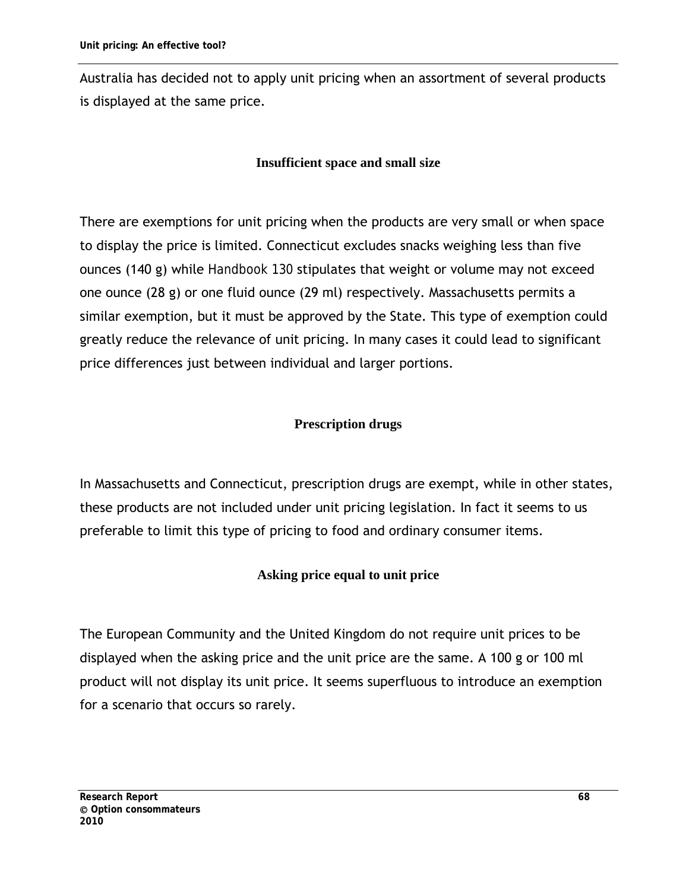Australia has decided not to apply unit pricing when an assortment of several products is displayed at the same price.

### Insufficient space and small size

There are exemptions for unit pricing when the products are very small or when space to display the price is limited. Connecticut excludes snacks weighing less than five ounces (140 g) while Handbook 130 stipulates that weight or volume may not exceed one ounce (28 g) or one fluid ounce (29 ml) respectively. Massachusetts permits a similar exemption, but it must be approved by the State. This type of exemption could greatly reduce the relevance of unit pricing. In many cases it could lead to significant price differences just between individual and larger portions.

### Prescription drugs

In Massachusetts and Connecticut, prescription drugs are exempt, while in other states, these products are not included under unit pricing legislation. In fact it seems to us preferable to limit this type of pricing to food and ordinary consumer items.

### Asking price equal to unit price

The European Community and the United Kingdom do not require unit prices to be displayed when the asking price and the unit price are the same. A 100 g or 100 ml product will not display its unit price. It seems superfluous to introduce an exemption for a scenario that occurs so rarely.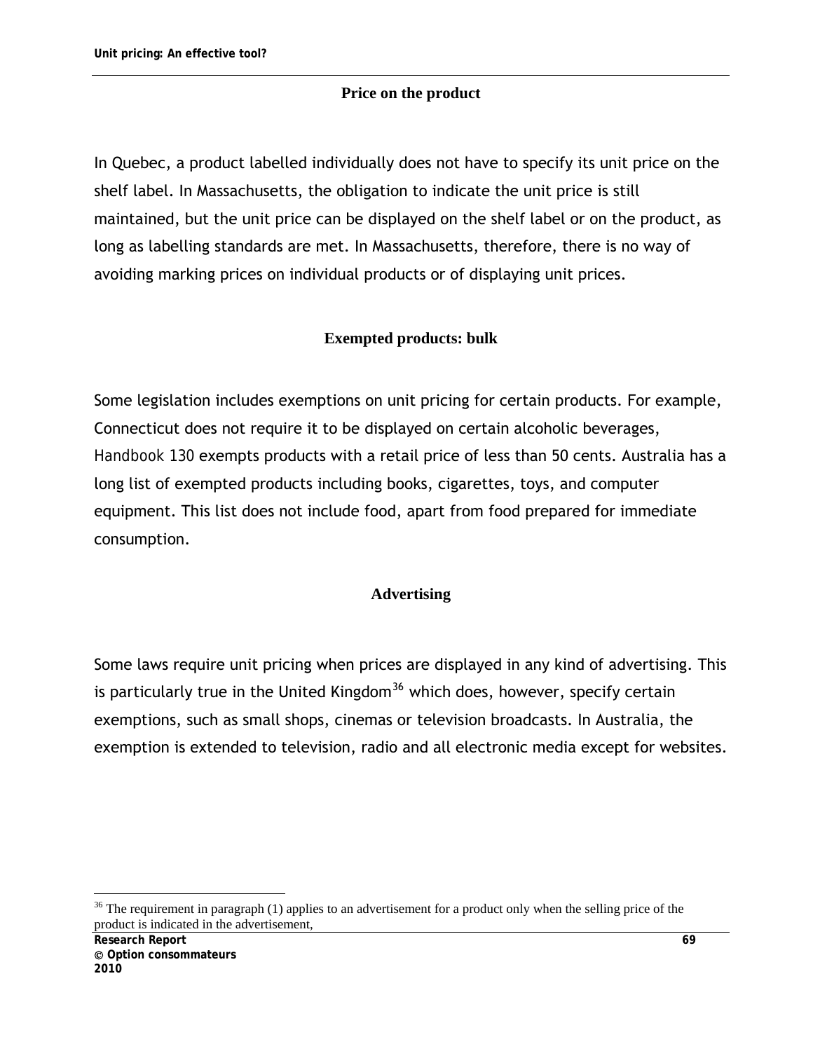### Price on the product

In Quebec, a product labelled individually does not have to specify its unit price on the shelf label. In Massachusetts, the obligation to indicate the unit price is still maintained, but the unit price can be displayed on the shelf label or on the product, as long as labelling standards are met. In Massachusetts, therefore, there is no way of avoiding marking prices on individual products or of displaying unit prices.

### Exempted products: bulk

Some legislation includes exemptions on unit pricing for certain products. For example, Connecticut does not require it to be displayed on certain alcoholic beverages, Handbook 130 exempts products with a retail price of less than 50 cents. Australia has a long list of exempted products including books, cigarettes, toys, and computer equipment. This list does not include food, apart from food prepared for immediate consumption.

### Advertising

Some laws require unit pricing when prices are displayed in any kind of advertising. This is particularly true in the United Kingdom[36] which does, however, specify certain exemptions, such as small shops, cinemas or television broadcasts. In Australia, the exemption is extended to television, radio and all electronic media except for websites.

---

[36] The requirement in paragraph (1) applies to an advertisement for a product only when the selling price of the product is indicated in the advertisement,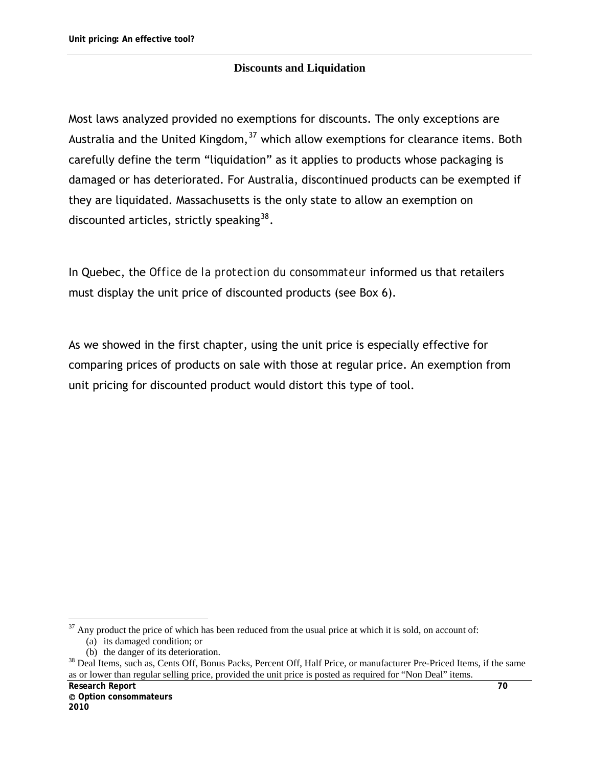### Discounts and Liquidation

Most laws analyzed provided no exemptions for discounts. The only exceptions are Australia and the United Kingdom,[37] which allow exemptions for clearance items. Both carefully define the term "liquidation" as it applies to products whose packaging is damaged or has deteriorated. For Australia, discontinued products can be exempted if they are liquidated. Massachusetts is the only state to allow an exemption on discounted articles, strictly speaking[38].

In Quebec, the *Office de la protection du consommateur* informed us that retailers must display the unit price of discounted products (see Box 6).

As we showed in the first chapter, using the unit price is especially effective for comparing prices of products on sale with those at regular price. An exemption from unit pricing for discounted product would distort this type of tool.

---

[37] Any product the price of which has been reduced from the usual price at which it is sold, on account of:

(a) its damaged condition; or

(b) the danger of its deterioration.

[38] Deal Items, such as, Cents Off, Bonus Packs, Percent Off, Half Price, or manufacturer Pre-Priced Items, if the same as or lower than regular selling price, provided the unit price is posted as required for "Non Deal" items.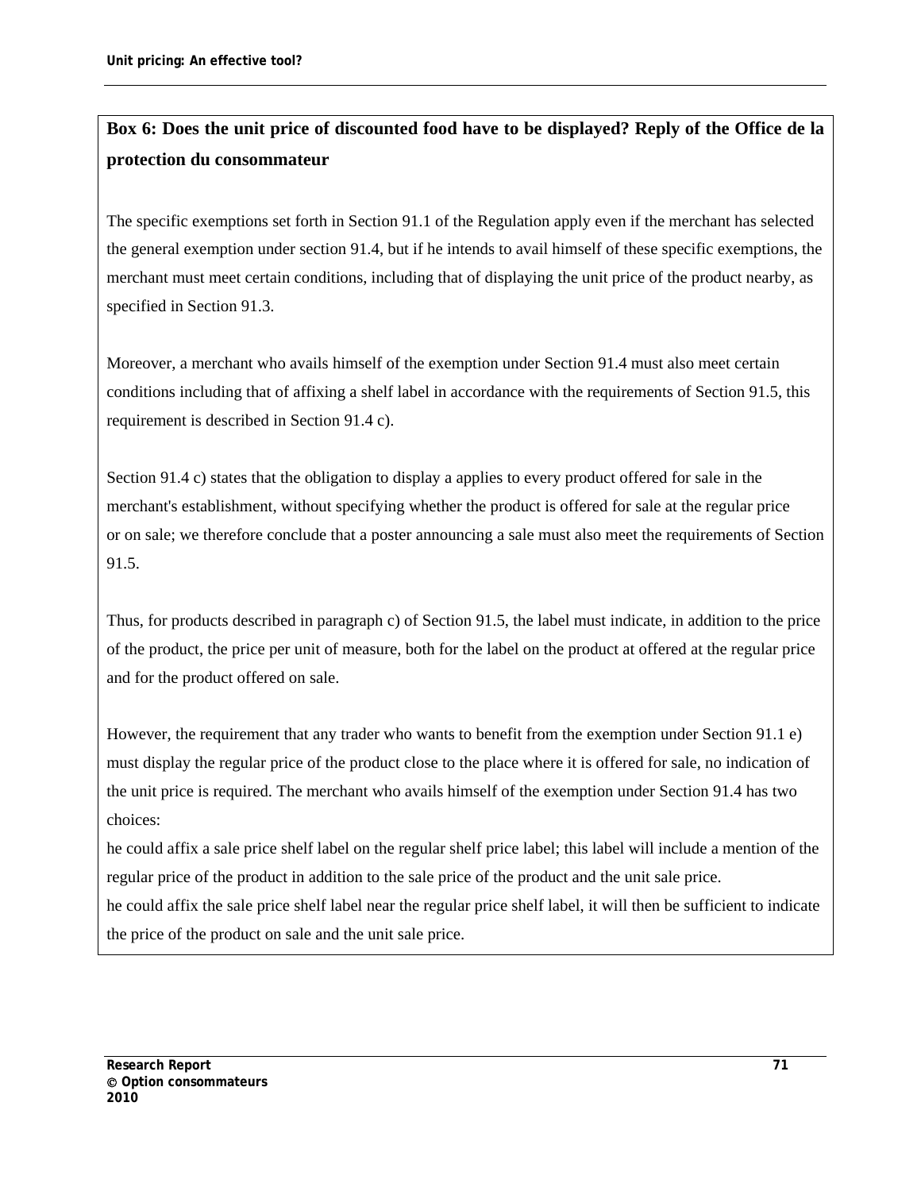**Box 6: Does the unit price of discounted food have to be displayed? Reply of the Office de la protection du consommateur**

The specific exemptions set forth in Section 91.1 of the Regulation apply even if the merchant has selected the general exemption under section 91.4, but if he intends to avail himself of these specific exemptions, the merchant must meet certain conditions, including that of displaying the unit price of the product nearby, as specified in Section 91.3.

Moreover, a merchant who avails himself of the exemption under Section 91.4 must also meet certain conditions including that of affixing a shelf label in accordance with the requirements of Section 91.5, this requirement is described in Section 91.4 c).

Section 91.4 c) states that the obligation to display a applies to every product offered for sale in the merchant's establishment, without specifying whether the product is offered for sale at the regular price or on sale; we therefore conclude that a poster announcing a sale must also meet the requirements of Section 91.5.

Thus, for products described in paragraph c) of Section 91.5, the label must indicate, in addition to the price of the product, the price per unit of measure, both for the label on the product at offered at the regular price and for the product offered on sale.

However, the requirement that any trader who wants to benefit from the exemption under Section 91.1 e) must display the regular price of the product close to the place where it is offered for sale, no indication of the unit price is required. The merchant who avails himself of the exemption under Section 91.4 has two choices:

he could affix a sale price shelf label on the regular shelf price label; this label will include a mention of the regular price of the product in addition to the sale price of the product and the unit sale price.

he could affix the sale price shelf label near the regular price shelf label, it will then be sufficient to indicate the price of the product on sale and the unit sale price.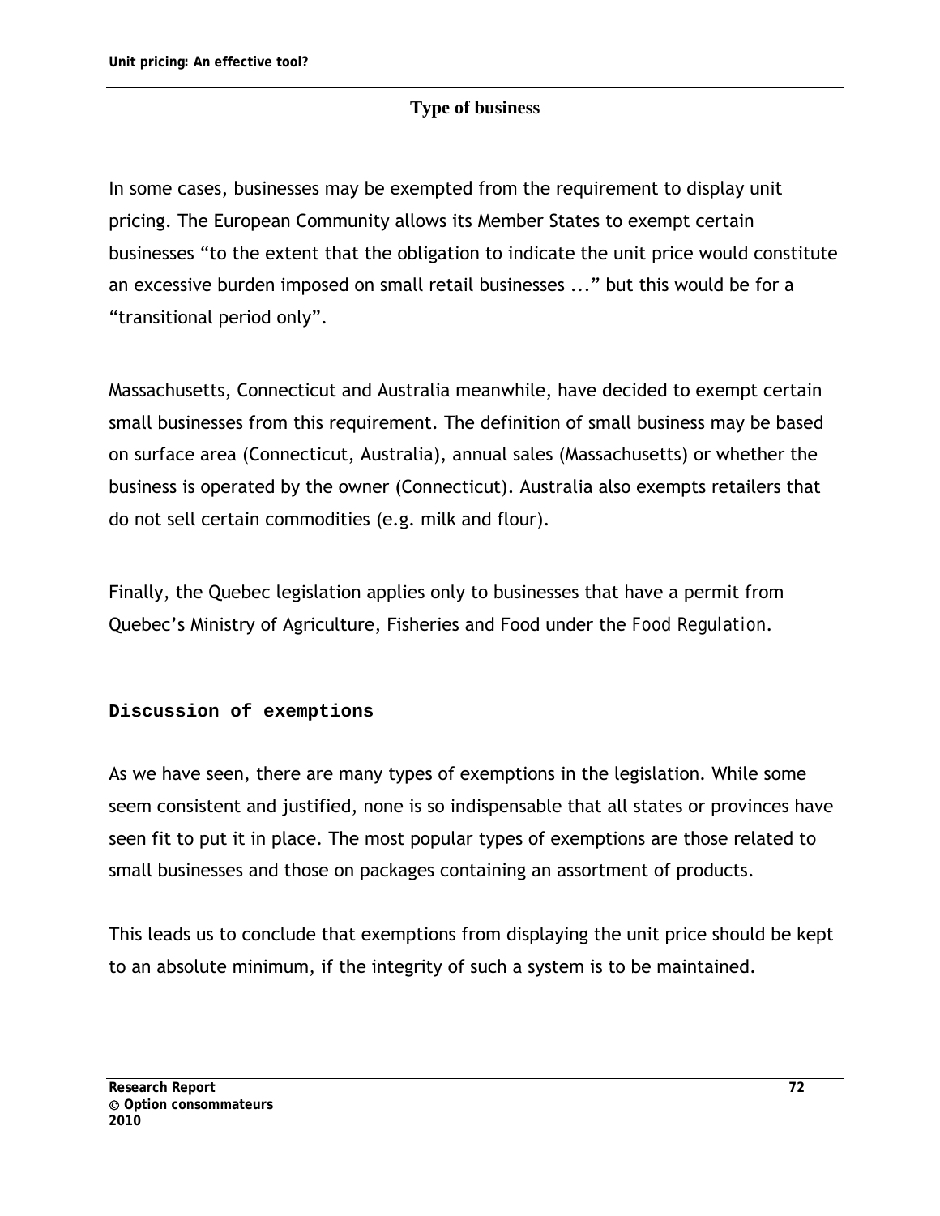### Type of business

In some cases, businesses may be exempted from the requirement to display unit pricing. The European Community allows its Member States to exempt certain businesses "to the extent that the obligation to indicate the unit price would constitute an excessive burden imposed on small retail businesses ..." but this would be for a "transitional period only".

Massachusetts, Connecticut and Australia meanwhile, have decided to exempt certain small businesses from this requirement. The definition of small business may be based on surface area (Connecticut, Australia), annual sales (Massachusetts) or whether the business is operated by the owner (Connecticut). Australia also exempts retailers that do not sell certain commodities (e.g. milk and flour).

Finally, the Quebec legislation applies only to businesses that have a permit from Quebec's Ministry of Agriculture, Fisheries and Food under the *Food Regulation*.

**Discussion of exemptions**

As we have seen, there are many types of exemptions in the legislation. While some seem consistent and justified, none is so indispensable that all states or provinces have seen fit to put it in place. The most popular types of exemptions are those related to small businesses and those on packages containing an assortment of products.

This leads us to conclude that exemptions from displaying the unit price should be kept to an absolute minimum, if the integrity of such a system is to be maintained.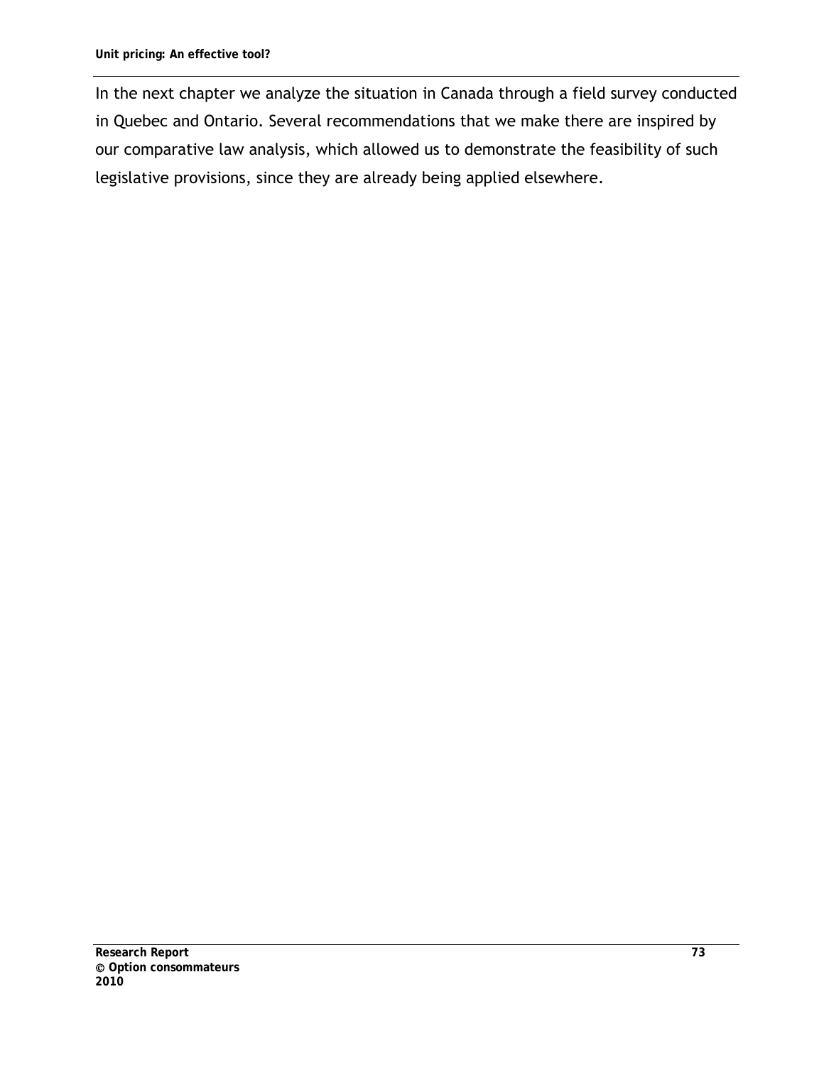In the next chapter we analyze the situation in Canada through a field survey conducted in Quebec and Ontario. Several recommendations that we make there are inspired by our comparative law analysis, which allowed us to demonstrate the feasibility of such legislative provisions, since they are already being applied elsewhere.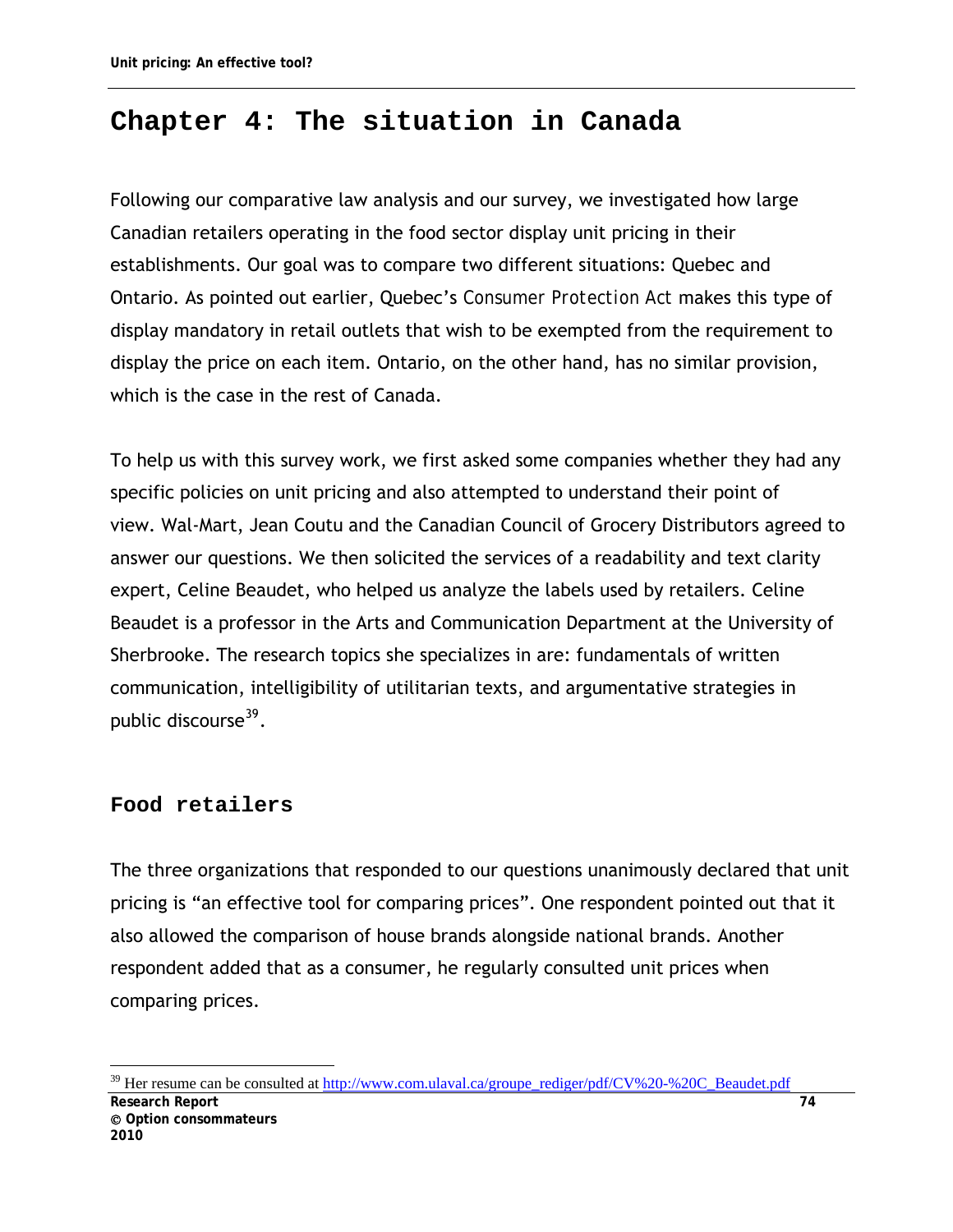# Chapter 4: The situation in Canada

Following our comparative law analysis and our survey, we investigated how large Canadian retailers operating in the food sector display unit pricing in their establishments. Our goal was to compare two different situations: Quebec and Ontario. As pointed out earlier, Quebec's *Consumer Protection Act* makes this type of display mandatory in retail outlets that wish to be exempted from the requirement to display the price on each item. Ontario, on the other hand, has no similar provision, which is the case in the rest of Canada.

To help us with this survey work, we first asked some companies whether they had any specific policies on unit pricing and also attempted to understand their point of view. Wal-Mart, Jean Coutu and the Canadian Council of Grocery Distributors agreed to answer our questions. We then solicited the services of a readability and text clarity expert, Celine Beaudet, who helped us analyze the labels used by retailers. Celine Beaudet is a professor in the Arts and Communication Department at the University of Sherbrooke. The research topics she specializes in are: fundamentals of written communication, intelligibility of utilitarian texts, and argumentative strategies in public discourse[39].

## Food retailers

The three organizations that responded to our questions unanimously declared that unit pricing is "an effective tool for comparing prices". One respondent pointed out that it also allowed the comparison of house brands alongside national brands. Another respondent added that as a consumer, he regularly consulted unit prices when comparing prices.

---

[39] Her resume can be consulted at http://www.com.ulaval.ca/groupe_rediger/pdf/CV%20-%20C_Beaudet.pdf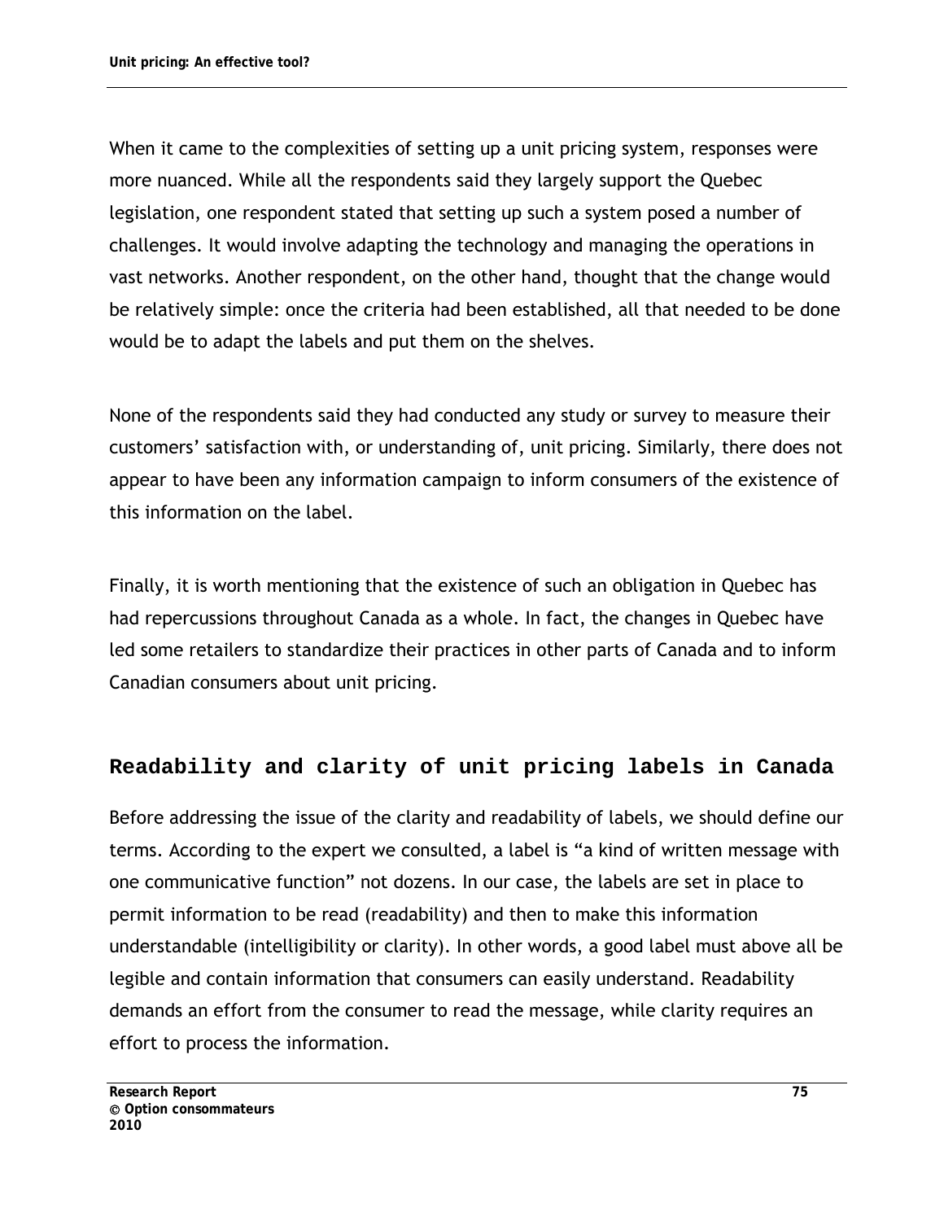When it came to the complexities of setting up a unit pricing system, responses were more nuanced. While all the respondents said they largely support the Quebec legislation, one respondent stated that setting up such a system posed a number of challenges. It would involve adapting the technology and managing the operations in vast networks. Another respondent, on the other hand, thought that the change would be relatively simple: once the criteria had been established, all that needed to be done would be to adapt the labels and put them on the shelves.

None of the respondents said they had conducted any study or survey to measure their customers' satisfaction with, or understanding of, unit pricing. Similarly, there does not appear to have been any information campaign to inform consumers of the existence of this information on the label.

Finally, it is worth mentioning that the existence of such an obligation in Quebec has had repercussions throughout Canada as a whole. In fact, the changes in Quebec have led some retailers to standardize their practices in other parts of Canada and to inform Canadian consumers about unit pricing.

## Readability and clarity of unit pricing labels in Canada

Before addressing the issue of the clarity and readability of labels, we should define our terms. According to the expert we consulted, a label is "a kind of written message with one communicative function" not dozens. In our case, the labels are set in place to permit information to be read (readability) and then to make this information understandable (intelligibility or clarity). In other words, a good label must above all be legible and contain information that consumers can easily understand. Readability demands an effort from the consumer to read the message, while clarity requires an effort to process the information.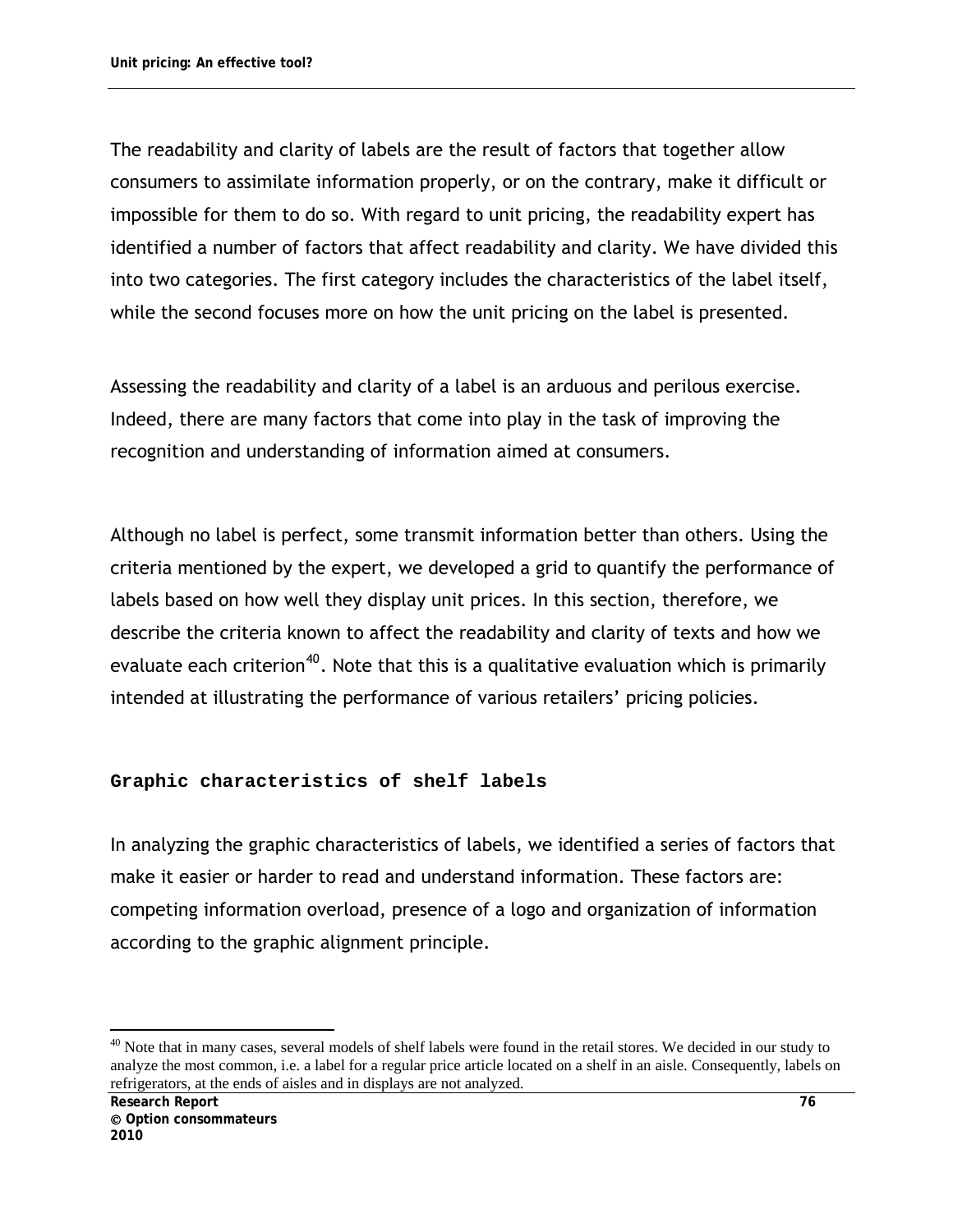The readability and clarity of labels are the result of factors that together allow consumers to assimilate information properly, or on the contrary, make it difficult or impossible for them to do so. With regard to unit pricing, the readability expert has identified a number of factors that affect readability and clarity. We have divided this into two categories. The first category includes the characteristics of the label itself, while the second focuses more on how the unit pricing on the label is presented.

Assessing the readability and clarity of a label is an arduous and perilous exercise. Indeed, there are many factors that come into play in the task of improving the recognition and understanding of information aimed at consumers.

Although no label is perfect, some transmit information better than others. Using the criteria mentioned by the expert, we developed a grid to quantify the performance of labels based on how well they display unit prices. In this section, therefore, we describe the criteria known to affect the readability and clarity of texts and how we evaluate each criterion[40]. Note that this is a qualitative evaluation which is primarily intended at illustrating the performance of various retailers' pricing policies.

### Graphic characteristics of shelf labels

In analyzing the graphic characteristics of labels, we identified a series of factors that make it easier or harder to read and understand information. These factors are: competing information overload, presence of a logo and organization of information according to the graphic alignment principle.

[40] Note that in many cases, several models of shelf labels were found in the retail stores. We decided in our study to analyze the most common, i.e. a label for a regular price article located on a shelf in an aisle. Consequently, labels on refrigerators, at the ends of aisles and in displays are not analyzed.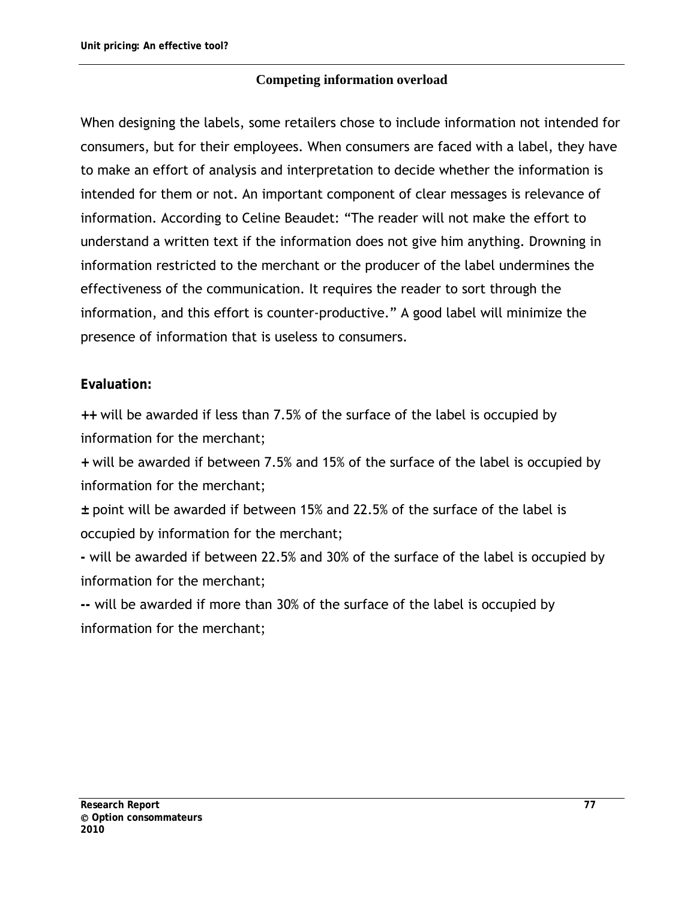## Competing information overload

When designing the labels, some retailers chose to include information not intended for consumers, but for their employees. When consumers are faced with a label, they have to make an effort of analysis and interpretation to decide whether the information is intended for them or not. An important component of clear messages is relevance of information. According to Celine Beaudet: "The reader will not make the effort to understand a written text if the information does not give him anything. Drowning in information restricted to the merchant or the producer of the label undermines the effectiveness of the communication. It requires the reader to sort through the information, and this effort is counter-productive." A good label will minimize the presence of information that is useless to consumers.

**Evaluation:**

**++** will be awarded if less than 7.5% of the surface of the label is occupied by information for the merchant;

**+** will be awarded if between 7.5% and 15% of the surface of the label is occupied by information for the merchant;

**±** point will be awarded if between 15% and 22.5% of the surface of the label is occupied by information for the merchant;

**-** will be awarded if between 22.5% and 30% of the surface of the label is occupied by information for the merchant;

**--** will be awarded if more than 30% of the surface of the label is occupied by information for the merchant;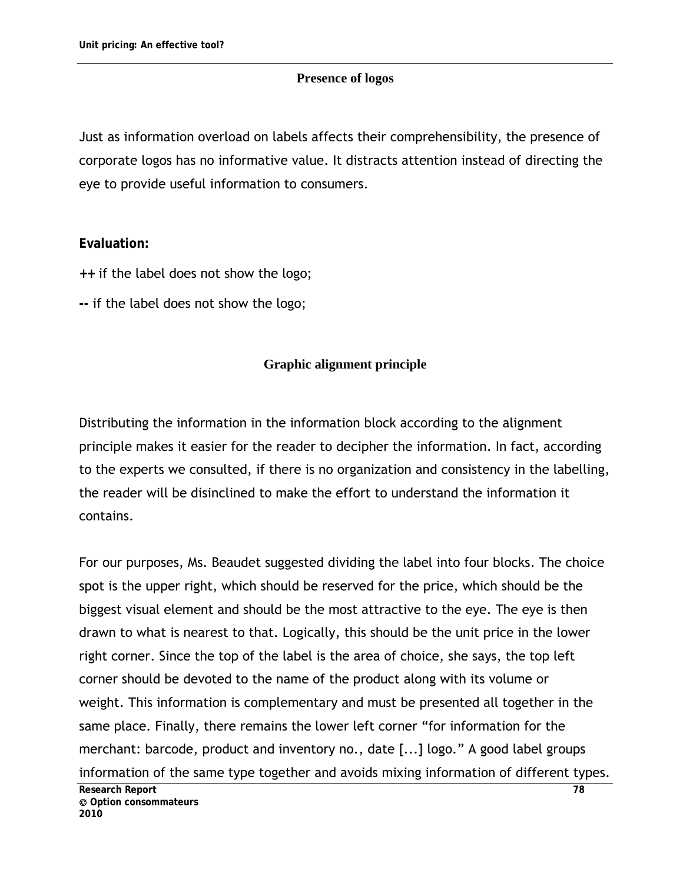### Presence of logos

Just as information overload on labels affects their comprehensibility, the presence of corporate logos has no informative value. It distracts attention instead of directing the eye to provide useful information to consumers.

**Evaluation:**

**++** if the label does not show the logo;

**--** if the label does not show the logo;

### Graphic alignment principle

Distributing the information in the information block according to the alignment principle makes it easier for the reader to decipher the information. In fact, according to the experts we consulted, if there is no organization and consistency in the labelling, the reader will be disinclined to make the effort to understand the information it contains.

For our purposes, Ms. Beaudet suggested dividing the label into four blocks. The choice spot is the upper right, which should be reserved for the price, which should be the biggest visual element and should be the most attractive to the eye. The eye is then drawn to what is nearest to that. Logically, this should be the unit price in the lower right corner. Since the top of the label is the area of choice, she says, the top left corner should be devoted to the name of the product along with its volume or weight. This information is complementary and must be presented all together in the same place. Finally, there remains the lower left corner “for information for the merchant: barcode, product and inventory no., date [...] logo.” A good label groups information of the same type together and avoids mixing information of different types.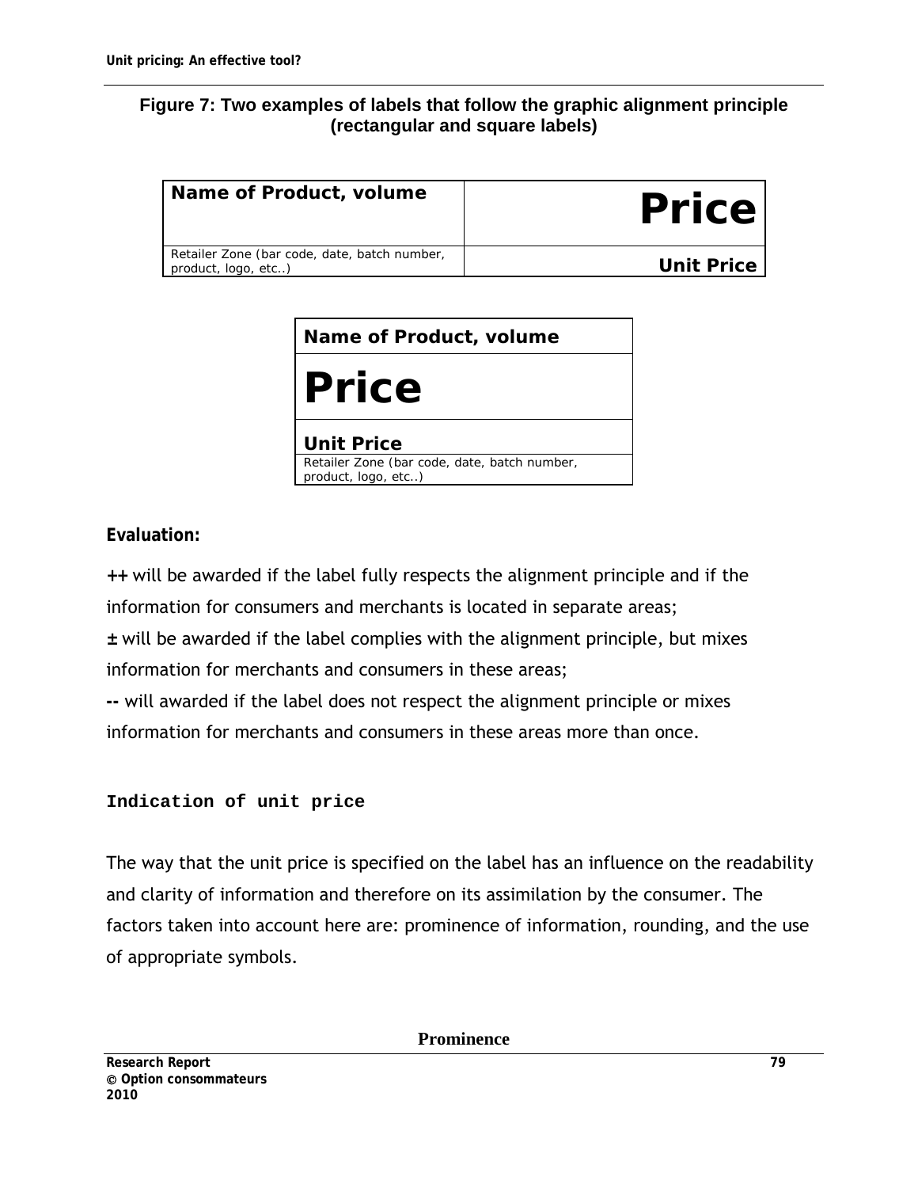**Figure 7: Two examples of labels that follow the graphic alignment principle (rectangular and square labels)**

| Name of Product, volume | Price |
| --- | --- |
| Retailer Zone (bar code, date, batch number, product, logo, etc..) | Unit Price |

| Name of Product, volume |
| --- |
| Price |
| Unit Price |
| Retailer Zone (bar code, date, batch number, product, logo, etc..) |

**Evaluation:**

**++** will be awarded if the label fully respects the alignment principle and if the information for consumers and merchants is located in separate areas;
**±** will be awarded if the label complies with the alignment principle, but mixes information for merchants and consumers in these areas;
**--** will awarded if the label does not respect the alignment principle or mixes information for merchants and consumers in these areas more than once.

### Indication of unit price

The way that the unit price is specified on the label has an influence on the readability and clarity of information and therefore on its assimilation by the consumer. The factors taken into account here are: prominence of information, rounding, and the use of appropriate symbols.

**Prominence**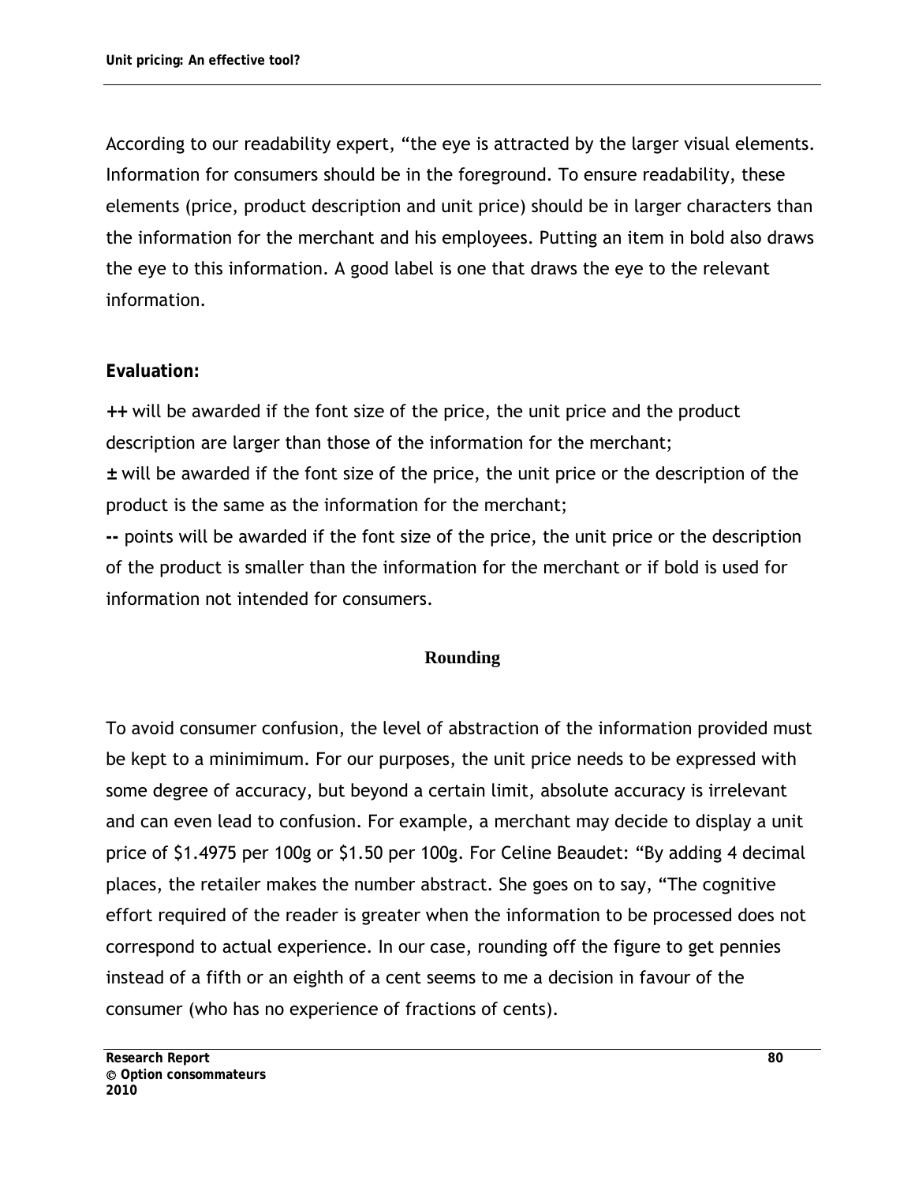According to our readability expert, "the eye is attracted by the larger visual elements. Information for consumers should be in the foreground. To ensure readability, these elements (price, product description and unit price) should be in larger characters than the information for the merchant and his employees. Putting an item in bold also draws the eye to this information. A good label is one that draws the eye to the relevant information.

**Evaluation:**

**++** will be awarded if the font size of the price, the unit price and the product description are larger than those of the information for the merchant;
**±** will be awarded if the font size of the price, the unit price or the description of the product is the same as the information for the merchant;
**--** points will be awarded if the font size of the price, the unit price or the description of the product is smaller than the information for the merchant or if bold is used for information not intended for consumers.

### Rounding

To avoid consumer confusion, the level of abstraction of the information provided must be kept to a minimimum. For our purposes, the unit price needs to be expressed with some degree of accuracy, but beyond a certain limit, absolute accuracy is irrelevant and can even lead to confusion. For example, a merchant may decide to display a unit price of $1.4975 per 100g or $1.50 per 100g. For Celine Beaudet: "By adding 4 decimal places, the retailer makes the number abstract. She goes on to say, "The cognitive effort required of the reader is greater when the information to be processed does not correspond to actual experience. In our case, rounding off the figure to get pennies instead of a fifth or an eighth of a cent seems to me a decision in favour of the consumer (who has no experience of fractions of cents).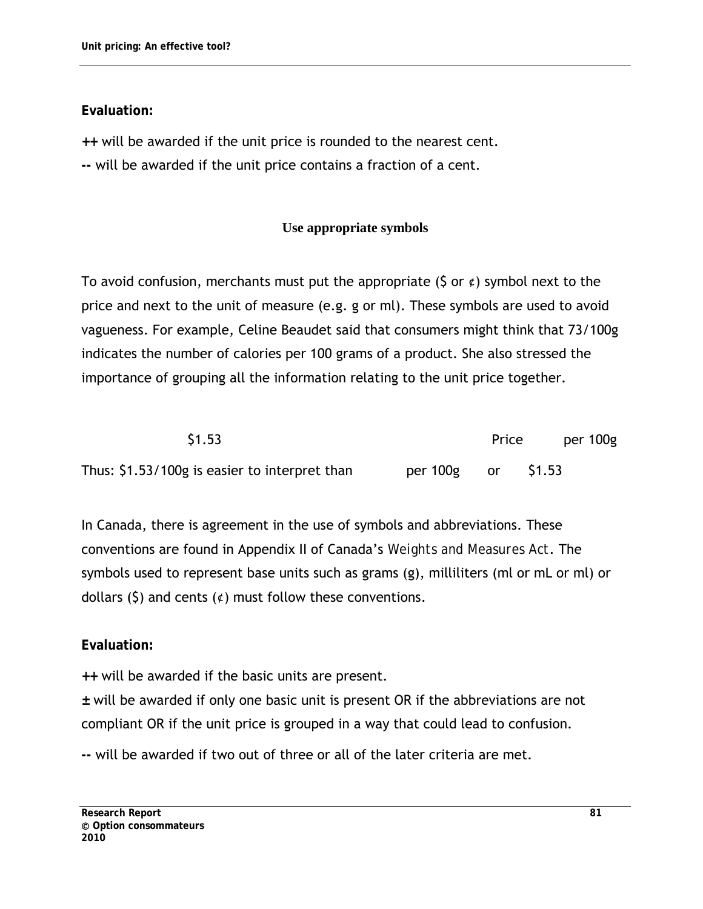**Evaluation:**

**++** will be awarded if the unit price is rounded to the nearest cent.

**--** will be awarded if the unit price contains a fraction of a cent.

### Use appropriate symbols

To avoid confusion, merchants must put the appropriate ($ or ¢) symbol next to the price and next to the unit of measure (e.g. g or ml). These symbols are used to avoid vagueness. For example, Celine Beaudet said that consumers might think that 73/100g indicates the number of calories per 100 grams of a product. She also stressed the importance of grouping all the information relating to the unit price together.

| | | |
|---|---|---|
| | $1.53 | Price &nbsp;&nbsp;&nbsp; per 100g |
| Thus: $1.53/100g is easier to interpret than | per 100g | or &nbsp;&nbsp;&nbsp; $1.53 |

In Canada, there is agreement in the use of symbols and abbreviations. These conventions are found in Appendix II of Canada's *Weights and Measures Act*. The symbols used to represent base units such as grams (g), milliliters (ml or mL or ml) or dollars ($) and cents (¢) must follow these conventions.

**Evaluation:**

**++** will be awarded if the basic units are present.

**±** will be awarded if only one basic unit is present OR if the abbreviations are not compliant OR if the unit price is grouped in a way that could lead to confusion.

**--** will be awarded if two out of three or all of the later criteria are met.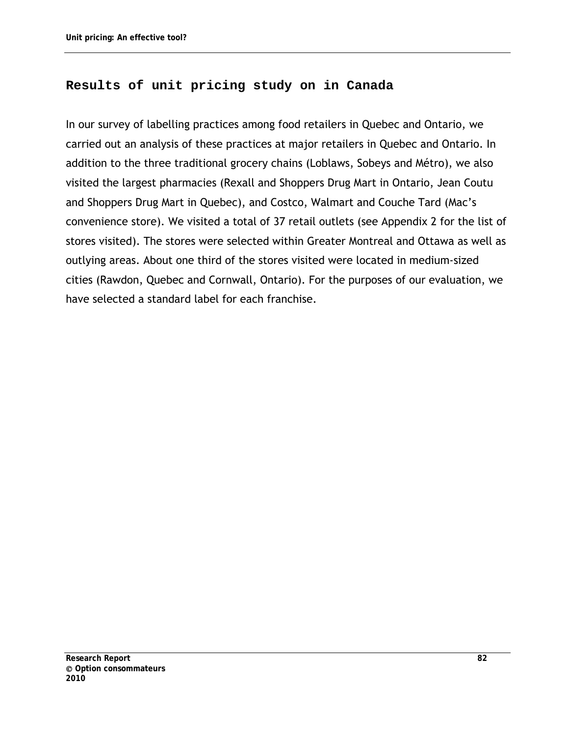## Results of unit pricing study on in Canada

In our survey of labelling practices among food retailers in Quebec and Ontario, we carried out an analysis of these practices at major retailers in Quebec and Ontario. In addition to the three traditional grocery chains (Loblaws, Sobeys and Métro), we also visited the largest pharmacies (Rexall and Shoppers Drug Mart in Ontario, Jean Coutu and Shoppers Drug Mart in Quebec), and Costco, Walmart and Couche Tard (Mac's convenience store). We visited a total of 37 retail outlets (see Appendix 2 for the list of stores visited). The stores were selected within Greater Montreal and Ottawa as well as outlying areas. About one third of the stores visited were located in medium-sized cities (Rawdon, Quebec and Cornwall, Ontario). For the purposes of our evaluation, we have selected a standard label for each franchise.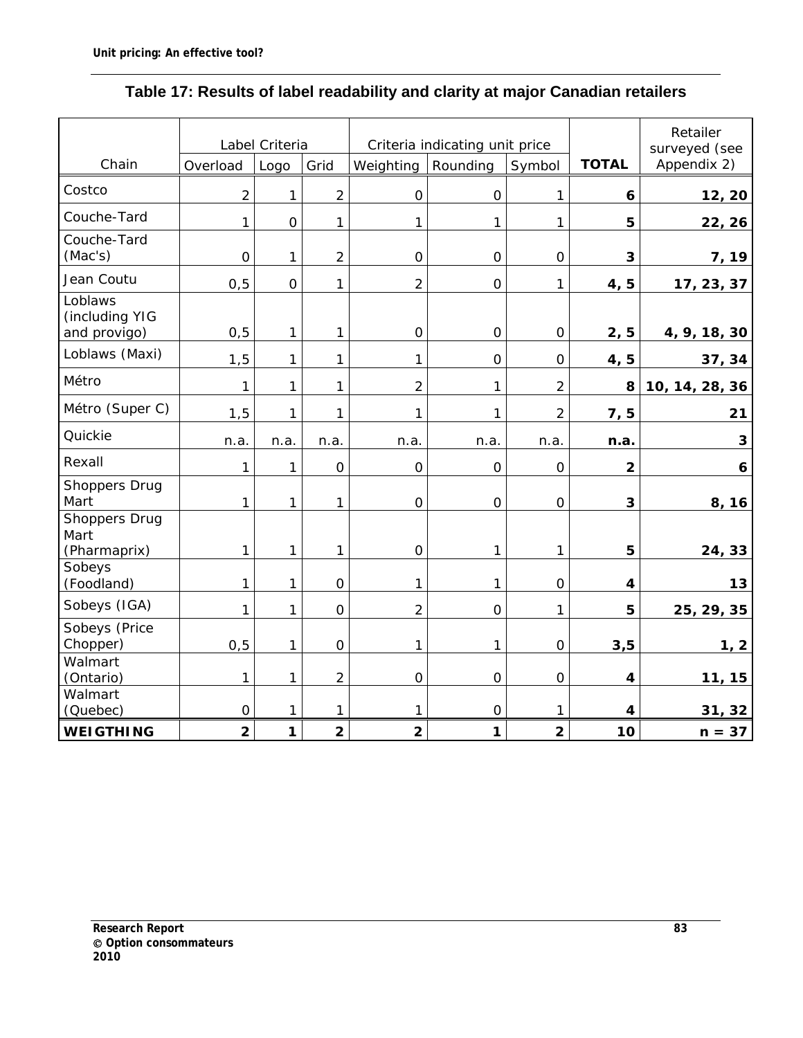**Table 17: Results of label readability and clarity at major Canadian retailers**

| Chain | Label Criteria | | | Criteria indicating unit price | | | TOTAL | Retailer surveyed (see Appendix 2) |
|---|---|---|---|---|---|---|---|---|
| | Overload | Logo | Grid | Weighting | Rounding | Symbol | | |
| Costco | 2 | 1 | 2 | 0 | 0 | 1 | **6** | **12, 20** |
| Couche-Tard | 1 | 0 | 1 | 1 | 1 | 1 | **5** | **22, 26** |
| Couche-Tard (Mac's) | 0 | 1 | 2 | 0 | 0 | 0 | **3** | **7, 19** |
| Jean Coutu | 0,5 | 0 | 1 | 2 | 0 | 1 | **4, 5** | **17, 23, 37** |
| Loblaws (including YIG and provigo) | 0,5 | 1 | 1 | 0 | 0 | 0 | **2, 5** | **4, 9, 18, 30** |
| Loblaws (Maxi) | 1,5 | 1 | 1 | 1 | 0 | 0 | **4, 5** | **37, 34** |
| Métro | 1 | 1 | 1 | 2 | 1 | 2 | **8** | **10, 14, 28, 36** |
| Métro (Super C) | 1,5 | 1 | 1 | 1 | 1 | 2 | **7, 5** | **21** |
| Quickie | n.a. | n.a. | n.a. | n.a. | n.a. | n.a. | **n.a.** | **3** |
| Rexall | 1 | 1 | 0 | 0 | 0 | 0 | **2** | **6** |
| Shoppers Drug Mart | 1 | 1 | 1 | 0 | 0 | 0 | **3** | **8, 16** |
| Shoppers Drug Mart (Pharmaprix) | 1 | 1 | 1 | 0 | 1 | 1 | **5** | **24, 33** |
| Sobeys (Foodland) | 1 | 1 | 0 | 1 | 1 | 0 | **4** | **13** |
| Sobeys (IGA) | 1 | 1 | 0 | 2 | 0 | 1 | **5** | **25, 29, 35** |
| Sobeys (Price Chopper) | 0,5 | 1 | 0 | 1 | 1 | 0 | **3,5** | **1, 2** |
| Walmart (Ontario) | 1 | 1 | 2 | 0 | 0 | 0 | **4** | **11, 15** |
| Walmart (Quebec) | 0 | 1 | 1 | 1 | 0 | 1 | **4** | **31, 32** |
| **WEIGTHING** | **2** | **1** | **2** | **2** | **1** | **2** | **10** | **n = 37** |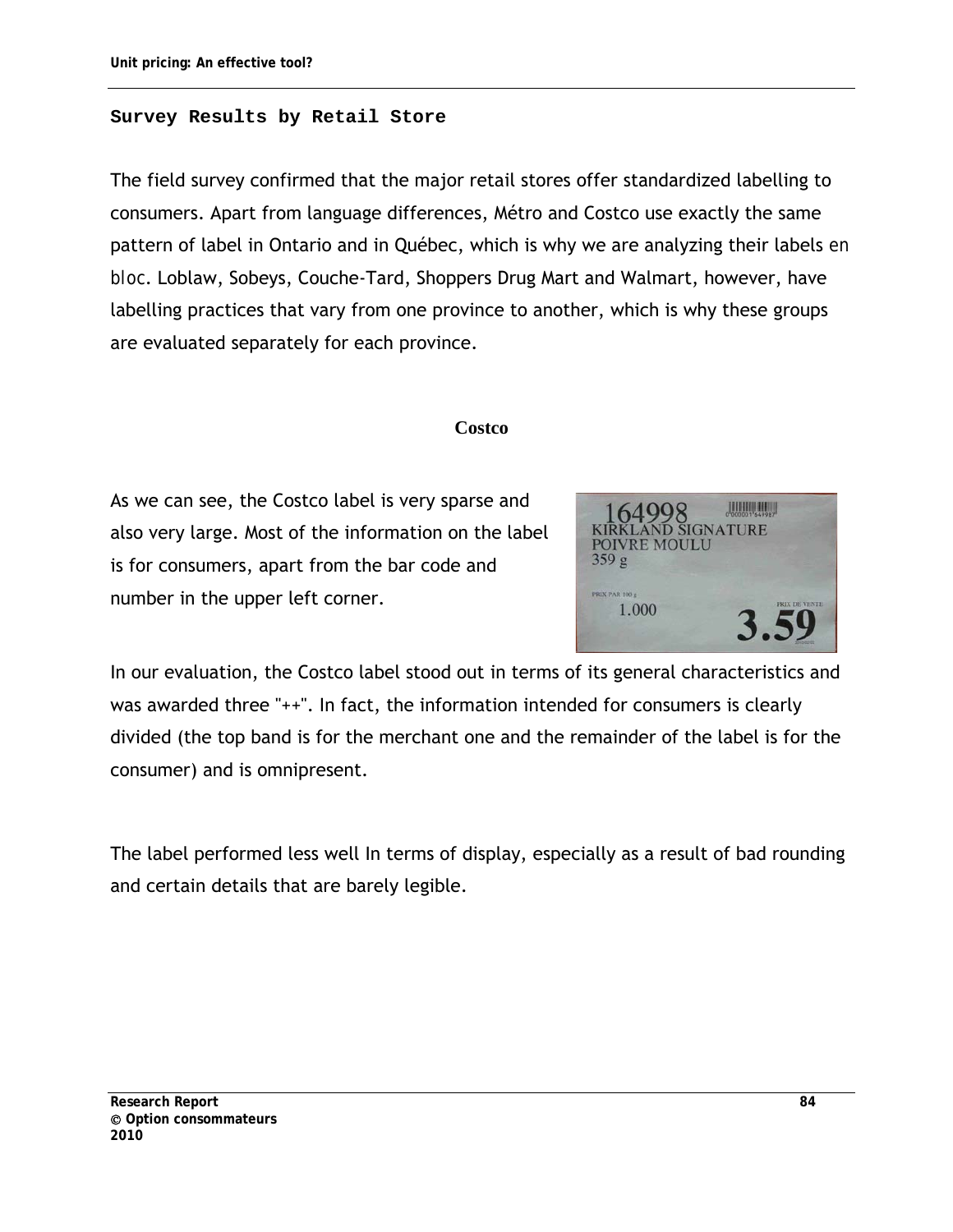## Survey Results by Retail Store

The field survey confirmed that the major retail stores offer standardized labelling to consumers. Apart from language differences, Métro and Costco use exactly the same pattern of label in Ontario and in Québec, which is why we are analyzing their labels *en bloc*. Loblaw, Sobeys, Couche-Tard, Shoppers Drug Mart and Walmart, however, have labelling practices that vary from one province to another, which is why these groups are evaluated separately for each province.

### Costco

As we can see, the Costco label is very sparse and also very large. Most of the information on the label is for consumers, apart from the bar code and number in the upper left corner.

In our evaluation, the Costco label stood out in terms of its general characteristics and was awarded three "++". In fact, the information intended for consumers is clearly divided (the top band is for the merchant one and the remainder of the label is for the consumer) and is omnipresent.

The label performed less well In terms of display, especially as a result of bad rounding and certain details that are barely legible.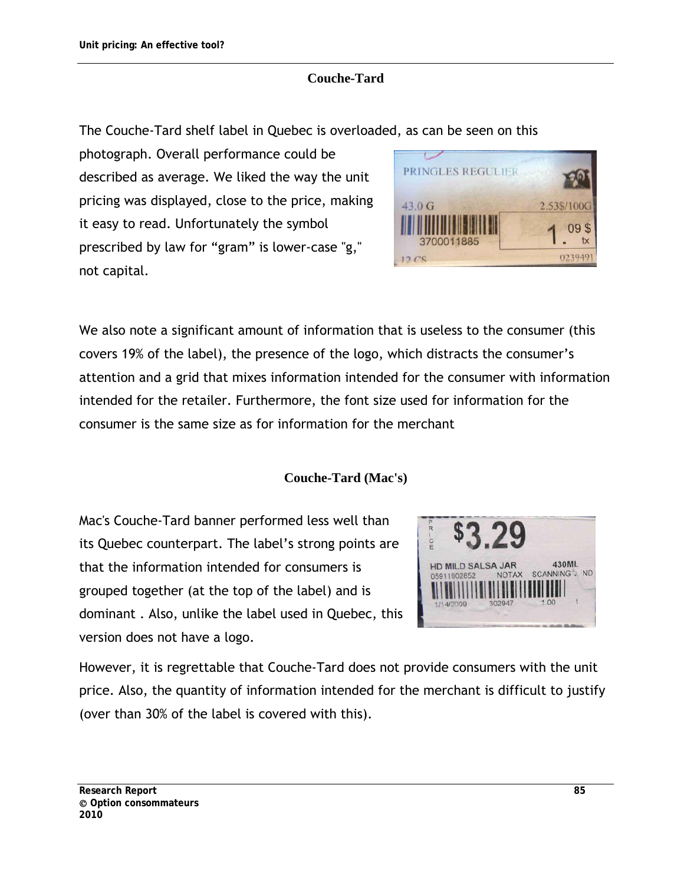## Couche-Tard

The Couche-Tard shelf label in Quebec is overloaded, as can be seen on this photograph. Overall performance could be described as average. We liked the way the unit pricing was displayed, close to the price, making it easy to read. Unfortunately the symbol prescribed by law for “gram” is lower-case "g," not capital.

We also note a significant amount of information that is useless to the consumer (this covers 19% of the label), the presence of the logo, which distracts the consumer’s attention and a grid that mixes information intended for the consumer with information intended for the retailer. Furthermore, the font size used for information for the consumer is the same size as for information for the merchant

## Couche-Tard (Mac's)

Mac's Couche-Tard banner performed less well than its Quebec counterpart. The label’s strong points are that the information intended for consumers is grouped together (at the top of the label) and is dominant . Also, unlike the label used in Quebec, this version does not have a logo.

However, it is regrettable that Couche-Tard does not provide consumers with the unit price. Also, the quantity of information intended for the merchant is difficult to justify (over than 30% of the label is covered with this).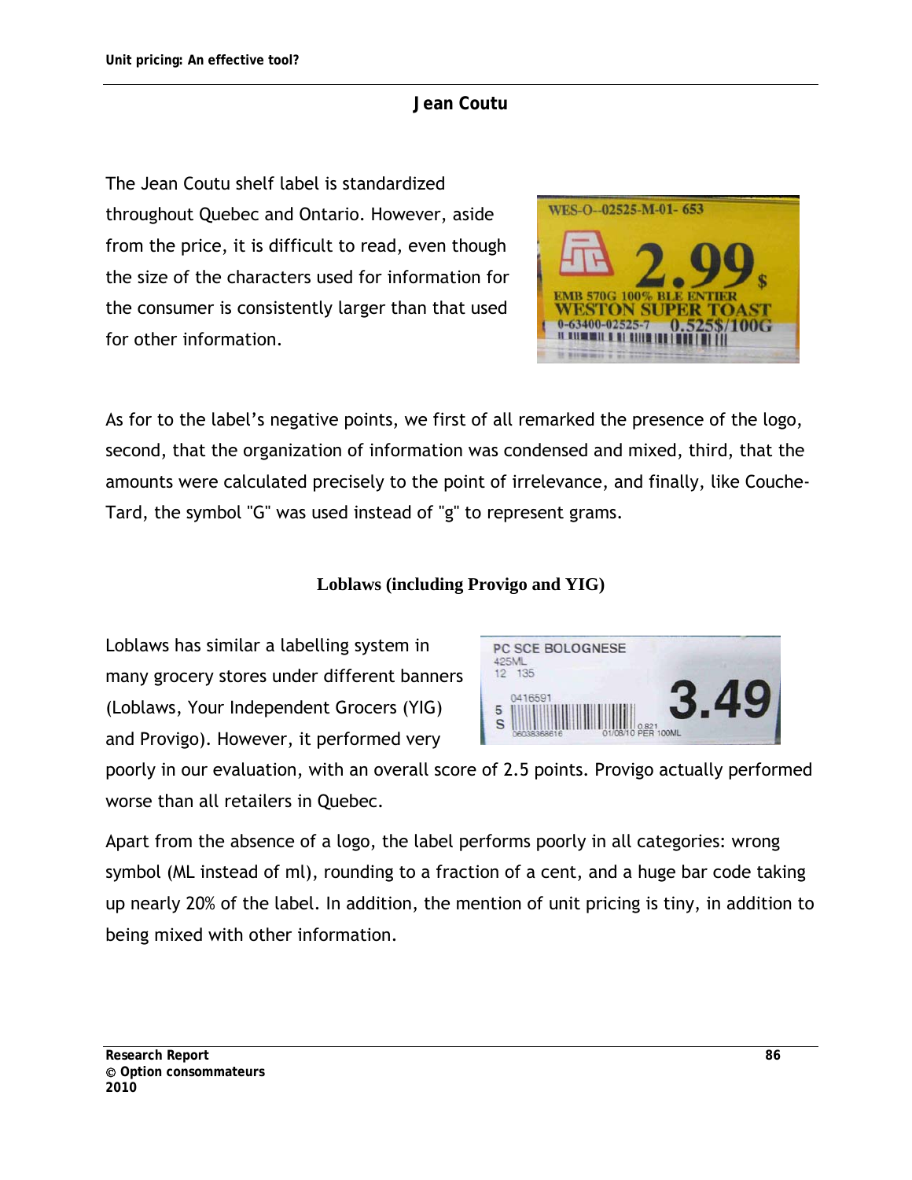## Jean Coutu

The Jean Coutu shelf label is standardized throughout Quebec and Ontario. However, aside from the price, it is difficult to read, even though the size of the characters used for information for the consumer is consistently larger than that used for other information.

As for to the label's negative points, we first of all remarked the presence of the logo, second, that the organization of information was condensed and mixed, third, that the amounts were calculated precisely to the point of irrelevance, and finally, like Couche-Tard, the symbol "G" was used instead of "g" to represent grams.

## Loblaws (including Provigo and YIG)

Loblaws has similar a labelling system in many grocery stores under different banners (Loblaws, Your Independent Grocers (YIG) and Provigo). However, it performed very poorly in our evaluation, with an overall score of 2.5 points. Provigo actually performed worse than all retailers in Quebec.

Apart from the absence of a logo, the label performs poorly in all categories: wrong symbol (ML instead of ml), rounding to a fraction of a cent, and a huge bar code taking up nearly 20% of the label. In addition, the mention of unit pricing is tiny, in addition to being mixed with other information.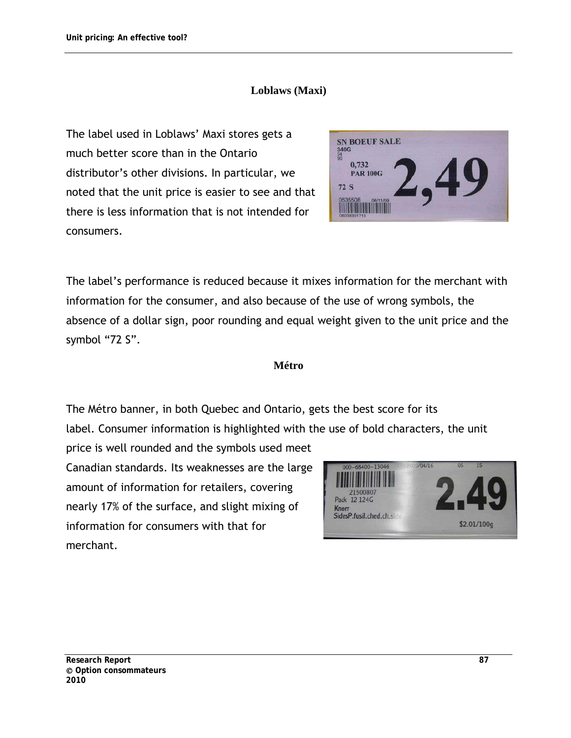### Loblaws (Maxi)

The label used in Loblaws' Maxi stores gets a much better score than in the Ontario distributor's other divisions. In particular, we noted that the unit price is easier to see and that there is less information that is not intended for consumers.

The label's performance is reduced because it mixes information for the merchant with information for the consumer, and also because of the use of wrong symbols, the absence of a dollar sign, poor rounding and equal weight given to the unit price and the symbol "72 S".

### Métro

The Métro banner, in both Quebec and Ontario, gets the best score for its label. Consumer information is highlighted with the use of bold characters, the unit price is well rounded and the symbols used meet Canadian standards. Its weaknesses are the large amount of information for retailers, covering nearly 17% of the surface, and slight mixing of information for consumers with that for merchant.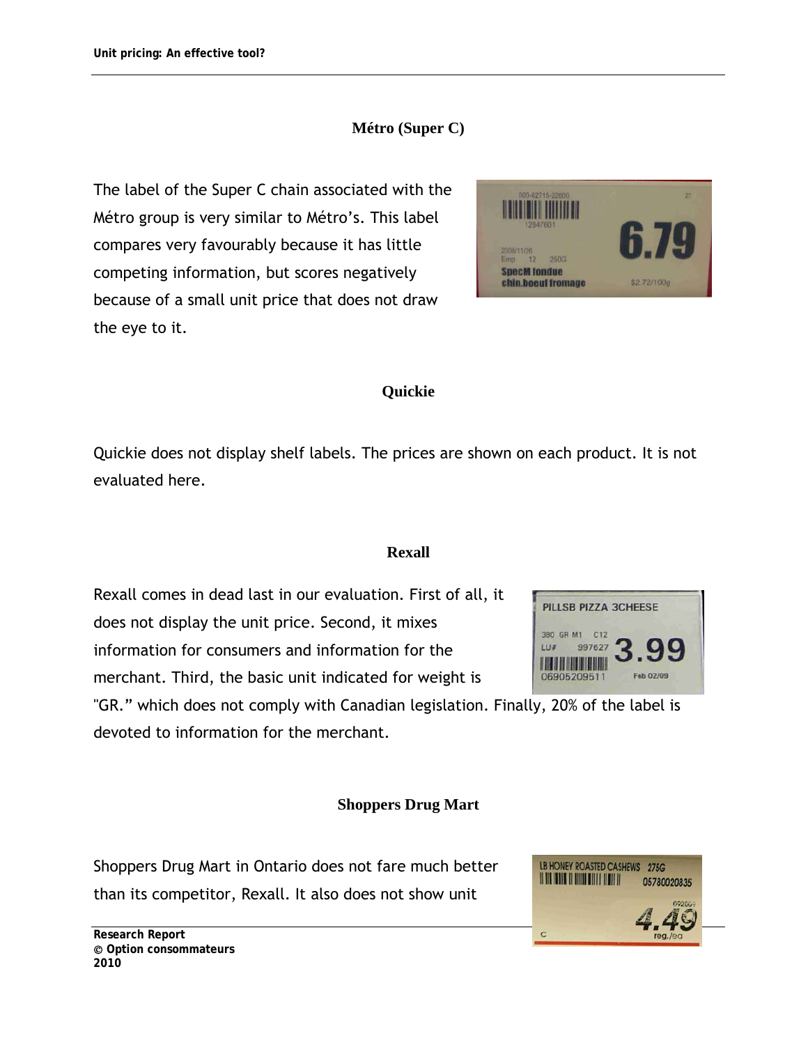### Métro (Super C)

The label of the Super C chain associated with the Métro group is very similar to Métro's. This label compares very favourably because it has little competing information, but scores negatively because of a small unit price that does not draw the eye to it.

### Quickie

Quickie does not display shelf labels. The prices are shown on each product. It is not evaluated here.

### Rexall

Rexall comes in dead last in our evaluation. First of all, it does not display the unit price. Second, it mixes information for consumers and information for the merchant. Third, the basic unit indicated for weight is "GR." which does not comply with Canadian legislation. Finally, 20% of the label is devoted to information for the merchant.

### Shoppers Drug Mart

Shoppers Drug Mart in Ontario does not fare much better than its competitor, Rexall. It also does not show unit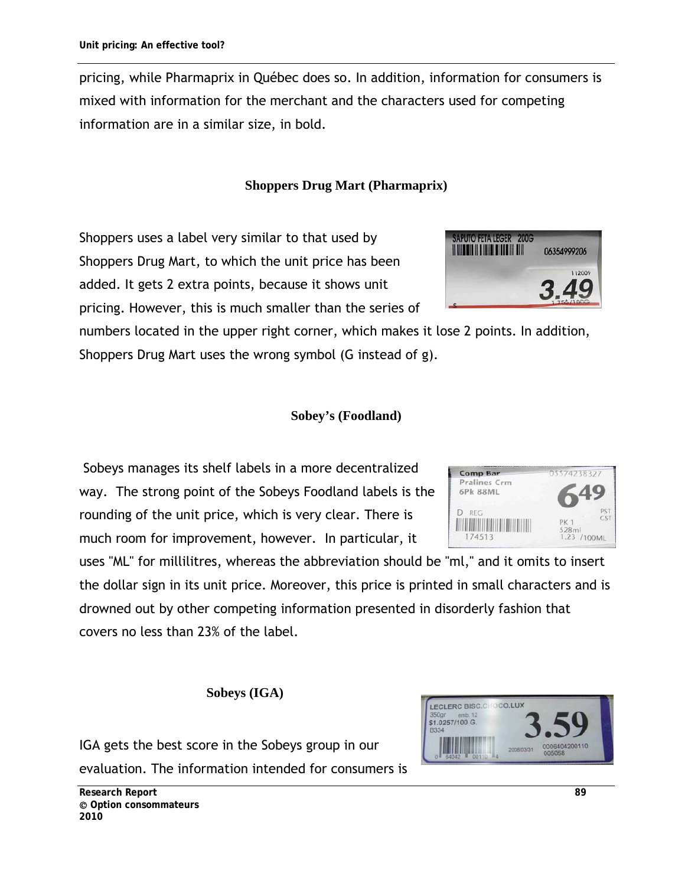pricing, while Pharmaprix in Québec does so. In addition, information for consumers is mixed with information for the merchant and the characters used for competing information are in a similar size, in bold.

### Shoppers Drug Mart (Pharmaprix)

Shoppers uses a label very similar to that used by Shoppers Drug Mart, to which the unit price has been added. It gets 2 extra points, because it shows unit pricing. However, this is much smaller than the series of numbers located in the upper right corner, which makes it lose 2 points. In addition, Shoppers Drug Mart uses the wrong symbol (G instead of g).

### Sobey's (Foodland)

Sobeys manages its shelf labels in a more decentralized way. The strong point of the Sobeys Foodland labels is the rounding of the unit price, which is very clear. There is much room for improvement, however. In particular, it uses "ML" for millilitres, whereas the abbreviation should be "ml," and it omits to insert the dollar sign in its unit price. Moreover, this price is printed in small characters and is drowned out by other competing information presented in disorderly fashion that covers no less than 23% of the label.

### Sobeys (IGA)

IGA gets the best score in the Sobeys group in our evaluation. The information intended for consumers is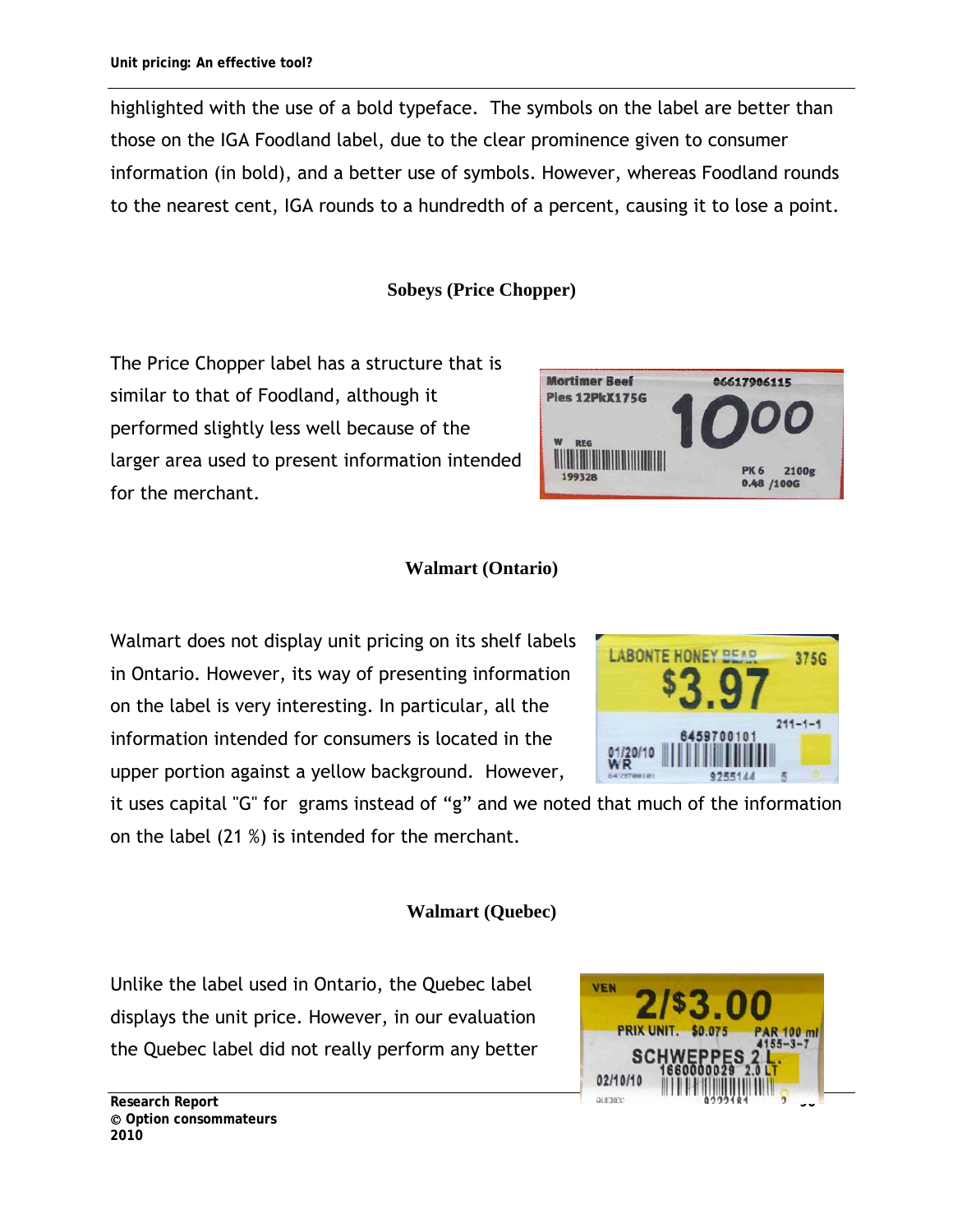highlighted with the use of a bold typeface. The symbols on the label are better than those on the IGA Foodland label, due to the clear prominence given to consumer information (in bold), and a better use of symbols. However, whereas Foodland rounds to the nearest cent, IGA rounds to a hundredth of a percent, causing it to lose a point.

### Sobeys (Price Chopper)

The Price Chopper label has a structure that is similar to that of Foodland, although it performed slightly less well because of the larger area used to present information intended for the merchant.

### Walmart (Ontario)

Walmart does not display unit pricing on its shelf labels in Ontario. However, its way of presenting information on the label is very interesting. In particular, all the information intended for consumers is located in the upper portion against a yellow background. However, it uses capital "G" for grams instead of “g” and we noted that much of the information on the label (21 %) is intended for the merchant.

### Walmart (Quebec)

Unlike the label used in Ontario, the Quebec label displays the unit price. However, in our evaluation the Quebec label did not really perform any better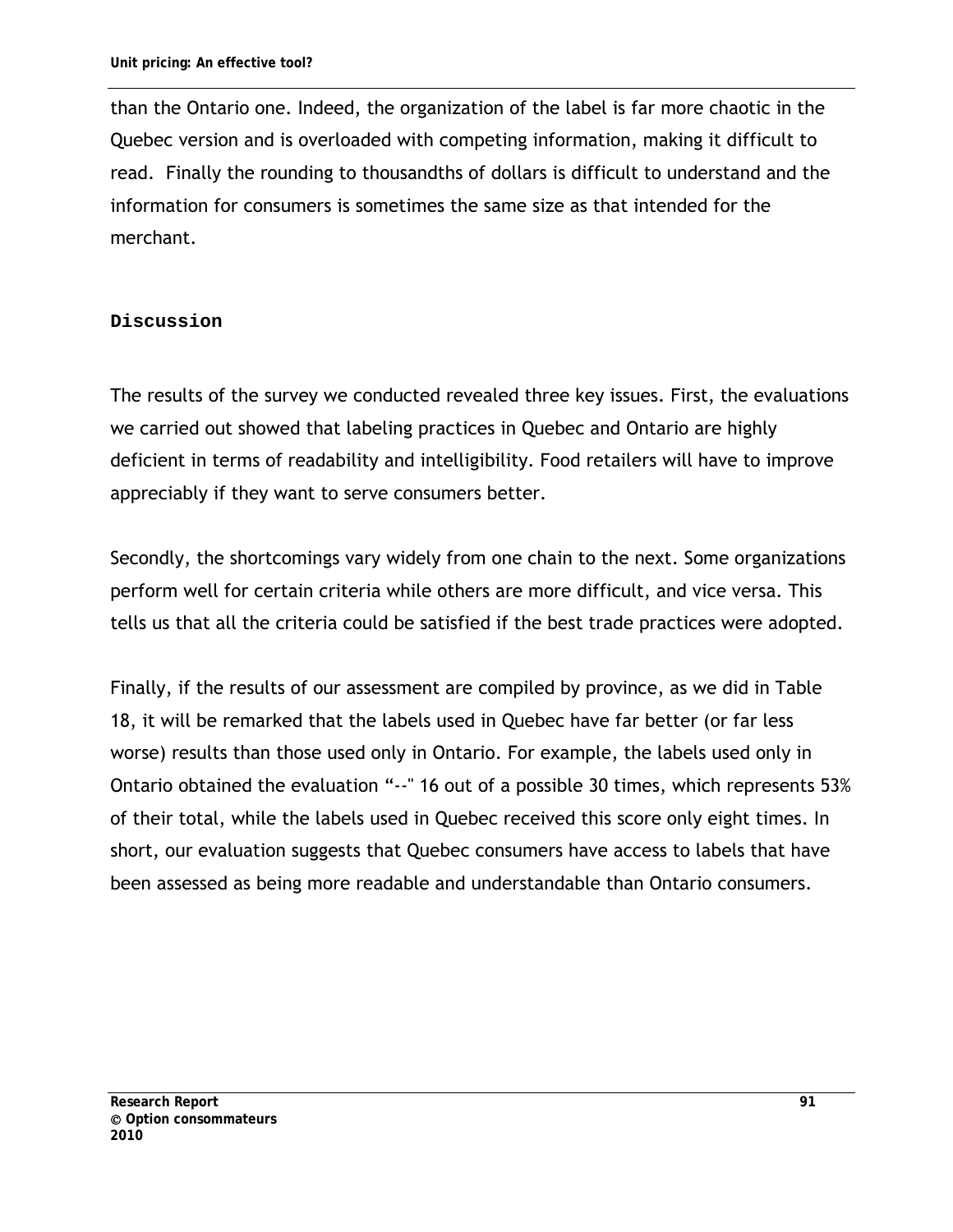than the Ontario one. Indeed, the organization of the label is far more chaotic in the Quebec version and is overloaded with competing information, making it difficult to read. Finally the rounding to thousandths of dollars is difficult to understand and the information for consumers is sometimes the same size as that intended for the merchant.

## Discussion

The results of the survey we conducted revealed three key issues. First, the evaluations we carried out showed that labeling practices in Quebec and Ontario are highly deficient in terms of readability and intelligibility. Food retailers will have to improve appreciably if they want to serve consumers better.

Secondly, the shortcomings vary widely from one chain to the next. Some organizations perform well for certain criteria while others are more difficult, and vice versa. This tells us that all the criteria could be satisfied if the best trade practices were adopted.

Finally, if the results of our assessment are compiled by province, as we did in Table 18, it will be remarked that the labels used in Quebec have far better (or far less worse) results than those used only in Ontario. For example, the labels used only in Ontario obtained the evaluation "--" 16 out of a possible 30 times, which represents 53% of their total, while the labels used in Quebec received this score only eight times. In short, our evaluation suggests that Quebec consumers have access to labels that have been assessed as being more readable and understandable than Ontario consumers.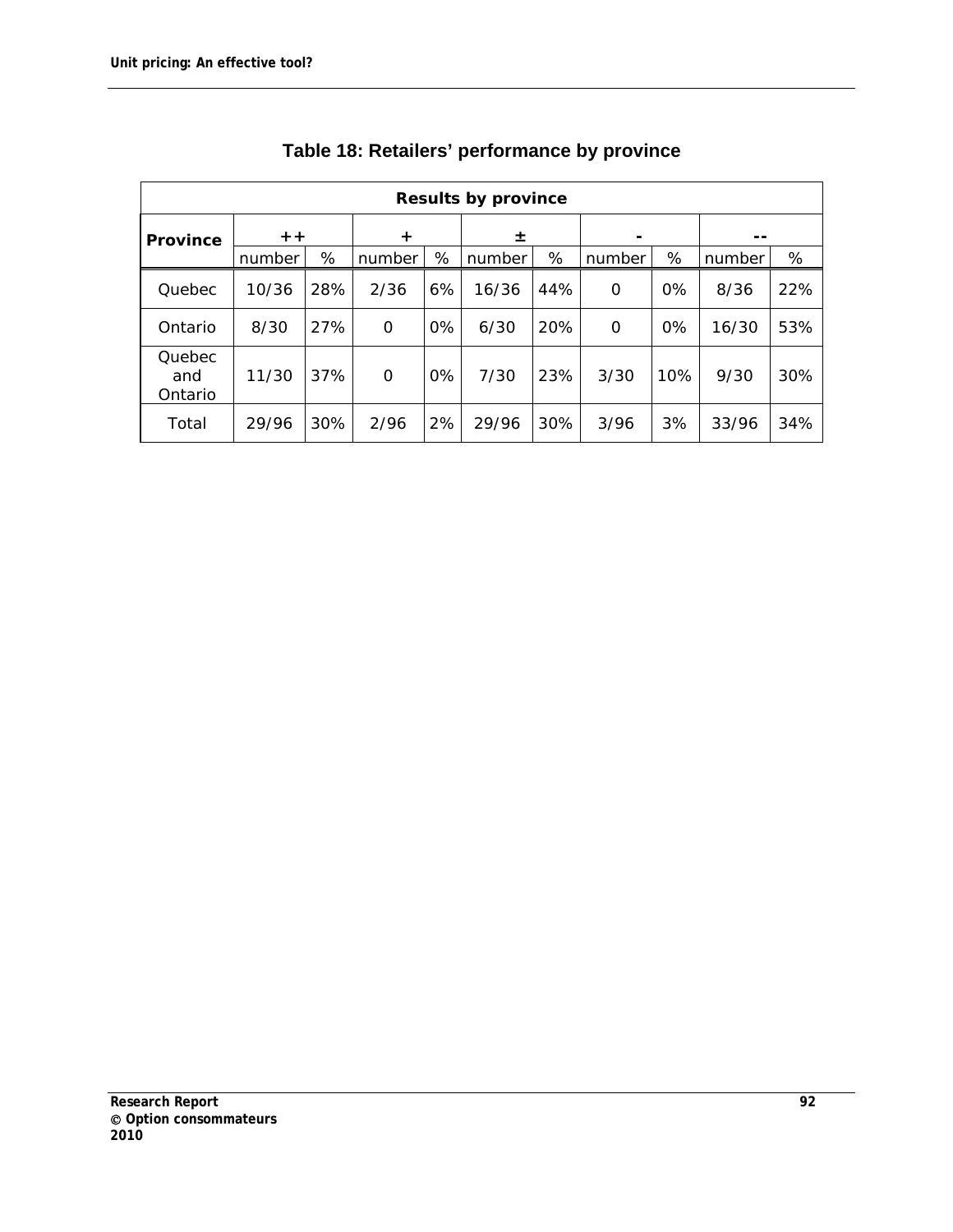### Table 18: Retailers' performance by province

| Results by province | | | | | | | | | | |
|---|---|---|---|---|---|---|---|---|---|---|
| Province | ++ | | + | | ± | | - | | -- | |
| | number | % | number | % | number | % | number | % | number | % |
| Quebec | 10/36 | 28% | 2/36 | 6% | 16/36 | 44% | 0 | 0% | 8/36 | 22% |
| Ontario | 8/30 | 27% | 0 | 0% | 6/30 | 20% | 0 | 0% | 16/30 | 53% |
| Quebec and Ontario | 11/30 | 37% | 0 | 0% | 7/30 | 23% | 3/30 | 10% | 9/30 | 30% |
| Total | 29/96 | 30% | 2/96 | 2% | 29/96 | 30% | 3/96 | 3% | 33/96 | 34% |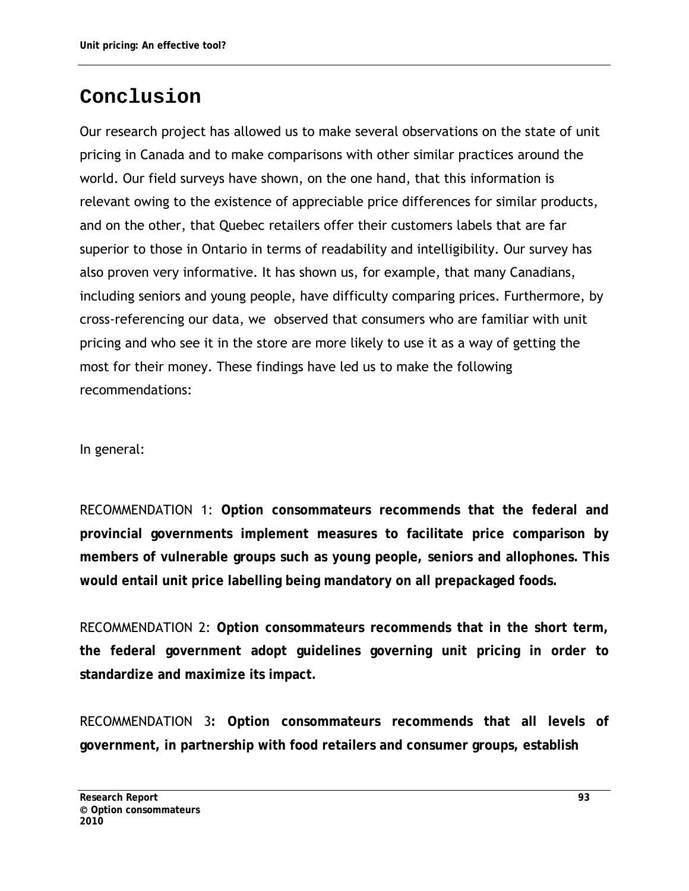# Conclusion

Our research project has allowed us to make several observations on the state of unit pricing in Canada and to make comparisons with other similar practices around the world. Our field surveys have shown, on the one hand, that this information is relevant owing to the existence of appreciable price differences for similar products, and on the other, that Quebec retailers offer their customers labels that are far superior to those in Ontario in terms of readability and intelligibility. Our survey has also proven very informative. It has shown us, for example, that many Canadians, including seniors and young people, have difficulty comparing prices. Furthermore, by cross-referencing our data, we observed that consumers who are familiar with unit pricing and who see it in the store are more likely to use it as a way of getting the most for their money. These findings have led us to make the following recommendations:

In general:

RECOMMENDATION 1: **Option consommateurs recommends that the federal and provincial governments implement measures to facilitate price comparison by members of vulnerable groups such as young people, seniors and allophones. This would entail unit price labelling being mandatory on all prepackaged foods.**

RECOMMENDATION 2: **Option consommateurs recommends that in the short term, the federal government adopt guidelines governing unit pricing in order to standardize and maximize its impact.**

RECOMMENDATION 3**: Option consommateurs recommends that all levels of government, in partnership with food retailers and consumer groups, establish**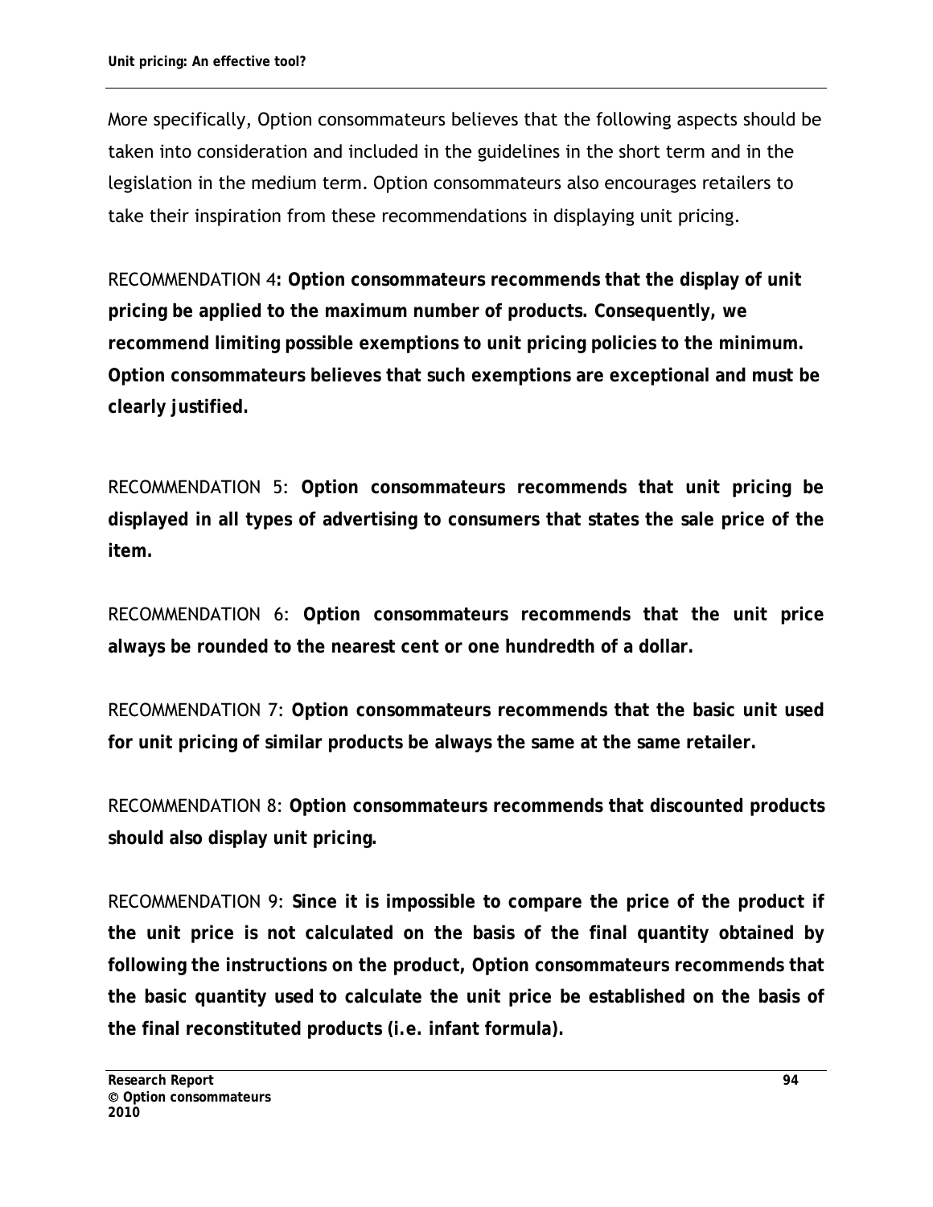More specifically, Option consommateurs believes that the following aspects should be taken into consideration and included in the guidelines in the short term and in the legislation in the medium term. Option consommateurs also encourages retailers to take their inspiration from these recommendations in displaying unit pricing.

RECOMMENDATION 4**: Option consommateurs recommends that the display of unit pricing be applied to the maximum number of products. Consequently, we recommend limiting possible exemptions to unit pricing policies to the minimum. Option consommateurs believes that such exemptions are exceptional and must be clearly justified.**

RECOMMENDATION 5: **Option consommateurs recommends that unit pricing be displayed in all types of advertising to consumers that states the sale price of the item.**

RECOMMENDATION 6: **Option consommateurs recommends that the unit price always be rounded to the nearest cent or one hundredth of a dollar.**

RECOMMENDATION 7: **Option consommateurs recommends that the basic unit used for unit pricing of similar products be always the same at the same retailer.**

RECOMMENDATION 8: **Option consommateurs recommends that discounted products should also display unit pricing.**

RECOMMENDATION 9: **Since it is impossible to compare the price of the product if the unit price is not calculated on the basis of the final quantity obtained by following the instructions on the product, Option consommateurs recommends that the basic quantity used to calculate the unit price be established on the basis of the final reconstituted products (i.e. infant formula).**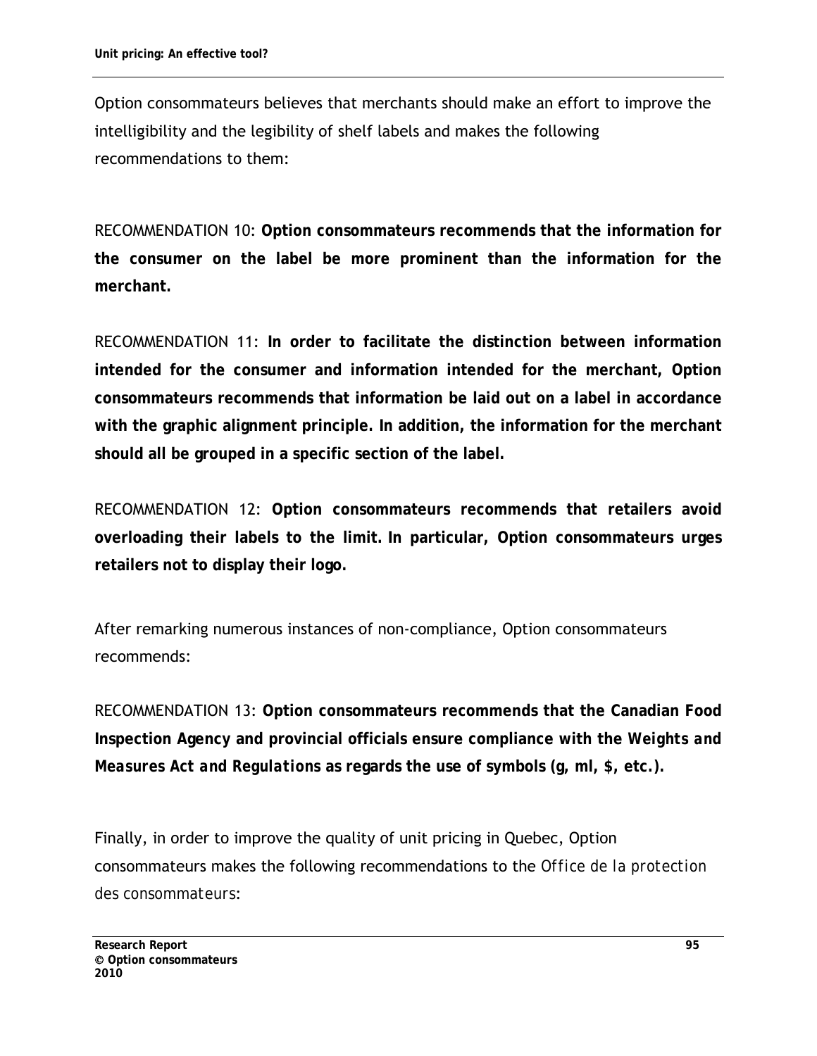Option consommateurs believes that merchants should make an effort to improve the intelligibility and the legibility of shelf labels and makes the following recommendations to them:

RECOMMENDATION 10: **Option consommateurs recommends that the information for the consumer on the label be more prominent than the information for the merchant.**

RECOMMENDATION 11: **In order to facilitate the distinction between information intended for the consumer and information intended for the merchant, Option consommateurs recommends that information be laid out on a label in accordance with the graphic alignment principle. In addition, the information for the merchant should all be grouped in a specific section of the label.**

RECOMMENDATION 12: **Option consommateurs recommends that retailers avoid overloading their labels to the limit. In particular, Option consommateurs urges retailers not to display their logo.**

After remarking numerous instances of non-compliance, Option consommateurs recommends:

RECOMMENDATION 13: **Option consommateurs recommends that the Canadian Food Inspection Agency and provincial officials ensure compliance with the *Weights and Measures Act and Regulations* as regards the use of symbols (g, ml, $, etc.).**

Finally, in order to improve the quality of unit pricing in Quebec, Option consommateurs makes the following recommendations to the *Office de la protection des consommateurs*: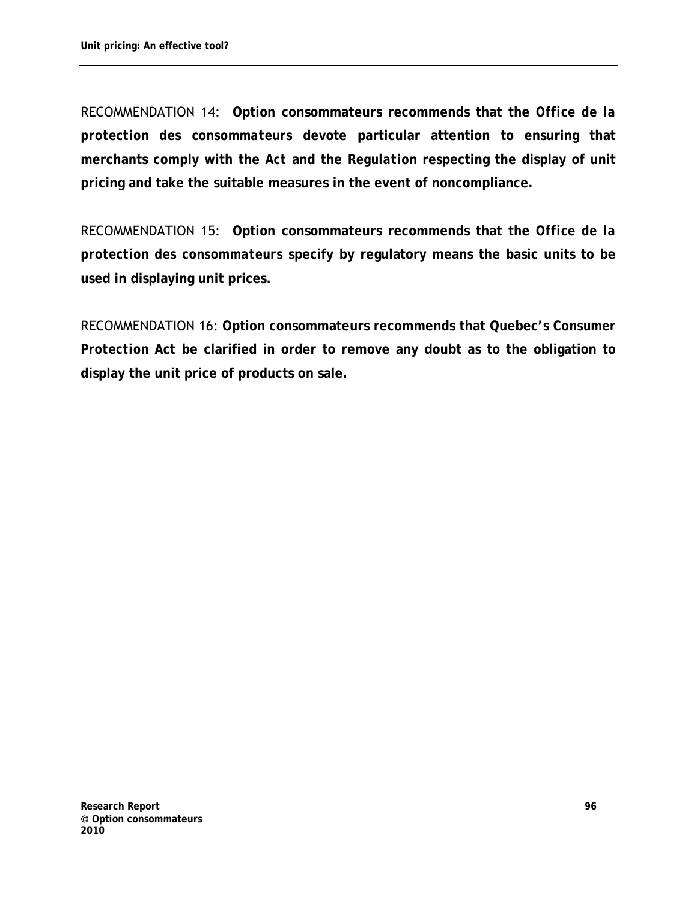RECOMMENDATION 14: **Option consommateurs recommends that the *Office de la protection des consommateurs* devote particular attention to ensuring that merchants comply with the *Act* and the *Regulation* respecting the display of unit pricing and take the suitable measures in the event of noncompliance.**

RECOMMENDATION 15: **Option consommateurs recommends that the *Office de la protection des consommateurs* specify by regulatory means the basic units to be used in displaying unit prices.**

RECOMMENDATION 16: **Option consommateurs recommends that Quebec's *Consumer Protection Act* be clarified in order to remove any doubt as to the obligation to display the unit price of products on sale.**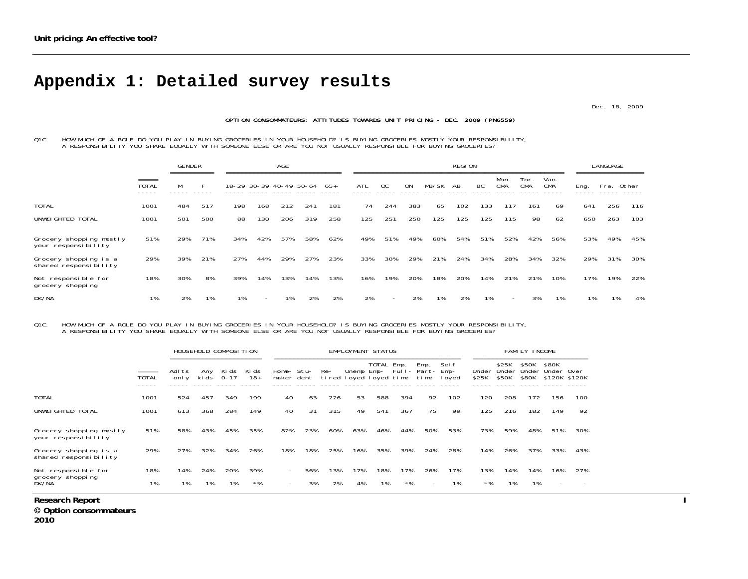# Appendix 1: Detailed survey results

Dec. 18, 2009

OPTION CONSOMMATEURS: ATTITUDES TOWARDS UNIT PRICING - DEC. 2009 (PN6559)

Q1C. HOW MUCH OF A ROLE DO YOU PLAY IN BUYING GROCERIES IN YOUR HOUSEHOLD? IS BUYING GROCERIES MOSTLY YOUR RESPONSIBILITY, A RESPONSIBILITY YOU SHARE EQUALLY WITH SOMEONE ELSE OR ARE YOU NOT USUALLY RESPONSIBLE FOR BUYING GROCERIES?

| | | GENDER | | AGE | | | | | REGION | | | | | | | | | LANGUAGE | | |
|---|---|---|---|---|---|---|---|---|---|---|---|---|---|---|---|---|---|---|---|---|
| | TOTAL | M | F | 18-29 | 30-39 | 40-49 | 50-64 | 65+ | ATL | QC | ON | MB/SK | AB | BC | Mon. CMA | Tor. CMA | Van. CMA | Eng. | Fre. | Other |
| TOTAL | 1001 | 484 | 517 | 198 | 168 | 212 | 241 | 181 | 74 | 244 | 383 | 65 | 102 | 133 | 117 | 161 | 69 | 641 | 256 | 116 |
| UNWEIGHTED TOTAL | 1001 | 501 | 500 | 88 | 130 | 206 | 319 | 258 | 125 | 251 | 250 | 125 | 125 | 125 | 115 | 98 | 62 | 650 | 263 | 103 |
| Grocery shopping mostly your responsibility | 51% | 29% | 71% | 34% | 42% | 57% | 58% | 62% | 49% | 51% | 49% | 60% | 54% | 51% | 52% | 42% | 56% | 53% | 49% | 45% |
| Grocery shopping is a shared responsibility | 29% | 39% | 21% | 27% | 44% | 29% | 27% | 23% | 33% | 30% | 29% | 21% | 24% | 34% | 28% | 34% | 32% | 29% | 31% | 30% |
| Not responsible for grocery shopping | 18% | 30% | 8% | 39% | 14% | 13% | 14% | 13% | 16% | 19% | 20% | 18% | 20% | 14% | 21% | 21% | 10% | 17% | 19% | 22% |
| DK/NA | 1% | 2% | 1% | 1% | - | 1% | 2% | 2% | 2% | - | 2% | 1% | 2% | 1% | - | 3% | 1% | 1% | 1% | 4% |

Q1C. HOW MUCH OF A ROLE DO YOU PLAY IN BUYING GROCERIES IN YOUR HOUSEHOLD? IS BUYING GROCERIES MOSTLY YOUR RESPONSIBILITY, A RESPONSIBILITY YOU SHARE EQUALLY WITH SOMEONE ELSE OR ARE YOU NOT USUALLY RESPONSIBLE FOR BUYING GROCERIES?

| | | HOUSEHOLD COMPOSITION | | | | EMPLOYMENT STATUS | | | | | | | | FAMILY INCOME | | | | |
|---|---|---|---|---|---|---|---|---|---|---|---|---|---|---|---|---|---|---|
| | TOTAL | Adlts only | Any kids | Kids 0-17 | Kids 18+ | Home-maker | Stu-dent | Re-tired | Unemployed | TOTAL Employed | Emp. Full-time | Emp. Part-time | Self Employed | Under $25K | $25K Under $50K | $50K Under $80K | $80K Under $120K | Over $120K |
| TOTAL | 1001 | 524 | 457 | 349 | 199 | 40 | 63 | 226 | 53 | 588 | 394 | 92 | 102 | 120 | 208 | 172 | 156 | 100 |
| UNWEIGHTED TOTAL | 1001 | 613 | 368 | 284 | 149 | 40 | 31 | 315 | 49 | 541 | 367 | 75 | 99 | 125 | 216 | 182 | 149 | 92 |
| Grocery shopping mostly your responsibility | 51% | 58% | 43% | 45% | 35% | 82% | 23% | 60% | 63% | 46% | 44% | 50% | 53% | 73% | 59% | 48% | 51% | 30% |
| Grocery shopping is a shared responsibility | 29% | 27% | 32% | 34% | 26% | 18% | 18% | 25% | 16% | 35% | 39% | 24% | 28% | 14% | 26% | 37% | 33% | 43% |
| Not responsible for grocery shopping | 18% | 14% | 24% | 20% | 39% | - | 56% | 13% | 17% | 18% | 17% | 26% | 17% | 13% | 14% | 14% | 16% | 27% |
| DK/NA | 1% | 1% | 1% | 1% | *% | - | 3% | 2% | 4% | 1% | *% | - | 1% | *% | 1% | 1% | - | - |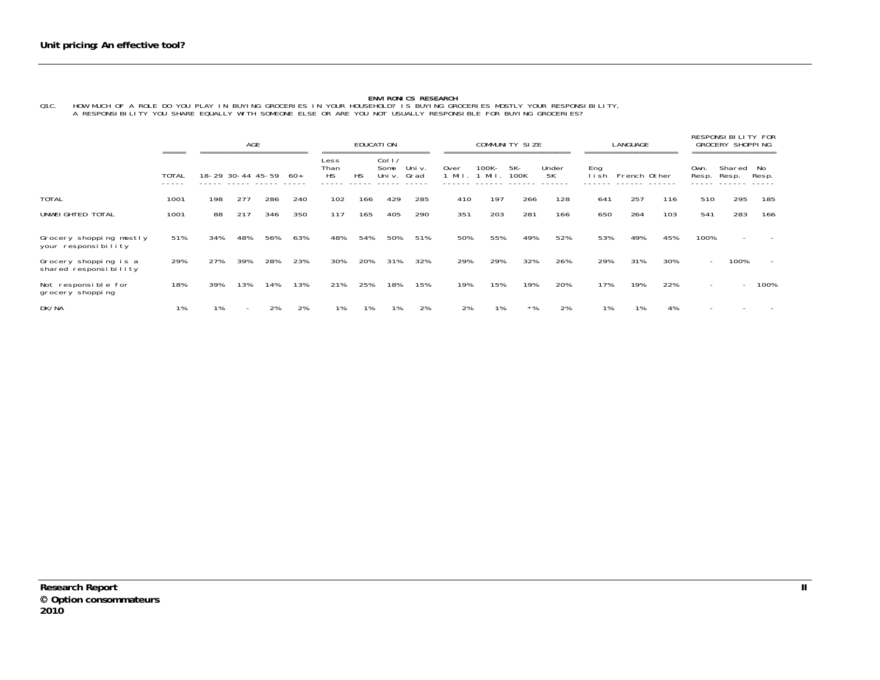ENVIRONICS RESEARCH

Q1C. HOW MUCH OF A ROLE DO YOU PLAY IN BUYING GROCERIES IN YOUR HOUSEHOLD? IS BUYING GROCERIES MOSTLY YOUR RESPONSIBILITY, A RESPONSIBILITY YOU SHARE EQUALLY WITH SOMEONE ELSE OR ARE YOU NOT USUALLY RESPONSIBLE FOR BUYING GROCERIES?

| | | AGE | | | | EDUCATION | | | | COMMUNITY SIZE | | | | LANGUAGE | | | RESPONSIBILITY FOR GROCERY SHOPPING | | |
|---|---|---|---|---|---|---|---|---|---|---|---|---|---|---|---|---|---|---|---|
| | TOTAL | 18-29 | 30-44 | 45-59 | 60+ | Less Than HS | HS | Coll/ Some Univ. | Univ. Grad | Over 1 Mil. | 100K-1 Mil. | 5K-100K | Under 5K | English | French | Other | Own. Resp. | Shared Resp. | No Resp. |
| TOTAL | 1001 | 198 | 277 | 286 | 240 | 102 | 166 | 429 | 285 | 410 | 197 | 266 | 128 | 641 | 257 | 116 | 510 | 295 | 185 |
| UNWEIGHTED TOTAL | 1001 | 88 | 217 | 346 | 350 | 117 | 165 | 405 | 290 | 351 | 203 | 281 | 166 | 650 | 264 | 103 | 541 | 283 | 166 |
| Grocery shopping mostly your responsibility | 51% | 34% | 48% | 56% | 63% | 48% | 54% | 50% | 51% | 50% | 55% | 49% | 52% | 53% | 49% | 45% | 100% | - | - |
| Grocery shopping is a shared responsibility | 29% | 27% | 39% | 28% | 23% | 30% | 20% | 31% | 32% | 29% | 29% | 32% | 26% | 29% | 31% | 30% | - | 100% | - |
| Not responsible for grocery shopping | 18% | 39% | 13% | 14% | 13% | 21% | 25% | 18% | 15% | 19% | 15% | 19% | 20% | 17% | 19% | 22% | - | - | 100% |
| DK/NA | 1% | 1% | - | 2% | 2% | 1% | 1% | 1% | 2% | 2% | 1% | *% | 2% | 1% | 1% | 4% | - | - | - |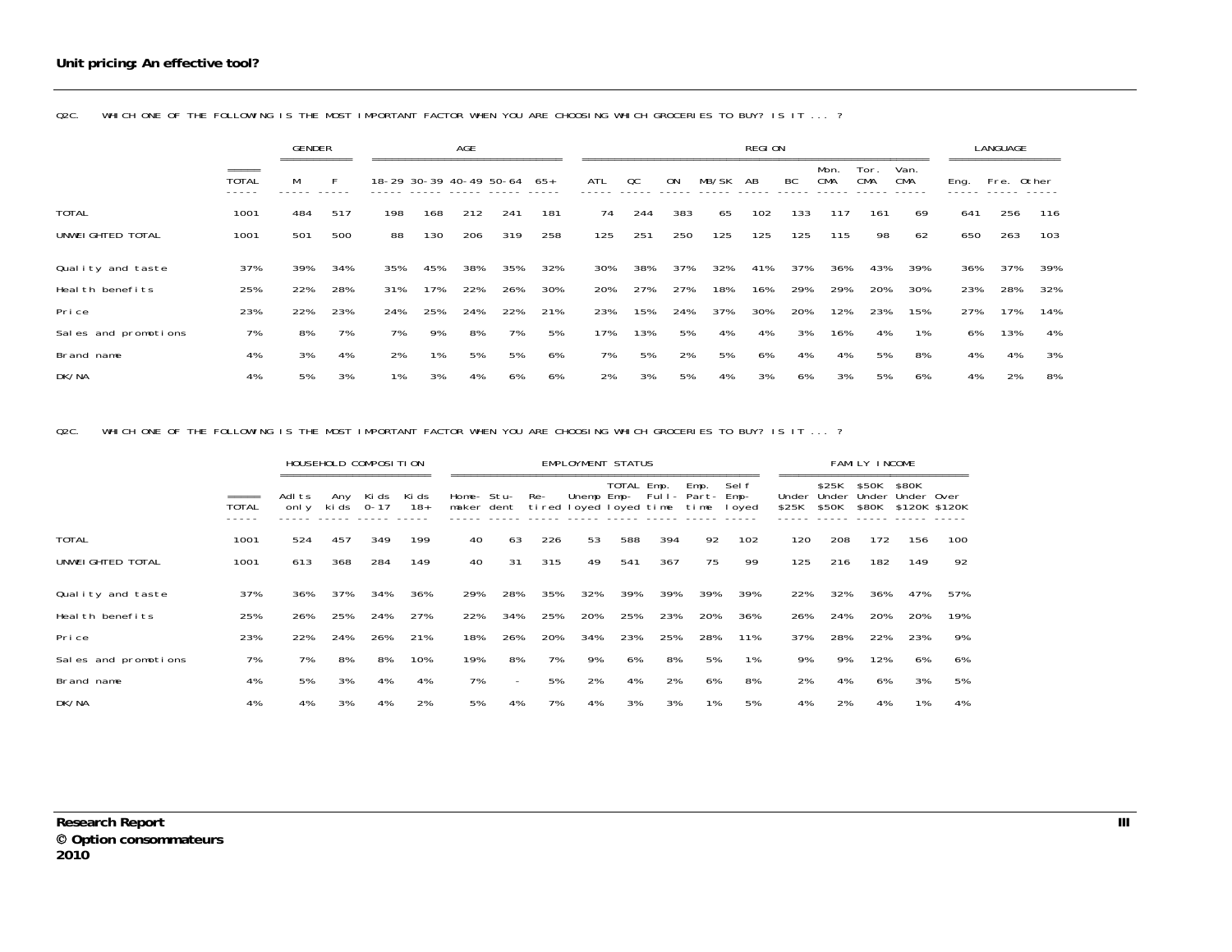**Unit pricing: An effective tool?**

Q2C. WHICH ONE OF THE FOLLOWING IS THE MOST IMPORTANT FACTOR WHEN YOU ARE CHOOSING WHICH GROCERIES TO BUY? IS IT ... ?

| | | GENDER | | AGE | | | | | REGION | | | | | | | | | LANGUAGE | | |
|---|---|---|---|---|---|---|---|---|---|---|---|---|---|---|---|---|---|---|---|---|
| | TOTAL | M | F | 18-29 | 30-39 | 40-49 | 50-64 | 65+ | ATL | QC | ON | MB/SK | AB | BC | Mon. CMA | Tor. CMA | Van. CMA | Eng. | Fre. | Other |
| TOTAL | 1001 | 484 | 517 | 198 | 168 | 212 | 241 | 181 | 74 | 244 | 383 | 65 | 102 | 133 | 117 | 161 | 69 | 641 | 256 | 116 |
| UNWEIGHTED TOTAL | 1001 | 501 | 500 | 88 | 130 | 206 | 319 | 258 | 125 | 251 | 250 | 125 | 125 | 125 | 115 | 98 | 62 | 650 | 263 | 103 |
| Quality and taste | 37% | 39% | 34% | 35% | 45% | 38% | 35% | 32% | 30% | 38% | 37% | 32% | 41% | 37% | 36% | 43% | 39% | 36% | 37% | 39% |
| Health benefits | 25% | 22% | 28% | 31% | 17% | 22% | 26% | 30% | 20% | 27% | 27% | 18% | 16% | 29% | 29% | 20% | 30% | 23% | 28% | 32% |
| Price | 23% | 22% | 23% | 24% | 25% | 24% | 22% | 21% | 23% | 15% | 24% | 37% | 30% | 20% | 12% | 23% | 15% | 27% | 17% | 14% |
| Sales and promotions | 7% | 8% | 7% | 7% | 9% | 8% | 7% | 5% | 17% | 13% | 5% | 4% | 4% | 3% | 16% | 4% | 1% | 6% | 13% | 4% |
| Brand name | 4% | 3% | 4% | 2% | 1% | 5% | 5% | 6% | 7% | 5% | 2% | 5% | 6% | 4% | 4% | 5% | 8% | 4% | 4% | 3% |
| DK/NA | 4% | 5% | 3% | 1% | 3% | 4% | 6% | 6% | 2% | 3% | 5% | 4% | 3% | 6% | 3% | 5% | 6% | 4% | 2% | 8% |

Q2C. WHICH ONE OF THE FOLLOWING IS THE MOST IMPORTANT FACTOR WHEN YOU ARE CHOOSING WHICH GROCERIES TO BUY? IS IT ... ?

| | | HOUSEHOLD COMPOSITION | | | | EMPLOYMENT STATUS | | | | | | | | FAMILY INCOME | | | | |
|---|---|---|---|---|---|---|---|---|---|---|---|---|---|---|---|---|---|---|
| | TOTAL | Adlts only | Any kids | Kids 0-17 | Kids 18+ | Home-maker | Stu-dent | Re-tired | Unemp loyed | TOTAL Emp-loyed | Emp. Full-time | Emp. Part-time | Self Emp-loyed | Under $25K | $25K Under $50K | $50K Under $80K | $80K Under $120K | Over $120K |
| TOTAL | 1001 | 524 | 457 | 349 | 199 | 40 | 63 | 226 | 53 | 588 | 394 | 92 | 102 | 120 | 208 | 172 | 156 | 100 |
| UNWEIGHTED TOTAL | 1001 | 613 | 368 | 284 | 149 | 40 | 31 | 315 | 49 | 541 | 367 | 75 | 99 | 125 | 216 | 182 | 149 | 92 |
| Quality and taste | 37% | 36% | 37% | 34% | 36% | 29% | 28% | 35% | 32% | 39% | 39% | 39% | 39% | 22% | 32% | 36% | 47% | 57% |
| Health benefits | 25% | 26% | 25% | 24% | 27% | 22% | 34% | 25% | 20% | 25% | 23% | 20% | 36% | 26% | 24% | 20% | 20% | 19% |
| Price | 23% | 22% | 24% | 26% | 21% | 18% | 26% | 20% | 34% | 23% | 25% | 28% | 11% | 37% | 28% | 22% | 23% | 9% |
| Sales and promotions | 7% | 7% | 8% | 8% | 10% | 19% | 8% | 7% | 9% | 6% | 8% | 5% | 1% | 9% | 9% | 12% | 6% | 6% |
| Brand name | 4% | 5% | 3% | 4% | 4% | 7% | - | 5% | 2% | 4% | 2% | 6% | 8% | 2% | 4% | 6% | 3% | 5% |
| DK/NA | 4% | 4% | 3% | 4% | 2% | 5% | 4% | 7% | 4% | 3% | 3% | 1% | 5% | 4% | 2% | 4% | 1% | 4% |

**Research Report**
**© Option consommateurs**
**2010**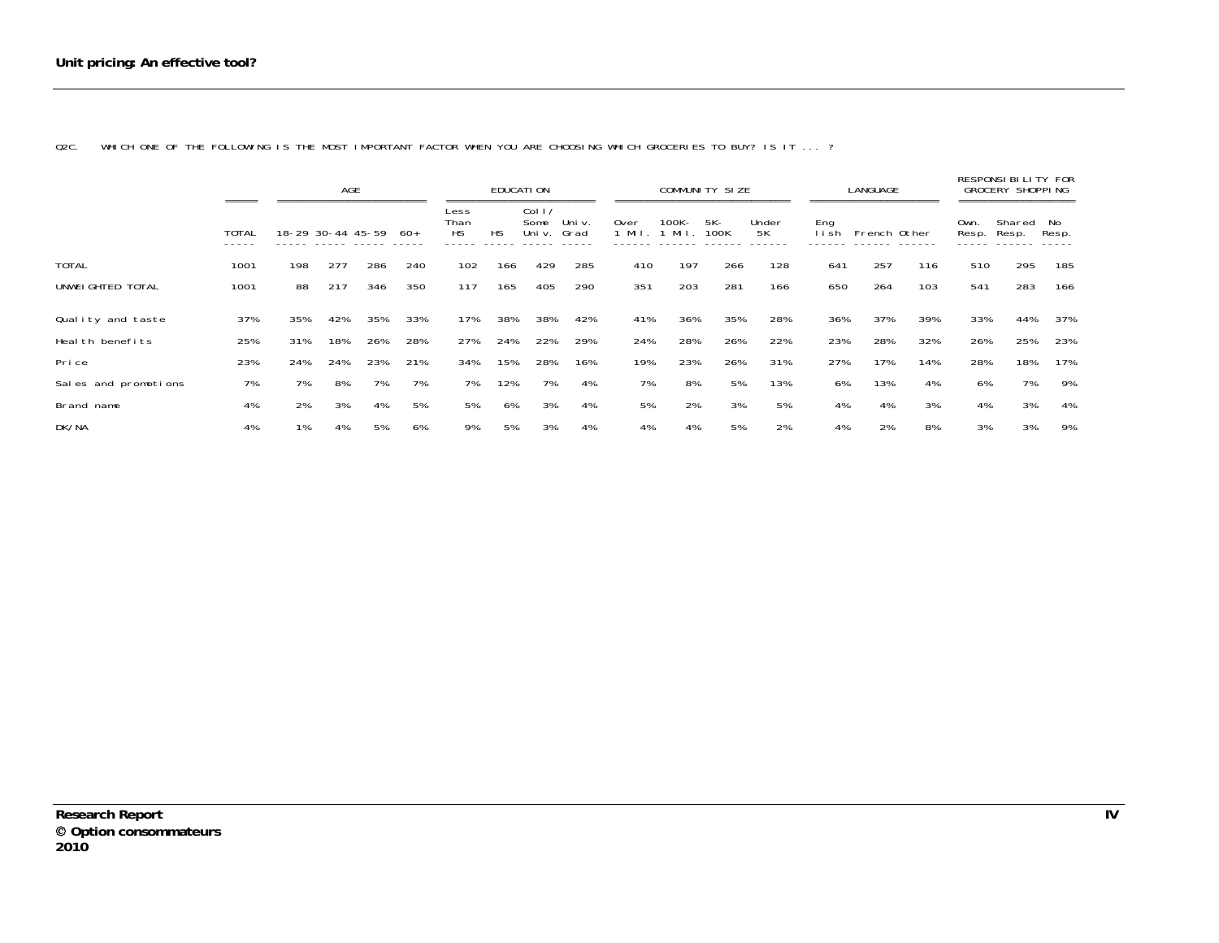Q2C. WHICH ONE OF THE FOLLOWING IS THE MOST IMPORTANT FACTOR WHEN YOU ARE CHOOSING WHICH GROCERIES TO BUY? IS IT ... ?

| | | AGE | | | | EDUCATION | | | | COMMUNITY SIZE | | | | LANGUAGE | | | RESPONSIBILITY FOR GROCERY SHOPPING | | |
|---|---|---|---|---|---|---|---|---|---|---|---|---|---|---|---|---|---|---|---|
| | TOTAL | 18-29 | 30-44 | 45-59 | 60+ | Less Than HS | HS | Coll/ Some Univ. | Univ. Grad | Over 1 Mil. | 100K-1 Mil. | 5K-100K | Under 5K | English | French | Other | Own. Resp. | Shared Resp. | No Resp. |
| TOTAL | 1001 | 198 | 277 | 286 | 240 | 102 | 166 | 429 | 285 | 410 | 197 | 266 | 128 | 641 | 257 | 116 | 510 | 295 | 185 |
| UNWEIGHTED TOTAL | 1001 | 88 | 217 | 346 | 350 | 117 | 165 | 405 | 290 | 351 | 203 | 281 | 166 | 650 | 264 | 103 | 541 | 283 | 166 |
| Quality and taste | 37% | 35% | 42% | 35% | 33% | 17% | 38% | 38% | 42% | 41% | 36% | 35% | 28% | 36% | 37% | 39% | 33% | 44% | 37% |
| Health benefits | 25% | 31% | 18% | 26% | 28% | 27% | 24% | 22% | 29% | 24% | 28% | 26% | 22% | 23% | 28% | 32% | 26% | 25% | 23% |
| Price | 23% | 24% | 24% | 23% | 21% | 34% | 15% | 28% | 16% | 19% | 23% | 26% | 31% | 27% | 17% | 14% | 28% | 18% | 17% |
| Sales and promotions | 7% | 7% | 8% | 7% | 7% | 7% | 12% | 7% | 4% | 7% | 8% | 5% | 13% | 6% | 13% | 4% | 6% | 7% | 9% |
| Brand name | 4% | 2% | 3% | 4% | 5% | 5% | 6% | 3% | 4% | 5% | 2% | 3% | 5% | 4% | 4% | 3% | 4% | 3% | 4% |
| DK/NA | 4% | 1% | 4% | 5% | 6% | 9% | 5% | 3% | 4% | 4% | 4% | 5% | 2% | 4% | 2% | 8% | 3% | 3% | 9% |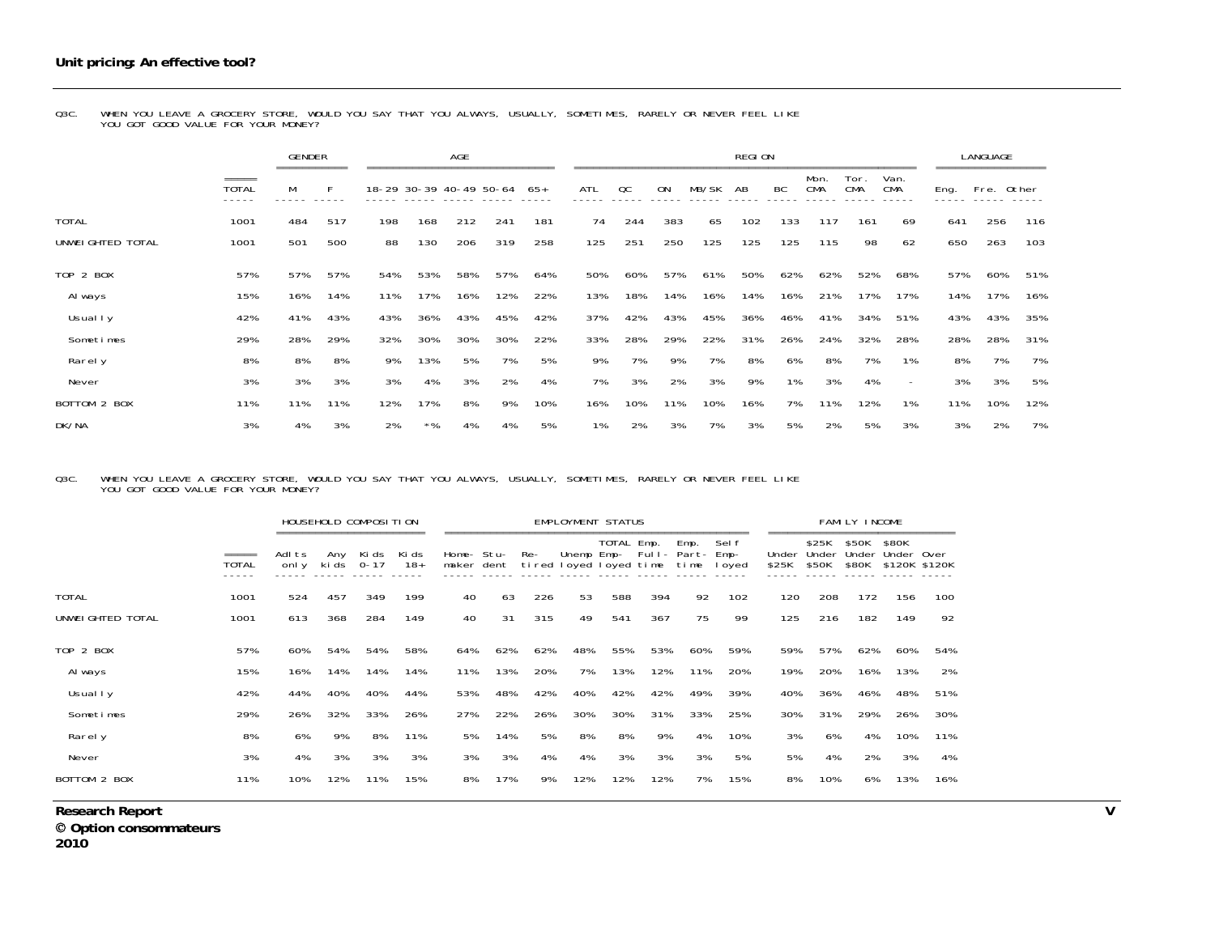**Unit pricing: An effective tool?**

Q3C. WHEN YOU LEAVE A GROCERY STORE, WOULD YOU SAY THAT YOU ALWAYS, USUALLY, SOMETIMES, RARELY OR NEVER FEEL LIKE YOU GOT GOOD VALUE FOR YOUR MONEY?

| | | GENDER | | AGE | | | | | REGION | | | | | | | | | LANGUAGE | | |
|---|---|---|---|---|---|---|---|---|---|---|---|---|---|---|---|---|---|---|---|---|
| | TOTAL | M | F | 18-29 | 30-39 | 40-49 | 50-64 | 65+ | ATL | QC | ON | MB/SK | AB | BC | Mon. CMA | Tor. CMA | Van. CMA | Eng. | Fre. | Other |
| TOTAL | 1001 | 484 | 517 | 198 | 168 | 212 | 241 | 181 | 74 | 244 | 383 | 65 | 102 | 133 | 117 | 161 | 69 | 641 | 256 | 116 |
| UNWEIGHTED TOTAL | 1001 | 501 | 500 | 88 | 130 | 206 | 319 | 258 | 125 | 251 | 250 | 125 | 125 | 125 | 115 | 98 | 62 | 650 | 263 | 103 |
| TOP 2 BOX | 57% | 57% | 57% | 54% | 53% | 58% | 57% | 64% | 50% | 60% | 57% | 61% | 50% | 62% | 62% | 52% | 68% | 57% | 60% | 51% |
| Always | 15% | 16% | 14% | 11% | 17% | 16% | 12% | 22% | 13% | 18% | 14% | 16% | 14% | 16% | 21% | 17% | 17% | 14% | 17% | 16% |
| Usually | 42% | 41% | 43% | 43% | 36% | 43% | 45% | 42% | 37% | 42% | 43% | 45% | 36% | 46% | 41% | 34% | 51% | 43% | 43% | 35% |
| Sometimes | 29% | 28% | 29% | 32% | 30% | 30% | 30% | 22% | 33% | 28% | 29% | 22% | 31% | 26% | 24% | 32% | 28% | 28% | 28% | 31% |
| Rarely | 8% | 8% | 8% | 9% | 13% | 5% | 7% | 5% | 9% | 7% | 9% | 7% | 8% | 6% | 8% | 7% | 1% | 8% | 7% | 7% |
| Never | 3% | 3% | 3% | 3% | 4% | 3% | 2% | 4% | 7% | 3% | 2% | 3% | 9% | 1% | 3% | 4% | - | 3% | 3% | 5% |
| BOTTOM 2 BOX | 11% | 11% | 11% | 12% | 17% | 8% | 9% | 10% | 16% | 10% | 11% | 10% | 16% | 7% | 11% | 12% | 1% | 11% | 10% | 12% |
| DK/NA | 3% | 4% | 3% | 2% | *% | 4% | 4% | 5% | 1% | 2% | 3% | 7% | 3% | 5% | 2% | 5% | 3% | 3% | 2% | 7% |

Q3C. WHEN YOU LEAVE A GROCERY STORE, WOULD YOU SAY THAT YOU ALWAYS, USUALLY, SOMETIMES, RARELY OR NEVER FEEL LIKE YOU GOT GOOD VALUE FOR YOUR MONEY?

| | | HOUSEHOLD COMPOSITION | | | | EMPLOYMENT STATUS | | | | | | | | FAMILY INCOME | | | | |
|---|---|---|---|---|---|---|---|---|---|---|---|---|---|---|---|---|---|---|
| | TOTAL | Adlts only | Any kids | Kids 0-17 | Kids 18+ | Home-maker | Stu-dent | Re-tired | Unemployed | TOTAL Employed | Emp. Full-time | Emp. Part-time | Self Employed | Under $25K | $25K Under $50K | $50K Under $80K | $80K Under $120K | Over $120K |
| TOTAL | 1001 | 524 | 457 | 349 | 199 | 40 | 63 | 226 | 53 | 588 | 394 | 92 | 102 | 120 | 208 | 172 | 156 | 100 |
| UNWEIGHTED TOTAL | 1001 | 613 | 368 | 284 | 149 | 40 | 31 | 315 | 49 | 541 | 367 | 75 | 99 | 125 | 216 | 182 | 149 | 92 |
| TOP 2 BOX | 57% | 60% | 54% | 54% | 58% | 64% | 62% | 62% | 48% | 55% | 53% | 60% | 59% | 59% | 57% | 62% | 60% | 54% |
| Always | 15% | 16% | 14% | 14% | 14% | 11% | 13% | 20% | 7% | 13% | 12% | 11% | 20% | 19% | 20% | 16% | 13% | 2% |
| Usually | 42% | 44% | 40% | 40% | 44% | 53% | 48% | 42% | 40% | 42% | 42% | 49% | 39% | 40% | 36% | 46% | 48% | 51% |
| Sometimes | 29% | 26% | 32% | 33% | 26% | 27% | 22% | 26% | 30% | 30% | 31% | 33% | 25% | 30% | 31% | 29% | 26% | 30% |
| Rarely | 8% | 6% | 9% | 8% | 11% | 5% | 14% | 5% | 8% | 8% | 9% | 4% | 10% | 3% | 6% | 4% | 10% | 11% |
| Never | 3% | 4% | 3% | 3% | 3% | 3% | 3% | 4% | 4% | 3% | 3% | 3% | 5% | 5% | 4% | 2% | 3% | 4% |
| BOTTOM 2 BOX | 11% | 10% | 12% | 11% | 15% | 8% | 17% | 9% | 12% | 12% | 12% | 7% | 15% | 8% | 10% | 6% | 13% | 16% |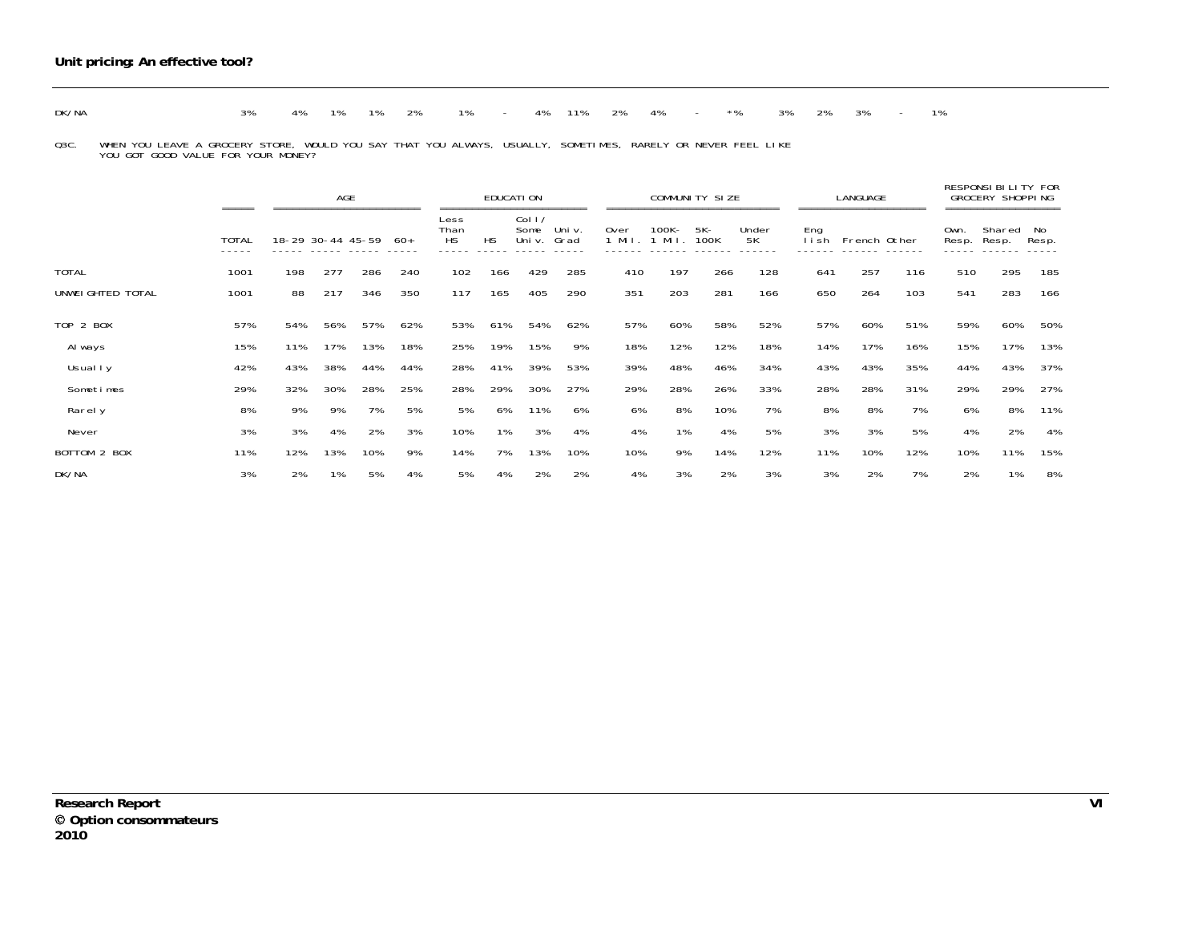DK/NA 3% 4% 1% 1% 2% 1% - 4% 11% 2% 4% - *% 3% 2% 3% - 1%

Q3C. WHEN YOU LEAVE A GROCERY STORE, WOULD YOU SAY THAT YOU ALWAYS, USUALLY, SOMETIMES, RARELY OR NEVER FEEL LIKE YOU GOT GOOD VALUE FOR YOUR MONEY?

| | | AGE | | | | EDUCATION | | | | COMMUNITY SIZE | | | | LANGUAGE | | | RESPONSIBILITY FOR GROCERY SHOPPING | | |
|---|---|---|---|---|---|---|---|---|---|---|---|---|---|---|---|---|---|---|---|
| | TOTAL | 18-29 | 30-44 | 45-59 | 60+ | Less Than HS | HS | Coll/ Some Univ. | Univ. Grad | Over 1 Mil. | 100K-1 Mil. | 5K-100K | Under 5K | English | French | Other | Own. Resp. | Shared Resp. | No Resp. |
| TOTAL | 1001 | 198 | 277 | 286 | 240 | 102 | 166 | 429 | 285 | 410 | 197 | 266 | 128 | 641 | 257 | 116 | 510 | 295 | 185 |
| UNWEIGHTED TOTAL | 1001 | 88 | 217 | 346 | 350 | 117 | 165 | 405 | 290 | 351 | 203 | 281 | 166 | 650 | 264 | 103 | 541 | 283 | 166 |
| TOP 2 BOX | 57% | 54% | 56% | 57% | 62% | 53% | 61% | 54% | 62% | 57% | 60% | 58% | 52% | 57% | 60% | 51% | 59% | 60% | 50% |
| Always | 15% | 11% | 17% | 13% | 18% | 25% | 19% | 15% | 9% | 18% | 12% | 12% | 18% | 14% | 17% | 16% | 15% | 17% | 13% |
| Usually | 42% | 43% | 38% | 44% | 44% | 28% | 41% | 39% | 53% | 39% | 48% | 46% | 34% | 43% | 43% | 35% | 44% | 43% | 37% |
| Sometimes | 29% | 32% | 30% | 28% | 25% | 28% | 29% | 30% | 27% | 29% | 28% | 26% | 33% | 28% | 28% | 31% | 29% | 29% | 27% |
| Rarely | 8% | 9% | 9% | 7% | 5% | 5% | 6% | 11% | 6% | 6% | 8% | 10% | 7% | 8% | 8% | 7% | 6% | 8% | 11% |
| Never | 3% | 3% | 4% | 2% | 3% | 10% | 1% | 3% | 4% | 4% | 1% | 4% | 5% | 3% | 3% | 5% | 4% | 2% | 4% |
| BOTTOM 2 BOX | 11% | 12% | 13% | 10% | 9% | 14% | 7% | 13% | 10% | 10% | 9% | 14% | 12% | 11% | 10% | 12% | 10% | 11% | 15% |
| DK/NA | 3% | 2% | 1% | 5% | 4% | 5% | 4% | 2% | 2% | 4% | 3% | 2% | 3% | 3% | 2% | 7% | 2% | 1% | 8% |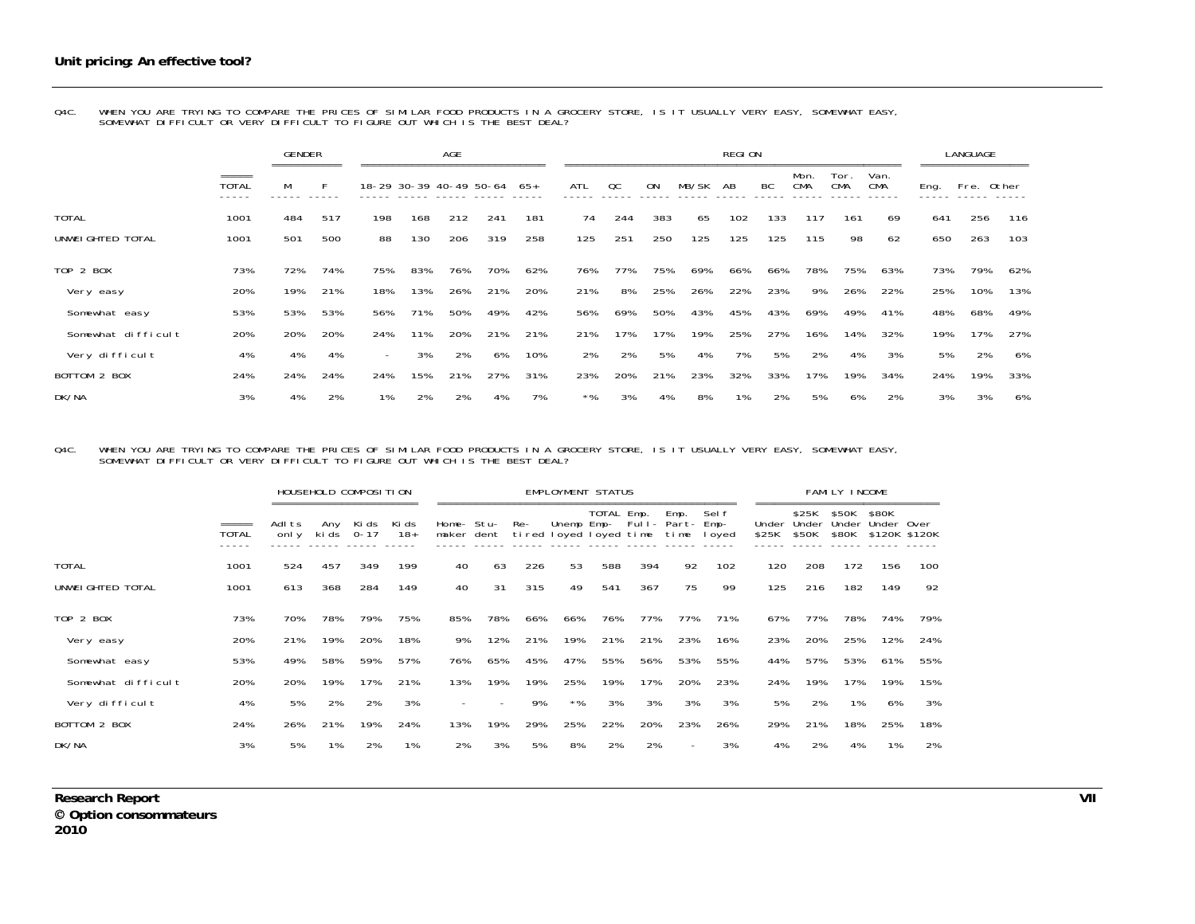Q4C. WHEN YOU ARE TRYING TO COMPARE THE PRICES OF SIMILAR FOOD PRODUCTS IN A GROCERY STORE, IS IT USUALLY VERY EASY, SOMEWHAT EASY, SOMEWHAT DIFFICULT OR VERY DIFFICULT TO FIGURE OUT WHICH IS THE BEST DEAL?

| | | GENDER | | AGE | | | | | REGION | | | | | | | | | LANGUAGE | | |
|---|---|---|---|---|---|---|---|---|---|---|---|---|---|---|---|---|---|---|---|---|
| | TOTAL | M | F | 18-29 | 30-39 | 40-49 | 50-64 | 65+ | ATL | QC | ON | MB/SK | AB | BC | Mon. CMA | Tor. CMA | Van. CMA | Eng. | Fre. | Other |
| TOTAL | 1001 | 484 | 517 | 198 | 168 | 212 | 241 | 181 | 74 | 244 | 383 | 65 | 102 | 133 | 117 | 161 | 69 | 641 | 256 | 116 |
| UNWEIGHTED TOTAL | 1001 | 501 | 500 | 88 | 130 | 206 | 319 | 258 | 125 | 251 | 250 | 125 | 125 | 125 | 115 | 98 | 62 | 650 | 263 | 103 |
| TOP 2 BOX | 73% | 72% | 74% | 75% | 83% | 76% | 70% | 62% | 76% | 77% | 75% | 69% | 66% | 66% | 78% | 75% | 63% | 73% | 79% | 62% |
| Very easy | 20% | 19% | 21% | 18% | 13% | 26% | 21% | 20% | 21% | 8% | 25% | 26% | 22% | 23% | 9% | 26% | 22% | 25% | 10% | 13% |
| Somewhat easy | 53% | 53% | 53% | 56% | 71% | 50% | 49% | 42% | 56% | 69% | 50% | 43% | 45% | 43% | 69% | 49% | 41% | 48% | 68% | 49% |
| Somewhat difficult | 20% | 20% | 20% | 24% | 11% | 20% | 21% | 21% | 21% | 17% | 17% | 19% | 25% | 27% | 16% | 14% | 32% | 19% | 17% | 27% |
| Very difficult | 4% | 4% | 4% | - | 3% | 2% | 6% | 10% | 2% | 2% | 5% | 4% | 7% | 5% | 2% | 4% | 3% | 5% | 2% | 6% |
| BOTTOM 2 BOX | 24% | 24% | 24% | 24% | 15% | 21% | 27% | 31% | 23% | 20% | 21% | 23% | 32% | 33% | 17% | 19% | 34% | 24% | 19% | 33% |
| DK/NA | 3% | 4% | 2% | 1% | 2% | 2% | 4% | 7% | *% | 3% | 4% | 8% | 1% | 2% | 5% | 6% | 2% | 3% | 3% | 6% |

Q4C. WHEN YOU ARE TRYING TO COMPARE THE PRICES OF SIMILAR FOOD PRODUCTS IN A GROCERY STORE, IS IT USUALLY VERY EASY, SOMEWHAT EASY, SOMEWHAT DIFFICULT OR VERY DIFFICULT TO FIGURE OUT WHICH IS THE BEST DEAL?

| | | HOUSEHOLD COMPOSITION | | | | EMPLOYMENT STATUS | | | | | | | | FAMILY INCOME | | | | |
|---|---|---|---|---|---|---|---|---|---|---|---|---|---|---|---|---|---|---|
| | TOTAL | Adlts only | Any kids | Kids 0-17 | Kids 18+ | Home-maker | Stu-dent | Re-tired | Unemployed | TOTAL Emp-loyed | Emp. Full-time | Emp. Part-time | Self Emp-loyed | Under $25K | $25K Under $50K | $50K Under $80K | $80K Under $120K | Over $120K |
| TOTAL | 1001 | 524 | 457 | 349 | 199 | 40 | 63 | 226 | 53 | 588 | 394 | 92 | 102 | 120 | 208 | 172 | 156 | 100 |
| UNWEIGHTED TOTAL | 1001 | 613 | 368 | 284 | 149 | 40 | 31 | 315 | 49 | 541 | 367 | 75 | 99 | 125 | 216 | 182 | 149 | 92 |
| TOP 2 BOX | 73% | 70% | 78% | 79% | 75% | 85% | 78% | 66% | 66% | 76% | 77% | 77% | 71% | 67% | 77% | 78% | 74% | 79% |
| Very easy | 20% | 21% | 19% | 20% | 18% | 9% | 12% | 21% | 19% | 21% | 21% | 23% | 16% | 23% | 20% | 25% | 12% | 24% |
| Somewhat easy | 53% | 49% | 58% | 59% | 57% | 76% | 65% | 45% | 47% | 55% | 56% | 53% | 55% | 44% | 57% | 53% | 61% | 55% |
| Somewhat difficult | 20% | 20% | 19% | 17% | 21% | 13% | 19% | 19% | 25% | 19% | 17% | 20% | 23% | 24% | 19% | 17% | 19% | 15% |
| Very difficult | 4% | 5% | 2% | 2% | 3% | - | - | 9% | *% | 3% | 3% | 3% | 3% | 5% | 2% | 1% | 6% | 3% |
| BOTTOM 2 BOX | 24% | 26% | 21% | 19% | 24% | 13% | 19% | 29% | 25% | 22% | 20% | 23% | 26% | 29% | 21% | 18% | 25% | 18% |
| DK/NA | 3% | 5% | 1% | 2% | 1% | 2% | 3% | 5% | 8% | 2% | 2% | - | 3% | 4% | 2% | 4% | 1% | 2% |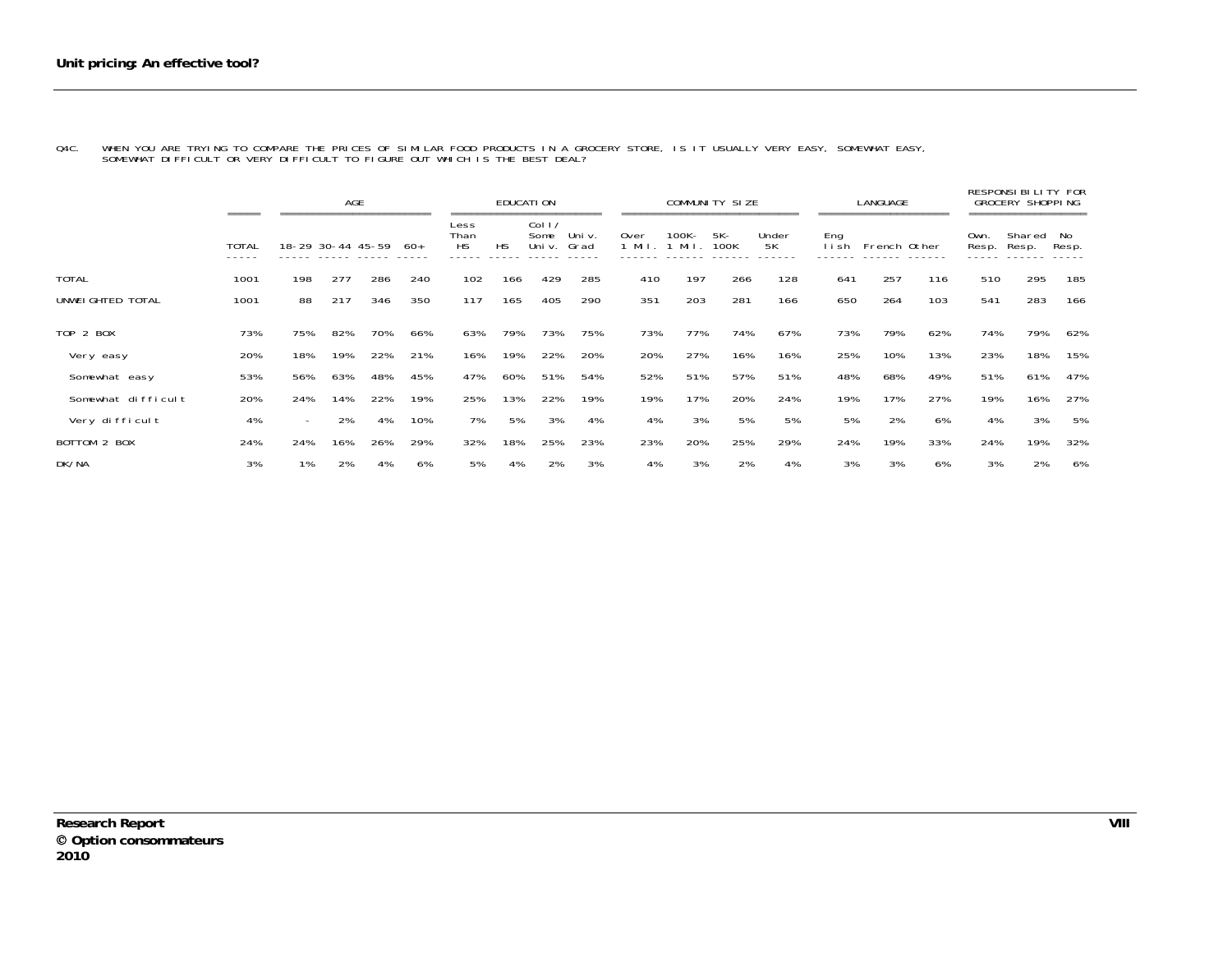Q4C. WHEN YOU ARE TRYING TO COMPARE THE PRICES OF SIMILAR FOOD PRODUCTS IN A GROCERY STORE, IS IT USUALLY VERY EASY, SOMEWHAT EASY, SOMEWHAT DIFFICULT OR VERY DIFFICULT TO FIGURE OUT WHICH IS THE BEST DEAL?

| | | AGE | | | | EDUCATION | | | | COMMUNITY SIZE | | | | LANGUAGE | | | RESPONSIBILITY FOR GROCERY SHOPPING | | |
|---|---|---|---|---|---|---|---|---|---|---|---|---|---|---|---|---|---|---|---|
| | TOTAL | 18-29 | 30-44 | 45-59 | 60+ | Less Than HS | HS | Coll/ Some Univ. | Univ. Grad | Over 1 Mil. | 100K- 1 Mil. | 5K- 100K | Under 5K | English | French | Other | Own. Resp. | Shared Resp. | No Resp. |
| TOTAL | 1001 | 198 | 277 | 286 | 240 | 102 | 166 | 429 | 285 | 410 | 197 | 266 | 128 | 641 | 257 | 116 | 510 | 295 | 185 |
| UNWEIGHTED TOTAL | 1001 | 88 | 217 | 346 | 350 | 117 | 165 | 405 | 290 | 351 | 203 | 281 | 166 | 650 | 264 | 103 | 541 | 283 | 166 |
| TOP 2 BOX | 73% | 75% | 82% | 70% | 66% | 63% | 79% | 73% | 75% | 73% | 77% | 74% | 67% | 73% | 79% | 62% | 74% | 79% | 62% |
| Very easy | 20% | 18% | 19% | 22% | 21% | 16% | 19% | 22% | 20% | 20% | 27% | 16% | 16% | 25% | 10% | 13% | 23% | 18% | 15% |
| Somewhat easy | 53% | 56% | 63% | 48% | 45% | 47% | 60% | 51% | 54% | 52% | 51% | 57% | 51% | 48% | 68% | 49% | 51% | 61% | 47% |
| Somewhat difficult | 20% | 24% | 14% | 22% | 19% | 25% | 13% | 22% | 19% | 19% | 17% | 20% | 24% | 19% | 17% | 27% | 19% | 16% | 27% |
| Very difficult | 4% | - | 2% | 4% | 10% | 7% | 5% | 3% | 4% | 4% | 3% | 5% | 5% | 5% | 2% | 6% | 4% | 3% | 5% |
| BOTTOM 2 BOX | 24% | 24% | 16% | 26% | 29% | 32% | 18% | 25% | 23% | 23% | 20% | 25% | 29% | 24% | 19% | 33% | 24% | 19% | 32% |
| DK/NA | 3% | 1% | 2% | 4% | 6% | 5% | 4% | 2% | 3% | 4% | 3% | 2% | 4% | 3% | 3% | 6% | 3% | 2% | 6% |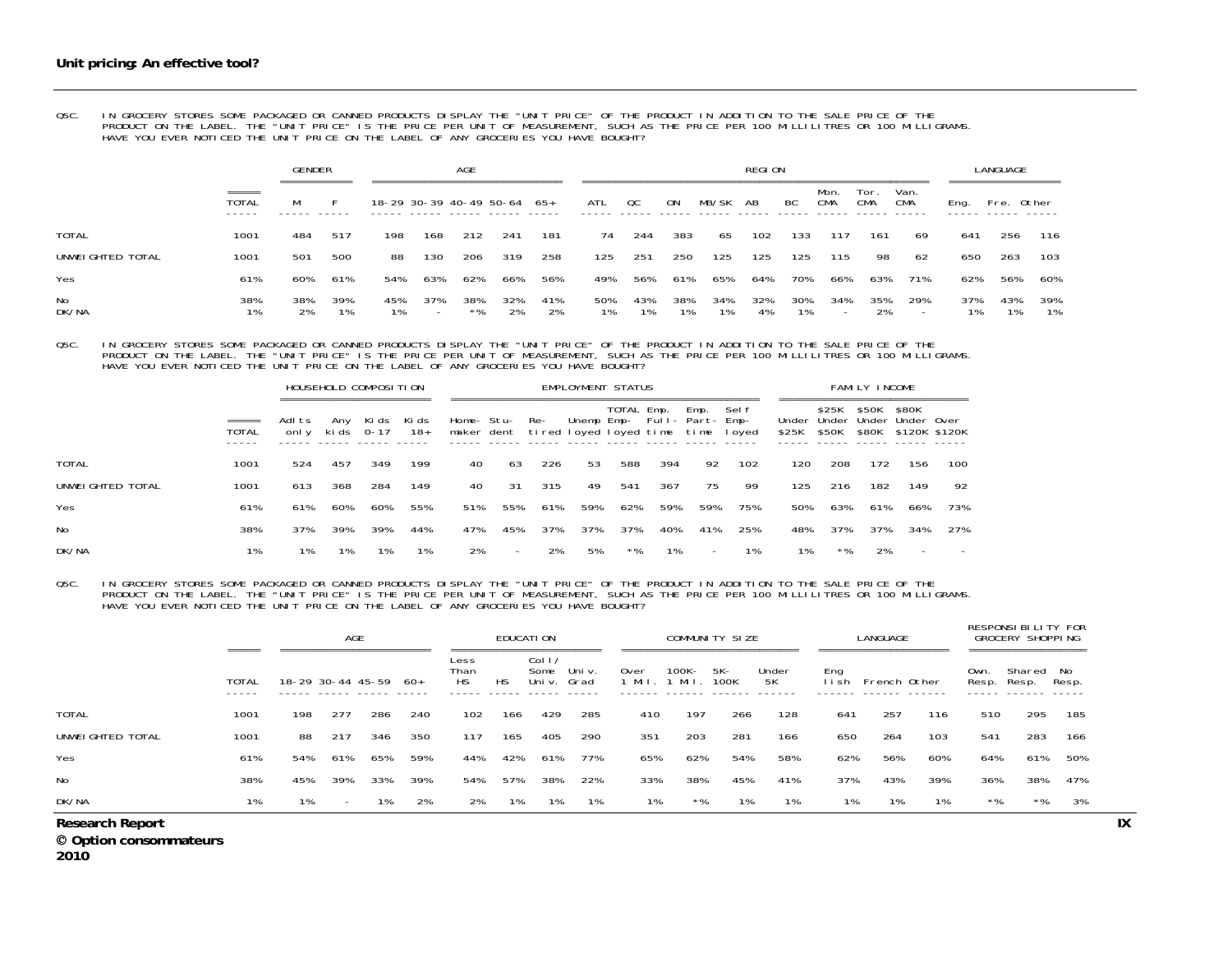Q5C. IN GROCERY STORES SOME PACKAGED OR CANNED PRODUCTS DISPLAY THE "UNIT PRICE" OF THE PRODUCT IN ADDITION TO THE SALE PRICE OF THE PRODUCT ON THE LABEL. THE "UNIT PRICE" IS THE PRICE PER UNIT OF MEASUREMENT, SUCH AS THE PRICE PER 100 MILLILITRES OR 100 MILLIGRAMS. HAVE YOU EVER NOTICED THE UNIT PRICE ON THE LABEL OF ANY GROCERIES YOU HAVE BOUGHT?

| | | GENDER | | AGE | | | | | REGION | | | | | | | | | LANGUAGE | | |
|---|---|---|---|---|---|---|---|---|---|---|---|---|---|---|---|---|---|---|---|---|
| | TOTAL | M | F | 18-29 | 30-39 | 40-49 | 50-64 | 65+ | ATL | QC | ON | MB/SK | AB | BC | Mon. CMA | Tor. CMA | Van. CMA | Eng. | Fre. | Other |
| TOTAL | 1001 | 484 | 517 | 198 | 168 | 212 | 241 | 181 | 74 | 244 | 383 | 65 | 102 | 133 | 117 | 161 | 69 | 641 | 256 | 116 |
| UNWEIGHTED TOTAL | 1001 | 501 | 500 | 88 | 130 | 206 | 319 | 258 | 125 | 251 | 250 | 125 | 125 | 125 | 115 | 98 | 62 | 650 | 263 | 103 |
| Yes | 61% | 60% | 61% | 54% | 63% | 62% | 66% | 56% | 49% | 56% | 61% | 65% | 64% | 70% | 66% | 63% | 71% | 62% | 56% | 60% |
| No | 38% | 38% | 39% | 45% | 37% | 38% | 32% | 41% | 50% | 43% | 38% | 34% | 32% | 30% | 34% | 35% | 29% | 37% | 43% | 39% |
| DK/NA | 1% | 2% | 1% | 1% | - | *% | 2% | 2% | 1% | 1% | 1% | 1% | 4% | 1% | - | 2% | - | 1% | 1% | 1% |

Q5C. IN GROCERY STORES SOME PACKAGED OR CANNED PRODUCTS DISPLAY THE "UNIT PRICE" OF THE PRODUCT IN ADDITION TO THE SALE PRICE OF THE PRODUCT ON THE LABEL. THE "UNIT PRICE" IS THE PRICE PER UNIT OF MEASUREMENT, SUCH AS THE PRICE PER 100 MILLILITRES OR 100 MILLIGRAMS. HAVE YOU EVER NOTICED THE UNIT PRICE ON THE LABEL OF ANY GROCERIES YOU HAVE BOUGHT?

| | | HOUSEHOLD COMPOSITION | | | | EMPLOYMENT STATUS | | | | | | | | FAMILY INCOME | | | | |
|---|---|---|---|---|---|---|---|---|---|---|---|---|---|---|---|---|---|---|
| | TOTAL | Adlts only | Any kids | Kids 0-17 | Kids 18+ | Home-maker | Stu-dent | Re-tired | Unemployed | TOTAL Employed | Emp. Full-time | Emp. Part-time | Self Employed | Under $25K | $25K Under $50K | $50K Under $80K | $80K Under $120K | Over $120K |
| TOTAL | 1001 | 524 | 457 | 349 | 199 | 40 | 63 | 226 | 53 | 588 | 394 | 92 | 102 | 120 | 208 | 172 | 156 | 100 |
| UNWEIGHTED TOTAL | 1001 | 613 | 368 | 284 | 149 | 40 | 31 | 315 | 49 | 541 | 367 | 75 | 99 | 125 | 216 | 182 | 149 | 92 |
| Yes | 61% | 61% | 60% | 60% | 55% | 51% | 55% | 61% | 59% | 62% | 59% | 59% | 75% | 50% | 63% | 61% | 66% | 73% |
| No | 38% | 37% | 39% | 39% | 44% | 47% | 45% | 37% | 37% | 37% | 40% | 41% | 25% | 48% | 37% | 37% | 34% | 27% |
| DK/NA | 1% | 1% | 1% | 1% | 1% | 2% | - | 2% | 5% | *% | 1% | - | 1% | 1% | *% | 2% | - | - |

Q5C. IN GROCERY STORES SOME PACKAGED OR CANNED PRODUCTS DISPLAY THE "UNIT PRICE" OF THE PRODUCT IN ADDITION TO THE SALE PRICE OF THE PRODUCT ON THE LABEL. THE "UNIT PRICE" IS THE PRICE PER UNIT OF MEASUREMENT, SUCH AS THE PRICE PER 100 MILLILITRES OR 100 MILLIGRAMS. HAVE YOU EVER NOTICED THE UNIT PRICE ON THE LABEL OF ANY GROCERIES YOU HAVE BOUGHT?

| | | AGE | | | | EDUCATION | | | | COMMUNITY SIZE | | | | LANGUAGE | | | RESPONSIBILITY FOR GROCERY SHOPPING | | |
|---|---|---|---|---|---|---|---|---|---|---|---|---|---|---|---|---|---|---|---|
| | TOTAL | 18-29 | 30-44 | 45-59 | 60+ | Less Than HS | HS | Coll/ Some Univ. | Univ. Grad | Over 1 Mil. | 100K-1 Mil. | 5K-100K | Under 5K | English | French | Other | Own. Resp. | Shared Resp. | No Resp. |
| TOTAL | 1001 | 198 | 277 | 286 | 240 | 102 | 166 | 429 | 285 | 410 | 197 | 266 | 128 | 641 | 257 | 116 | 510 | 295 | 185 |
| UNWEIGHTED TOTAL | 1001 | 88 | 217 | 346 | 350 | 117 | 165 | 405 | 290 | 351 | 203 | 281 | 166 | 650 | 264 | 103 | 541 | 283 | 166 |
| Yes | 61% | 54% | 61% | 65% | 59% | 44% | 42% | 61% | 77% | 65% | 62% | 54% | 58% | 62% | 56% | 60% | 64% | 61% | 50% |
| No | 38% | 45% | 39% | 33% | 39% | 54% | 57% | 38% | 22% | 33% | 38% | 45% | 41% | 37% | 43% | 39% | 36% | 38% | 47% |
| DK/NA | 1% | 1% | - | 1% | 2% | 2% | 1% | 1% | 1% | 1% | *% | 1% | 1% | 1% | 1% | 1% | *% | *% | 3% |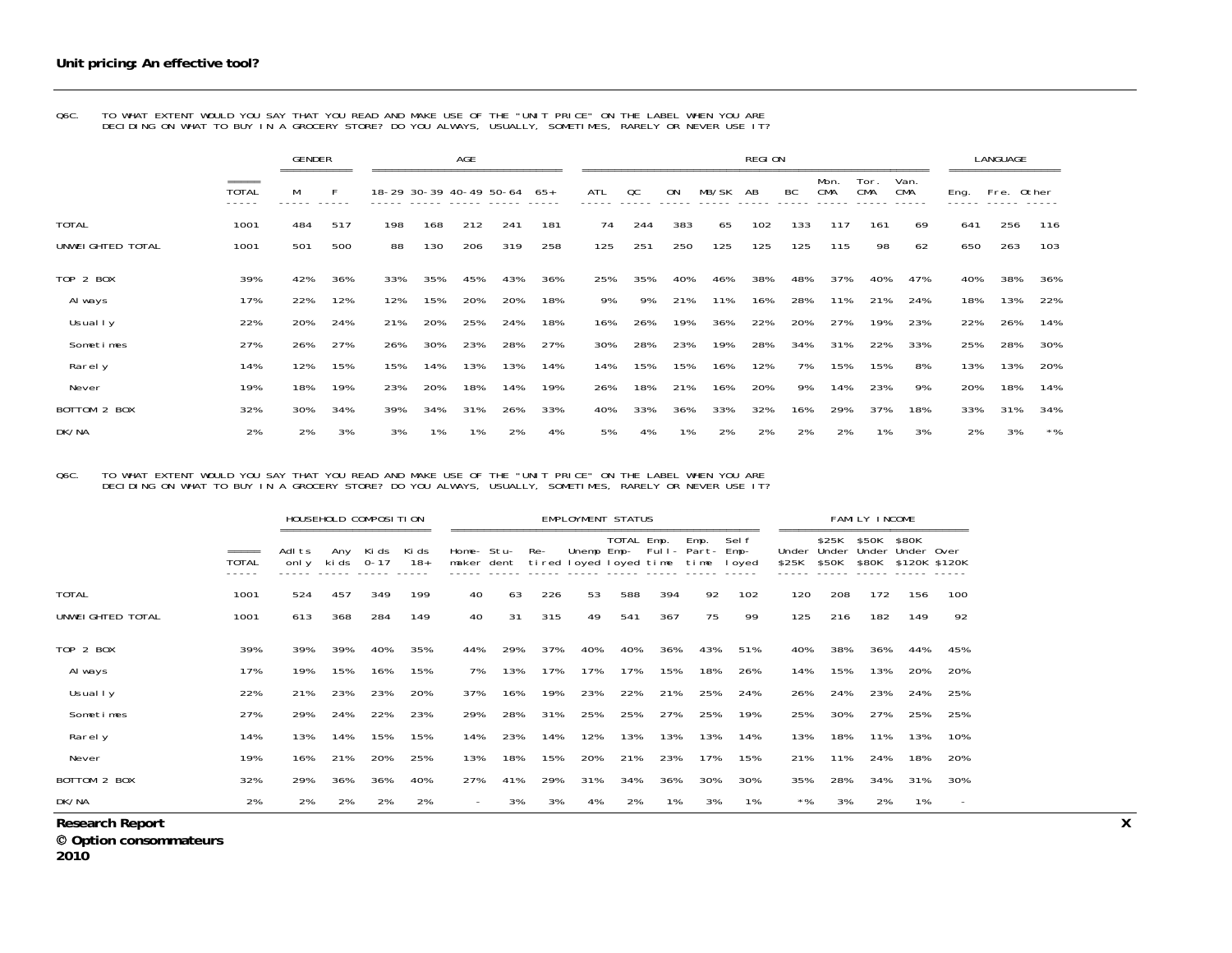Q6C. TO WHAT EXTENT WOULD YOU SAY THAT YOU READ AND MAKE USE OF THE "UNIT PRICE" ON THE LABEL WHEN YOU ARE DECIDING ON WHAT TO BUY IN A GROCERY STORE? DO YOU ALWAYS, USUALLY, SOMETIMES, RARELY OR NEVER USE IT?

| | | GENDER | | AGE | | | | | REGION | | | | | | | | | LANGUAGE | | |
|---|---|---|---|---|---|---|---|---|---|---|---|---|---|---|---|---|---|---|---|---|
| | TOTAL | M | F | 18-29 | 30-39 | 40-49 | 50-64 | 65+ | ATL | QC | ON | MB/SK | AB | BC | Mon. CMA | Tor. CMA | Van. CMA | Eng. | Fre. | Other |
| TOTAL | 1001 | 484 | 517 | 198 | 168 | 212 | 241 | 181 | 74 | 244 | 383 | 65 | 102 | 133 | 117 | 161 | 69 | 641 | 256 | 116 |
| UNWEIGHTED TOTAL | 1001 | 501 | 500 | 88 | 130 | 206 | 319 | 258 | 125 | 251 | 250 | 125 | 125 | 125 | 115 | 98 | 62 | 650 | 263 | 103 |
| TOP 2 BOX | 39% | 42% | 36% | 33% | 35% | 45% | 43% | 36% | 25% | 35% | 40% | 46% | 38% | 48% | 37% | 40% | 47% | 40% | 38% | 36% |
| Always | 17% | 22% | 12% | 12% | 15% | 20% | 20% | 18% | 9% | 9% | 21% | 11% | 16% | 28% | 11% | 21% | 24% | 18% | 13% | 22% |
| Usually | 22% | 20% | 24% | 21% | 20% | 25% | 24% | 18% | 16% | 26% | 19% | 36% | 22% | 20% | 27% | 19% | 23% | 22% | 26% | 14% |
| Sometimes | 27% | 26% | 27% | 26% | 30% | 23% | 28% | 27% | 30% | 28% | 23% | 19% | 28% | 34% | 31% | 22% | 33% | 25% | 28% | 30% |
| Rarely | 14% | 12% | 15% | 15% | 14% | 13% | 13% | 14% | 14% | 15% | 15% | 16% | 12% | 7% | 15% | 15% | 8% | 13% | 13% | 20% |
| Never | 19% | 18% | 19% | 23% | 20% | 18% | 14% | 19% | 26% | 18% | 21% | 16% | 20% | 9% | 14% | 23% | 9% | 20% | 18% | 14% |
| BOTTOM 2 BOX | 32% | 30% | 34% | 39% | 34% | 31% | 26% | 33% | 40% | 33% | 36% | 33% | 32% | 16% | 29% | 37% | 18% | 33% | 31% | 34% |
| DK/NA | 2% | 2% | 3% | 3% | 1% | 1% | 2% | 4% | 5% | 4% | 1% | 2% | 2% | 2% | 2% | 1% | 3% | 2% | 3% | *% |

Q6C. TO WHAT EXTENT WOULD YOU SAY THAT YOU READ AND MAKE USE OF THE "UNIT PRICE" ON THE LABEL WHEN YOU ARE DECIDING ON WHAT TO BUY IN A GROCERY STORE? DO YOU ALWAYS, USUALLY, SOMETIMES, RARELY OR NEVER USE IT?

| | | HOUSEHOLD COMPOSITION | | | | EMPLOYMENT STATUS | | | | | | | | FAMILY INCOME | | | | |
|---|---|---|---|---|---|---|---|---|---|---|---|---|---|---|---|---|---|---|
| | TOTAL | Adlts only | Any kids | Kids 0-17 | Kids 18+ | Home-maker | Stu-dent | Re-tired | Unemployed | TOTAL Employed | Emp. Full-time | Emp. Part-time | Self Employed | Under $25K | $25K Under $50K | $50K Under $80K | $80K Under $120K | Over $120K |
| TOTAL | 1001 | 524 | 457 | 349 | 199 | 40 | 63 | 226 | 53 | 588 | 394 | 92 | 102 | 120 | 208 | 172 | 156 | 100 |
| UNWEIGHTED TOTAL | 1001 | 613 | 368 | 284 | 149 | 40 | 31 | 315 | 49 | 541 | 367 | 75 | 99 | 125 | 216 | 182 | 149 | 92 |
| TOP 2 BOX | 39% | 39% | 39% | 40% | 35% | 44% | 29% | 37% | 40% | 40% | 36% | 43% | 51% | 40% | 38% | 36% | 44% | 45% |
| Always | 17% | 19% | 15% | 16% | 15% | 7% | 13% | 17% | 17% | 17% | 15% | 18% | 26% | 14% | 15% | 13% | 20% | 20% |
| Usually | 22% | 21% | 23% | 23% | 20% | 37% | 16% | 19% | 23% | 22% | 21% | 25% | 24% | 26% | 24% | 23% | 24% | 25% |
| Sometimes | 27% | 29% | 24% | 22% | 23% | 29% | 28% | 31% | 25% | 25% | 27% | 25% | 19% | 25% | 30% | 27% | 25% | 25% |
| Rarely | 14% | 13% | 14% | 15% | 15% | 14% | 23% | 14% | 12% | 13% | 13% | 13% | 14% | 13% | 18% | 11% | 13% | 10% |
| Never | 19% | 16% | 21% | 20% | 25% | 13% | 18% | 15% | 20% | 21% | 23% | 17% | 15% | 21% | 11% | 24% | 18% | 20% |
| BOTTOM 2 BOX | 32% | 29% | 36% | 36% | 40% | 27% | 41% | 29% | 31% | 34% | 36% | 30% | 30% | 35% | 28% | 34% | 31% | 30% |
| DK/NA | 2% | 2% | 2% | 2% | 2% | - | 3% | 3% | 4% | 2% | 1% | 3% | 1% | *% | 3% | 2% | 1% | - |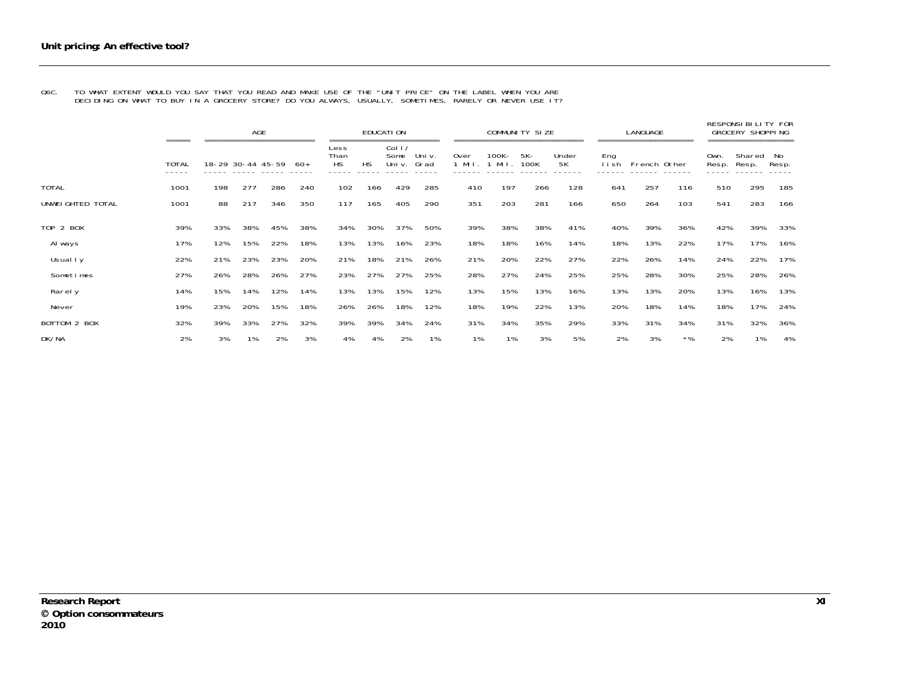## Unit pricing: An effective tool?

Q6C. TO WHAT EXTENT WOULD YOU SAY THAT YOU READ AND MAKE USE OF THE "UNIT PRICE" ON THE LABEL WHEN YOU ARE DECIDING ON WHAT TO BUY IN A GROCERY STORE? DO YOU ALWAYS, USUALLY, SOMETIMES, RARELY OR NEVER USE IT?

| | | AGE | | | | EDUCATION | | | | COMMUNITY SIZE | | | | LANGUAGE | | | RESPONSIBILITY FOR GROCERY SHOPPING | | |
|---|---|---|---|---|---|---|---|---|---|---|---|---|---|---|---|---|---|---|---|
| | TOTAL | 18-29 | 30-44 | 45-59 | 60+ | Less Than HS | HS | Coll/ Some Univ. | Univ. Grad | Over 1 Mil. | 100K-1 Mil. | 5K-100K | Under 5K | English | French | Other | Own. Resp. | Shared Resp. | No Resp. |
| TOTAL | 1001 | 198 | 277 | 286 | 240 | 102 | 166 | 429 | 285 | 410 | 197 | 266 | 128 | 641 | 257 | 116 | 510 | 295 | 185 |
| UNWEIGHTED TOTAL | 1001 | 88 | 217 | 346 | 350 | 117 | 165 | 405 | 290 | 351 | 203 | 281 | 166 | 650 | 264 | 103 | 541 | 283 | 166 |
| TOP 2 BOX | 39% | 33% | 38% | 45% | 38% | 34% | 30% | 37% | 50% | 39% | 38% | 38% | 41% | 40% | 39% | 36% | 42% | 39% | 33% |
| Always | 17% | 12% | 15% | 22% | 18% | 13% | 13% | 16% | 23% | 18% | 18% | 16% | 14% | 18% | 13% | 22% | 17% | 17% | 16% |
| Usually | 22% | 21% | 23% | 23% | 20% | 21% | 18% | 21% | 26% | 21% | 20% | 22% | 27% | 22% | 26% | 14% | 24% | 22% | 17% |
| Sometimes | 27% | 26% | 28% | 26% | 27% | 23% | 27% | 27% | 25% | 28% | 27% | 24% | 25% | 25% | 28% | 30% | 25% | 28% | 26% |
| Rarely | 14% | 15% | 14% | 12% | 14% | 13% | 13% | 15% | 12% | 13% | 15% | 13% | 16% | 13% | 13% | 20% | 13% | 16% | 13% |
| Never | 19% | 23% | 20% | 15% | 18% | 26% | 26% | 18% | 12% | 18% | 19% | 22% | 13% | 20% | 18% | 14% | 18% | 17% | 24% |
| BOTTOM 2 BOX | 32% | 39% | 33% | 27% | 32% | 39% | 39% | 34% | 24% | 31% | 34% | 35% | 29% | 33% | 31% | 34% | 31% | 32% | 36% |
| DK/NA | 2% | 3% | 1% | 2% | 3% | 4% | 4% | 2% | 1% | 1% | 1% | 3% | 5% | 2% | 3% | *% | 2% | 1% | 4% |

**Research Report**
**© Option consommateurs**
**2010**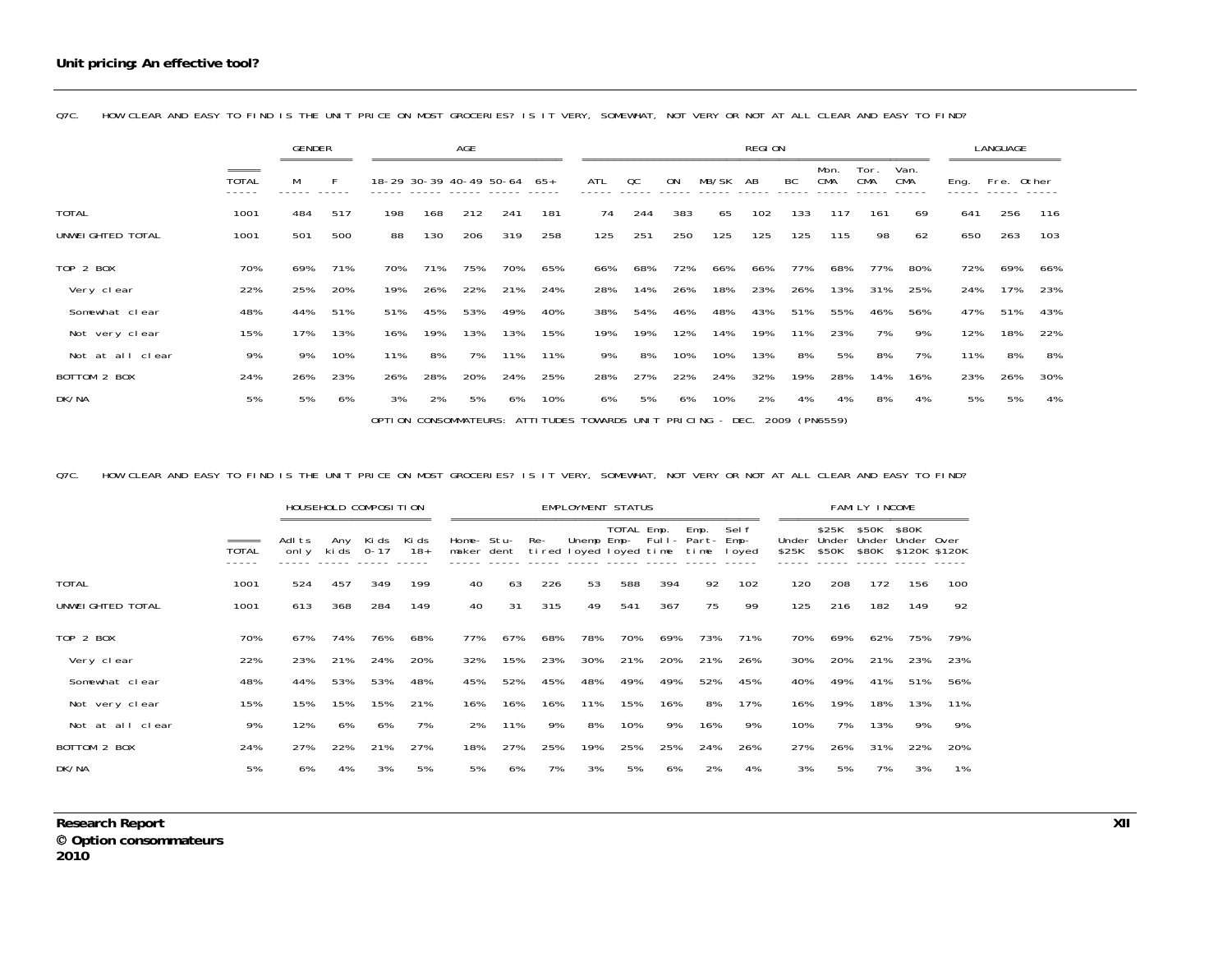Q7C. HOW CLEAR AND EASY TO FIND IS THE UNIT PRICE ON MOST GROCERIES? IS IT VERY, SOMEWHAT, NOT VERY OR NOT AT ALL CLEAR AND EASY TO FIND?

| | | GENDER | | AGE | | | | | REGION | | | | | | | | | LANGUAGE | | |
|---|---|---|---|---|---|---|---|---|---|---|---|---|---|---|---|---|---|---|---|---|
| | TOTAL | M | F | 18-29 | 30-39 | 40-49 | 50-64 | 65+ | ATL | QC | ON | MB/SK | AB | BC | Mon. CMA | Tor. CMA | Van. CMA | Eng. | Fre. | Other |
| TOTAL | 1001 | 484 | 517 | 198 | 168 | 212 | 241 | 181 | 74 | 244 | 383 | 65 | 102 | 133 | 117 | 161 | 69 | 641 | 256 | 116 |
| UNWEIGHTED TOTAL | 1001 | 501 | 500 | 88 | 130 | 206 | 319 | 258 | 125 | 251 | 250 | 125 | 125 | 125 | 115 | 98 | 62 | 650 | 263 | 103 |
| TOP 2 BOX | 70% | 69% | 71% | 70% | 71% | 75% | 70% | 65% | 66% | 68% | 72% | 66% | 66% | 77% | 68% | 77% | 80% | 72% | 69% | 66% |
| Very clear | 22% | 25% | 20% | 19% | 26% | 22% | 21% | 24% | 28% | 14% | 26% | 18% | 23% | 26% | 13% | 31% | 25% | 24% | 17% | 23% |
| Somewhat clear | 48% | 44% | 51% | 51% | 45% | 53% | 49% | 40% | 38% | 54% | 46% | 48% | 43% | 51% | 55% | 46% | 56% | 47% | 51% | 43% |
| Not very clear | 15% | 17% | 13% | 16% | 19% | 13% | 13% | 15% | 19% | 19% | 12% | 14% | 19% | 11% | 23% | 7% | 9% | 12% | 18% | 22% |
| Not at all clear | 9% | 9% | 10% | 11% | 8% | 7% | 11% | 11% | 9% | 8% | 10% | 10% | 13% | 8% | 5% | 8% | 7% | 11% | 8% | 8% |
| BOTTOM 2 BOX | 24% | 26% | 23% | 26% | 28% | 20% | 24% | 25% | 28% | 27% | 22% | 24% | 32% | 19% | 28% | 14% | 16% | 23% | 26% | 30% |
| DK/NA | 5% | 5% | 6% | 3% | 2% | 5% | 6% | 10% | 6% | 5% | 6% | 10% | 2% | 4% | 4% | 8% | 4% | 5% | 5% | 4% |

OPTION CONSOMMATEURS: ATTITUDES TOWARDS UNIT PRICING - DEC. 2009 (PN6559)

Q7C. HOW CLEAR AND EASY TO FIND IS THE UNIT PRICE ON MOST GROCERIES? IS IT VERY, SOMEWHAT, NOT VERY OR NOT AT ALL CLEAR AND EASY TO FIND?

| | | HOUSEHOLD COMPOSITION | | | | EMPLOYMENT STATUS | | | | | | | | FAMILY INCOME | | | | |
|---|---|---|---|---|---|---|---|---|---|---|---|---|---|---|---|---|---|---|
| | TOTAL | Adlts only | Any kids | Kids 0-17 | Kids 18+ | Home-maker | Stu-dent | Re-tired | Unemployed | TOTAL Emp-loyed | Emp. Full-time | Emp. Part-time | Self Emp-loyed | Under $25K | $25K Under $50K | $50K Under $80K | $80K Under $120K | Over $120K |
| TOTAL | 1001 | 524 | 457 | 349 | 199 | 40 | 63 | 226 | 53 | 588 | 394 | 92 | 102 | 120 | 208 | 172 | 156 | 100 |
| UNWEIGHTED TOTAL | 1001 | 613 | 368 | 284 | 149 | 40 | 31 | 315 | 49 | 541 | 367 | 75 | 99 | 125 | 216 | 182 | 149 | 92 |
| TOP 2 BOX | 70% | 67% | 74% | 76% | 68% | 77% | 67% | 68% | 78% | 70% | 69% | 73% | 71% | 70% | 69% | 62% | 75% | 79% |
| Very clear | 22% | 23% | 21% | 24% | 20% | 32% | 15% | 23% | 30% | 21% | 20% | 21% | 26% | 30% | 20% | 21% | 23% | 23% |
| Somewhat clear | 48% | 44% | 53% | 53% | 48% | 45% | 52% | 45% | 48% | 49% | 49% | 52% | 45% | 40% | 49% | 41% | 51% | 56% |
| Not very clear | 15% | 15% | 15% | 15% | 21% | 16% | 16% | 16% | 11% | 15% | 16% | 8% | 17% | 16% | 19% | 18% | 13% | 11% |
| Not at all clear | 9% | 12% | 6% | 6% | 7% | 2% | 11% | 9% | 8% | 10% | 9% | 16% | 9% | 10% | 7% | 13% | 9% | 9% |
| BOTTOM 2 BOX | 24% | 27% | 22% | 21% | 27% | 18% | 27% | 25% | 19% | 25% | 25% | 24% | 26% | 27% | 26% | 31% | 22% | 20% |
| DK/NA | 5% | 6% | 4% | 3% | 5% | 5% | 6% | 7% | 3% | 5% | 6% | 2% | 4% | 3% | 5% | 7% | 3% | 1% |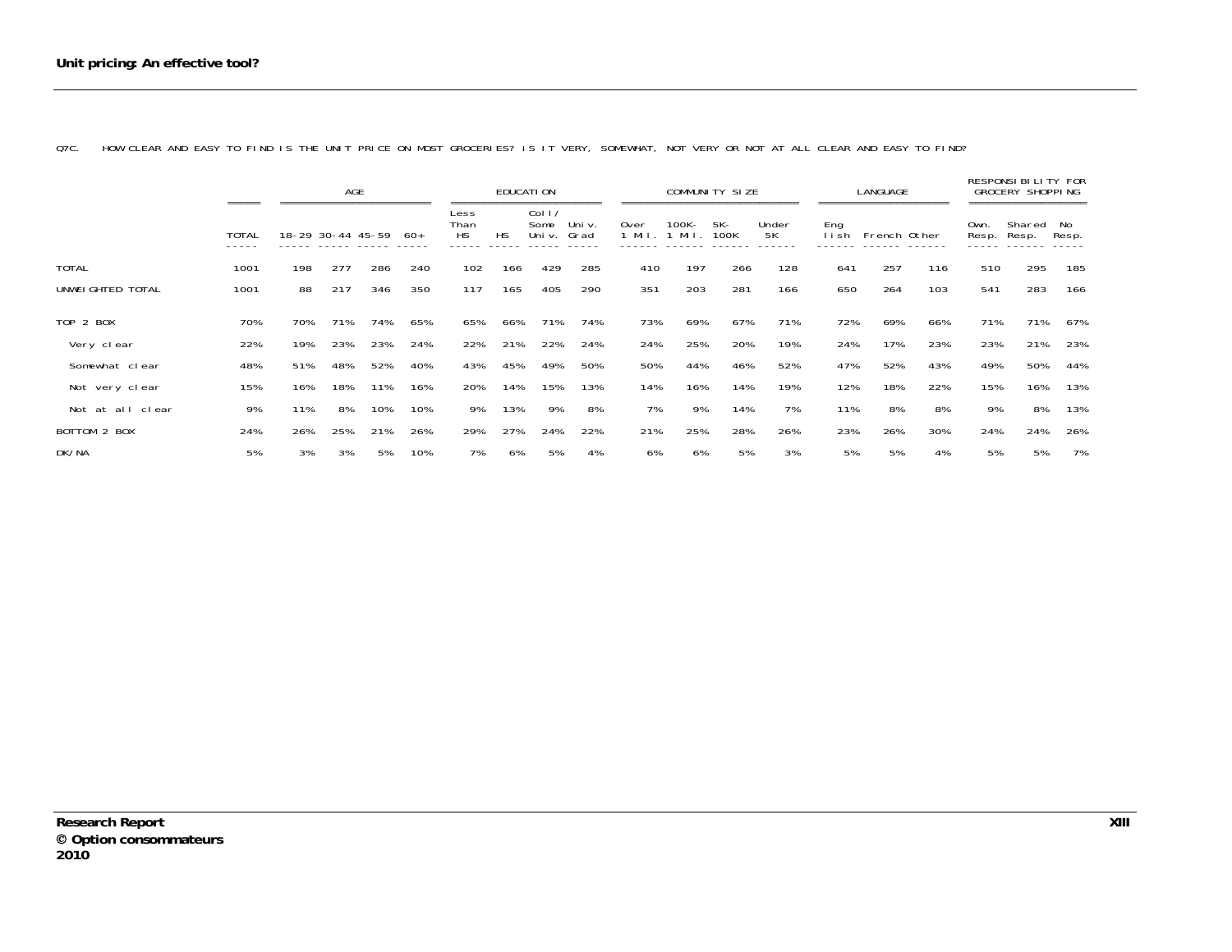## Unit pricing: An effective tool?

Q7C. HOW CLEAR AND EASY TO FIND IS THE UNIT PRICE ON MOST GROCERIES? IS IT VERY, SOMEWHAT, NOT VERY OR NOT AT ALL CLEAR AND EASY TO FIND?

| | | AGE | | | | EDUCATION | | | | COMMUNITY SIZE | | | | LANGUAGE | | | RESPONSIBILITY FOR GROCERY SHOPPING | | |
|---|---|---|---|---|---|---|---|---|---|---|---|---|---|---|---|---|---|---|---|
| | TOTAL | 18-29 | 30-44 | 45-59 | 60+ | Less Than HS | HS | Coll/ Some Univ. | Univ. Grad | Over 1 Mil. | 100K-1 Mil. | 5K-100K | Under 5K | English | French | Other | Own. Resp. | Shared Resp. | No Resp. |
| TOTAL | 1001 | 198 | 277 | 286 | 240 | 102 | 166 | 429 | 285 | 410 | 197 | 266 | 128 | 641 | 257 | 116 | 510 | 295 | 185 |
| UNWEIGHTED TOTAL | 1001 | 88 | 217 | 346 | 350 | 117 | 165 | 405 | 290 | 351 | 203 | 281 | 166 | 650 | 264 | 103 | 541 | 283 | 166 |
| TOP 2 BOX | 70% | 70% | 71% | 74% | 65% | 65% | 66% | 71% | 74% | 73% | 69% | 67% | 71% | 72% | 69% | 66% | 71% | 71% | 67% |
| Very clear | 22% | 19% | 23% | 23% | 24% | 22% | 21% | 22% | 24% | 24% | 25% | 20% | 19% | 24% | 17% | 23% | 23% | 21% | 23% |
| Somewhat clear | 48% | 51% | 48% | 52% | 40% | 43% | 45% | 49% | 50% | 50% | 44% | 46% | 52% | 47% | 52% | 43% | 49% | 50% | 44% |
| Not very clear | 15% | 16% | 18% | 11% | 16% | 20% | 14% | 15% | 13% | 14% | 16% | 14% | 19% | 12% | 18% | 22% | 15% | 16% | 13% |
| Not at all clear | 9% | 11% | 8% | 10% | 10% | 9% | 13% | 9% | 8% | 7% | 9% | 14% | 7% | 11% | 8% | 8% | 9% | 8% | 13% |
| BOTTOM 2 BOX | 24% | 26% | 25% | 21% | 26% | 29% | 27% | 24% | 22% | 21% | 25% | 28% | 26% | 23% | 26% | 30% | 24% | 24% | 26% |
| DK/NA | 5% | 3% | 3% | 5% | 10% | 7% | 6% | 5% | 4% | 6% | 6% | 5% | 3% | 5% | 5% | 4% | 5% | 5% | 7% |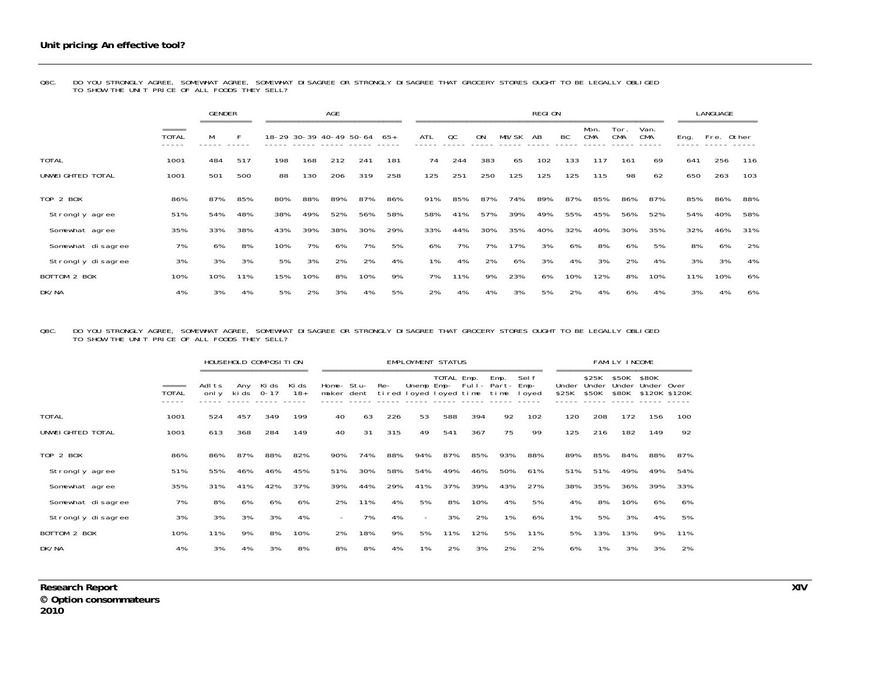**Unit pricing: An effective tool?**

Q8C. DO YOU STRONGLY AGREE, SOMEWHAT AGREE, SOMEWHAT DISAGREE OR STRONGLY DISAGREE THAT GROCERY STORES OUGHT TO BE LEGALLY OBLIGED TO SHOW THE UNIT PRICE OF ALL FOODS THEY SELL?

| | | GENDER | | AGE | | | | | REGION | | | | | | | | | LANGUAGE | | |
|---|---|---|---|---|---|---|---|---|---|---|---|---|---|---|---|---|---|---|---|---|
| | TOTAL | M | F | 18-29 | 30-39 | 40-49 | 50-64 | 65+ | ATL | QC | ON | MB/SK | AB | BC | Mon. CMA | Tor. CMA | Van. CMA | Eng. | Fre. | Other |
| TOTAL | 1001 | 484 | 517 | 198 | 168 | 212 | 241 | 181 | 74 | 244 | 383 | 65 | 102 | 133 | 117 | 161 | 69 | 641 | 256 | 116 |
| UNWEIGHTED TOTAL | 1001 | 501 | 500 | 88 | 130 | 206 | 319 | 258 | 125 | 251 | 250 | 125 | 125 | 125 | 115 | 98 | 62 | 650 | 263 | 103 |
| TOP 2 BOX | 86% | 87% | 85% | 80% | 88% | 89% | 87% | 86% | 91% | 85% | 87% | 74% | 89% | 87% | 85% | 86% | 87% | 85% | 86% | 88% |
| Strongly agree | 51% | 54% | 48% | 38% | 49% | 52% | 56% | 58% | 58% | 41% | 57% | 39% | 49% | 55% | 45% | 56% | 52% | 54% | 40% | 58% |
| Somewhat agree | 35% | 33% | 38% | 43% | 39% | 38% | 30% | 29% | 33% | 44% | 30% | 35% | 40% | 32% | 40% | 30% | 35% | 32% | 46% | 31% |
| Somewhat disagree | 7% | 6% | 8% | 10% | 7% | 6% | 7% | 5% | 6% | 7% | 7% | 17% | 3% | 6% | 8% | 6% | 5% | 8% | 6% | 2% |
| Strongly disagree | 3% | 3% | 3% | 5% | 3% | 2% | 2% | 4% | 1% | 4% | 2% | 6% | 3% | 4% | 3% | 2% | 4% | 3% | 3% | 4% |
| BOTTOM 2 BOX | 10% | 10% | 11% | 15% | 10% | 8% | 10% | 9% | 7% | 11% | 9% | 23% | 6% | 10% | 12% | 8% | 10% | 11% | 10% | 6% |
| DK/NA | 4% | 3% | 4% | 5% | 2% | 3% | 4% | 5% | 2% | 4% | 4% | 3% | 5% | 2% | 4% | 6% | 4% | 3% | 4% | 6% |

Q8C. DO YOU STRONGLY AGREE, SOMEWHAT AGREE, SOMEWHAT DISAGREE OR STRONGLY DISAGREE THAT GROCERY STORES OUGHT TO BE LEGALLY OBLIGED TO SHOW THE UNIT PRICE OF ALL FOODS THEY SELL?

| | | HOUSEHOLD COMPOSITION | | | | EMPLOYMENT STATUS | | | | | | | | FAMILY INCOME | | | | |
|---|---|---|---|---|---|---|---|---|---|---|---|---|---|---|---|---|---|---|
| | TOTAL | Adlts only | Any kids | Kids 0-17 | Kids 18+ | Home-maker | Stu-dent | Re-tired | Unemp loyed | TOTAL Emp-loyed | Emp. Full-time | Emp. Part-time | Self Emp-loyed | Under $25K | $25K Under $50K | $50K Under $80K | $80K Under $120K | Over $120K |
| TOTAL | 1001 | 524 | 457 | 349 | 199 | 40 | 63 | 226 | 53 | 588 | 394 | 92 | 102 | 120 | 208 | 172 | 156 | 100 |
| UNWEIGHTED TOTAL | 1001 | 613 | 368 | 284 | 149 | 40 | 31 | 315 | 49 | 541 | 367 | 75 | 99 | 125 | 216 | 182 | 149 | 92 |
| TOP 2 BOX | 86% | 86% | 87% | 88% | 82% | 90% | 74% | 88% | 94% | 87% | 85% | 93% | 88% | 89% | 85% | 84% | 88% | 87% |
| Strongly agree | 51% | 55% | 46% | 46% | 45% | 51% | 30% | 58% | 54% | 49% | 46% | 50% | 61% | 51% | 51% | 49% | 49% | 54% |
| Somewhat agree | 35% | 31% | 41% | 42% | 37% | 39% | 44% | 29% | 41% | 37% | 39% | 43% | 27% | 38% | 35% | 36% | 39% | 33% |
| Somewhat disagree | 7% | 8% | 6% | 6% | 6% | 2% | 11% | 4% | 5% | 8% | 10% | 4% | 5% | 4% | 8% | 10% | 6% | 6% |
| Strongly disagree | 3% | 3% | 3% | 3% | 4% | - | 7% | 4% | - | 3% | 2% | 1% | 6% | 1% | 5% | 3% | 4% | 5% |
| BOTTOM 2 BOX | 10% | 11% | 9% | 8% | 10% | 2% | 18% | 9% | 5% | 11% | 12% | 5% | 11% | 5% | 13% | 13% | 9% | 11% |
| DK/NA | 4% | 3% | 4% | 3% | 8% | 8% | 8% | 4% | 1% | 2% | 3% | 2% | 2% | 6% | 1% | 3% | 3% | 2% |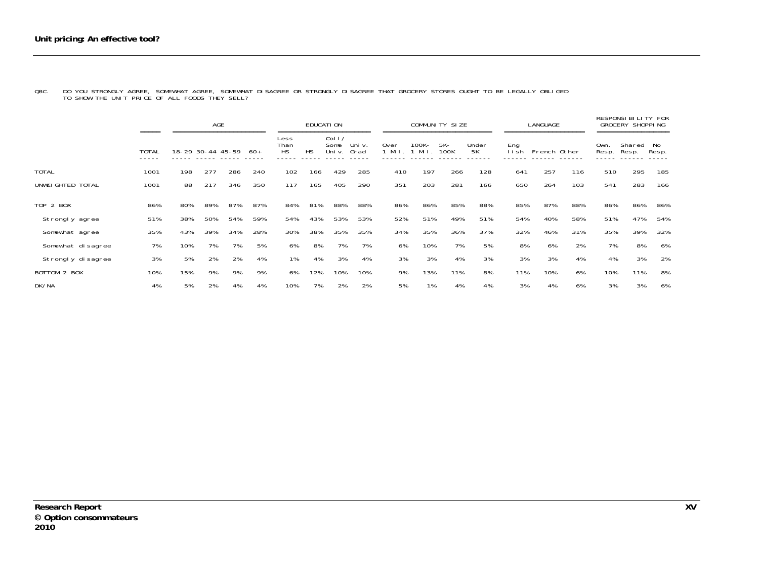**Unit pricing: An effective tool?**

Q8C. DO YOU STRONGLY AGREE, SOMEWHAT AGREE, SOMEWHAT DISAGREE OR STRONGLY DISAGREE THAT GROCERY STORES OUGHT TO BE LEGALLY OBLIGED TO SHOW THE UNIT PRICE OF ALL FOODS THEY SELL?

| | | AGE | | | | EDUCATION | | | | COMMUNITY SIZE | | | | LANGUAGE | | | RESPONSIBILITY FOR GROCERY SHOPPING | | |
|---|---|---|---|---|---|---|---|---|---|---|---|---|---|---|---|---|---|---|---|
| | TOTAL | 18-29 | 30-44 | 45-59 | 60+ | Less Than HS | HS | Coll/ Some Univ. | Univ. Grad | Over 1 Mil. | 100K- 1 Mil. | 5K- 100K | Under 5K | English | French | Other | Own. Resp. | Shared Resp. | No Resp. |
| TOTAL | 1001 | 198 | 277 | 286 | 240 | 102 | 166 | 429 | 285 | 410 | 197 | 266 | 128 | 641 | 257 | 116 | 510 | 295 | 185 |
| UNWEIGHTED TOTAL | 1001 | 88 | 217 | 346 | 350 | 117 | 165 | 405 | 290 | 351 | 203 | 281 | 166 | 650 | 264 | 103 | 541 | 283 | 166 |
| TOP 2 BOX | 86% | 80% | 89% | 87% | 87% | 84% | 81% | 88% | 88% | 86% | 86% | 85% | 88% | 85% | 87% | 88% | 86% | 86% | 86% |
| Strongly agree | 51% | 38% | 50% | 54% | 59% | 54% | 43% | 53% | 53% | 52% | 51% | 49% | 51% | 54% | 40% | 58% | 51% | 47% | 54% |
| Somewhat agree | 35% | 43% | 39% | 34% | 28% | 30% | 38% | 35% | 35% | 34% | 35% | 36% | 37% | 32% | 46% | 31% | 35% | 39% | 32% |
| Somewhat disagree | 7% | 10% | 7% | 7% | 5% | 6% | 8% | 7% | 7% | 6% | 10% | 7% | 5% | 8% | 6% | 2% | 7% | 8% | 6% |
| Strongly disagree | 3% | 5% | 2% | 2% | 4% | 1% | 4% | 3% | 4% | 3% | 3% | 4% | 3% | 3% | 3% | 4% | 4% | 3% | 2% |
| BOTTOM 2 BOX | 10% | 15% | 9% | 9% | 9% | 6% | 12% | 10% | 10% | 9% | 13% | 11% | 8% | 11% | 10% | 6% | 10% | 11% | 8% |
| DK/NA | 4% | 5% | 2% | 4% | 4% | 10% | 7% | 2% | 2% | 5% | 1% | 4% | 4% | 3% | 4% | 6% | 3% | 3% | 6% |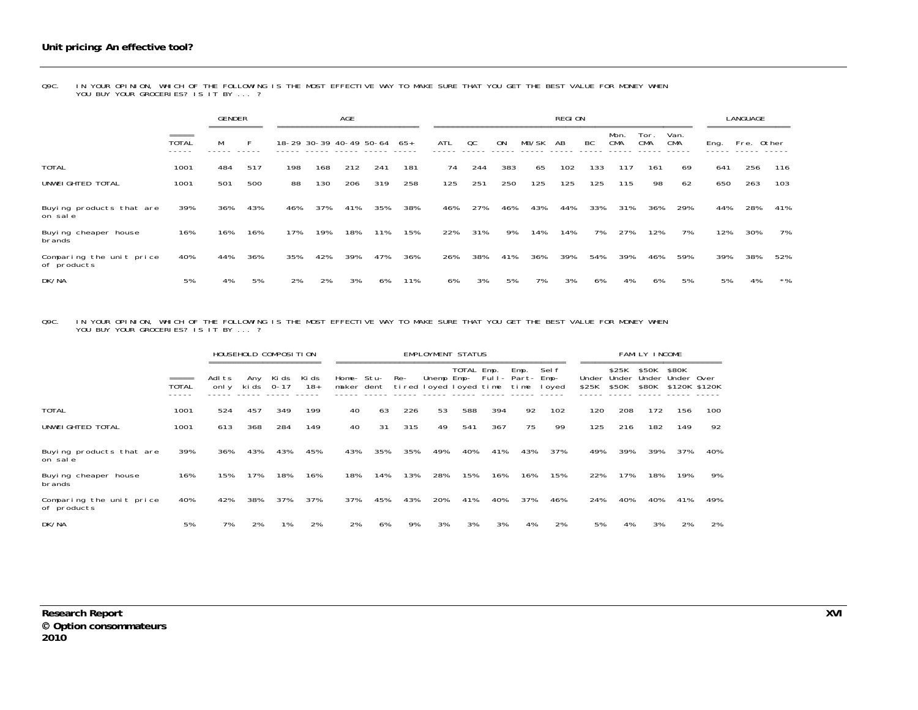Q9C. IN YOUR OPINION, WHICH OF THE FOLLOWING IS THE MOST EFFECTIVE WAY TO MAKE SURE THAT YOU GET THE BEST VALUE FOR MONEY WHEN YOU BUY YOUR GROCERIES? IS IT BY ... ?

| | | GENDER | | AGE | | | | | REGION | | | | | | | | | LANGUAGE | | |
|---|---|---|---|---|---|---|---|---|---|---|---|---|---|---|---|---|---|---|---|---|
| | TOTAL | M | F | 18-29 | 30-39 | 40-49 | 50-64 | 65+ | ATL | QC | ON | MB/SK | AB | BC | Mon. CMA | Tor. CMA | Van. CMA | Eng. | Fre. | Other |
| TOTAL | 1001 | 484 | 517 | 198 | 168 | 212 | 241 | 181 | 74 | 244 | 383 | 65 | 102 | 133 | 117 | 161 | 69 | 641 | 256 | 116 |
| UNWEIGHTED TOTAL | 1001 | 501 | 500 | 88 | 130 | 206 | 319 | 258 | 125 | 251 | 250 | 125 | 125 | 125 | 115 | 98 | 62 | 650 | 263 | 103 |
| Buying products that are on sale | 39% | 36% | 43% | 46% | 37% | 41% | 35% | 38% | 46% | 27% | 46% | 43% | 44% | 33% | 31% | 36% | 29% | 44% | 28% | 41% |
| Buying cheaper house brands | 16% | 16% | 16% | 17% | 19% | 18% | 11% | 15% | 22% | 31% | 9% | 14% | 14% | 7% | 27% | 12% | 7% | 12% | 30% | 7% |
| Comparing the unit price of products | 40% | 44% | 36% | 35% | 42% | 39% | 47% | 36% | 26% | 38% | 41% | 36% | 39% | 54% | 39% | 46% | 59% | 39% | 38% | 52% |
| DK/NA | 5% | 4% | 5% | 2% | 2% | 3% | 6% | 11% | 6% | 3% | 5% | 7% | 3% | 6% | 4% | 6% | 5% | 5% | 4% | *% |

Q9C. IN YOUR OPINION, WHICH OF THE FOLLOWING IS THE MOST EFFECTIVE WAY TO MAKE SURE THAT YOU GET THE BEST VALUE FOR MONEY WHEN YOU BUY YOUR GROCERIES? IS IT BY ... ?

| | | HOUSEHOLD COMPOSITION | | | | EMPLOYMENT STATUS | | | | | | | | FAMILY INCOME | | | | |
|---|---|---|---|---|---|---|---|---|---|---|---|---|---|---|---|---|---|---|
| | TOTAL | Adlts only | Any kids | Kids 0-17 | Kids 18+ | Home-maker | Stu-dent | Re-tired | Unemployed | TOTAL Employed | Emp. Full-time | Emp. Part-time | Self Employed | Under $25K | $25K Under $50K | $50K Under $80K | $80K Under $120K | Over $120K |
| TOTAL | 1001 | 524 | 457 | 349 | 199 | 40 | 63 | 226 | 53 | 588 | 394 | 92 | 102 | 120 | 208 | 172 | 156 | 100 |
| UNWEIGHTED TOTAL | 1001 | 613 | 368 | 284 | 149 | 40 | 31 | 315 | 49 | 541 | 367 | 75 | 99 | 125 | 216 | 182 | 149 | 92 |
| Buying products that are on sale | 39% | 36% | 43% | 43% | 45% | 43% | 35% | 35% | 49% | 40% | 41% | 43% | 37% | 49% | 39% | 39% | 37% | 40% |
| Buying cheaper house brands | 16% | 15% | 17% | 18% | 16% | 18% | 14% | 13% | 28% | 15% | 16% | 16% | 15% | 22% | 17% | 18% | 19% | 9% |
| Comparing the unit price of products | 40% | 42% | 38% | 37% | 37% | 37% | 45% | 43% | 20% | 41% | 40% | 37% | 46% | 24% | 40% | 40% | 41% | 49% |
| DK/NA | 5% | 7% | 2% | 1% | 2% | 2% | 6% | 9% | 3% | 3% | 3% | 4% | 2% | 5% | 4% | 3% | 2% | 2% |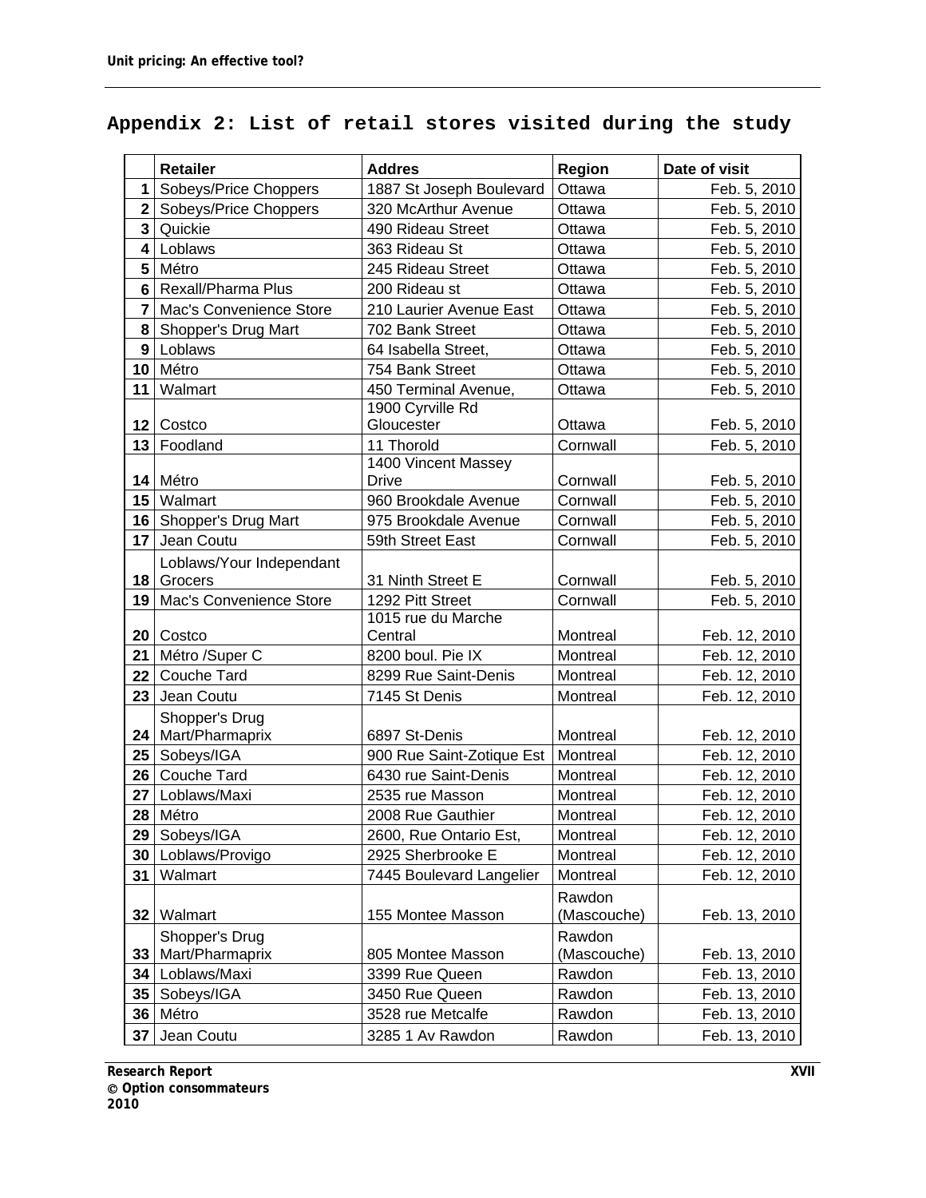## Appendix 2: List of retail stores visited during the study

| | Retailer | Addres | Region | Date of visit |
|---|---|---|---|---|
| 1 | Sobeys/Price Choppers | 1887 St Joseph Boulevard | Ottawa | Feb. 5, 2010 |
| 2 | Sobeys/Price Choppers | 320 McArthur Avenue | Ottawa | Feb. 5, 2010 |
| 3 | Quickie | 490 Rideau Street | Ottawa | Feb. 5, 2010 |
| 4 | Loblaws | 363 Rideau St | Ottawa | Feb. 5, 2010 |
| 5 | Métro | 245 Rideau Street | Ottawa | Feb. 5, 2010 |
| 6 | Rexall/Pharma Plus | 200 Rideau st | Ottawa | Feb. 5, 2010 |
| 7 | Mac's Convenience Store | 210 Laurier Avenue East | Ottawa | Feb. 5, 2010 |
| 8 | Shopper's Drug Mart | 702 Bank Street | Ottawa | Feb. 5, 2010 |
| 9 | Loblaws | 64 Isabella Street, | Ottawa | Feb. 5, 2010 |
| 10 | Métro | 754 Bank Street | Ottawa | Feb. 5, 2010 |
| 11 | Walmart | 450 Terminal Avenue, | Ottawa | Feb. 5, 2010 |
| 12 | Costco | 1900 Cyrville Rd Gloucester | Ottawa | Feb. 5, 2010 |
| 13 | Foodland | 11 Thorold | Cornwall | Feb. 5, 2010 |
| 14 | Métro | 1400 Vincent Massey Drive | Cornwall | Feb. 5, 2010 |
| 15 | Walmart | 960 Brookdale Avenue | Cornwall | Feb. 5, 2010 |
| 16 | Shopper's Drug Mart | 975 Brookdale Avenue | Cornwall | Feb. 5, 2010 |
| 17 | Jean Coutu | 59th Street East | Cornwall | Feb. 5, 2010 |
| 18 | Loblaws/Your Independant Grocers | 31 Ninth Street E | Cornwall | Feb. 5, 2010 |
| 19 | Mac's Convenience Store | 1292 Pitt Street | Cornwall | Feb. 5, 2010 |
| 20 | Costco | 1015 rue du Marche Central | Montreal | Feb. 12, 2010 |
| 21 | Métro /Super C | 8200 boul. Pie IX | Montreal | Feb. 12, 2010 |
| 22 | Couche Tard | 8299 Rue Saint-Denis | Montreal | Feb. 12, 2010 |
| 23 | Jean Coutu | 7145 St Denis | Montreal | Feb. 12, 2010 |
| 24 | Shopper's Drug Mart/Pharmaprix | 6897 St-Denis | Montreal | Feb. 12, 2010 |
| 25 | Sobeys/IGA | 900 Rue Saint-Zotique Est | Montreal | Feb. 12, 2010 |
| 26 | Couche Tard | 6430 rue Saint-Denis | Montreal | Feb. 12, 2010 |
| 27 | Loblaws/Maxi | 2535 rue Masson | Montreal | Feb. 12, 2010 |
| 28 | Métro | 2008 Rue Gauthier | Montreal | Feb. 12, 2010 |
| 29 | Sobeys/IGA | 2600, Rue Ontario Est, | Montreal | Feb. 12, 2010 |
| 30 | Loblaws/Provigo | 2925 Sherbrooke E | Montreal | Feb. 12, 2010 |
| 31 | Walmart | 7445 Boulevard Langelier | Montreal | Feb. 12, 2010 |
| 32 | Walmart | 155 Montee Masson | Rawdon (Mascouche) | Feb. 13, 2010 |
| 33 | Shopper's Drug Mart/Pharmaprix | 805 Montee Masson | Rawdon (Mascouche) | Feb. 13, 2010 |
| 34 | Loblaws/Maxi | 3399 Rue Queen | Rawdon | Feb. 13, 2010 |
| 35 | Sobeys/IGA | 3450 Rue Queen | Rawdon | Feb. 13, 2010 |
| 36 | Métro | 3528 rue Metcalfe | Rawdon | Feb. 13, 2010 |
| 37 | Jean Coutu | 3285 1 Av Rawdon | Rawdon | Feb. 13, 2010 |